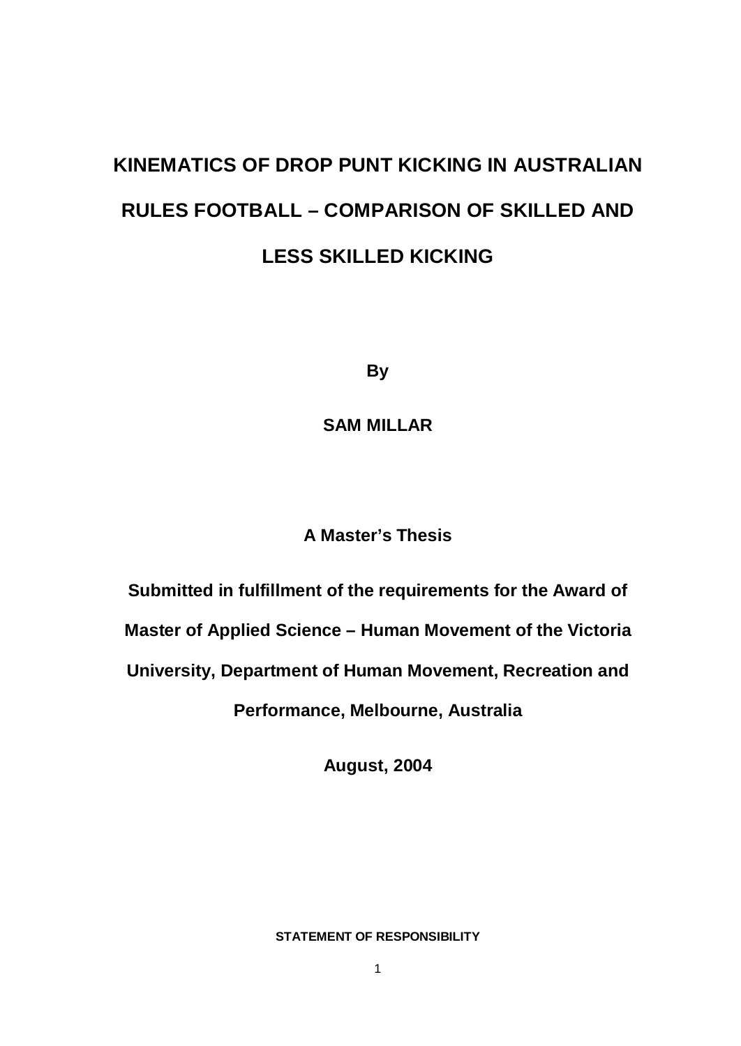# KINEMATICS OF DROP PUNT KICKING IN AUSTRALIAN RULES FOOTBALL – COMPARISON OF SKILLED AND LESS SKILLED KICKING

**By**

**SAM MILLAR**

**A Master's Thesis**

**Submitted in fulfillment of the requirements for the Award of Master of Applied Science – Human Movement of the Victoria University, Department of Human Movement, Recreation and Performance, Melbourne, Australia**

**August, 2004**

**STATEMENT OF RESPONSIBILITY**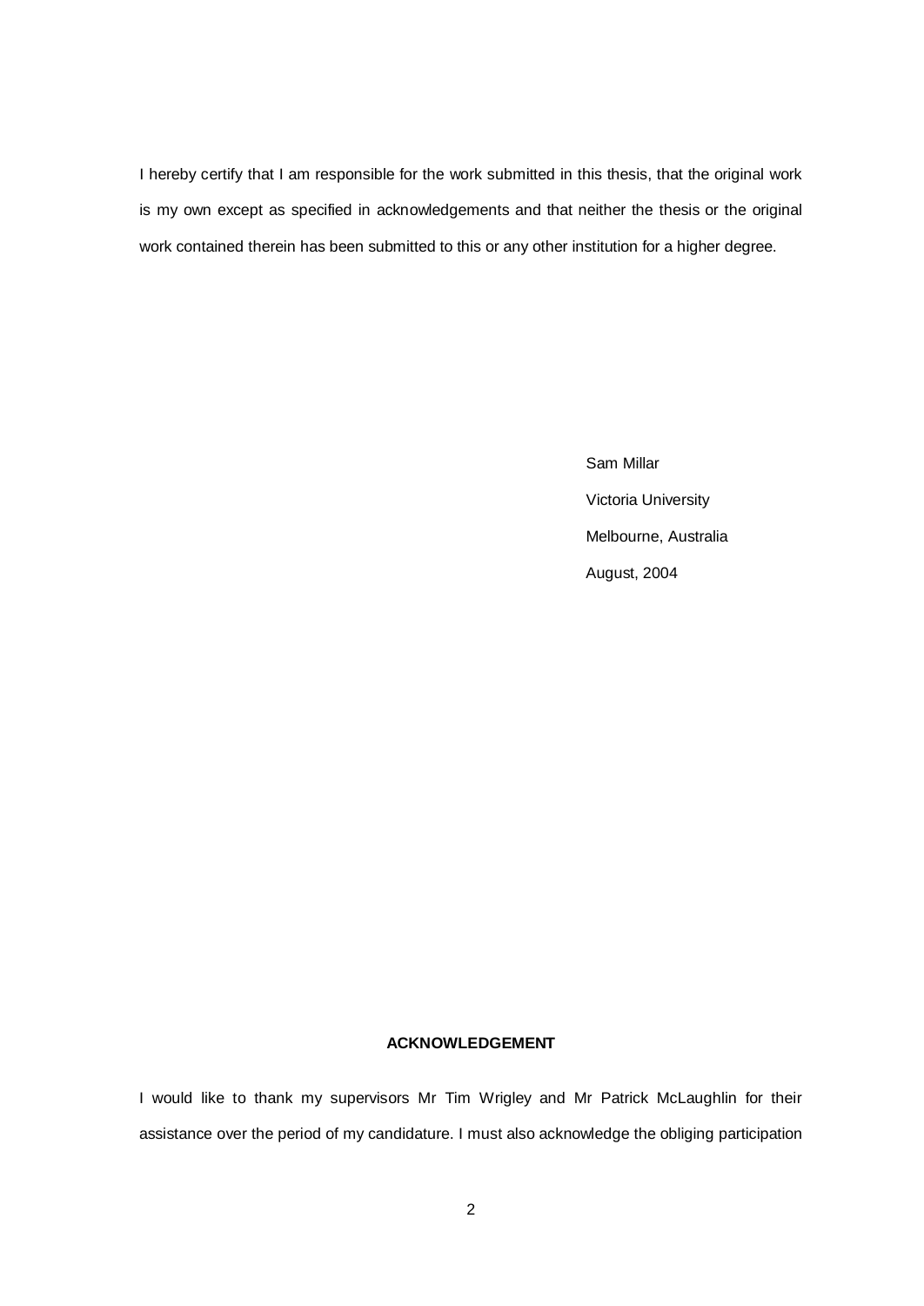I hereby certify that I am responsible for the work submitted in this thesis, that the original work is my own except as specified in acknowledgements and that neither the thesis or the original work contained therein has been submitted to this or any other institution for a higher degree.

Sam Millar

Victoria University

Melbourne, Australia

August, 2004

## ACKNOWLEDGEMENT

I would like to thank my supervisors Mr Tim Wrigley and Mr Patrick McLaughlin for their assistance over the period of my candidature. I must also acknowledge the obliging participation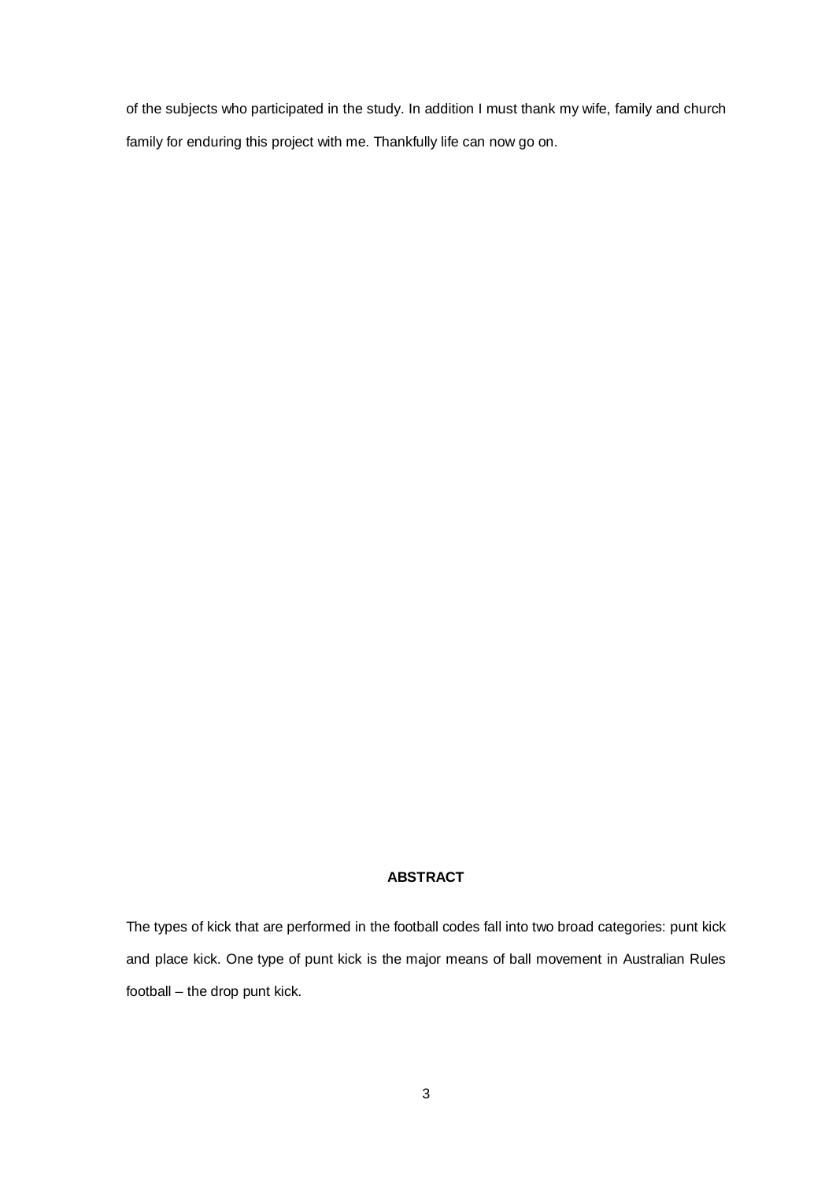of the subjects who participated in the study. In addition I must thank my wife, family and church family for enduring this project with me. Thankfully life can now go on.

## ABSTRACT

The types of kick that are performed in the football codes fall into two broad categories: punt kick and place kick. One type of punt kick is the major means of ball movement in Australian Rules football – the drop punt kick.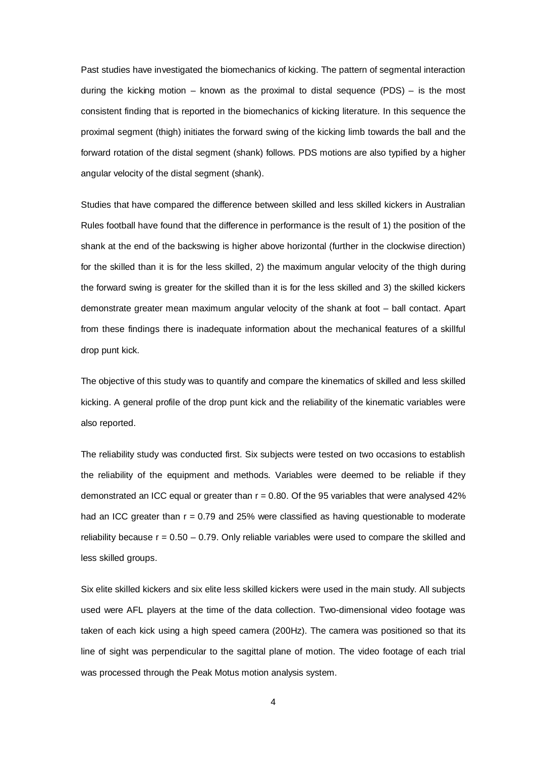Past studies have investigated the biomechanics of kicking. The pattern of segmental interaction during the kicking motion – known as the proximal to distal sequence (PDS) – is the most consistent finding that is reported in the biomechanics of kicking literature. In this sequence the proximal segment (thigh) initiates the forward swing of the kicking limb towards the ball and the forward rotation of the distal segment (shank) follows. PDS motions are also typified by a higher angular velocity of the distal segment (shank).

Studies that have compared the difference between skilled and less skilled kickers in Australian Rules football have found that the difference in performance is the result of 1) the position of the shank at the end of the backswing is higher above horizontal (further in the clockwise direction) for the skilled than it is for the less skilled, 2) the maximum angular velocity of the thigh during the forward swing is greater for the skilled than it is for the less skilled and 3) the skilled kickers demonstrate greater mean maximum angular velocity of the shank at foot – ball contact. Apart from these findings there is inadequate information about the mechanical features of a skillful drop punt kick.

The objective of this study was to quantify and compare the kinematics of skilled and less skilled kicking. A general profile of the drop punt kick and the reliability of the kinematic variables were also reported.

The reliability study was conducted first. Six subjects were tested on two occasions to establish the reliability of the equipment and methods. Variables were deemed to be reliable if they demonstrated an ICC equal or greater than $r = 0.80$. Of the 95 variables that were analysed 42% had an ICC greater than $r = 0.79$ and 25% were classified as having questionable to moderate reliability because $r = 0.50 – 0.79$. Only reliable variables were used to compare the skilled and less skilled groups.

Six elite skilled kickers and six elite less skilled kickers were used in the main study. All subjects used were AFL players at the time of the data collection. Two-dimensional video footage was taken of each kick using a high speed camera (200Hz). The camera was positioned so that its line of sight was perpendicular to the sagittal plane of motion. The video footage of each trial was processed through the Peak Motus motion analysis system.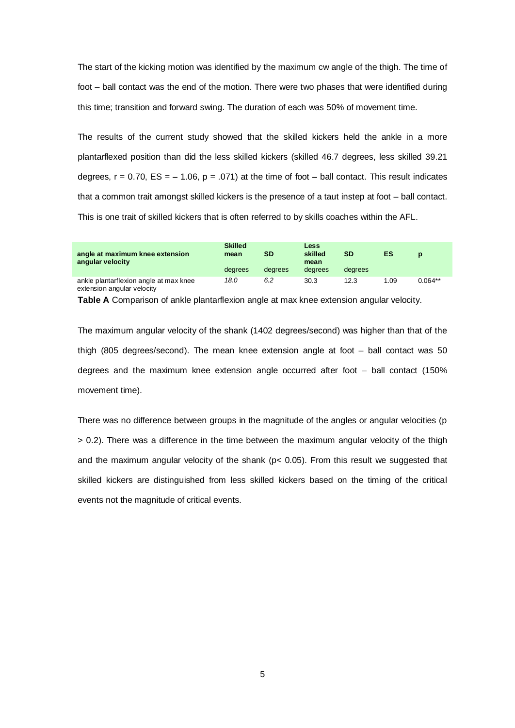The start of the kicking motion was identified by the maximum cw angle of the thigh. The time of foot – ball contact was the end of the motion. There were two phases that were identified during this time; transition and forward swing. The duration of each was 50% of movement time.

The results of the current study showed that the skilled kickers held the ankle in a more plantarflexed position than did the less skilled kickers (skilled 46.7 degrees, less skilled 39.21 degrees, $r = 0.70$, $ES = -1.06$, $p = .071$) at the time of foot – ball contact. This result indicates that a common trait amongst skilled kickers is the presence of a taut instep at foot – ball contact. This is one trait of skilled kickers that is often referred to by skills coaches within the AFL.

| **angle at maximum knee extension angular velocity** | **Skilled mean** degrees | **SD** degrees | **Less skilled mean** degrees | **SD** degrees | **ES** | **p** |
|---|---|---|---|---|---|---|
| ankle plantarflexion angle at max knee extension angular velocity | *18.0* | *6.2* | 30.3 | 12.3 | 1.09 | 0.064** |

**Table A** Comparison of ankle plantarflexion angle at max knee extension angular velocity.

The maximum angular velocity of the shank (1402 degrees/second) was higher than that of the thigh (805 degrees/second). The mean knee extension angle at foot – ball contact was 50 degrees and the maximum knee extension angle occurred after foot – ball contact (150% movement time).

There was no difference between groups in the magnitude of the angles or angular velocities ($p > 0.2$). There was a difference in the time between the maximum angular velocity of the thigh and the maximum angular velocity of the shank ($p < 0.05$). From this result we suggested that skilled kickers are distinguished from less skilled kickers based on the timing of the critical events not the magnitude of critical events.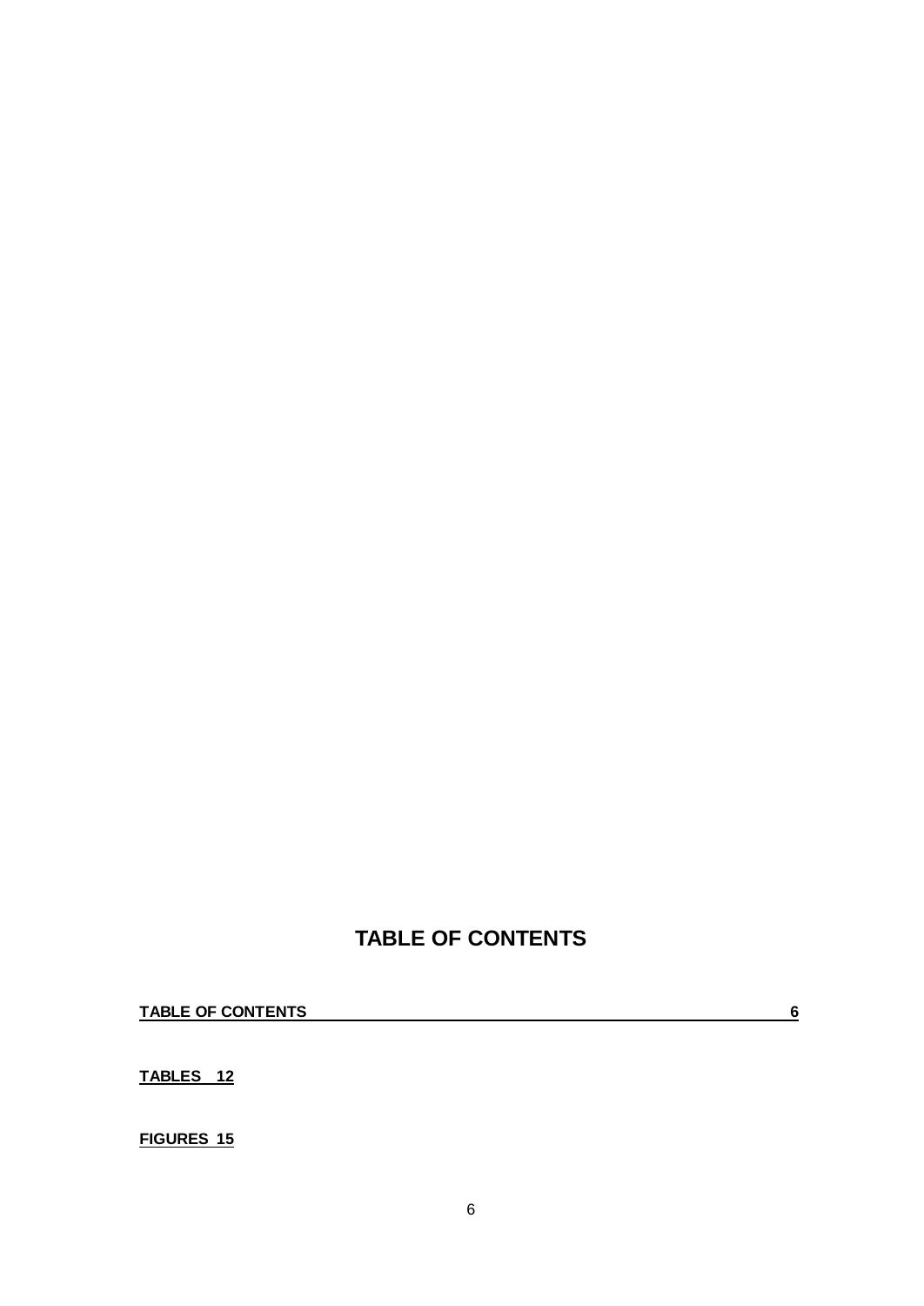# TABLE OF CONTENTS

**TABLE OF CONTENTS 6**

**TABLES 12**

**FIGURES 15**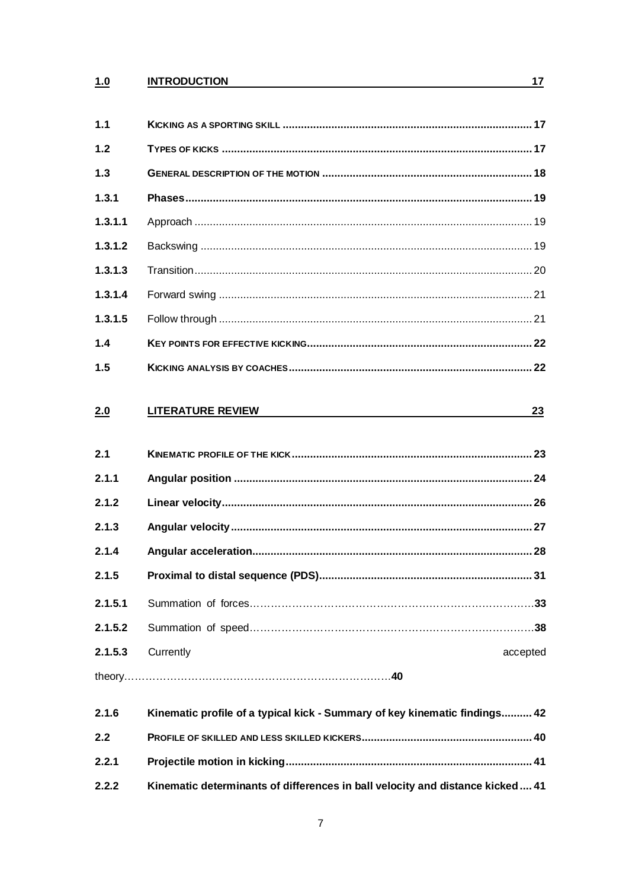| | | |
|---|---|---|
| **1.0** | **INTRODUCTION** | **17** |
| **1.1** | **KICKING AS A SPORTING SKILL** | **17** |
| **1.2** | **TYPES OF KICKS** | **17** |
| **1.3** | **GENERAL DESCRIPTION OF THE MOTION** | **18** |
| **1.3.1** | **Phases** | **19** |
| **1.3.1.1** | Approach | 19 |
| **1.3.1.2** | Backswing | 19 |
| **1.3.1.3** | Transition | 20 |
| **1.3.1.4** | Forward swing | 21 |
| **1.3.1.5** | Follow through | 21 |
| **1.4** | **KEY POINTS FOR EFFECTIVE KICKING** | **22** |
| **1.5** | **KICKING ANALYSIS BY COACHES** | **22** |
| **2.0** | **LITERATURE REVIEW** | **23** |
| **2.1** | **KINEMATIC PROFILE OF THE KICK** | **23** |
| **2.1.1** | **Angular position** | **24** |
| **2.1.2** | **Linear velocity** | **26** |
| **2.1.3** | **Angular velocity** | **27** |
| **2.1.4** | **Angular acceleration** | **28** |
| **2.1.5** | **Proximal to distal sequence (PDS)** | **31** |
| **2.1.5.1** | Summation of forces | **33** |
| **2.1.5.2** | Summation of speed | **38** |
| **2.1.5.3** | Currently accepted theory | **40** |
| **2.1.6** | **Kinematic profile of a typical kick - Summary of key kinematic findings** | **42** |
| **2.2** | **PROFILE OF SKILLED AND LESS SKILLED KICKERS** | **40** |
| **2.2.1** | **Projectile motion in kicking** | **41** |
| **2.2.2** | **Kinematic determinants of differences in ball velocity and distance kicked** | **41** |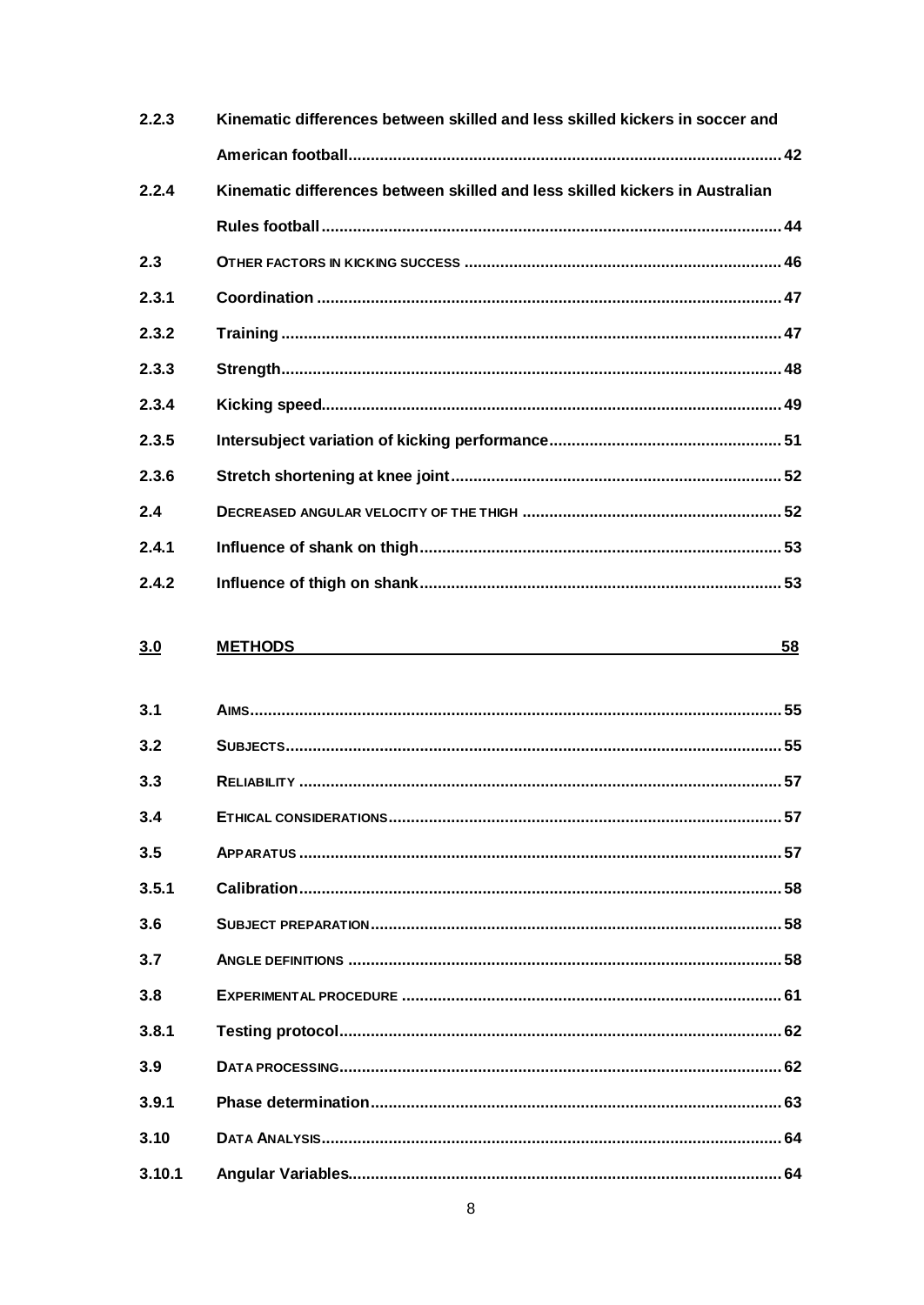| | |
|---|---|
| 2.2.3 | Kinematic differences between skilled and less skilled kickers in soccer and American football ........ 42 |
| 2.2.4 | Kinematic differences between skilled and less skilled kickers in Australian Rules football ........ 44 |
| 2.3 | OTHER FACTORS IN KICKING SUCCESS ........ 46 |
| 2.3.1 | Coordination ........ 47 |
| 2.3.2 | Training ........ 47 |
| 2.3.3 | Strength ........ 48 |
| 2.3.4 | Kicking speed ........ 49 |
| 2.3.5 | Intersubject variation of kicking performance ........ 51 |
| 2.3.6 | Stretch shortening at knee joint ........ 52 |
| 2.4 | DECREASED ANGULAR VELOCITY OF THE THIGH ........ 52 |
| 2.4.1 | Influence of shank on thigh ........ 53 |
| 2.4.2 | Influence of thigh on shank ........ 53 |
| **3.0** | **METHODS ........ 58** |
| 3.1 | AIMS ........ 55 |
| 3.2 | SUBJECTS ........ 55 |
| 3.3 | RELIABILITY ........ 57 |
| 3.4 | ETHICAL CONSIDERATIONS ........ 57 |
| 3.5 | APPARATUS ........ 57 |
| 3.5.1 | Calibration ........ 58 |
| 3.6 | SUBJECT PREPARATION ........ 58 |
| 3.7 | ANGLE DEFINITIONS ........ 58 |
| 3.8 | EXPERIMENTAL PROCEDURE ........ 61 |
| 3.8.1 | Testing protocol ........ 62 |
| 3.9 | DATA PROCESSING ........ 62 |
| 3.9.1 | Phase determination ........ 63 |
| 3.10 | DATA ANALYSIS ........ 64 |
| 3.10.1 | Angular Variables ........ 64 |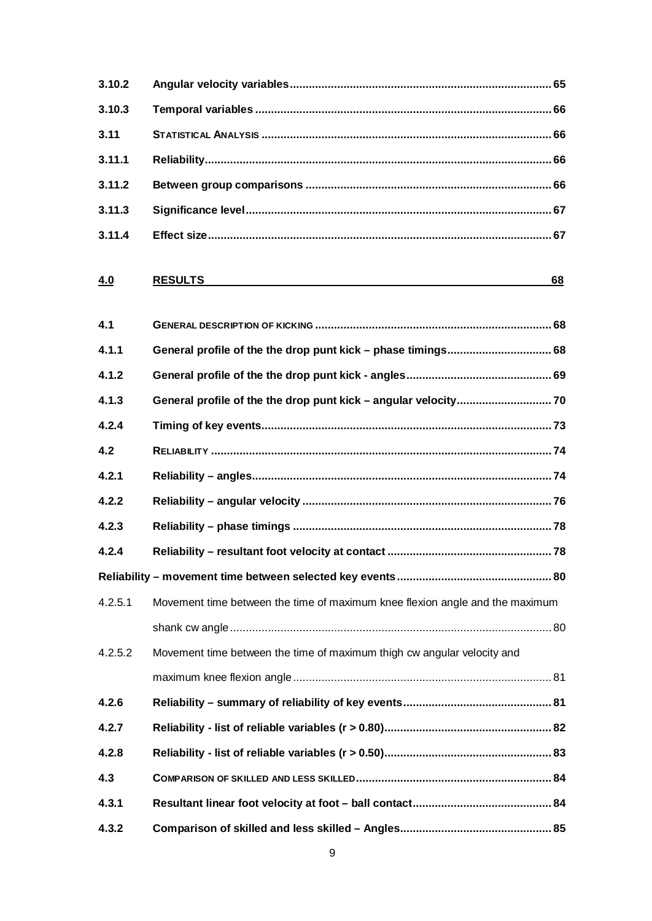| | | |
|---|---|---|
| **3.10.2** | **Angular velocity variables** | **65** |
| **3.10.3** | **Temporal variables** | **66** |
| **3.11** | **STATISTICAL ANALYSIS** | **66** |
| **3.11.1** | **Reliability** | **66** |
| **3.11.2** | **Between group comparisons** | **66** |
| **3.11.3** | **Significance level** | **67** |
| **3.11.4** | **Effect size** | **67** |

| | | |
|---|---|---|
| **4.0** | **RESULTS** | **68** |

| | | |
|---|---|---|
| **4.1** | **GENERAL DESCRIPTION OF KICKING** | **68** |
| **4.1.1** | **General profile of the the drop punt kick – phase timings** | **68** |
| **4.1.2** | **General profile of the the drop punt kick - angles** | **69** |
| **4.1.3** | **General profile of the the drop punt kick – angular velocity** | **70** |
| **4.2.4** | **Timing of key events** | **73** |
| **4.2** | **RELIABILITY** | **74** |
| **4.2.1** | **Reliability – angles** | **74** |
| **4.2.2** | **Reliability – angular velocity** | **76** |
| **4.2.3** | **Reliability – phase timings** | **78** |
| **4.2.4** | **Reliability – resultant foot velocity at contact** | **78** |
| | **Reliability – movement time between selected key events** | **80** |
| 4.2.5.1 | Movement time between the time of maximum knee flexion angle and the maximum shank cw angle | 80 |
| 4.2.5.2 | Movement time between the time of maximum thigh cw angular velocity and maximum knee flexion angle | 81 |
| **4.2.6** | **Reliability – summary of reliability of key events** | **81** |
| **4.2.7** | **Reliability - list of reliable variables (r > 0.80)** | **82** |
| **4.2.8** | **Reliability - list of reliable variables (r > 0.50)** | **83** |
| **4.3** | **COMPARISON OF SKILLED AND LESS SKILLED** | **84** |
| **4.3.1** | **Resultant linear foot velocity at foot – ball contact** | **84** |
| **4.3.2** | **Comparison of skilled and less skilled – Angles** | **85** |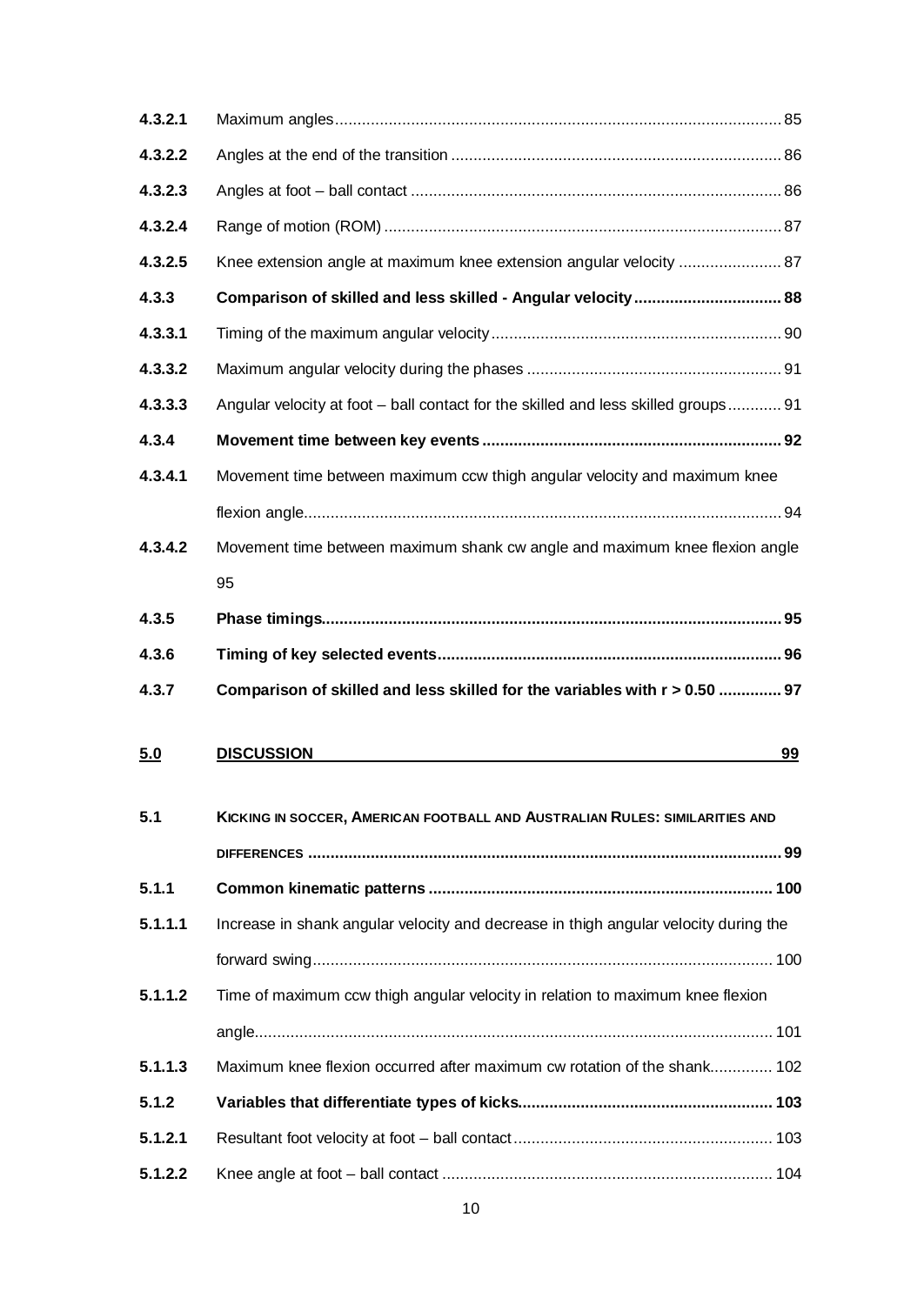| | | |
|---|---|---|
| **4.3.2.1** | Maximum angles | 85 |
| **4.3.2.2** | Angles at the end of the transition | 86 |
| **4.3.2.3** | Angles at foot – ball contact | 86 |
| **4.3.2.4** | Range of motion (ROM) | 87 |
| **4.3.2.5** | Knee extension angle at maximum knee extension angular velocity | 87 |
| **4.3.3** | **Comparison of skilled and less skilled - Angular velocity** | **88** |
| **4.3.3.1** | Timing of the maximum angular velocity | 90 |
| **4.3.3.2** | Maximum angular velocity during the phases | 91 |
| **4.3.3.3** | Angular velocity at foot – ball contact for the skilled and less skilled groups | 91 |
| **4.3.4** | **Movement time between key events** | **92** |
| **4.3.4.1** | Movement time between maximum ccw thigh angular velocity and maximum knee flexion angle | 94 |
| **4.3.4.2** | Movement time between maximum shank cw angle and maximum knee flexion angle | 95 |
| **4.3.5** | **Phase timings** | **95** |
| **4.3.6** | **Timing of key selected events** | **96** |
| **4.3.7** | **Comparison of skilled and less skilled for the variables with r > 0.50** | **97** |
| **5.0** | **DISCUSSION** | **99** |
| **5.1** | **KICKING IN SOCCER, AMERICAN FOOTBALL AND AUSTRALIAN RULES: SIMILARITIES AND DIFFERENCES** | **99** |
| **5.1.1** | **Common kinematic patterns** | **100** |
| **5.1.1.1** | Increase in shank angular velocity and decrease in thigh angular velocity during the forward swing | 100 |
| **5.1.1.2** | Time of maximum ccw thigh angular velocity in relation to maximum knee flexion angle | 101 |
| **5.1.1.3** | Maximum knee flexion occurred after maximum cw rotation of the shank | 102 |
| **5.1.2** | **Variables that differentiate types of kicks** | **103** |
| **5.1.2.1** | Resultant foot velocity at foot – ball contact | 103 |
| **5.1.2.2** | Knee angle at foot – ball contact | 104 |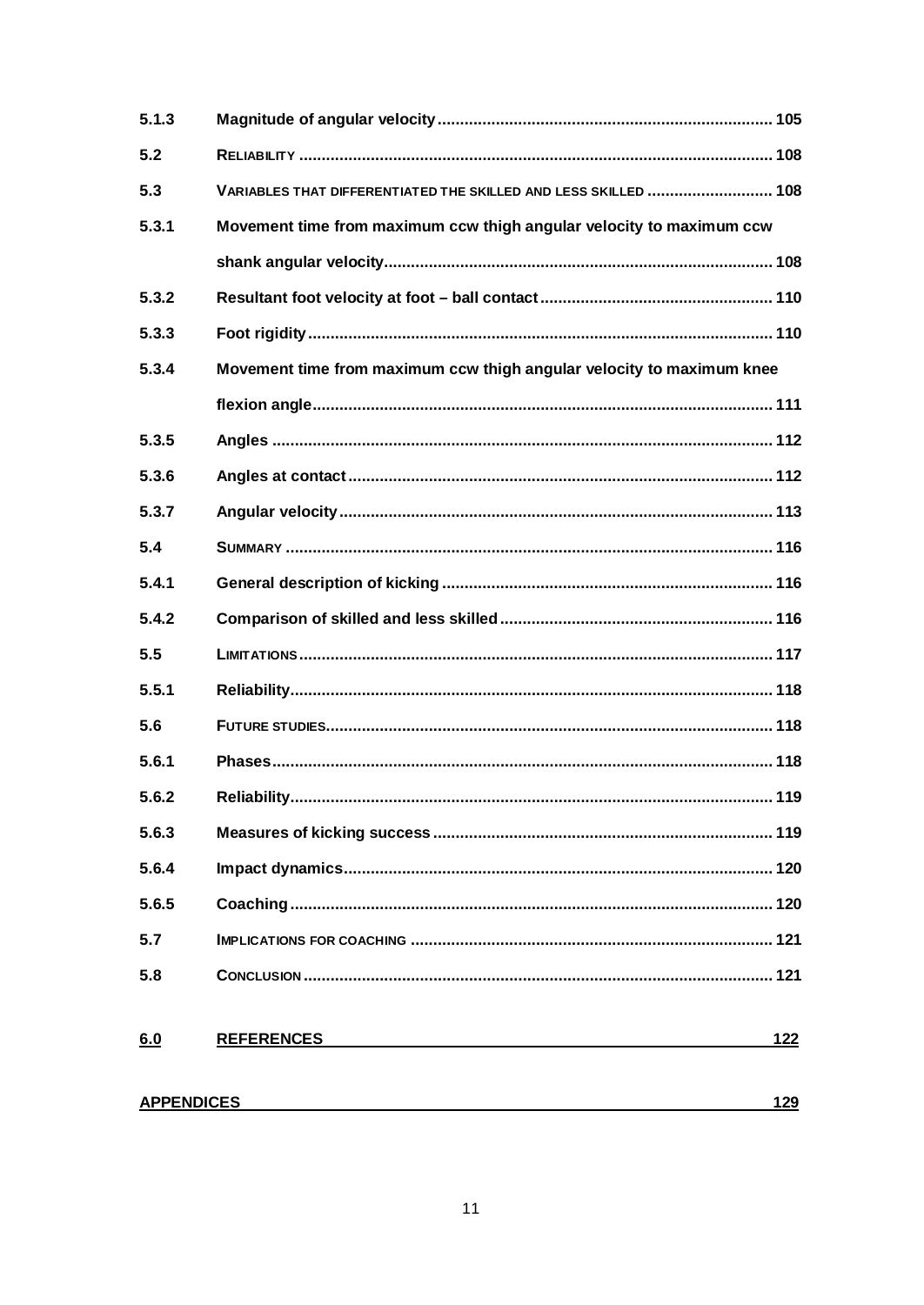| | | |
|---|---|---|
| 5.1.3 | **Magnitude of angular velocity** | 105 |
| 5.2 | RELIABILITY | 108 |
| 5.3 | VARIABLES THAT DIFFERENTIATED THE SKILLED AND LESS SKILLED | 108 |
| 5.3.1 | **Movement time from maximum ccw thigh angular velocity to maximum ccw shank angular velocity** | 108 |
| 5.3.2 | **Resultant foot velocity at foot – ball contact** | 110 |
| 5.3.3 | **Foot rigidity** | 110 |
| 5.3.4 | **Movement time from maximum ccw thigh angular velocity to maximum knee flexion angle** | 111 |
| 5.3.5 | **Angles** | 112 |
| 5.3.6 | **Angles at contact** | 112 |
| 5.3.7 | **Angular velocity** | 113 |
| 5.4 | SUMMARY | 116 |
| 5.4.1 | **General description of kicking** | 116 |
| 5.4.2 | **Comparison of skilled and less skilled** | 116 |
| 5.5 | LIMITATIONS | 117 |
| 5.5.1 | **Reliability** | 118 |
| 5.6 | FUTURE STUDIES | 118 |
| 5.6.1 | **Phases** | 118 |
| 5.6.2 | **Reliability** | 119 |
| 5.6.3 | **Measures of kicking success** | 119 |
| 5.6.4 | **Impact dynamics** | 120 |
| 5.6.5 | **Coaching** | 120 |
| 5.7 | IMPLICATIONS FOR COACHING | 121 |
| 5.8 | CONCLUSION | 121 |
| **6.0** | **REFERENCES** | **122** |
| **APPENDICES** | | **129** |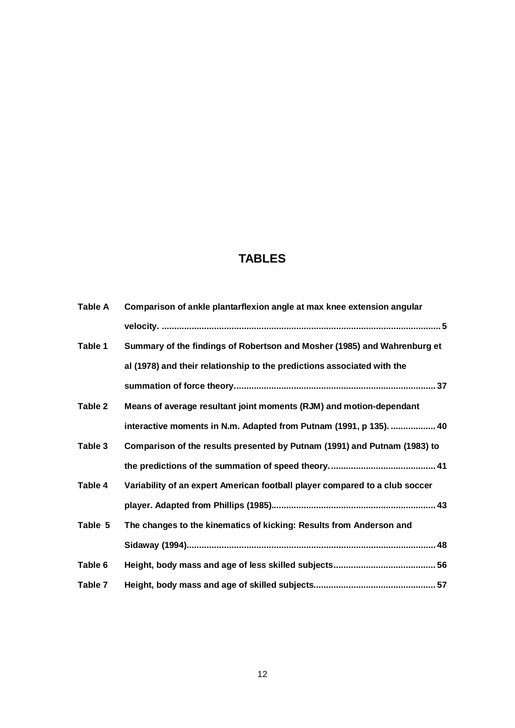# TABLES

| | | |
|---|---|---|
| **Table A** | **Comparison of ankle plantarflexion angle at max knee extension angular velocity.** | **5** |
| **Table 1** | **Summary of the findings of Robertson and Mosher (1985) and Wahrenburg et al (1978) and their relationship to the predictions associated with the summation of force theory** | **37** |
| **Table 2** | **Means of average resultant joint moments (RJM) and motion-dependant interactive moments in N.m. Adapted from Putnam (1991, p 135).** | **40** |
| **Table 3** | **Comparison of the results presented by Putnam (1991) and Putnam (1983) to the predictions of the summation of speed theory.** | **41** |
| **Table 4** | **Variability of an expert American football player compared to a club soccer player. Adapted from Phillips (1985).** | **43** |
| **Table 5** | **The changes to the kinematics of kicking: Results from Anderson and Sidaway (1994).** | **48** |
| **Table 6** | **Height, body mass and age of less skilled subjects** | **56** |
| **Table 7** | **Height, body mass and age of skilled subjects.** | **57** |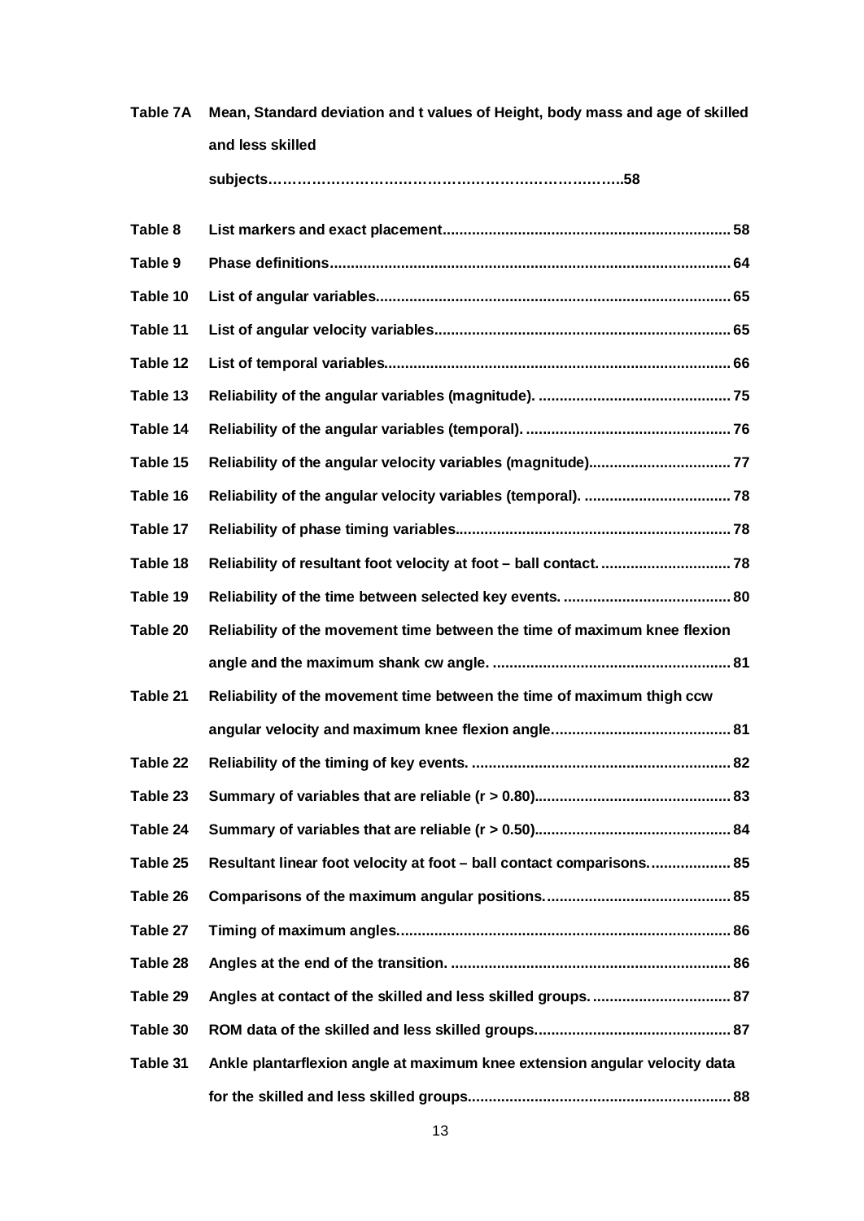**Table 7A** **Mean, Standard deviation and t values of Height, body mass and age of skilled and less skilled subjects………………………………………………………………..58**

**Table 8** **List markers and exact placement.................................................................... 58**

**Table 9** **Phase definitions............................................................................................... 64**

**Table 10** **List of angular variables.................................................................................... 65**

**Table 11** **List of angular velocity variables...................................................................... 65**

**Table 12** **List of temporal variables.................................................................................. 66**

**Table 13** **Reliability of the angular variables (magnitude). .............................................. 75**

**Table 14** **Reliability of the angular variables (temporal). ................................................. 76**

**Table 15** **Reliability of the angular velocity variables (magnitude).................................. 77**

**Table 16** **Reliability of the angular velocity variables (temporal). ................................... 78**

**Table 17** **Reliability of phase timing variables................................................................. 78**

**Table 18** **Reliability of resultant foot velocity at foot – ball contact. ............................... 78**

**Table 19** **Reliability of the time between selected key events. ........................................ 80**

**Table 20** **Reliability of the movement time between the time of maximum knee flexion angle and the maximum shank cw angle. ......................................................... 81**

**Table 21** **Reliability of the movement time between the time of maximum thigh ccw angular velocity and maximum knee flexion angle........................................... 81**

**Table 22** **Reliability of the timing of key events. .............................................................. 82**

**Table 23** **Summary of variables that are reliable (r > 0.80)............................................... 83**

**Table 24** **Summary of variables that are reliable (r > 0.50)............................................... 84**

**Table 25** **Resultant linear foot velocity at foot – ball contact comparisons.................... 85**

**Table 26** **Comparisons of the maximum angular positions............................................. 85**

**Table 27** **Timing of maximum angles................................................................................ 86**

**Table 28** **Angles at the end of the transition. ................................................................... 86**

**Table 29** **Angles at contact of the skilled and less skilled groups. ................................. 87**

**Table 30** **ROM data of the skilled and less skilled groups............................................... 87**

**Table 31** **Ankle plantarflexion angle at maximum knee extension angular velocity data for the skilled and less skilled groups............................................................... 88**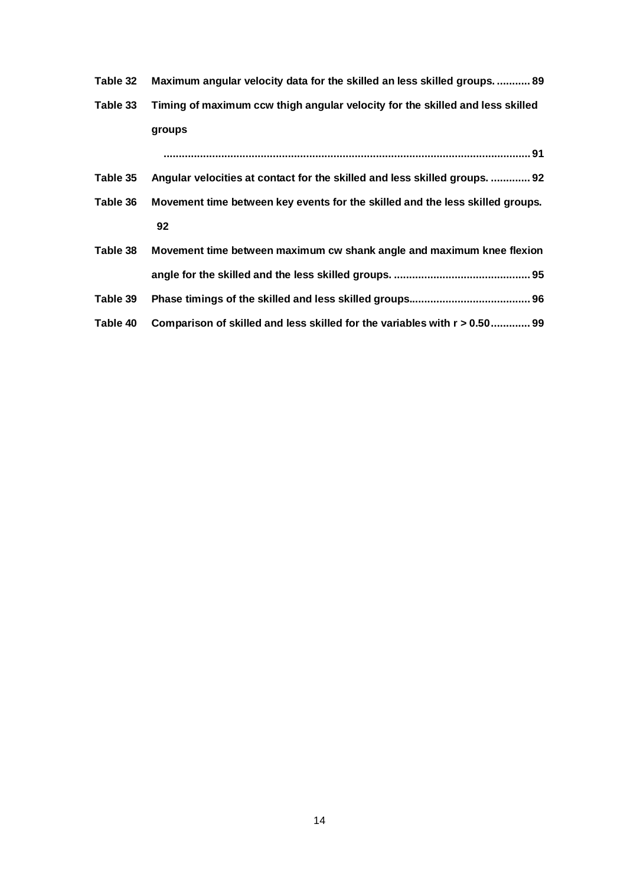**Table 32** **Maximum angular velocity data for the skilled an less skilled groups. ........... 89**

**Table 33** **Timing of maximum ccw thigh angular velocity for the skilled and less skilled groups**

**........................................................................................................................ 91**

**Table 35** **Angular velocities at contact for the skilled and less skilled groups. ............. 92**

**Table 36** **Movement time between key events for the skilled and the less skilled groups. 92**

**Table 38** **Movement time between maximum cw shank angle and maximum knee flexion angle for the skilled and the less skilled groups. ............................................. 95**

**Table 39** **Phase timings of the skilled and less skilled groups........................................ 96**

**Table 40** **Comparison of skilled and less skilled for the variables with r > 0.50............. 99**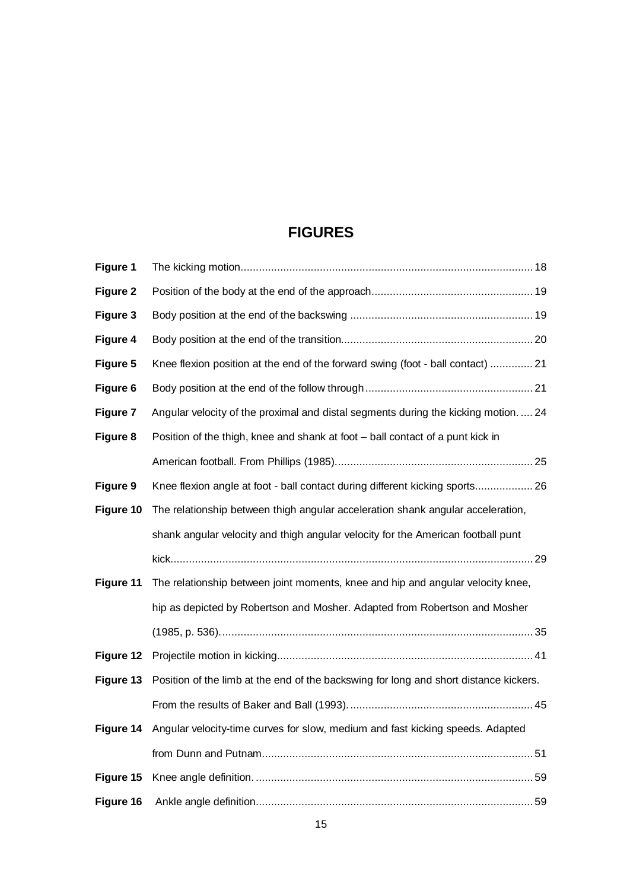# FIGURES

| | | |
|---|---|---|
| **Figure 1** | The kicking motion | 18 |
| **Figure 2** | Position of the body at the end of the approach | 19 |
| **Figure 3** | Body position at the end of the backswing | 19 |
| **Figure 4** | Body position at the end of the transition | 20 |
| **Figure 5** | Knee flexion position at the end of the forward swing (foot - ball contact) | 21 |
| **Figure 6** | Body position at the end of the follow through | 21 |
| **Figure 7** | Angular velocity of the proximal and distal segments during the kicking motion. | 24 |
| **Figure 8** | Position of the thigh, knee and shank at foot – ball contact of a punt kick in American football. From Phillips (1985) | 25 |
| **Figure 9** | Knee flexion angle at foot - ball contact during different kicking sports | 26 |
| **Figure 10** | The relationship between thigh angular acceleration shank angular acceleration, shank angular velocity and thigh angular velocity for the American football punt kick | 29 |
| **Figure 11** | The relationship between joint moments, knee and hip and angular velocity knee, hip as depicted by Robertson and Mosher. Adapted from Robertson and Mosher (1985, p. 536). | 35 |
| **Figure 12** | Projectile motion in kicking | 41 |
| **Figure 13** | Position of the limb at the end of the backswing for long and short distance kickers. From the results of Baker and Ball (1993). | 45 |
| **Figure 14** | Angular velocity-time curves for slow, medium and fast kicking speeds. Adapted from Dunn and Putnam | 51 |
| **Figure 15** | Knee angle definition. | 59 |
| **Figure 16** | Ankle angle definition | 59 |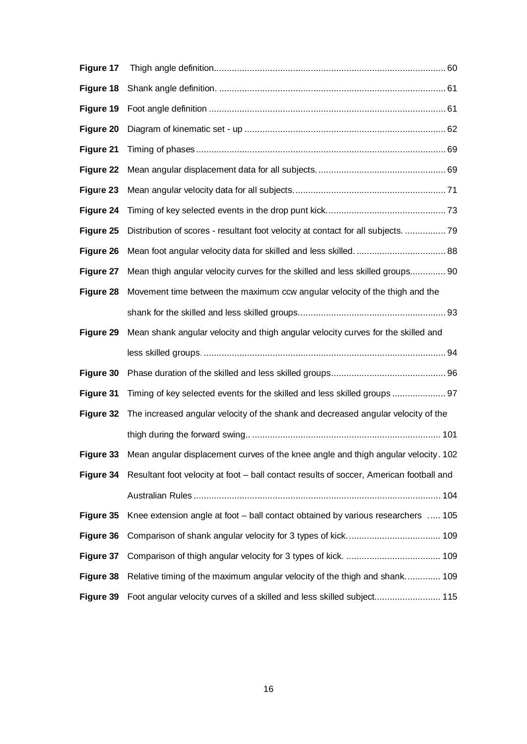**Figure 17** Thigh angle definition........................................................................................... 60

**Figure 18** Shank angle definition. ......................................................................................... 61

**Figure 19** Foot angle definition ............................................................................................. 61

**Figure 20** Diagram of kinematic set - up ............................................................................... 62

**Figure 21** Timing of phases .................................................................................................. 69

**Figure 22** Mean angular displacement data for all subjects. .................................................. 69

**Figure 23** Mean angular velocity data for all subjects. ........................................................... 71

**Figure 24** Timing of key selected events in the drop punt kick. .............................................. 73

**Figure 25** Distribution of scores - resultant foot velocity at contact for all subjects. ................ 79

**Figure 26** Mean foot angular velocity data for skilled and less skilled. ................................... 88

**Figure 27** Mean thigh angular velocity curves for the skilled and less skilled groups.............. 90

**Figure 28** Movement time between the maximum ccw angular velocity of the thigh and the shank for the skilled and less skilled groups.......................................................... 93

**Figure 29** Mean shank angular velocity and thigh angular velocity curves for the skilled and less skilled groups. ............................................................................................. 94

**Figure 30** Phase duration of the skilled and less skilled groups............................................. 96

**Figure 31** Timing of key selected events for the skilled and less skilled groups ..................... 97

**Figure 32** The increased angular velocity of the shank and decreased angular velocity of the thigh during the forward swing.. ......................................................................... 101

**Figure 33** Mean angular displacement curves of the knee angle and thigh angular velocity. 102

**Figure 34** Resultant foot velocity at foot – ball contact results of soccer, American football and Australian Rules ................................................................................................ 104

**Figure 35** Knee extension angle at foot – ball contact obtained by various researchers ..... 105

**Figure 36** Comparison of shank angular velocity for 3 types of kick. .................................... 109

**Figure 37** Comparison of thigh angular velocity for 3 types of kick. ..................................... 109

**Figure 38** Relative timing of the maximum angular velocity of the thigh and shank. ............. 109

**Figure 39** Foot angular velocity curves of a skilled and less skilled subject.......................... 115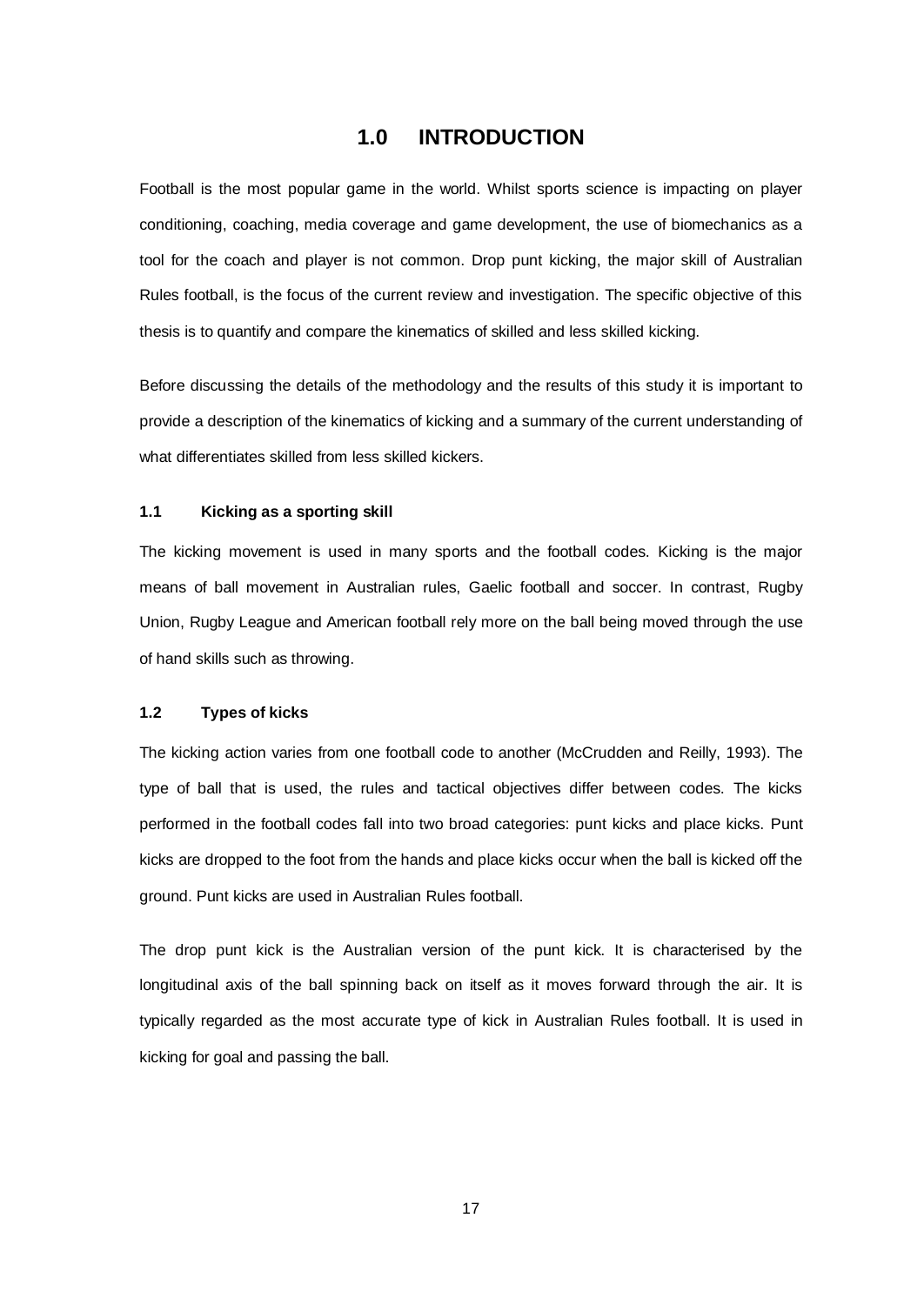# 1.0 INTRODUCTION

Football is the most popular game in the world. Whilst sports science is impacting on player conditioning, coaching, media coverage and game development, the use of biomechanics as a tool for the coach and player is not common. Drop punt kicking, the major skill of Australian Rules football, is the focus of the current review and investigation. The specific objective of this thesis is to quantify and compare the kinematics of skilled and less skilled kicking.

Before discussing the details of the methodology and the results of this study it is important to provide a description of the kinematics of kicking and a summary of the current understanding of what differentiates skilled from less skilled kickers.

## 1.1 Kicking as a sporting skill

The kicking movement is used in many sports and the football codes. Kicking is the major means of ball movement in Australian rules, Gaelic football and soccer. In contrast, Rugby Union, Rugby League and American football rely more on the ball being moved through the use of hand skills such as throwing.

## 1.2 Types of kicks

The kicking action varies from one football code to another (McCrudden and Reilly, 1993). The type of ball that is used, the rules and tactical objectives differ between codes. The kicks performed in the football codes fall into two broad categories: punt kicks and place kicks. Punt kicks are dropped to the foot from the hands and place kicks occur when the ball is kicked off the ground. Punt kicks are used in Australian Rules football.

The drop punt kick is the Australian version of the punt kick. It is characterised by the longitudinal axis of the ball spinning back on itself as it moves forward through the air. It is typically regarded as the most accurate type of kick in Australian Rules football. It is used in kicking for goal and passing the ball.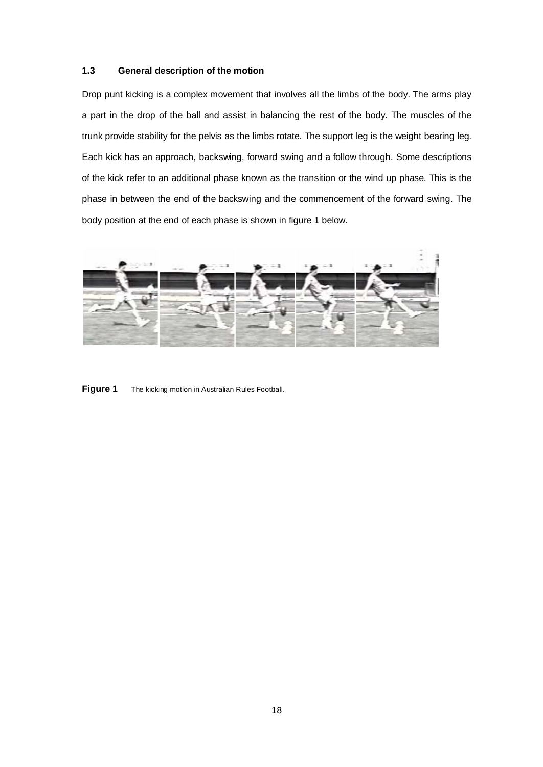### 1.3 General description of the motion

Drop punt kicking is a complex movement that involves all the limbs of the body. The arms play a part in the drop of the ball and assist in balancing the rest of the body. The muscles of the trunk provide stability for the pelvis as the limbs rotate. The support leg is the weight bearing leg. Each kick has an approach, backswing, forward swing and a follow through. Some descriptions of the kick refer to an additional phase known as the transition or the wind up phase. This is the phase in between the end of the backswing and the commencement of the forward swing. The body position at the end of each phase is shown in figure 1 below.

**Figure 1** The kicking motion in Australian Rules Football.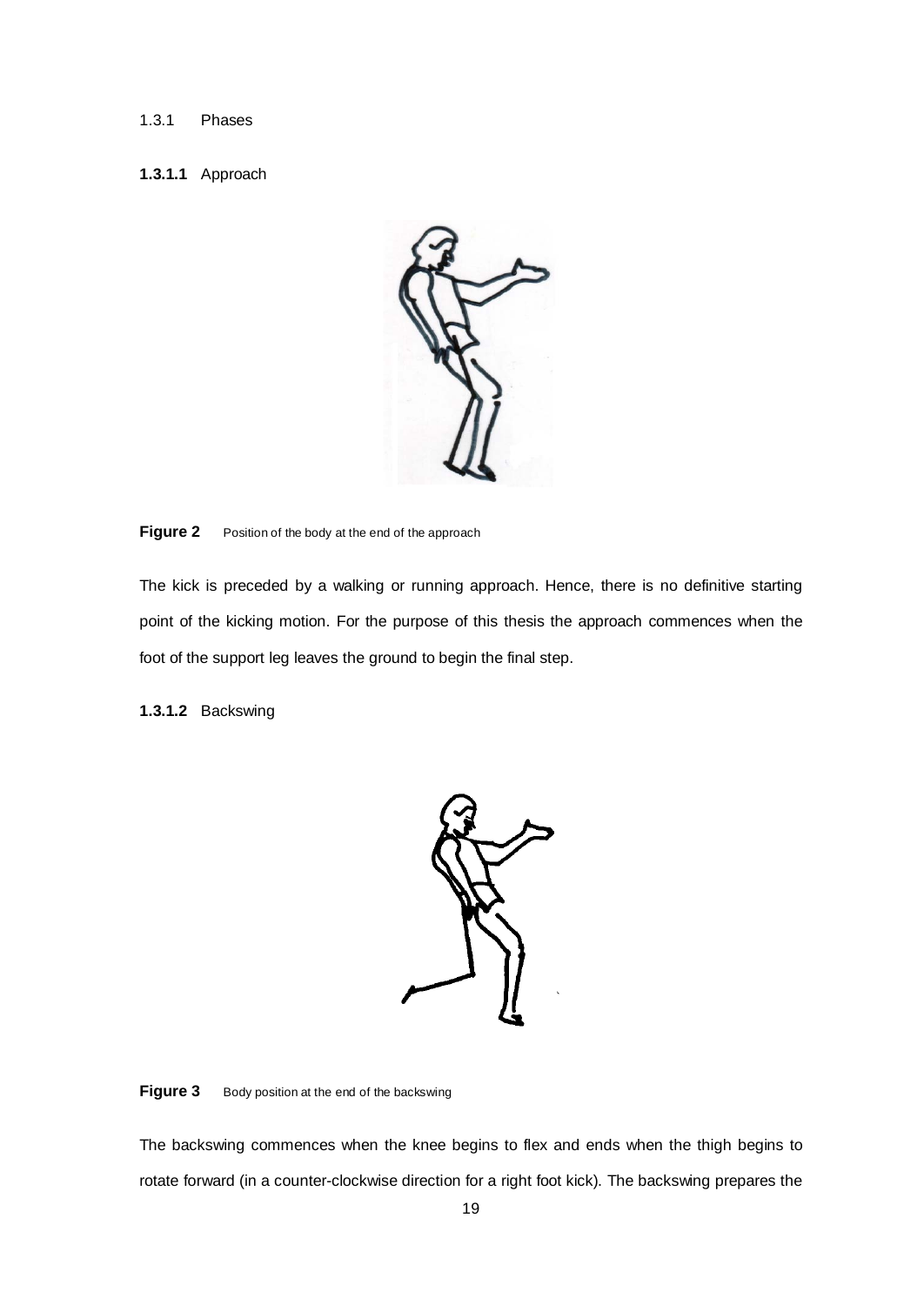### 1.3.1 Phases

#### 1.3.1.1 Approach

**Figure 2** Position of the body at the end of the approach

The kick is preceded by a walking or running approach. Hence, there is no definitive starting point of the kicking motion. For the purpose of this thesis the approach commences when the foot of the support leg leaves the ground to begin the final step.

#### 1.3.1.2 Backswing

**Figure 3** Body position at the end of the backswing

The backswing commences when the knee begins to flex and ends when the thigh begins to rotate forward (in a counter-clockwise direction for a right foot kick). The backswing prepares the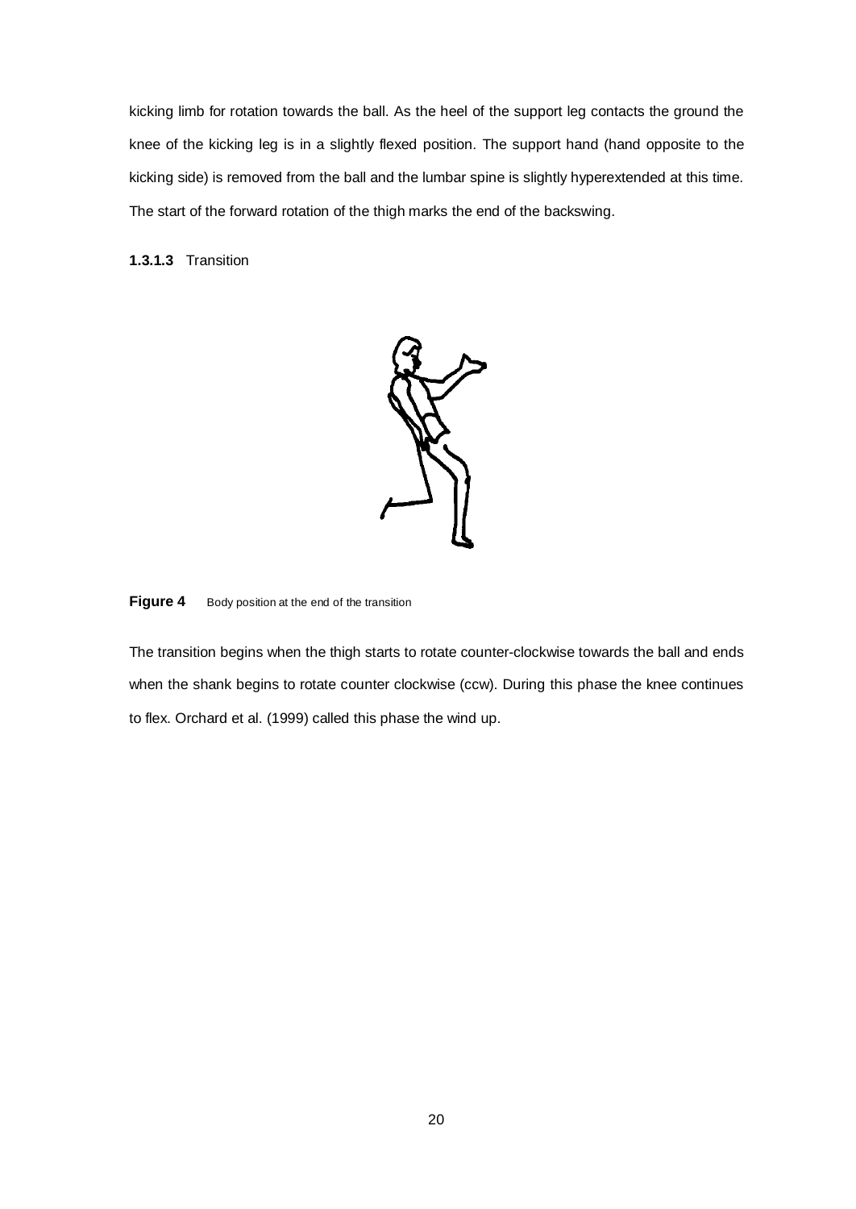kicking limb for rotation towards the ball. As the heel of the support leg contacts the ground the knee of the kicking leg is in a slightly flexed position. The support hand (hand opposite to the kicking side) is removed from the ball and the lumbar spine is slightly hyperextended at this time. The start of the forward rotation of the thigh marks the end of the backswing.

#### 1.3.1.3 Transition

**Figure 4** Body position at the end of the transition

The transition begins when the thigh starts to rotate counter-clockwise towards the ball and ends when the shank begins to rotate counter clockwise (ccw). During this phase the knee continues to flex. Orchard et al. (1999) called this phase the wind up.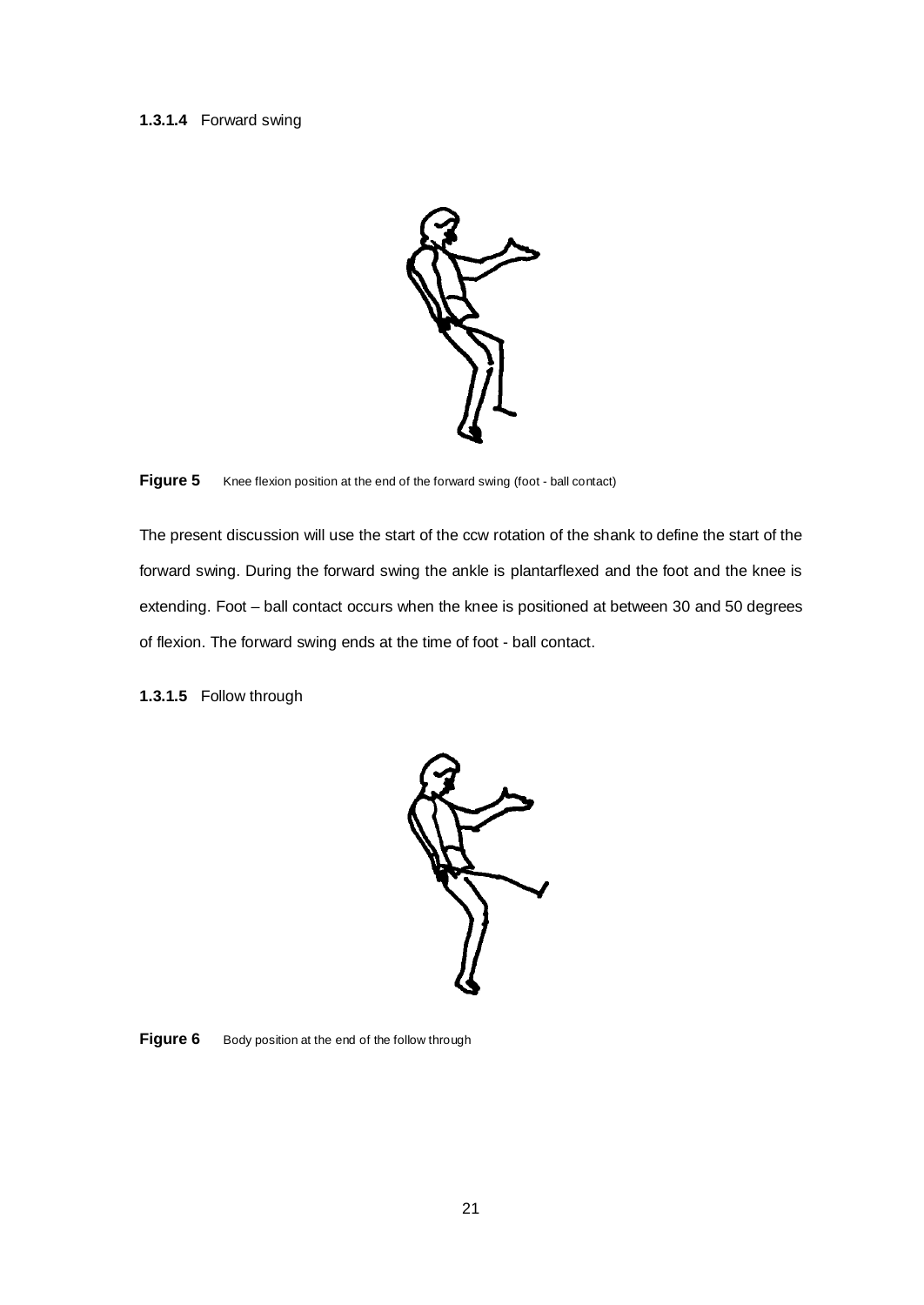#### 1.3.1.4 Forward swing

**Figure 5** Knee flexion position at the end of the forward swing (foot - ball contact)

The present discussion will use the start of the ccw rotation of the shank to define the start of the forward swing. During the forward swing the ankle is plantarflexed and the foot and the knee is extending. Foot – ball contact occurs when the knee is positioned at between 30 and 50 degrees of flexion. The forward swing ends at the time of foot - ball contact.

#### 1.3.1.5 Follow through

**Figure 6** Body position at the end of the follow through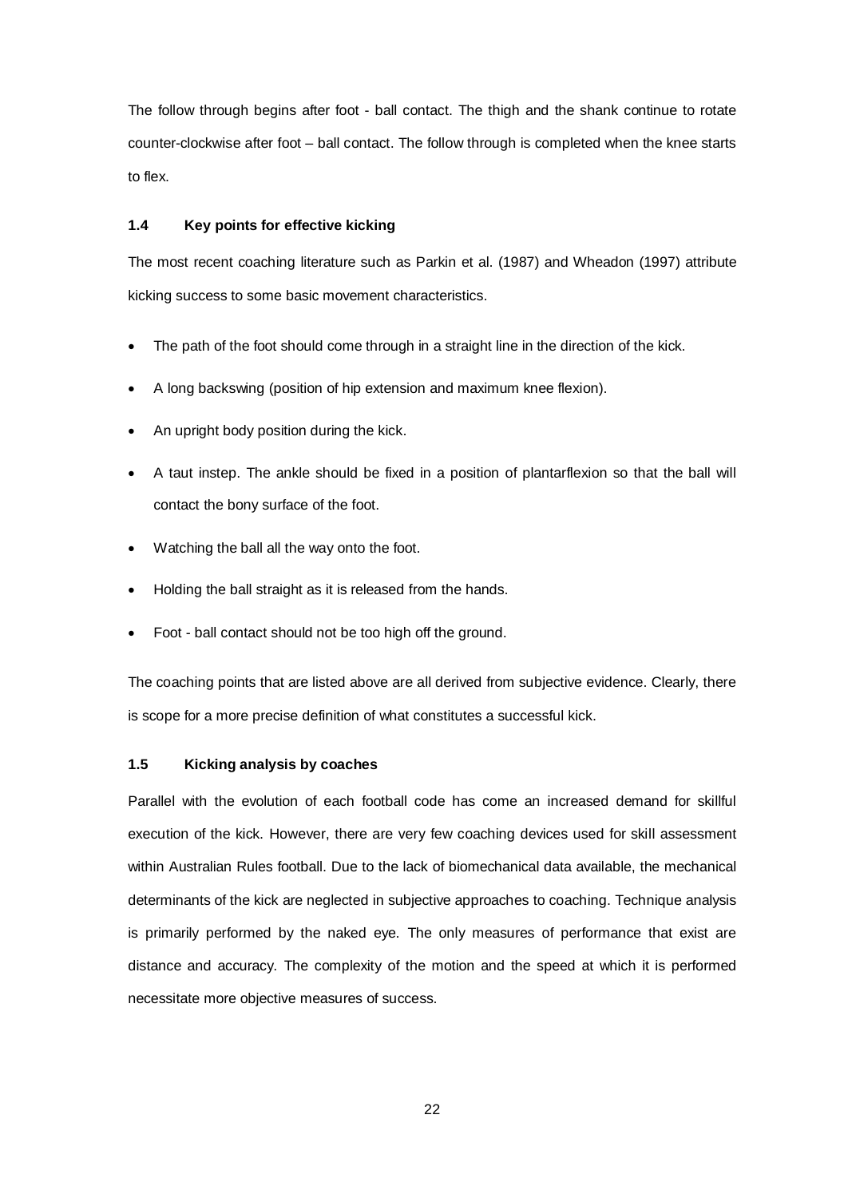The follow through begins after foot - ball contact. The thigh and the shank continue to rotate counter-clockwise after foot – ball contact. The follow through is completed when the knee starts to flex.

### 1.4 Key points for effective kicking

The most recent coaching literature such as Parkin et al. (1987) and Wheadon (1997) attribute kicking success to some basic movement characteristics.

- The path of the foot should come through in a straight line in the direction of the kick.
- A long backswing (position of hip extension and maximum knee flexion).
- An upright body position during the kick.
- A taut instep. The ankle should be fixed in a position of plantarflexion so that the ball will contact the bony surface of the foot.
- Watching the ball all the way onto the foot.
- Holding the ball straight as it is released from the hands.
- Foot - ball contact should not be too high off the ground.

The coaching points that are listed above are all derived from subjective evidence. Clearly, there is scope for a more precise definition of what constitutes a successful kick.

### 1.5 Kicking analysis by coaches

Parallel with the evolution of each football code has come an increased demand for skillful execution of the kick. However, there are very few coaching devices used for skill assessment within Australian Rules football. Due to the lack of biomechanical data available, the mechanical determinants of the kick are neglected in subjective approaches to coaching. Technique analysis is primarily performed by the naked eye. The only measures of performance that exist are distance and accuracy. The complexity of the motion and the speed at which it is performed necessitate more objective measures of success.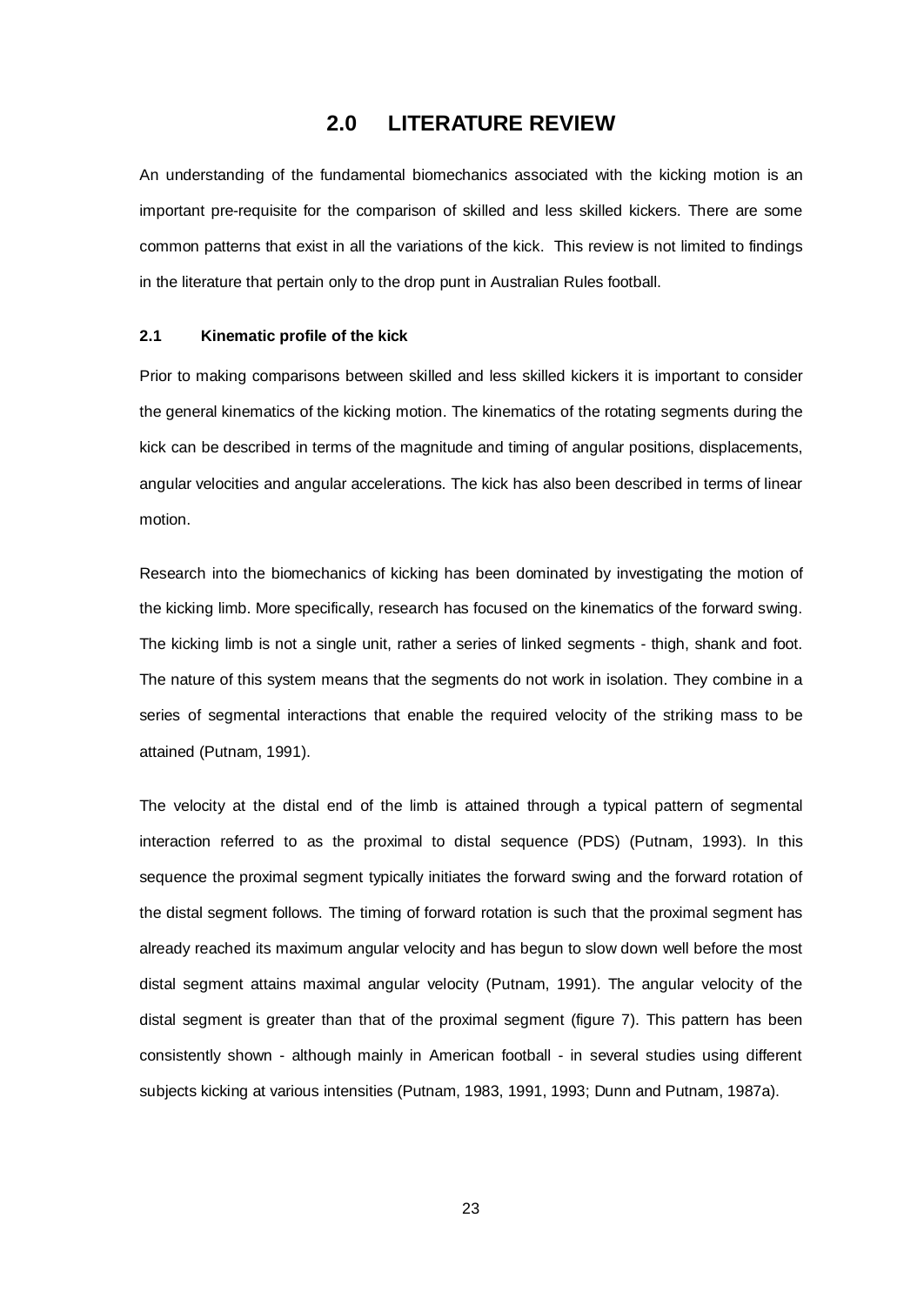# 2.0 LITERATURE REVIEW

An understanding of the fundamental biomechanics associated with the kicking motion is an important pre-requisite for the comparison of skilled and less skilled kickers. There are some common patterns that exist in all the variations of the kick. This review is not limited to findings in the literature that pertain only to the drop punt in Australian Rules football.

### 2.1 Kinematic profile of the kick

Prior to making comparisons between skilled and less skilled kickers it is important to consider the general kinematics of the kicking motion. The kinematics of the rotating segments during the kick can be described in terms of the magnitude and timing of angular positions, displacements, angular velocities and angular accelerations. The kick has also been described in terms of linear motion.

Research into the biomechanics of kicking has been dominated by investigating the motion of the kicking limb. More specifically, research has focused on the kinematics of the forward swing. The kicking limb is not a single unit, rather a series of linked segments - thigh, shank and foot. The nature of this system means that the segments do not work in isolation. They combine in a series of segmental interactions that enable the required velocity of the striking mass to be attained (Putnam, 1991).

The velocity at the distal end of the limb is attained through a typical pattern of segmental interaction referred to as the proximal to distal sequence (PDS) (Putnam, 1993). In this sequence the proximal segment typically initiates the forward swing and the forward rotation of the distal segment follows. The timing of forward rotation is such that the proximal segment has already reached its maximum angular velocity and has begun to slow down well before the most distal segment attains maximal angular velocity (Putnam, 1991). The angular velocity of the distal segment is greater than that of the proximal segment (figure 7). This pattern has been consistently shown - although mainly in American football - in several studies using different subjects kicking at various intensities (Putnam, 1983, 1991, 1993; Dunn and Putnam, 1987a).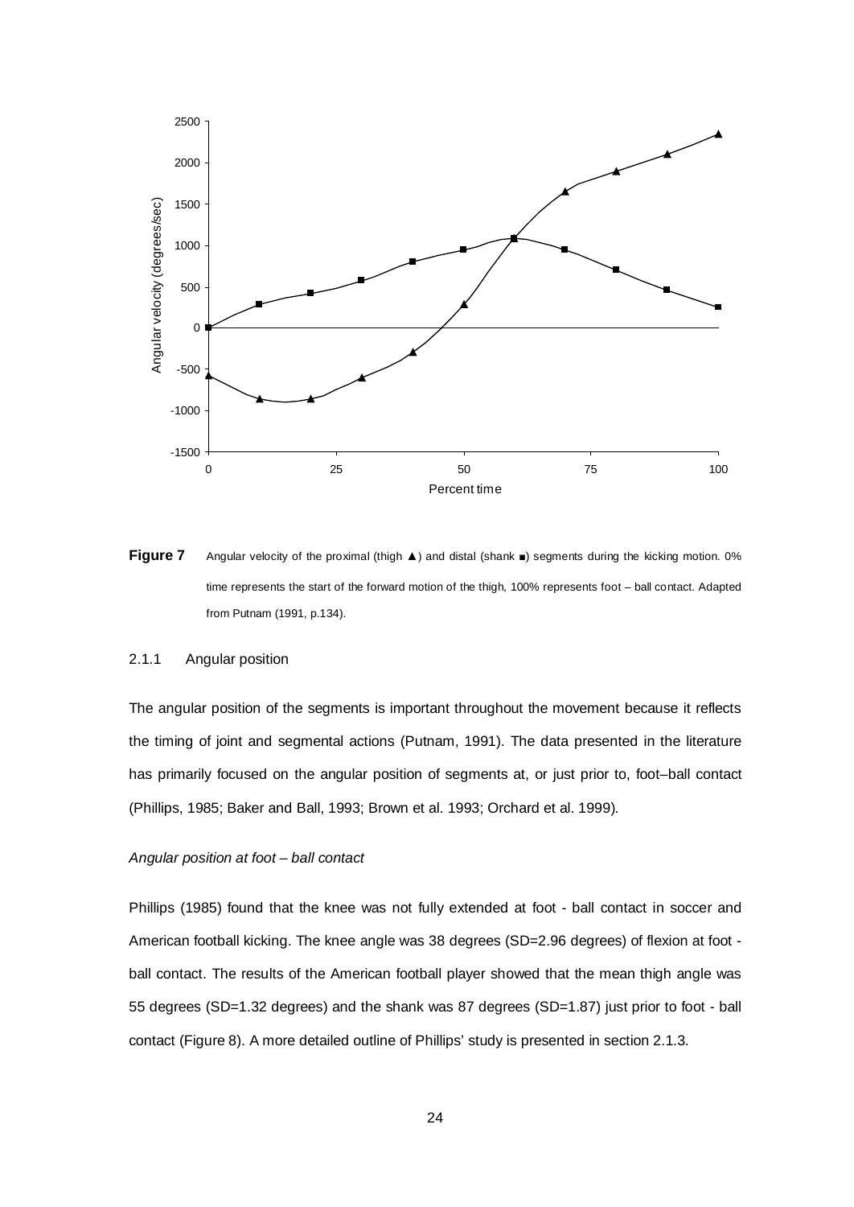**Figure 7** Angular velocity of the proximal (thigh ▲) and distal (shank ■) segments during the kicking motion. 0% time represents the start of the forward motion of the thigh, 100% represents foot – ball contact. Adapted from Putnam (1991, p.134).

### 2.1.1 Angular position

The angular position of the segments is important throughout the movement because it reflects the timing of joint and segmental actions (Putnam, 1991). The data presented in the literature has primarily focused on the angular position of segments at, or just prior to, foot–ball contact (Phillips, 1985; Baker and Ball, 1993; Brown et al. 1993; Orchard et al. 1999).

*Angular position at foot – ball contact*

Phillips (1985) found that the knee was not fully extended at foot - ball contact in soccer and American football kicking. The knee angle was 38 degrees (SD=2.96 degrees) of flexion at foot - ball contact. The results of the American football player showed that the mean thigh angle was 55 degrees (SD=1.32 degrees) and the shank was 87 degrees (SD=1.87) just prior to foot - ball contact (Figure 8). A more detailed outline of Phillips' study is presented in section 2.1.3.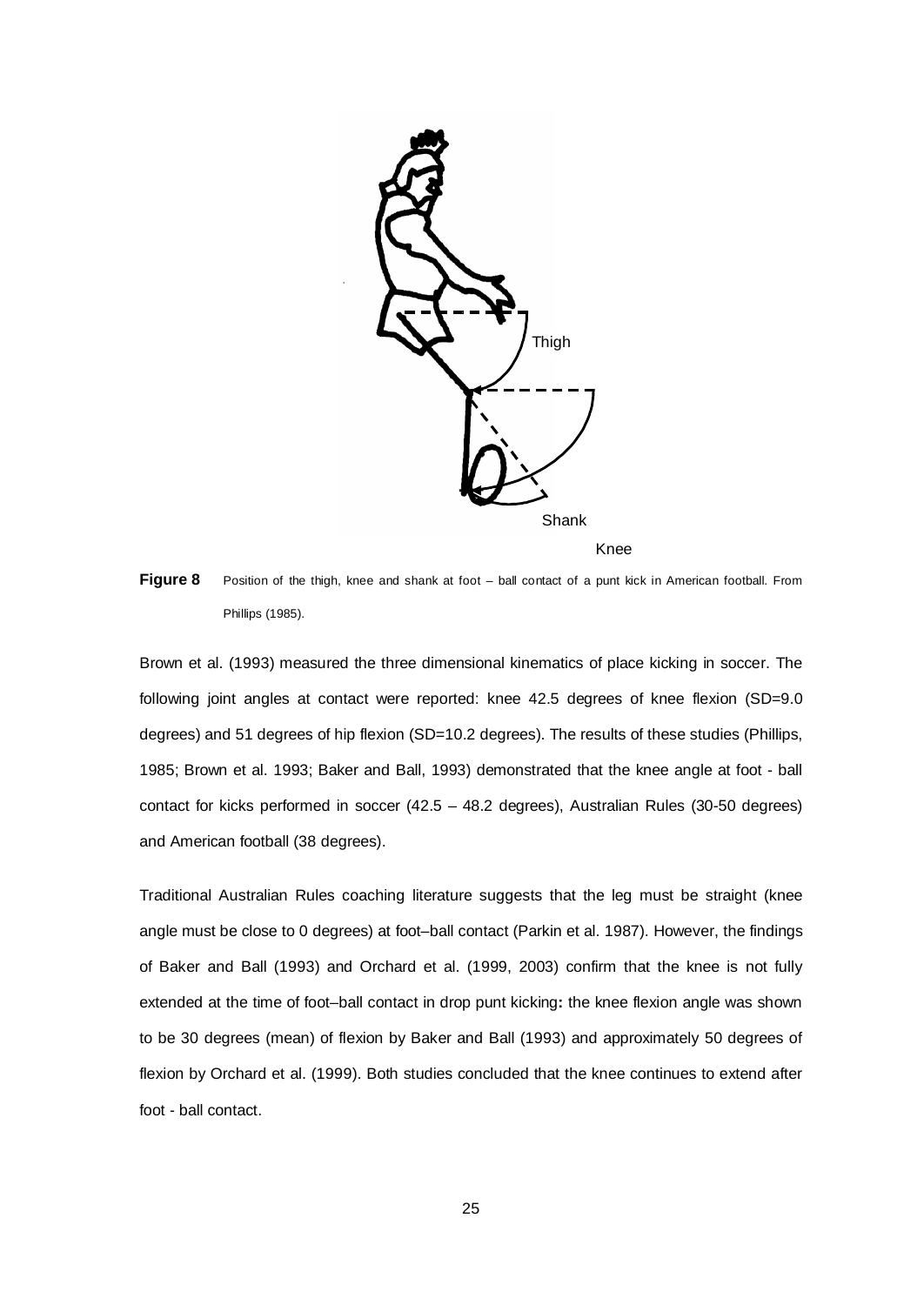Thigh

Shank

Knee

**Figure 8** Position of the thigh, knee and shank at foot – ball contact of a punt kick in American football. From Phillips (1985).

Brown et al. (1993) measured the three dimensional kinematics of place kicking in soccer. The following joint angles at contact were reported: knee 42.5 degrees of knee flexion (SD=9.0 degrees) and 51 degrees of hip flexion (SD=10.2 degrees). The results of these studies (Phillips, 1985; Brown et al. 1993; Baker and Ball, 1993) demonstrated that the knee angle at foot - ball contact for kicks performed in soccer (42.5 – 48.2 degrees), Australian Rules (30-50 degrees) and American football (38 degrees).

Traditional Australian Rules coaching literature suggests that the leg must be straight (knee angle must be close to 0 degrees) at foot–ball contact (Parkin et al. 1987). However, the findings of Baker and Ball (1993) and Orchard et al. (1999, 2003) confirm that the knee is not fully extended at the time of foot–ball contact in drop punt kicking**:** the knee flexion angle was shown to be 30 degrees (mean) of flexion by Baker and Ball (1993) and approximately 50 degrees of flexion by Orchard et al. (1999). Both studies concluded that the knee continues to extend after foot - ball contact.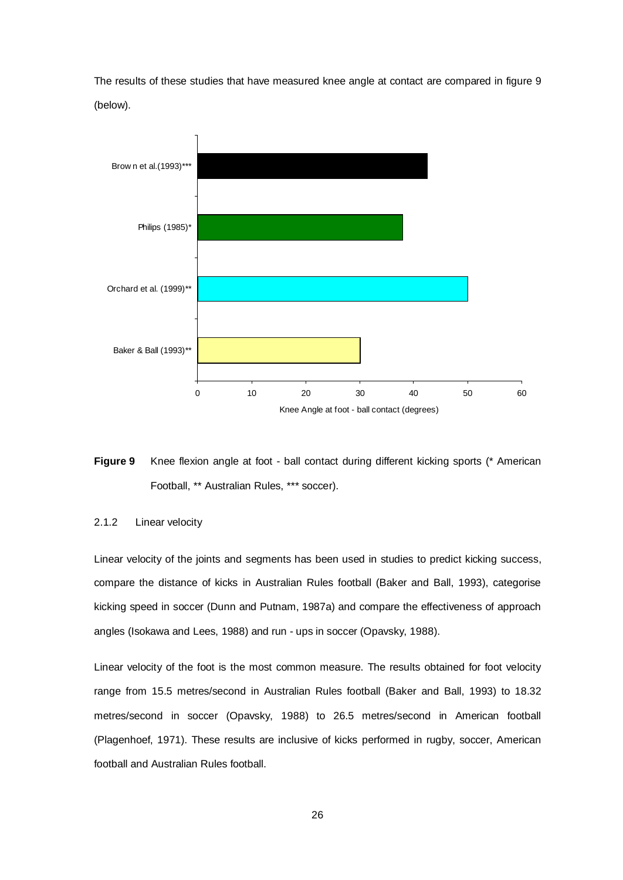The results of these studies that have measured knee angle at contact are compared in figure 9 (below).

**Figure 9** Knee flexion angle at foot - ball contact during different kicking sports (* American Football, ** Australian Rules, *** soccer).

2.1.2 Linear velocity

Linear velocity of the joints and segments has been used in studies to predict kicking success, compare the distance of kicks in Australian Rules football (Baker and Ball, 1993), categorise kicking speed in soccer (Dunn and Putnam, 1987a) and compare the effectiveness of approach angles (Isokawa and Lees, 1988) and run - ups in soccer (Opavsky, 1988).

Linear velocity of the foot is the most common measure. The results obtained for foot velocity range from 15.5 metres/second in Australian Rules football (Baker and Ball, 1993) to 18.32 metres/second in soccer (Opavsky, 1988) to 26.5 metres/second in American football (Plagenhoef, 1971). These results are inclusive of kicks performed in rugby, soccer, American football and Australian Rules football.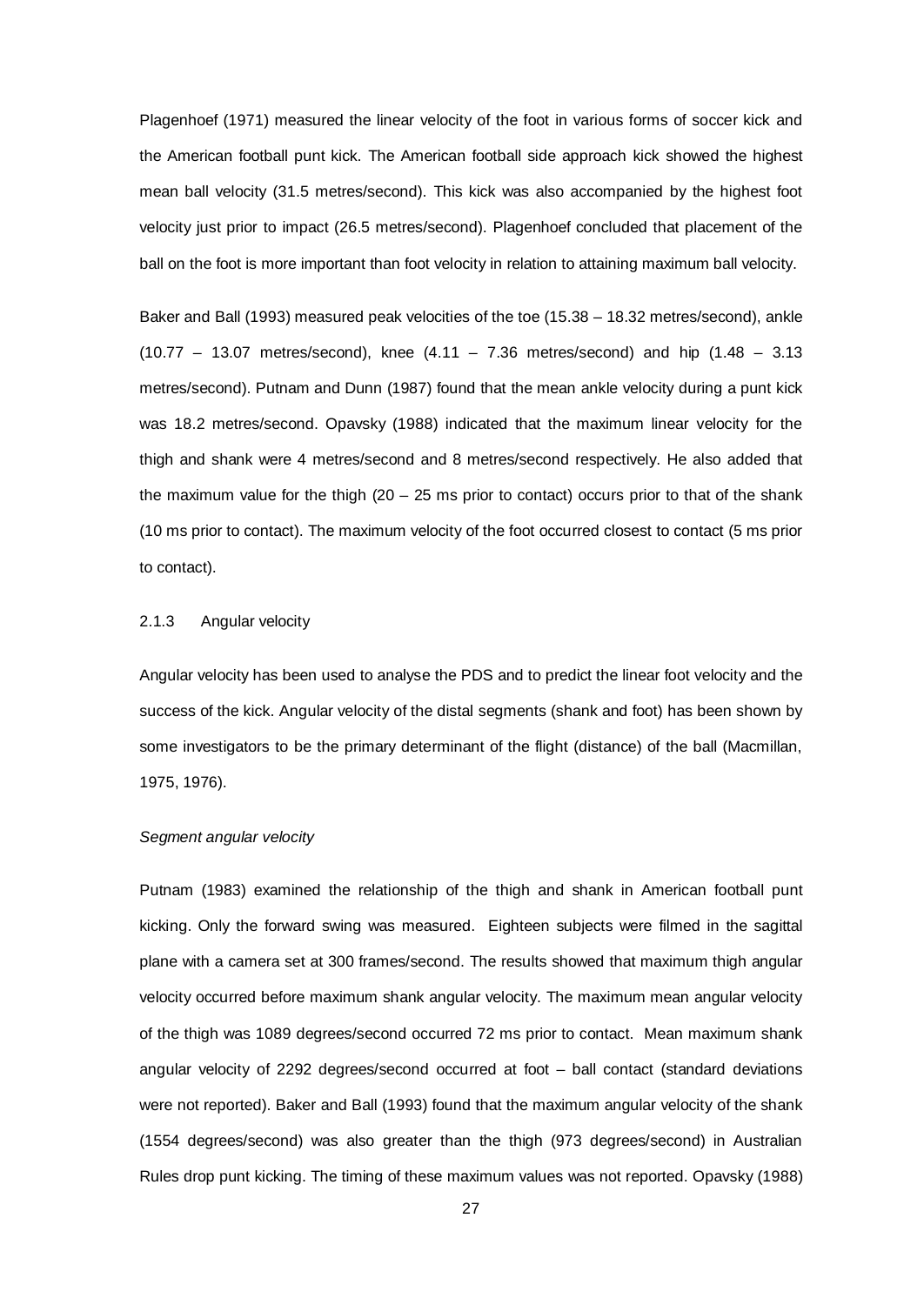Plagenhoef (1971) measured the linear velocity of the foot in various forms of soccer kick and the American football punt kick. The American football side approach kick showed the highest mean ball velocity (31.5 metres/second). This kick was also accompanied by the highest foot velocity just prior to impact (26.5 metres/second). Plagenhoef concluded that placement of the ball on the foot is more important than foot velocity in relation to attaining maximum ball velocity.

Baker and Ball (1993) measured peak velocities of the toe (15.38 – 18.32 metres/second), ankle (10.77 – 13.07 metres/second), knee (4.11 – 7.36 metres/second) and hip (1.48 – 3.13 metres/second). Putnam and Dunn (1987) found that the mean ankle velocity during a punt kick was 18.2 metres/second. Opavsky (1988) indicated that the maximum linear velocity for the thigh and shank were 4 metres/second and 8 metres/second respectively. He also added that the maximum value for the thigh (20 – 25 ms prior to contact) occurs prior to that of the shank (10 ms prior to contact). The maximum velocity of the foot occurred closest to contact (5 ms prior to contact).

### 2.1.3 Angular velocity

Angular velocity has been used to analyse the PDS and to predict the linear foot velocity and the success of the kick. Angular velocity of the distal segments (shank and foot) has been shown by some investigators to be the primary determinant of the flight (distance) of the ball (Macmillan, 1975, 1976).

*Segment angular velocity*

Putnam (1983) examined the relationship of the thigh and shank in American football punt kicking. Only the forward swing was measured. Eighteen subjects were filmed in the sagittal plane with a camera set at 300 frames/second. The results showed that maximum thigh angular velocity occurred before maximum shank angular velocity. The maximum mean angular velocity of the thigh was 1089 degrees/second occurred 72 ms prior to contact. Mean maximum shank angular velocity of 2292 degrees/second occurred at foot – ball contact (standard deviations were not reported). Baker and Ball (1993) found that the maximum angular velocity of the shank (1554 degrees/second) was also greater than the thigh (973 degrees/second) in Australian Rules drop punt kicking. The timing of these maximum values was not reported. Opavsky (1988)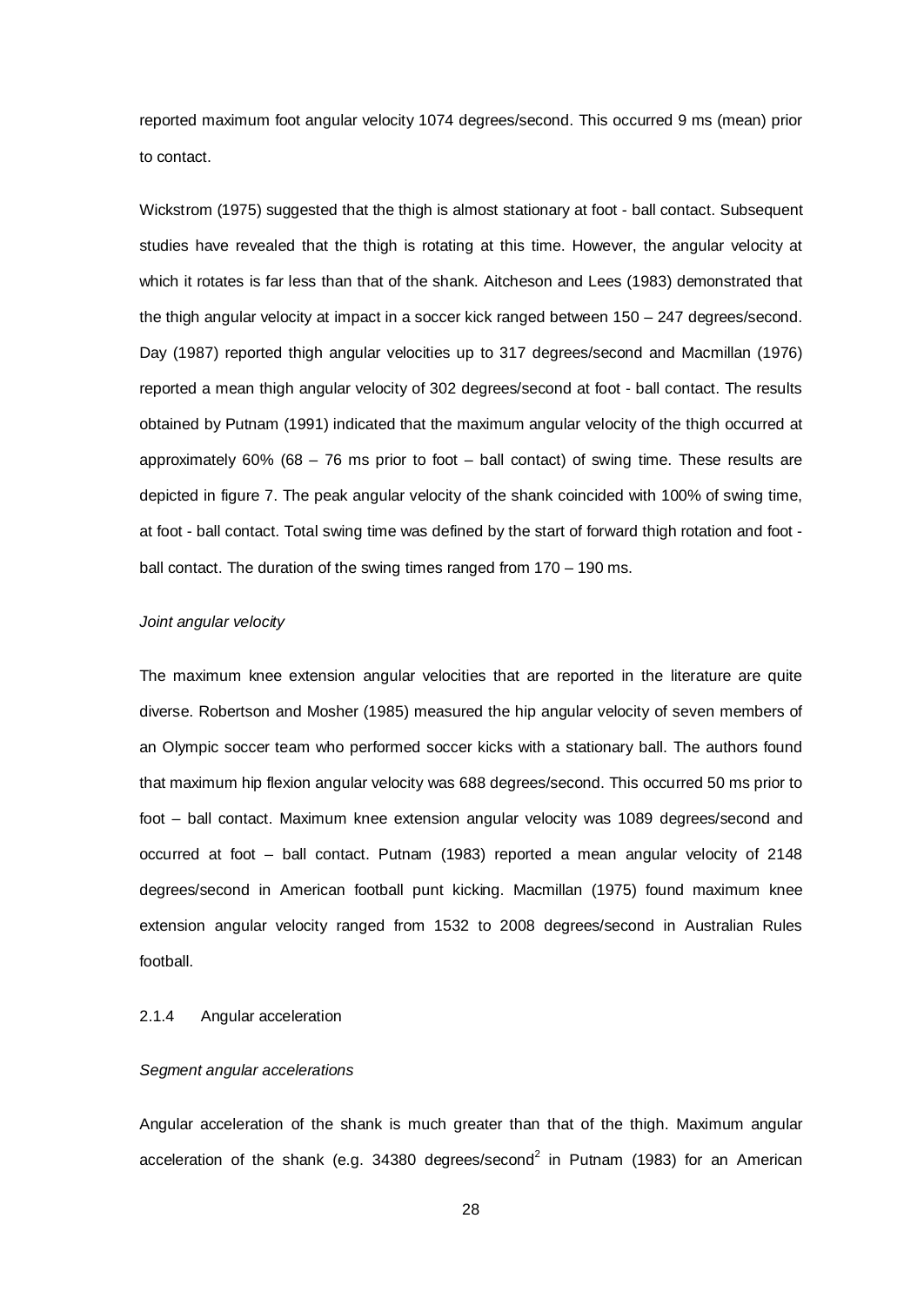reported maximum foot angular velocity 1074 degrees/second. This occurred 9 ms (mean) prior to contact.

Wickstrom (1975) suggested that the thigh is almost stationary at foot - ball contact. Subsequent studies have revealed that the thigh is rotating at this time. However, the angular velocity at which it rotates is far less than that of the shank. Aitcheson and Lees (1983) demonstrated that the thigh angular velocity at impact in a soccer kick ranged between 150 – 247 degrees/second. Day (1987) reported thigh angular velocities up to 317 degrees/second and Macmillan (1976) reported a mean thigh angular velocity of 302 degrees/second at foot - ball contact. The results obtained by Putnam (1991) indicated that the maximum angular velocity of the thigh occurred at approximately 60% (68 – 76 ms prior to foot – ball contact) of swing time. These results are depicted in figure 7. The peak angular velocity of the shank coincided with 100% of swing time, at foot - ball contact. Total swing time was defined by the start of forward thigh rotation and foot - ball contact. The duration of the swing times ranged from 170 – 190 ms.

*Joint angular velocity*

The maximum knee extension angular velocities that are reported in the literature are quite diverse. Robertson and Mosher (1985) measured the hip angular velocity of seven members of an Olympic soccer team who performed soccer kicks with a stationary ball. The authors found that maximum hip flexion angular velocity was 688 degrees/second. This occurred 50 ms prior to foot – ball contact. Maximum knee extension angular velocity was 1089 degrees/second and occurred at foot – ball contact. Putnam (1983) reported a mean angular velocity of 2148 degrees/second in American football punt kicking. Macmillan (1975) found maximum knee extension angular velocity ranged from 1532 to 2008 degrees/second in Australian Rules football.

### 2.1.4 Angular acceleration

*Segment angular accelerations*

Angular acceleration of the shank is much greater than that of the thigh. Maximum angular acceleration of the shank (e.g. 34380 degrees/second$^2$ in Putnam (1983) for an American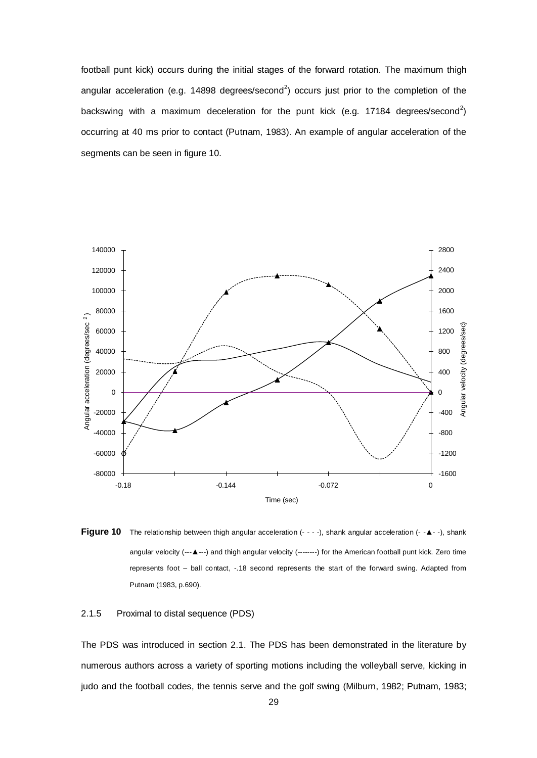football punt kick) occurs during the initial stages of the forward rotation. The maximum thigh angular acceleration (e.g. 14898 degrees/second$^2$) occurs just prior to the completion of the backswing with a maximum deceleration for the punt kick (e.g. 17184 degrees/second$^2$) occurring at 40 ms prior to contact (Putnam, 1983). An example of angular acceleration of the segments can be seen in figure 10.

**Figure 10** The relationship between thigh angular acceleration (- - - -), shank angular acceleration (- -▲- -), shank angular velocity (---▲---) and thigh angular velocity (--------) for the American football punt kick. Zero time represents foot – ball contact, -.18 second represents the start of the forward swing. Adapted from Putnam (1983, p.690).

### 2.1.5 Proximal to distal sequence (PDS)

The PDS was introduced in section 2.1. The PDS has been demonstrated in the literature by numerous authors across a variety of sporting motions including the volleyball serve, kicking in judo and the football codes, the tennis serve and the golf swing (Milburn, 1982; Putnam, 1983;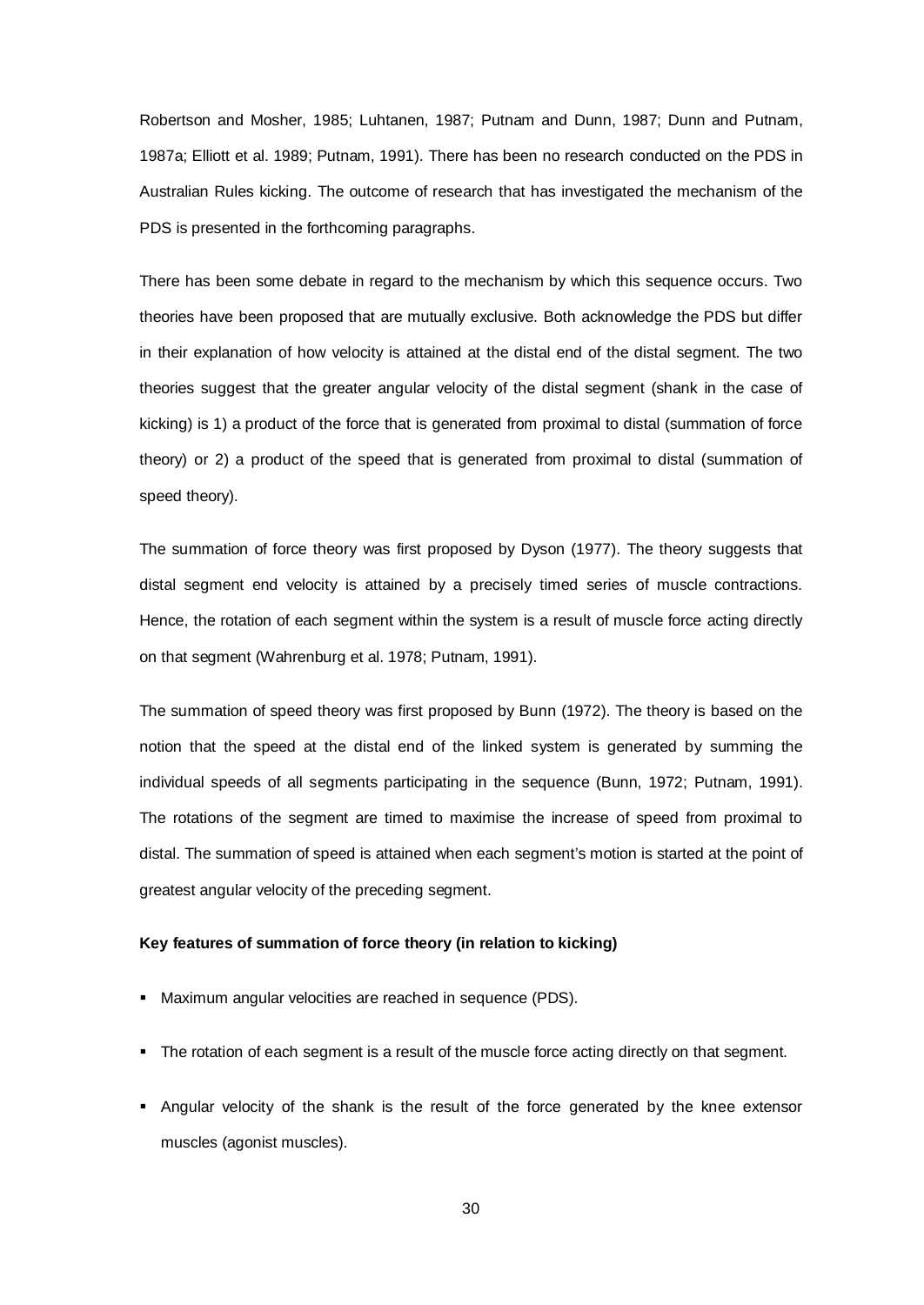Robertson and Mosher, 1985; Luhtanen, 1987; Putnam and Dunn, 1987; Dunn and Putnam, 1987a; Elliott et al. 1989; Putnam, 1991). There has been no research conducted on the PDS in Australian Rules kicking. The outcome of research that has investigated the mechanism of the PDS is presented in the forthcoming paragraphs.

There has been some debate in regard to the mechanism by which this sequence occurs. Two theories have been proposed that are mutually exclusive. Both acknowledge the PDS but differ in their explanation of how velocity is attained at the distal end of the distal segment. The two theories suggest that the greater angular velocity of the distal segment (shank in the case of kicking) is 1) a product of the force that is generated from proximal to distal (summation of force theory) or 2) a product of the speed that is generated from proximal to distal (summation of speed theory).

The summation of force theory was first proposed by Dyson (1977). The theory suggests that distal segment end velocity is attained by a precisely timed series of muscle contractions. Hence, the rotation of each segment within the system is a result of muscle force acting directly on that segment (Wahrenburg et al. 1978; Putnam, 1991).

The summation of speed theory was first proposed by Bunn (1972). The theory is based on the notion that the speed at the distal end of the linked system is generated by summing the individual speeds of all segments participating in the sequence (Bunn, 1972; Putnam, 1991). The rotations of the segment are timed to maximise the increase of speed from proximal to distal. The summation of speed is attained when each segment's motion is started at the point of greatest angular velocity of the preceding segment.

**Key features of summation of force theory (in relation to kicking)**

- Maximum angular velocities are reached in sequence (PDS).
- The rotation of each segment is a result of the muscle force acting directly on that segment.
- Angular velocity of the shank is the result of the force generated by the knee extensor muscles (agonist muscles).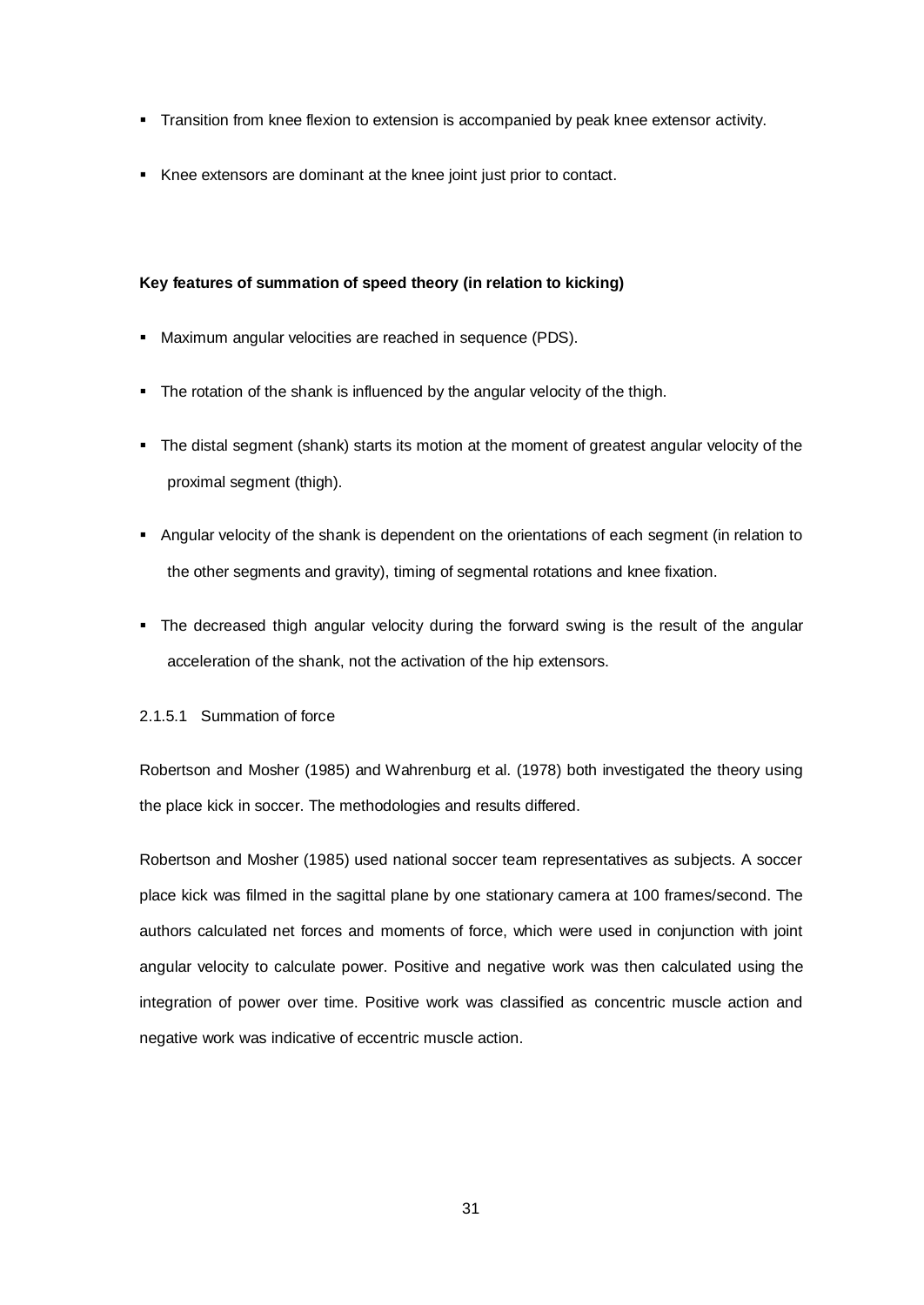- Transition from knee flexion to extension is accompanied by peak knee extensor activity.
- Knee extensors are dominant at the knee joint just prior to contact.

**Key features of summation of speed theory (in relation to kicking)**

- Maximum angular velocities are reached in sequence (PDS).
- The rotation of the shank is influenced by the angular velocity of the thigh.
- The distal segment (shank) starts its motion at the moment of greatest angular velocity of the proximal segment (thigh).
- Angular velocity of the shank is dependent on the orientations of each segment (in relation to the other segments and gravity), timing of segmental rotations and knee fixation.
- The decreased thigh angular velocity during the forward swing is the result of the angular acceleration of the shank, not the activation of the hip extensors.

#### 2.1.5.1 Summation of force

Robertson and Mosher (1985) and Wahrenburg et al. (1978) both investigated the theory using the place kick in soccer. The methodologies and results differed.

Robertson and Mosher (1985) used national soccer team representatives as subjects. A soccer place kick was filmed in the sagittal plane by one stationary camera at 100 frames/second. The authors calculated net forces and moments of force, which were used in conjunction with joint angular velocity to calculate power. Positive and negative work was then calculated using the integration of power over time. Positive work was classified as concentric muscle action and negative work was indicative of eccentric muscle action.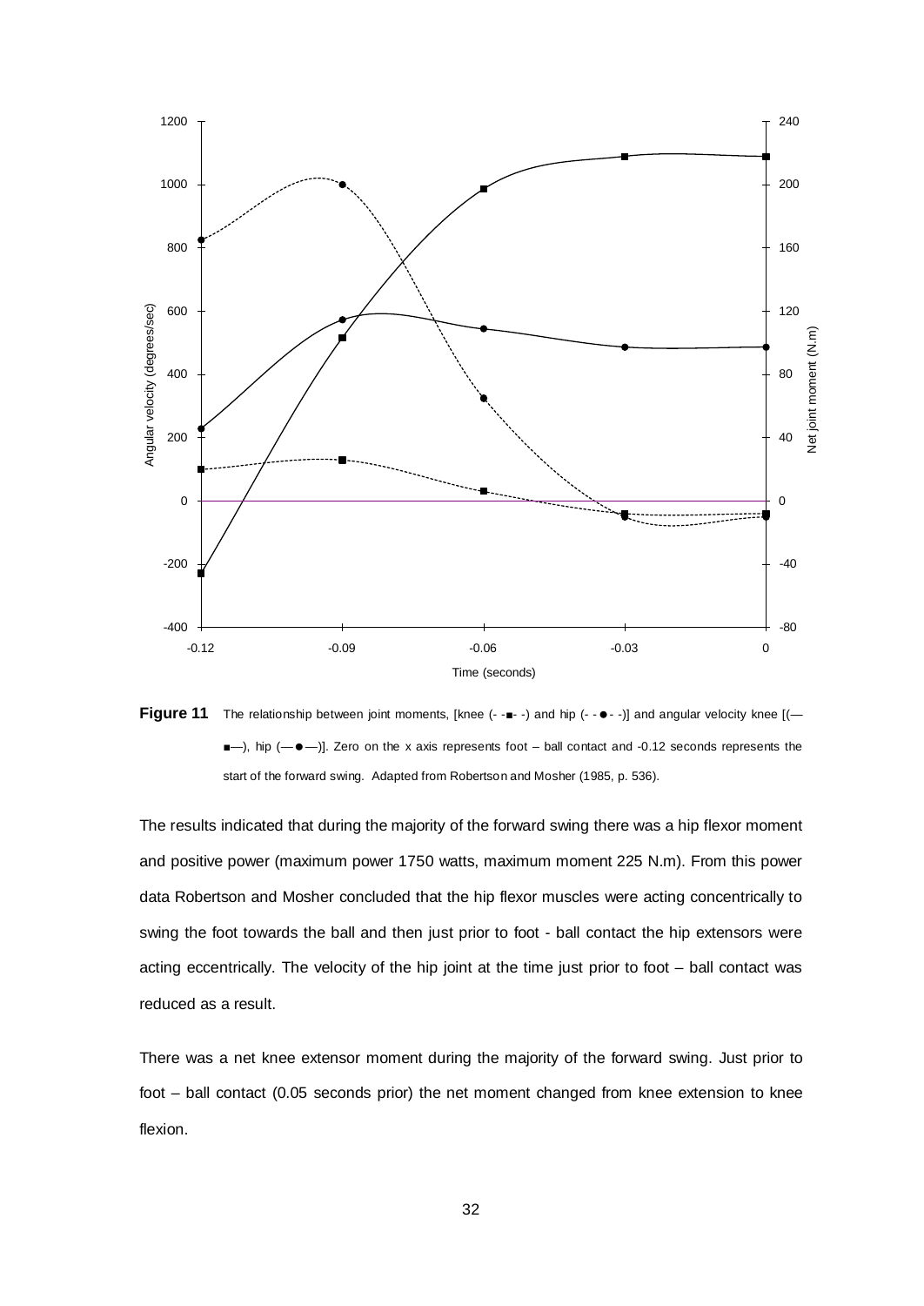**Figure 11** The relationship between joint moments, [knee (- -■- -) and hip (- -●- -)] and angular velocity knee [(—■—), hip (—●—)]. Zero on the x axis represents foot – ball contact and -0.12 seconds represents the start of the forward swing. Adapted from Robertson and Mosher (1985, p. 536).

The results indicated that during the majority of the forward swing there was a hip flexor moment and positive power (maximum power 1750 watts, maximum moment 225 N.m). From this power data Robertson and Mosher concluded that the hip flexor muscles were acting concentrically to swing the foot towards the ball and then just prior to foot - ball contact the hip extensors were acting eccentrically. The velocity of the hip joint at the time just prior to foot – ball contact was reduced as a result.

There was a net knee extensor moment during the majority of the forward swing. Just prior to foot – ball contact (0.05 seconds prior) the net moment changed from knee extension to knee flexion.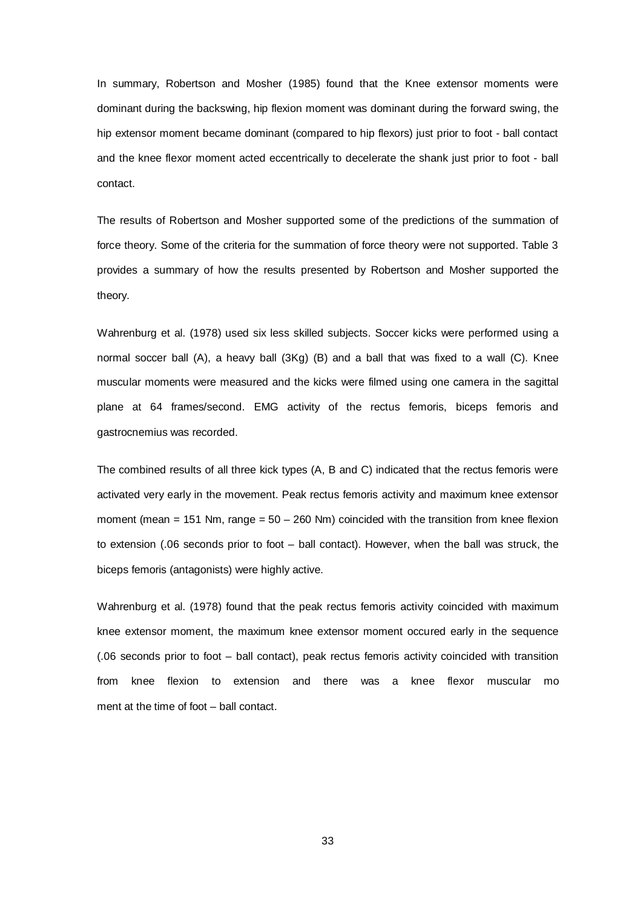In summary, Robertson and Mosher (1985) found that the Knee extensor moments were dominant during the backswing, hip flexion moment was dominant during the forward swing, the hip extensor moment became dominant (compared to hip flexors) just prior to foot - ball contact and the knee flexor moment acted eccentrically to decelerate the shank just prior to foot - ball contact.

The results of Robertson and Mosher supported some of the predictions of the summation of force theory. Some of the criteria for the summation of force theory were not supported. Table 3 provides a summary of how the results presented by Robertson and Mosher supported the theory.

Wahrenburg et al. (1978) used six less skilled subjects. Soccer kicks were performed using a normal soccer ball (A), a heavy ball (3Kg) (B) and a ball that was fixed to a wall (C). Knee muscular moments were measured and the kicks were filmed using one camera in the sagittal plane at 64 frames/second. EMG activity of the rectus femoris, biceps femoris and gastrocnemius was recorded.

The combined results of all three kick types (A, B and C) indicated that the rectus femoris were activated very early in the movement. Peak rectus femoris activity and maximum knee extensor moment (mean = 151 Nm, range = 50 – 260 Nm) coincided with the transition from knee flexion to extension (.06 seconds prior to foot – ball contact). However, when the ball was struck, the biceps femoris (antagonists) were highly active.

Wahrenburg et al. (1978) found that the peak rectus femoris activity coincided with maximum knee extensor moment, the maximum knee extensor moment occured early in the sequence (.06 seconds prior to foot – ball contact), peak rectus femoris activity coincided with transition from knee flexion to extension and there was a knee flexor muscular mo ment at the time of foot – ball contact.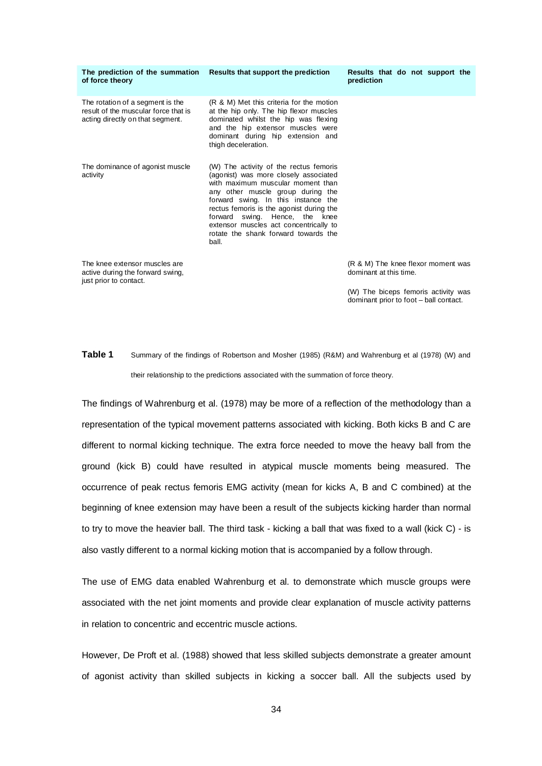| The prediction of the summation of force theory | Results that support the prediction | Results that do not support the prediction |
|---|---|---|
| The rotation of a segment is the result of the muscular force that is acting directly on that segment. | (R & M) Met this criteria for the motion at the hip only. The hip flexor muscles dominated whilst the hip was flexing and the hip extensor muscles were dominant during hip extension and thigh deceleration. | |
| The dominance of agonist muscle activity | (W) The activity of the rectus femoris (agonist) was more closely associated with maximum muscular moment than any other muscle group during the forward swing. In this instance the rectus femoris is the agonist during the forward swing. Hence, the knee extensor muscles act concentrically to rotate the shank forward towards the ball. | |
| The knee extensor muscles are active during the forward swing, just prior to contact. | | (R & M) The knee flexor moment was dominant at this time. (W) The biceps femoris activity was dominant prior to foot – ball contact. |

**Table 1** Summary of the findings of Robertson and Mosher (1985) (R&M) and Wahrenburg et al (1978) (W) and their relationship to the predictions associated with the summation of force theory.

The findings of Wahrenburg et al. (1978) may be more of a reflection of the methodology than a representation of the typical movement patterns associated with kicking. Both kicks B and C are different to normal kicking technique. The extra force needed to move the heavy ball from the ground (kick B) could have resulted in atypical muscle moments being measured. The occurrence of peak rectus femoris EMG activity (mean for kicks A, B and C combined) at the beginning of knee extension may have been a result of the subjects kicking harder than normal to try to move the heavier ball. The third task - kicking a ball that was fixed to a wall (kick C) - is also vastly different to a normal kicking motion that is accompanied by a follow through.

The use of EMG data enabled Wahrenburg et al. to demonstrate which muscle groups were associated with the net joint moments and provide clear explanation of muscle activity patterns in relation to concentric and eccentric muscle actions.

However, De Proft et al. (1988) showed that less skilled subjects demonstrate a greater amount of agonist activity than skilled subjects in kicking a soccer ball. All the subjects used by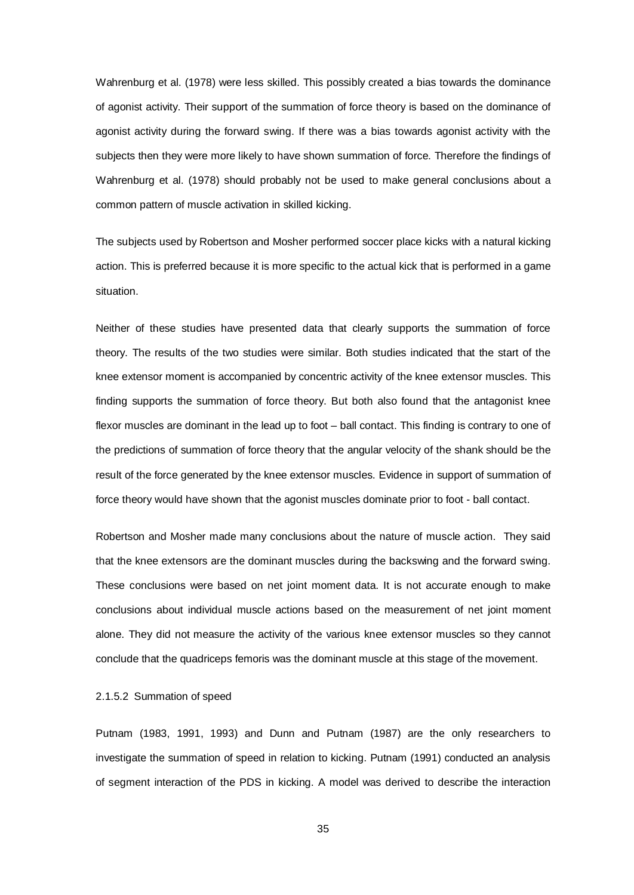Wahrenburg et al. (1978) were less skilled. This possibly created a bias towards the dominance of agonist activity. Their support of the summation of force theory is based on the dominance of agonist activity during the forward swing. If there was a bias towards agonist activity with the subjects then they were more likely to have shown summation of force. Therefore the findings of Wahrenburg et al. (1978) should probably not be used to make general conclusions about a common pattern of muscle activation in skilled kicking.

The subjects used by Robertson and Mosher performed soccer place kicks with a natural kicking action. This is preferred because it is more specific to the actual kick that is performed in a game situation.

Neither of these studies have presented data that clearly supports the summation of force theory. The results of the two studies were similar. Both studies indicated that the start of the knee extensor moment is accompanied by concentric activity of the knee extensor muscles. This finding supports the summation of force theory. But both also found that the antagonist knee flexor muscles are dominant in the lead up to foot – ball contact. This finding is contrary to one of the predictions of summation of force theory that the angular velocity of the shank should be the result of the force generated by the knee extensor muscles. Evidence in support of summation of force theory would have shown that the agonist muscles dominate prior to foot - ball contact.

Robertson and Mosher made many conclusions about the nature of muscle action. They said that the knee extensors are the dominant muscles during the backswing and the forward swing. These conclusions were based on net joint moment data. It is not accurate enough to make conclusions about individual muscle actions based on the measurement of net joint moment alone. They did not measure the activity of the various knee extensor muscles so they cannot conclude that the quadriceps femoris was the dominant muscle at this stage of the movement.

#### 2.1.5.2 Summation of speed

Putnam (1983, 1991, 1993) and Dunn and Putnam (1987) are the only researchers to investigate the summation of speed in relation to kicking. Putnam (1991) conducted an analysis of segment interaction of the PDS in kicking. A model was derived to describe the interaction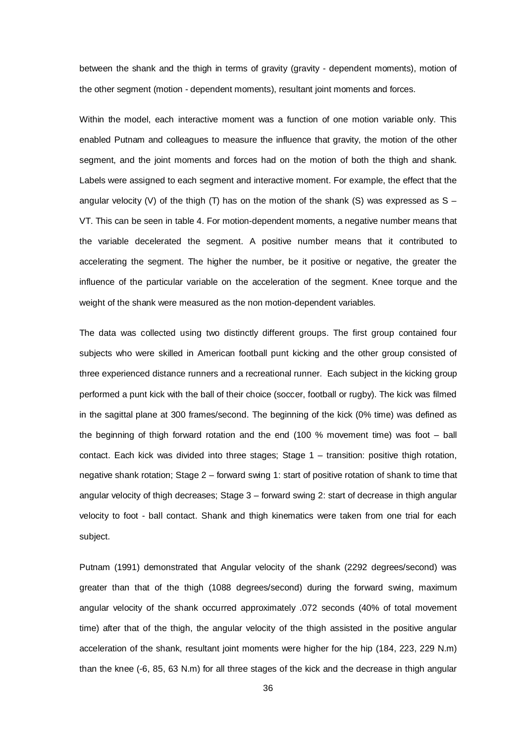between the shank and the thigh in terms of gravity (gravity - dependent moments), motion of the other segment (motion - dependent moments), resultant joint moments and forces.

Within the model, each interactive moment was a function of one motion variable only. This enabled Putnam and colleagues to measure the influence that gravity, the motion of the other segment, and the joint moments and forces had on the motion of both the thigh and shank. Labels were assigned to each segment and interactive moment. For example, the effect that the angular velocity (V) of the thigh (T) has on the motion of the shank (S) was expressed as S – VT. This can be seen in table 4. For motion-dependent moments, a negative number means that the variable decelerated the segment. A positive number means that it contributed to accelerating the segment. The higher the number, be it positive or negative, the greater the influence of the particular variable on the acceleration of the segment. Knee torque and the weight of the shank were measured as the non motion-dependent variables.

The data was collected using two distinctly different groups. The first group contained four subjects who were skilled in American football punt kicking and the other group consisted of three experienced distance runners and a recreational runner. Each subject in the kicking group performed a punt kick with the ball of their choice (soccer, football or rugby). The kick was filmed in the sagittal plane at 300 frames/second. The beginning of the kick (0% time) was defined as the beginning of thigh forward rotation and the end (100 % movement time) was foot – ball contact. Each kick was divided into three stages; Stage 1 – transition: positive thigh rotation, negative shank rotation; Stage 2 – forward swing 1: start of positive rotation of shank to time that angular velocity of thigh decreases; Stage 3 – forward swing 2: start of decrease in thigh angular velocity to foot - ball contact. Shank and thigh kinematics were taken from one trial for each subject.

Putnam (1991) demonstrated that Angular velocity of the shank (2292 degrees/second) was greater than that of the thigh (1088 degrees/second) during the forward swing, maximum angular velocity of the shank occurred approximately .072 seconds (40% of total movement time) after that of the thigh, the angular velocity of the thigh assisted in the positive angular acceleration of the shank, resultant joint moments were higher for the hip (184, 223, 229 N.m) than the knee (-6, 85, 63 N.m) for all three stages of the kick and the decrease in thigh angular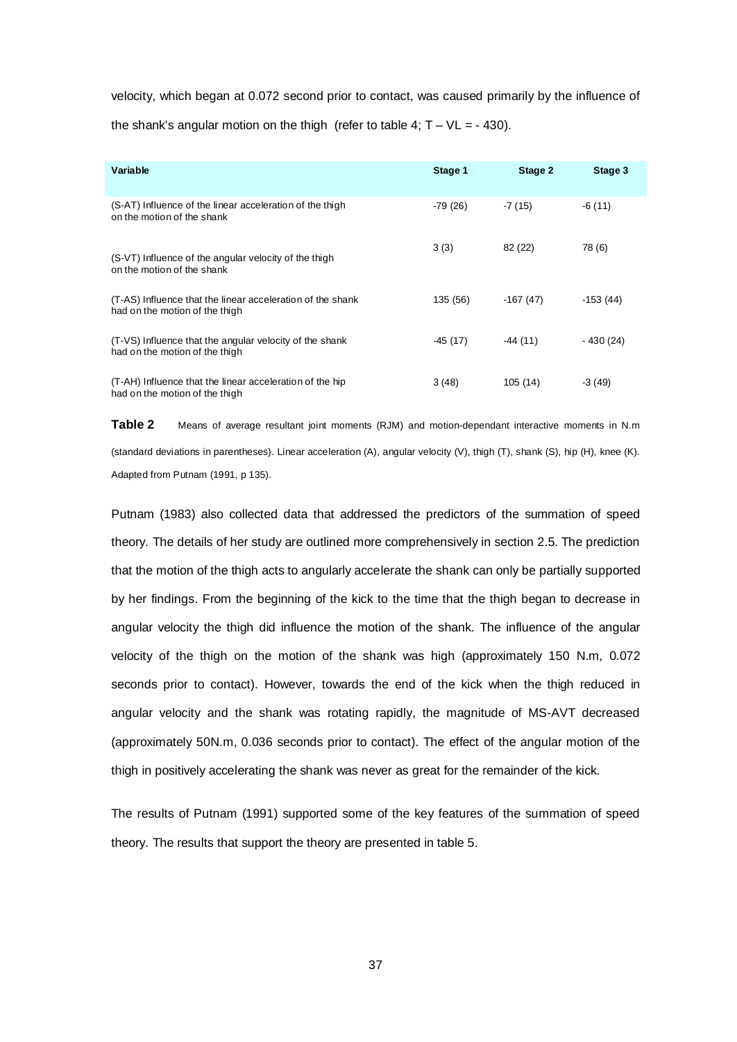velocity, which began at 0.072 second prior to contact, was caused primarily by the influence of the shank's angular motion on the thigh (refer to table 4; T – VL = - 430).

| Variable | Stage 1 | Stage 2 | Stage 3 |
|---|---|---|---|
| (S-AT) Influence of the linear acceleration of the thigh on the motion of the shank | -79 (26) | -7 (15) | -6 (11) |
| (S-VT) Influence of the angular velocity of the thigh on the motion of the shank | 3 (3) | 82 (22) | 78 (6) |
| (T-AS) Influence that the linear acceleration of the shank had on the motion of the thigh | 135 (56) | -167 (47) | -153 (44) |
| (T-VS) Influence that the angular velocity of the shank had on the motion of the thigh | -45 (17) | -44 (11) | - 430 (24) |
| (T-AH) Influence that the linear acceleration of the hip had on the motion of the thigh | 3 (48) | 105 (14) | -3 (49) |

**Table 2** Means of average resultant joint moments (RJM) and motion-dependant interactive moments in N.m (standard deviations in parentheses). Linear acceleration (A), angular velocity (V), thigh (T), shank (S), hip (H), knee (K). Adapted from Putnam (1991, p 135).

Putnam (1983) also collected data that addressed the predictors of the summation of speed theory. The details of her study are outlined more comprehensively in section 2.5. The prediction that the motion of the thigh acts to angularly accelerate the shank can only be partially supported by her findings. From the beginning of the kick to the time that the thigh began to decrease in angular velocity the thigh did influence the motion of the shank. The influence of the angular velocity of the thigh on the motion of the shank was high (approximately 150 N.m, 0.072 seconds prior to contact). However, towards the end of the kick when the thigh reduced in angular velocity and the shank was rotating rapidly, the magnitude of MS-AVT decreased (approximately 50N.m, 0.036 seconds prior to contact). The effect of the angular motion of the thigh in positively accelerating the shank was never as great for the remainder of the kick.

The results of Putnam (1991) supported some of the key features of the summation of speed theory. The results that support the theory are presented in table 5.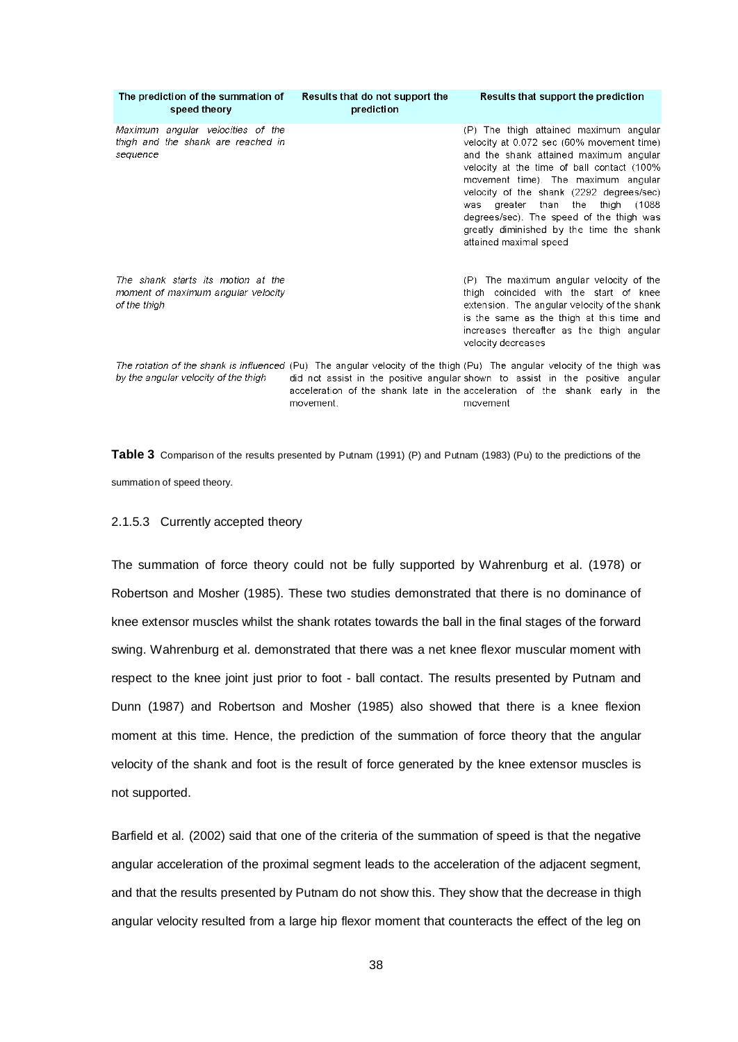| The prediction of the summation of speed theory | Results that do not support the prediction | Results that support the prediction |
|---|---|---|
| *Maximum angular velocities of the thigh and the shank are reached in sequence* | | (P) The thigh attained maximum angular velocity at 0.072 sec (60% movement time) and the shank attained maximum angular velocity at the time of ball contact (100% movement time). The maximum angular velocity of the shank (2292 degrees/sec) was greater than the thigh (1088 degrees/sec). The speed of the thigh was greatly diminished by the time the shank attained maximal speed |
| *The shank starts its motion at the moment of maximum angular velocity of the thigh* | | (P) The maximum angular velocity of the thigh coincided with the start of knee extension. The angular velocity of the shank is the same as the thigh at this time and increases thereafter as the thigh angular velocity decreases |
| *The rotation of the shank is influenced by the angular velocity of the thigh* | (Pu) The angular velocity of the thigh did not assist in the positive angular acceleration of the shank late in the movement. | (Pu) The angular velocity of the thigh was shown to assist in the positive angular acceleration of the shank early in the movement |

**Table 3** Comparison of the results presented by Putnam (1991) (P) and Putnam (1983) (Pu) to the predictions of the summation of speed theory.

2.1.5.3 Currently accepted theory

The summation of force theory could not be fully supported by Wahrenburg et al. (1978) or Robertson and Mosher (1985). These two studies demonstrated that there is no dominance of knee extensor muscles whilst the shank rotates towards the ball in the final stages of the forward swing. Wahrenburg et al. demonstrated that there was a net knee flexor muscular moment with respect to the knee joint just prior to foot - ball contact. The results presented by Putnam and Dunn (1987) and Robertson and Mosher (1985) also showed that there is a knee flexion moment at this time. Hence, the prediction of the summation of force theory that the angular velocity of the shank and foot is the result of force generated by the knee extensor muscles is not supported.

Barfield et al. (2002) said that one of the criteria of the summation of speed is that the negative angular acceleration of the proximal segment leads to the acceleration of the adjacent segment, and that the results presented by Putnam do not show this. They show that the decrease in thigh angular velocity resulted from a large hip flexor moment that counteracts the effect of the leg on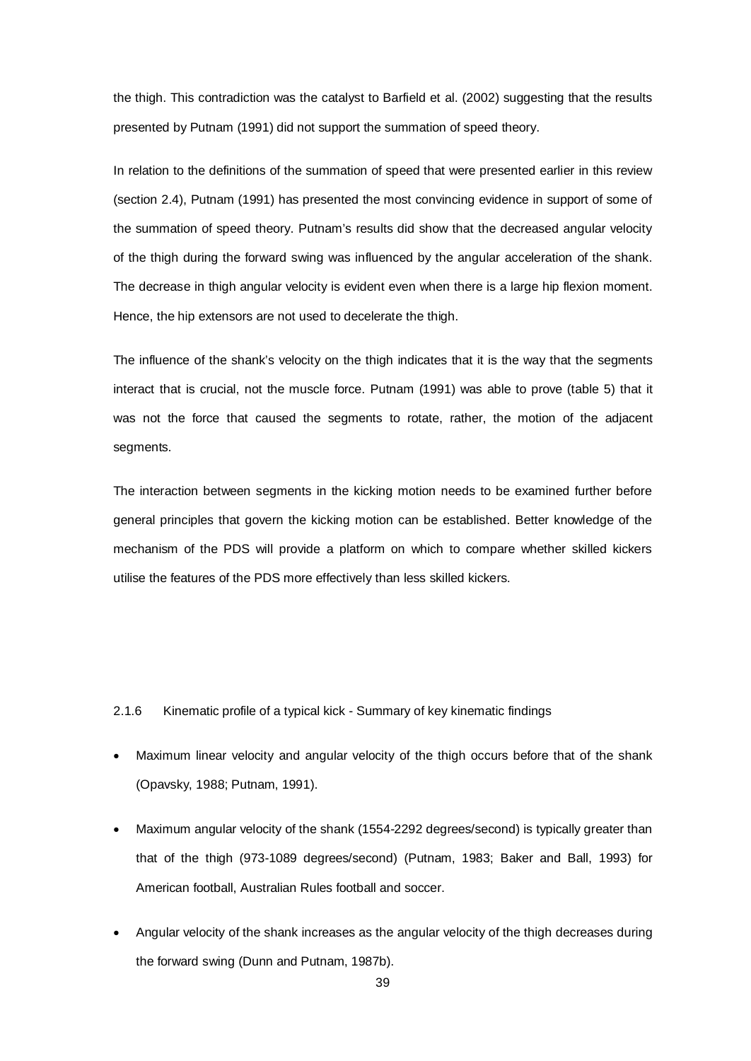the thigh. This contradiction was the catalyst to Barfield et al. (2002) suggesting that the results presented by Putnam (1991) did not support the summation of speed theory.

In relation to the definitions of the summation of speed that were presented earlier in this review (section 2.4), Putnam (1991) has presented the most convincing evidence in support of some of the summation of speed theory. Putnam's results did show that the decreased angular velocity of the thigh during the forward swing was influenced by the angular acceleration of the shank. The decrease in thigh angular velocity is evident even when there is a large hip flexion moment. Hence, the hip extensors are not used to decelerate the thigh.

The influence of the shank's velocity on the thigh indicates that it is the way that the segments interact that is crucial, not the muscle force. Putnam (1991) was able to prove (table 5) that it was not the force that caused the segments to rotate, rather, the motion of the adjacent segments.

The interaction between segments in the kicking motion needs to be examined further before general principles that govern the kicking motion can be established. Better knowledge of the mechanism of the PDS will provide a platform on which to compare whether skilled kickers utilise the features of the PDS more effectively than less skilled kickers.

### 2.1.6 Kinematic profile of a typical kick - Summary of key kinematic findings

- Maximum linear velocity and angular velocity of the thigh occurs before that of the shank (Opavsky, 1988; Putnam, 1991).
- Maximum angular velocity of the shank (1554-2292 degrees/second) is typically greater than that of the thigh (973-1089 degrees/second) (Putnam, 1983; Baker and Ball, 1993) for American football, Australian Rules football and soccer.
- Angular velocity of the shank increases as the angular velocity of the thigh decreases during the forward swing (Dunn and Putnam, 1987b).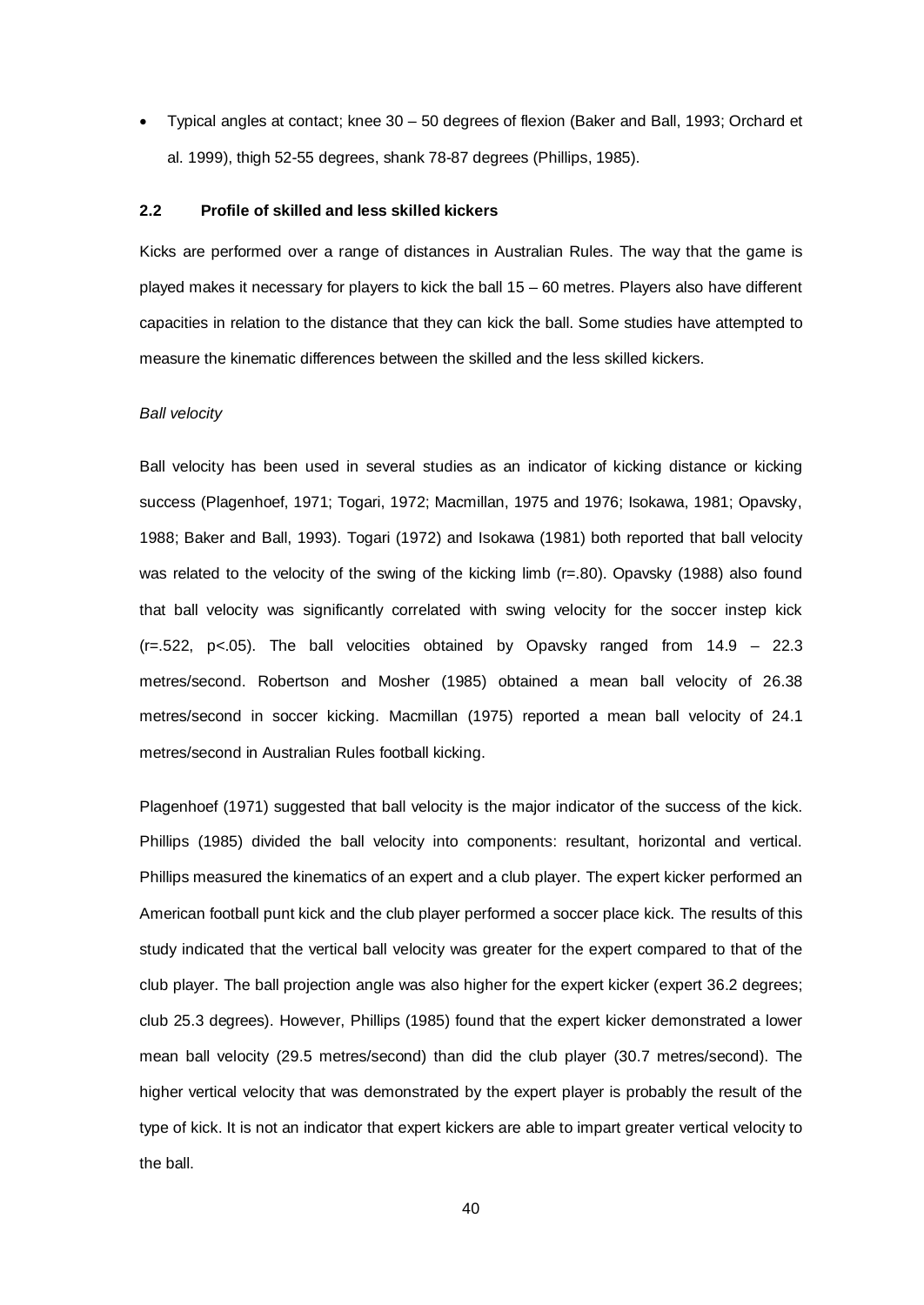- Typical angles at contact; knee 30 – 50 degrees of flexion (Baker and Ball, 1993; Orchard et al. 1999), thigh 52-55 degrees, shank 78-87 degrees (Phillips, 1985).

### 2.2 Profile of skilled and less skilled kickers

Kicks are performed over a range of distances in Australian Rules. The way that the game is played makes it necessary for players to kick the ball 15 – 60 metres. Players also have different capacities in relation to the distance that they can kick the ball. Some studies have attempted to measure the kinematic differences between the skilled and the less skilled kickers.

*Ball velocity*

Ball velocity has been used in several studies as an indicator of kicking distance or kicking success (Plagenhoef, 1971; Togari, 1972; Macmillan, 1975 and 1976; Isokawa, 1981; Opavsky, 1988; Baker and Ball, 1993). Togari (1972) and Isokawa (1981) both reported that ball velocity was related to the velocity of the swing of the kicking limb ($r=.80$). Opavsky (1988) also found that ball velocity was significantly correlated with swing velocity for the soccer instep kick ($r=.522$, $p<.05$). The ball velocities obtained by Opavsky ranged from 14.9 – 22.3 metres/second. Robertson and Mosher (1985) obtained a mean ball velocity of 26.38 metres/second in soccer kicking. Macmillan (1975) reported a mean ball velocity of 24.1 metres/second in Australian Rules football kicking.

Plagenhoef (1971) suggested that ball velocity is the major indicator of the success of the kick. Phillips (1985) divided the ball velocity into components: resultant, horizontal and vertical. Phillips measured the kinematics of an expert and a club player. The expert kicker performed an American football punt kick and the club player performed a soccer place kick. The results of this study indicated that the vertical ball velocity was greater for the expert compared to that of the club player. The ball projection angle was also higher for the expert kicker (expert 36.2 degrees; club 25.3 degrees). However, Phillips (1985) found that the expert kicker demonstrated a lower mean ball velocity (29.5 metres/second) than did the club player (30.7 metres/second). The higher vertical velocity that was demonstrated by the expert player is probably the result of the type of kick. It is not an indicator that expert kickers are able to impart greater vertical velocity to the ball.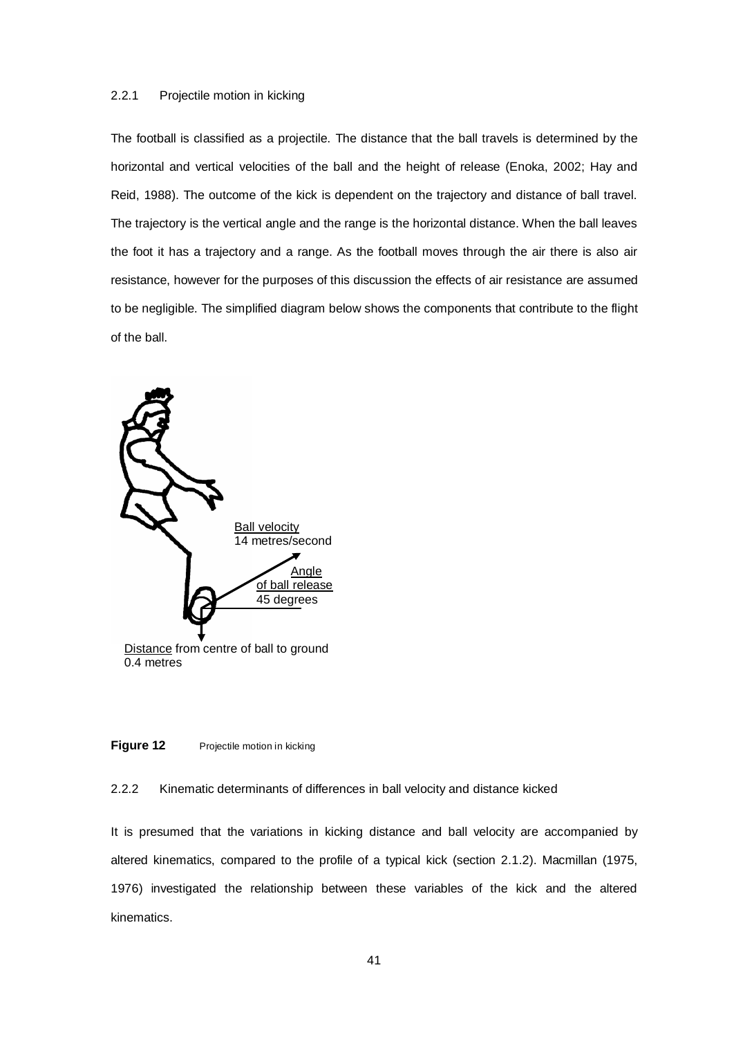### 2.2.1 Projectile motion in kicking

The football is classified as a projectile. The distance that the ball travels is determined by the horizontal and vertical velocities of the ball and the height of release (Enoka, 2002; Hay and Reid, 1988). The outcome of the kick is dependent on the trajectory and distance of ball travel. The trajectory is the vertical angle and the range is the horizontal distance. When the ball leaves the foot it has a trajectory and a range. As the football moves through the air there is also air resistance, however for the purposes of this discussion the effects of air resistance are assumed to be negligible. The simplified diagram below shows the components that contribute to the flight of the ball.

Ball velocity
14 metres/second

Angle
of ball release
45 degrees

Distance from centre of ball to ground
0.4 metres

**Figure 12** Projectile motion in kicking

### 2.2.2 Kinematic determinants of differences in ball velocity and distance kicked

It is presumed that the variations in kicking distance and ball velocity are accompanied by altered kinematics, compared to the profile of a typical kick (section 2.1.2). Macmillan (1975, 1976) investigated the relationship between these variables of the kick and the altered kinematics.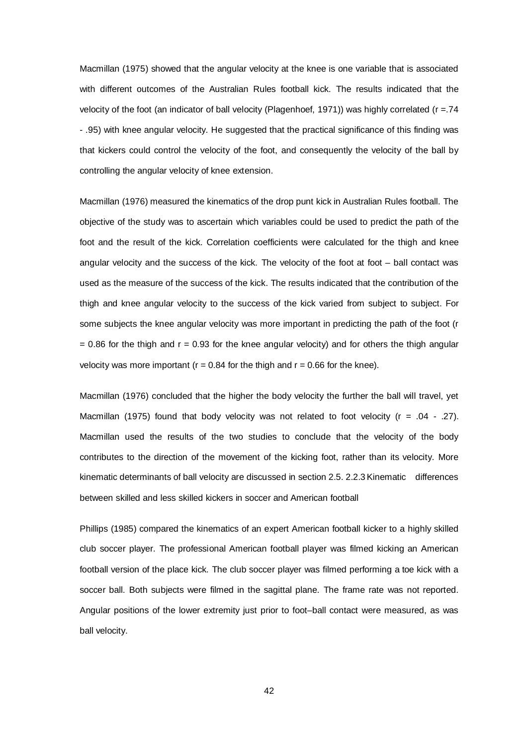Macmillan (1975) showed that the angular velocity at the knee is one variable that is associated with different outcomes of the Australian Rules football kick. The results indicated that the velocity of the foot (an indicator of ball velocity (Plagenhoef, 1971)) was highly correlated ($r$ =.74 - .95) with knee angular velocity. He suggested that the practical significance of this finding was that kickers could control the velocity of the foot, and consequently the velocity of the ball by controlling the angular velocity of knee extension.

Macmillan (1976) measured the kinematics of the drop punt kick in Australian Rules football. The objective of the study was to ascertain which variables could be used to predict the path of the foot and the result of the kick. Correlation coefficients were calculated for the thigh and knee angular velocity and the success of the kick. The velocity of the foot at foot – ball contact was used as the measure of the success of the kick. The results indicated that the contribution of the thigh and knee angular velocity to the success of the kick varied from subject to subject. For some subjects the knee angular velocity was more important in predicting the path of the foot ($r = 0.86$ for the thigh and $r = 0.93$ for the knee angular velocity) and for others the thigh angular velocity was more important ($r = 0.84$ for the thigh and $r = 0.66$ for the knee).

Macmillan (1976) concluded that the higher the body velocity the further the ball will travel, yet Macmillan (1975) found that body velocity was not related to foot velocity ($r$ = .04 - .27). Macmillan used the results of the two studies to conclude that the velocity of the body contributes to the direction of the movement of the kicking foot, rather than its velocity. More kinematic determinants of ball velocity are discussed in section 2.5.

### 2.2.3 Kinematic differences between skilled and less skilled kickers in soccer and American football

Phillips (1985) compared the kinematics of an expert American football kicker to a highly skilled club soccer player. The professional American football player was filmed kicking an American football version of the place kick. The club soccer player was filmed performing a toe kick with a soccer ball. Both subjects were filmed in the sagittal plane. The frame rate was not reported. Angular positions of the lower extremity just prior to foot–ball contact were measured, as was ball velocity.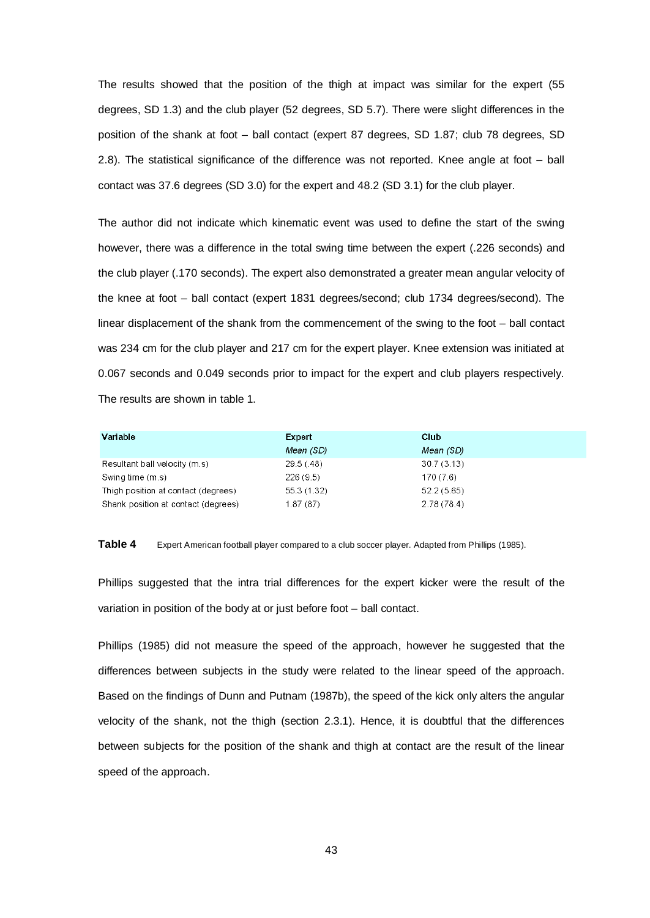The results showed that the position of the thigh at impact was similar for the expert (55 degrees, SD 1.3) and the club player (52 degrees, SD 5.7). There were slight differences in the position of the shank at foot – ball contact (expert 87 degrees, SD 1.87; club 78 degrees, SD 2.8). The statistical significance of the difference was not reported. Knee angle at foot – ball contact was 37.6 degrees (SD 3.0) for the expert and 48.2 (SD 3.1) for the club player.

The author did not indicate which kinematic event was used to define the start of the swing however, there was a difference in the total swing time between the expert (.226 seconds) and the club player (.170 seconds). The expert also demonstrated a greater mean angular velocity of the knee at foot – ball contact (expert 1831 degrees/second; club 1734 degrees/second). The linear displacement of the shank from the commencement of the swing to the foot – ball contact was 234 cm for the club player and 217 cm for the expert player. Knee extension was initiated at 0.067 seconds and 0.049 seconds prior to impact for the expert and club players respectively. The results are shown in table 1.

| Variable | Expert<br>*Mean (SD)* | Club<br>*Mean (SD)* |
|---|---|---|
| Resultant ball velocity (m.s) | 29.5 (.48) | 30.7 (3.13) |
| Swing time (m.s) | 226 (9.5) | 170 (7.6) |
| Thigh position at contact (degrees) | 55.3 (1.32) | 52.2 (5.65) |
| Shank position at contact (degrees) | 1.87 (87) | 2.78 (78.4) |

**Table 4** Expert American football player compared to a club soccer player. Adapted from Phillips (1985).

Phillips suggested that the intra trial differences for the expert kicker were the result of the variation in position of the body at or just before foot – ball contact.

Phillips (1985) did not measure the speed of the approach, however he suggested that the differences between subjects in the study were related to the linear speed of the approach. Based on the findings of Dunn and Putnam (1987b), the speed of the kick only alters the angular velocity of the shank, not the thigh (section 2.3.1). Hence, it is doubtful that the differences between subjects for the position of the shank and thigh at contact are the result of the linear speed of the approach.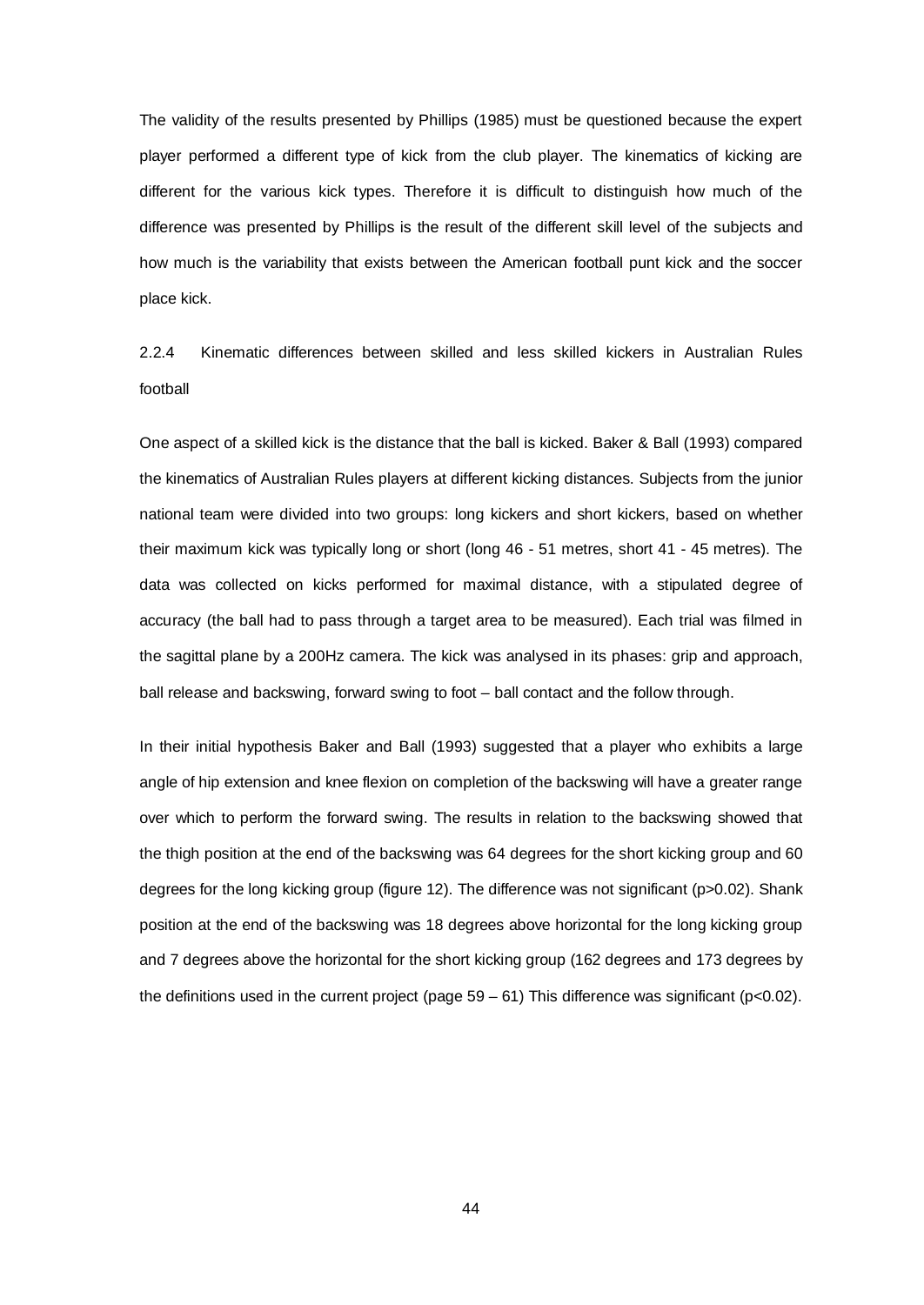The validity of the results presented by Phillips (1985) must be questioned because the expert player performed a different type of kick from the club player. The kinematics of kicking are different for the various kick types. Therefore it is difficult to distinguish how much of the difference was presented by Phillips is the result of the different skill level of the subjects and how much is the variability that exists between the American football punt kick and the soccer place kick.

### 2.2.4 Kinematic differences between skilled and less skilled kickers in Australian Rules football

One aspect of a skilled kick is the distance that the ball is kicked. Baker & Ball (1993) compared the kinematics of Australian Rules players at different kicking distances. Subjects from the junior national team were divided into two groups: long kickers and short kickers, based on whether their maximum kick was typically long or short (long 46 - 51 metres, short 41 - 45 metres). The data was collected on kicks performed for maximal distance, with a stipulated degree of accuracy (the ball had to pass through a target area to be measured). Each trial was filmed in the sagittal plane by a 200Hz camera. The kick was analysed in its phases: grip and approach, ball release and backswing, forward swing to foot – ball contact and the follow through.

In their initial hypothesis Baker and Ball (1993) suggested that a player who exhibits a large angle of hip extension and knee flexion on completion of the backswing will have a greater range over which to perform the forward swing. The results in relation to the backswing showed that the thigh position at the end of the backswing was 64 degrees for the short kicking group and 60 degrees for the long kicking group (figure 12). The difference was not significant ($p>0.02$). Shank position at the end of the backswing was 18 degrees above horizontal for the long kicking group and 7 degrees above the horizontal for the short kicking group (162 degrees and 173 degrees by the definitions used in the current project (page 59 – 61) This difference was significant ($p<0.02$).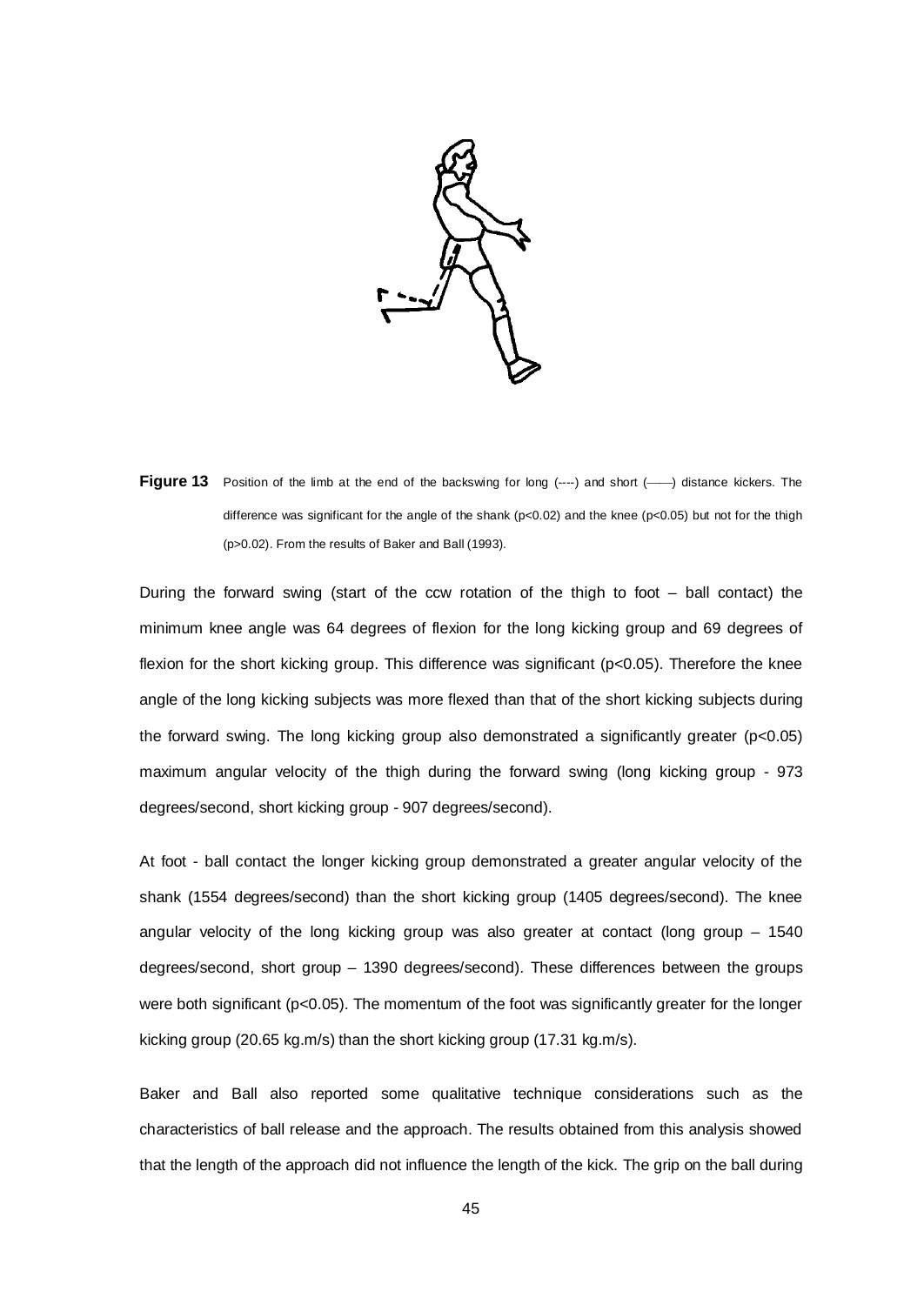**Figure 13** Position of the limb at the end of the backswing for long (----) and short (——) distance kickers. The difference was significant for the angle of the shank ($p<0.02$) and the knee ($p<0.05$) but not for the thigh ($p>0.02$). From the results of Baker and Ball (1993).

During the forward swing (start of the ccw rotation of the thigh to foot – ball contact) the minimum knee angle was 64 degrees of flexion for the long kicking group and 69 degrees of flexion for the short kicking group. This difference was significant ($p<0.05$). Therefore the knee angle of the long kicking subjects was more flexed than that of the short kicking subjects during the forward swing. The long kicking group also demonstrated a significantly greater ($p<0.05$) maximum angular velocity of the thigh during the forward swing (long kicking group - 973 degrees/second, short kicking group - 907 degrees/second).

At foot - ball contact the longer kicking group demonstrated a greater angular velocity of the shank (1554 degrees/second) than the short kicking group (1405 degrees/second). The knee angular velocity of the long kicking group was also greater at contact (long group – 1540 degrees/second, short group – 1390 degrees/second). These differences between the groups were both significant ($p<0.05$). The momentum of the foot was significantly greater for the longer kicking group (20.65 kg.m/s) than the short kicking group (17.31 kg.m/s).

Baker and Ball also reported some qualitative technique considerations such as the characteristics of ball release and the approach. The results obtained from this analysis showed that the length of the approach did not influence the length of the kick. The grip on the ball during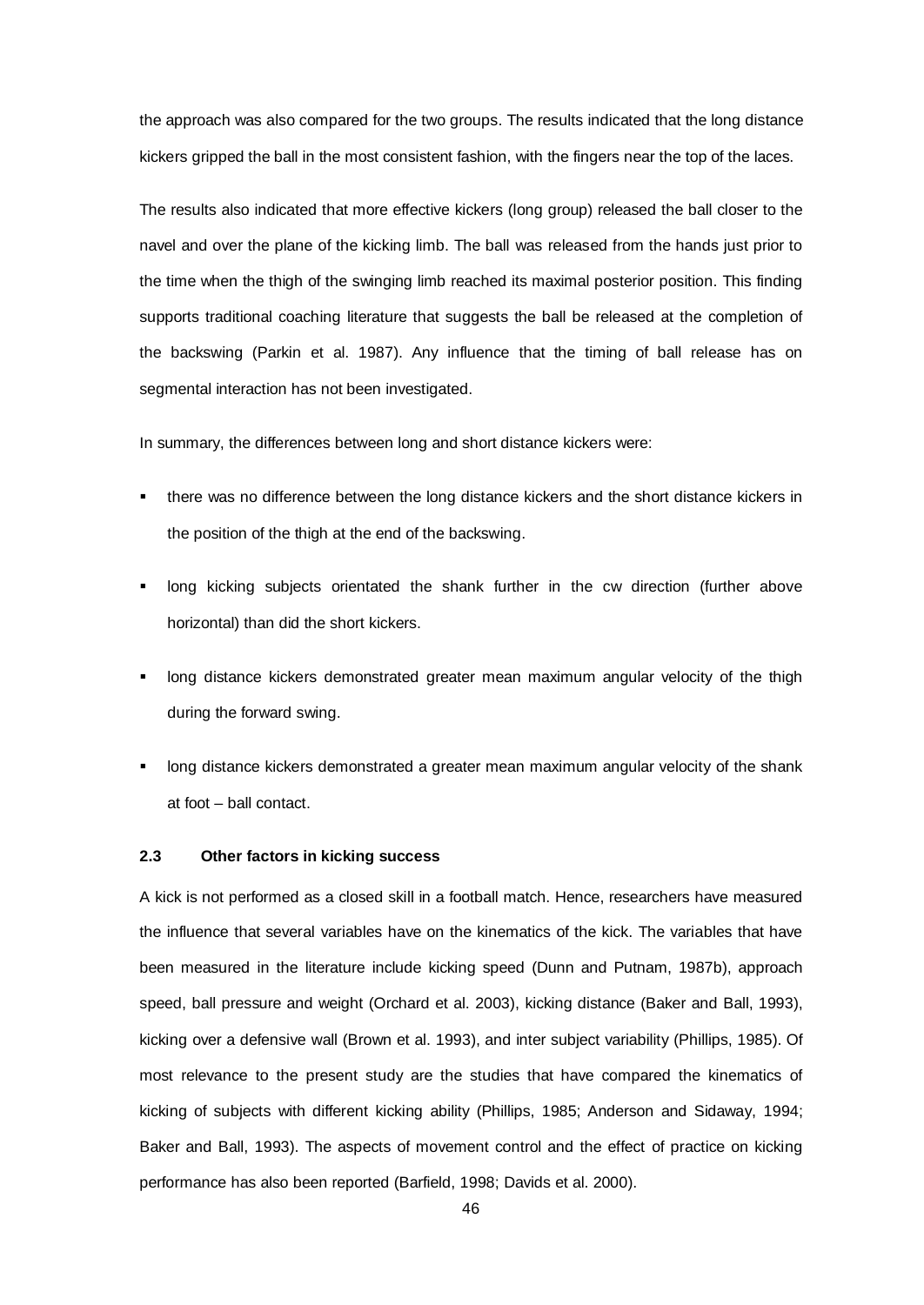the approach was also compared for the two groups. The results indicated that the long distance kickers gripped the ball in the most consistent fashion, with the fingers near the top of the laces.

The results also indicated that more effective kickers (long group) released the ball closer to the navel and over the plane of the kicking limb. The ball was released from the hands just prior to the time when the thigh of the swinging limb reached its maximal posterior position. This finding supports traditional coaching literature that suggests the ball be released at the completion of the backswing (Parkin et al. 1987). Any influence that the timing of ball release has on segmental interaction has not been investigated.

In summary, the differences between long and short distance kickers were:

- there was no difference between the long distance kickers and the short distance kickers in the position of the thigh at the end of the backswing.
- long kicking subjects orientated the shank further in the cw direction (further above horizontal) than did the short kickers.
- long distance kickers demonstrated greater mean maximum angular velocity of the thigh during the forward swing.
- long distance kickers demonstrated a greater mean maximum angular velocity of the shank at foot – ball contact.

### 2.3 Other factors in kicking success

A kick is not performed as a closed skill in a football match. Hence, researchers have measured the influence that several variables have on the kinematics of the kick. The variables that have been measured in the literature include kicking speed (Dunn and Putnam, 1987b), approach speed, ball pressure and weight (Orchard et al. 2003), kicking distance (Baker and Ball, 1993), kicking over a defensive wall (Brown et al. 1993), and inter subject variability (Phillips, 1985). Of most relevance to the present study are the studies that have compared the kinematics of kicking of subjects with different kicking ability (Phillips, 1985; Anderson and Sidaway, 1994; Baker and Ball, 1993). The aspects of movement control and the effect of practice on kicking performance has also been reported (Barfield, 1998; Davids et al. 2000).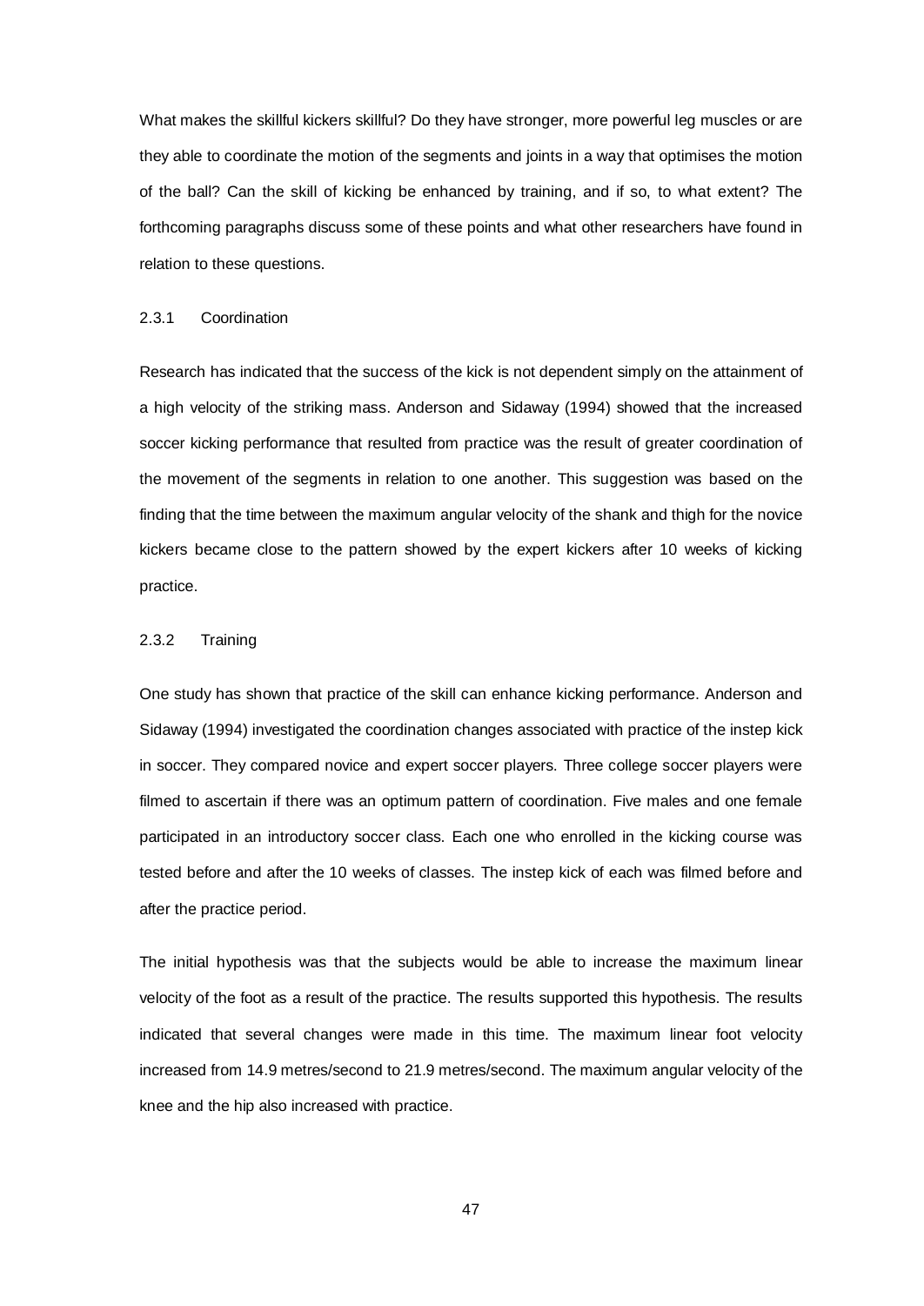What makes the skillful kickers skillful? Do they have stronger, more powerful leg muscles or are they able to coordinate the motion of the segments and joints in a way that optimises the motion of the ball? Can the skill of kicking be enhanced by training, and if so, to what extent? The forthcoming paragraphs discuss some of these points and what other researchers have found in relation to these questions.

### 2.3.1 Coordination

Research has indicated that the success of the kick is not dependent simply on the attainment of a high velocity of the striking mass. Anderson and Sidaway (1994) showed that the increased soccer kicking performance that resulted from practice was the result of greater coordination of the movement of the segments in relation to one another. This suggestion was based on the finding that the time between the maximum angular velocity of the shank and thigh for the novice kickers became close to the pattern showed by the expert kickers after 10 weeks of kicking practice.

### 2.3.2 Training

One study has shown that practice of the skill can enhance kicking performance. Anderson and Sidaway (1994) investigated the coordination changes associated with practice of the instep kick in soccer. They compared novice and expert soccer players. Three college soccer players were filmed to ascertain if there was an optimum pattern of coordination. Five males and one female participated in an introductory soccer class. Each one who enrolled in the kicking course was tested before and after the 10 weeks of classes. The instep kick of each was filmed before and after the practice period.

The initial hypothesis was that the subjects would be able to increase the maximum linear velocity of the foot as a result of the practice. The results supported this hypothesis. The results indicated that several changes were made in this time. The maximum linear foot velocity increased from 14.9 metres/second to 21.9 metres/second. The maximum angular velocity of the knee and the hip also increased with practice.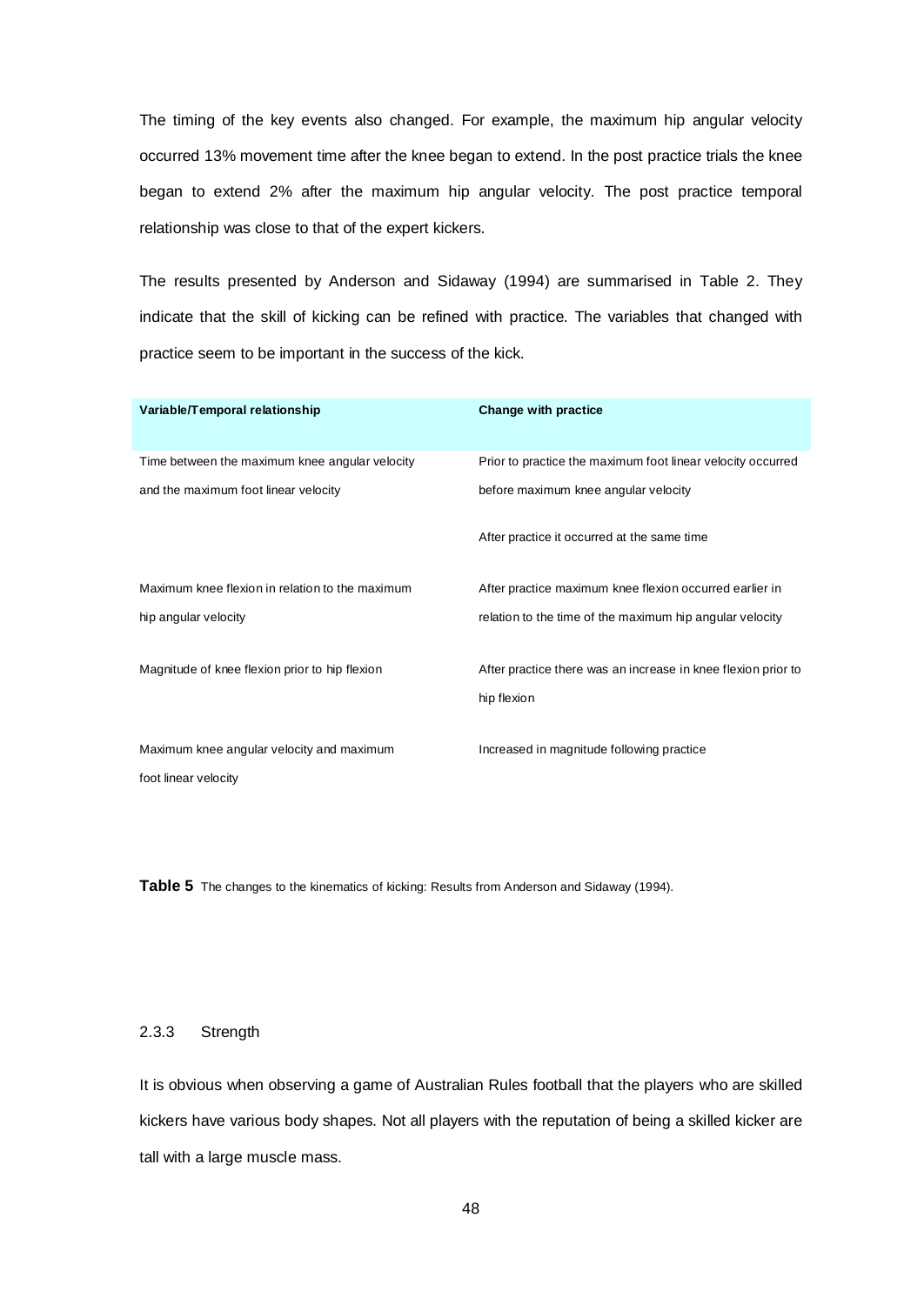The timing of the key events also changed. For example, the maximum hip angular velocity occurred 13% movement time after the knee began to extend. In the post practice trials the knee began to extend 2% after the maximum hip angular velocity. The post practice temporal relationship was close to that of the expert kickers.

The results presented by Anderson and Sidaway (1994) are summarised in Table 2. They indicate that the skill of kicking can be refined with practice. The variables that changed with practice seem to be important in the success of the kick.

| Variable/Temporal relationship | Change with practice |
|---|---|
| Time between the maximum knee angular velocity and the maximum foot linear velocity | Prior to practice the maximum foot linear velocity occurred before maximum knee angular velocity<br><br>After practice it occurred at the same time |
| Maximum knee flexion in relation to the maximum hip angular velocity | After practice maximum knee flexion occurred earlier in relation to the time of the maximum hip angular velocity |
| Magnitude of knee flexion prior to hip flexion | After practice there was an increase in knee flexion prior to hip flexion |
| Maximum knee angular velocity and maximum foot linear velocity | Increased in magnitude following practice |

**Table 5** The changes to the kinematics of kicking: Results from Anderson and Sidaway (1994).

### 2.3.3 Strength

It is obvious when observing a game of Australian Rules football that the players who are skilled kickers have various body shapes. Not all players with the reputation of being a skilled kicker are tall with a large muscle mass.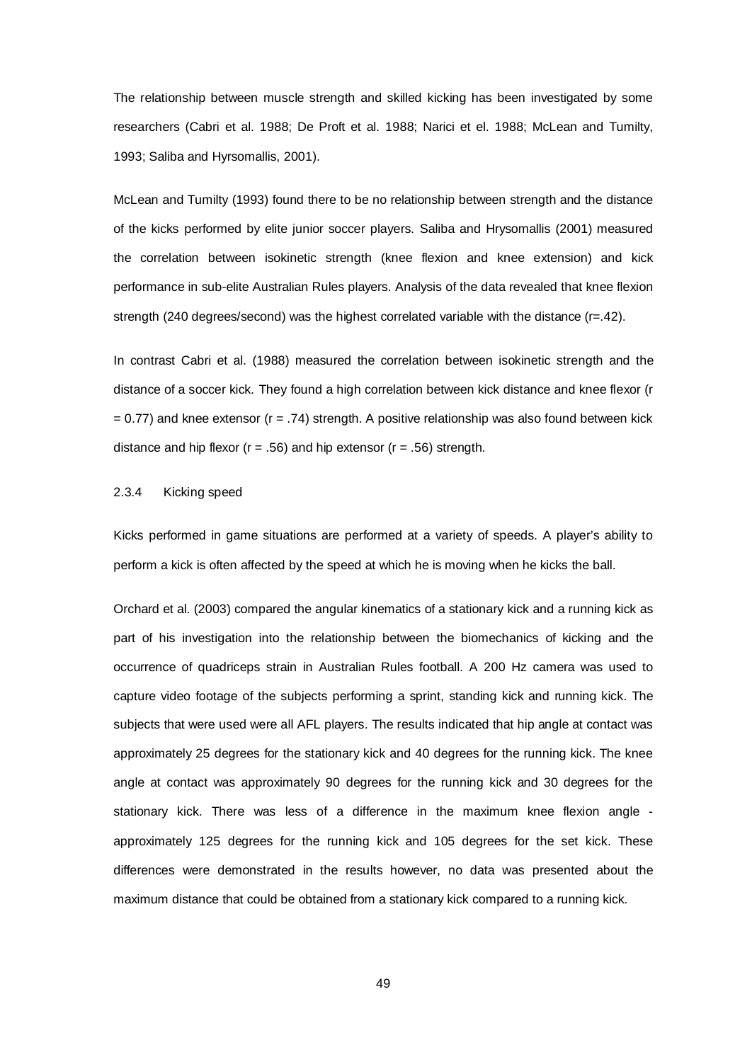The relationship between muscle strength and skilled kicking has been investigated by some researchers (Cabri et al. 1988; De Proft et al. 1988; Narici et el. 1988; McLean and Tumilty, 1993; Saliba and Hyrsomallis, 2001).

McLean and Tumilty (1993) found there to be no relationship between strength and the distance of the kicks performed by elite junior soccer players. Saliba and Hrysomallis (2001) measured the correlation between isokinetic strength (knee flexion and knee extension) and kick performance in sub-elite Australian Rules players. Analysis of the data revealed that knee flexion strength (240 degrees/second) was the highest correlated variable with the distance ($r = .42$).

In contrast Cabri et al. (1988) measured the correlation between isokinetic strength and the distance of a soccer kick. They found a high correlation between kick distance and knee flexor ($r = 0.77$) and knee extensor ($r = .74$) strength. A positive relationship was also found between kick distance and hip flexor ($r = .56$) and hip extensor ($r = .56$) strength.

### 2.3.4 Kicking speed

Kicks performed in game situations are performed at a variety of speeds. A player's ability to perform a kick is often affected by the speed at which he is moving when he kicks the ball.

Orchard et al. (2003) compared the angular kinematics of a stationary kick and a running kick as part of his investigation into the relationship between the biomechanics of kicking and the occurrence of quadriceps strain in Australian Rules football. A 200 Hz camera was used to capture video footage of the subjects performing a sprint, standing kick and running kick. The subjects that were used were all AFL players. The results indicated that hip angle at contact was approximately 25 degrees for the stationary kick and 40 degrees for the running kick. The knee angle at contact was approximately 90 degrees for the running kick and 30 degrees for the stationary kick. There was less of a difference in the maximum knee flexion angle - approximately 125 degrees for the running kick and 105 degrees for the set kick. These differences were demonstrated in the results however, no data was presented about the maximum distance that could be obtained from a stationary kick compared to a running kick.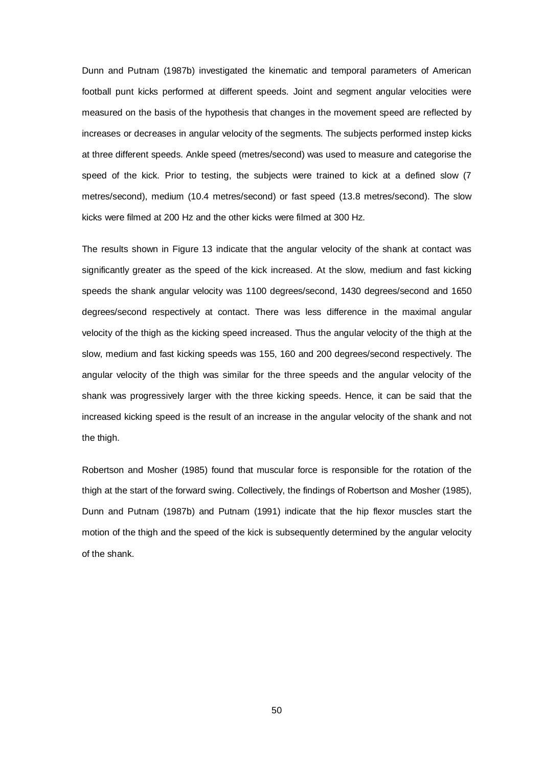Dunn and Putnam (1987b) investigated the kinematic and temporal parameters of American football punt kicks performed at different speeds. Joint and segment angular velocities were measured on the basis of the hypothesis that changes in the movement speed are reflected by increases or decreases in angular velocity of the segments. The subjects performed instep kicks at three different speeds. Ankle speed (metres/second) was used to measure and categorise the speed of the kick. Prior to testing, the subjects were trained to kick at a defined slow (7 metres/second), medium (10.4 metres/second) or fast speed (13.8 metres/second). The slow kicks were filmed at 200 Hz and the other kicks were filmed at 300 Hz.

The results shown in Figure 13 indicate that the angular velocity of the shank at contact was significantly greater as the speed of the kick increased. At the slow, medium and fast kicking speeds the shank angular velocity was 1100 degrees/second, 1430 degrees/second and 1650 degrees/second respectively at contact. There was less difference in the maximal angular velocity of the thigh as the kicking speed increased. Thus the angular velocity of the thigh at the slow, medium and fast kicking speeds was 155, 160 and 200 degrees/second respectively. The angular velocity of the thigh was similar for the three speeds and the angular velocity of the shank was progressively larger with the three kicking speeds. Hence, it can be said that the increased kicking speed is the result of an increase in the angular velocity of the shank and not the thigh.

Robertson and Mosher (1985) found that muscular force is responsible for the rotation of the thigh at the start of the forward swing. Collectively, the findings of Robertson and Mosher (1985), Dunn and Putnam (1987b) and Putnam (1991) indicate that the hip flexor muscles start the motion of the thigh and the speed of the kick is subsequently determined by the angular velocity of the shank.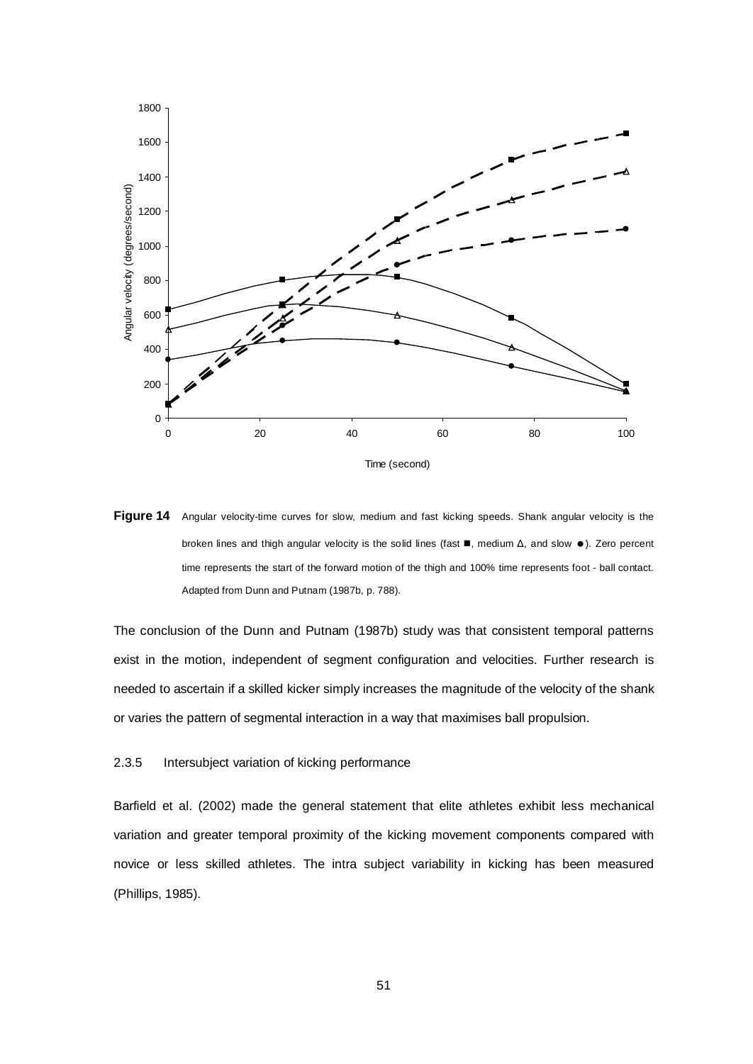**Figure 14** Angular velocity-time curves for slow, medium and fast kicking speeds. Shank angular velocity is the broken lines and thigh angular velocity is the solid lines (fast ■, medium Δ, and slow ●). Zero percent time represents the start of the forward motion of the thigh and 100% time represents foot - ball contact. Adapted from Dunn and Putnam (1987b, p. 788).

The conclusion of the Dunn and Putnam (1987b) study was that consistent temporal patterns exist in the motion, independent of segment configuration and velocities. Further research is needed to ascertain if a skilled kicker simply increases the magnitude of the velocity of the shank or varies the pattern of segmental interaction in a way that maximises ball propulsion.

### 2.3.5 Intersubject variation of kicking performance

Barfield et al. (2002) made the general statement that elite athletes exhibit less mechanical variation and greater temporal proximity of the kicking movement components compared with novice or less skilled athletes. The intra subject variability in kicking has been measured (Phillips, 1985).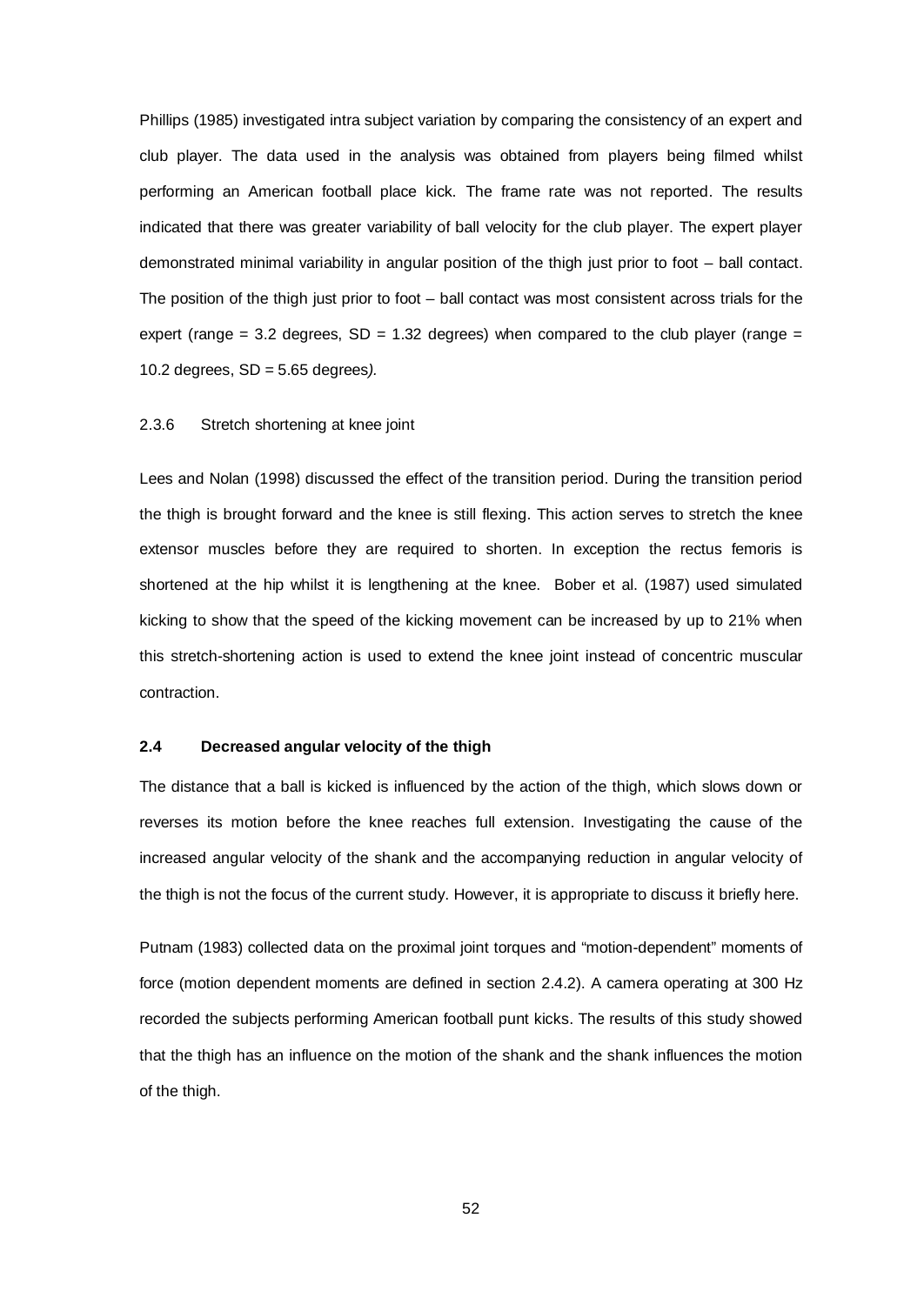Phillips (1985) investigated intra subject variation by comparing the consistency of an expert and club player. The data used in the analysis was obtained from players being filmed whilst performing an American football place kick. The frame rate was not reported. The results indicated that there was greater variability of ball velocity for the club player. The expert player demonstrated minimal variability in angular position of the thigh just prior to foot – ball contact. The position of the thigh just prior to foot – ball contact was most consistent across trials for the expert (range = 3.2 degrees, SD = 1.32 degrees) when compared to the club player (range = 10.2 degrees, SD = 5.65 degrees*).*

### 2.3.6 Stretch shortening at knee joint

Lees and Nolan (1998) discussed the effect of the transition period. During the transition period the thigh is brought forward and the knee is still flexing. This action serves to stretch the knee extensor muscles before they are required to shorten. In exception the rectus femoris is shortened at the hip whilst it is lengthening at the knee. Bober et al. (1987) used simulated kicking to show that the speed of the kicking movement can be increased by up to 21% when this stretch-shortening action is used to extend the knee joint instead of concentric muscular contraction.

## 2.4 Decreased angular velocity of the thigh

The distance that a ball is kicked is influenced by the action of the thigh, which slows down or reverses its motion before the knee reaches full extension. Investigating the cause of the increased angular velocity of the shank and the accompanying reduction in angular velocity of the thigh is not the focus of the current study. However, it is appropriate to discuss it briefly here.

Putnam (1983) collected data on the proximal joint torques and "motion-dependent" moments of force (motion dependent moments are defined in section 2.4.2). A camera operating at 300 Hz recorded the subjects performing American football punt kicks. The results of this study showed that the thigh has an influence on the motion of the shank and the shank influences the motion of the thigh.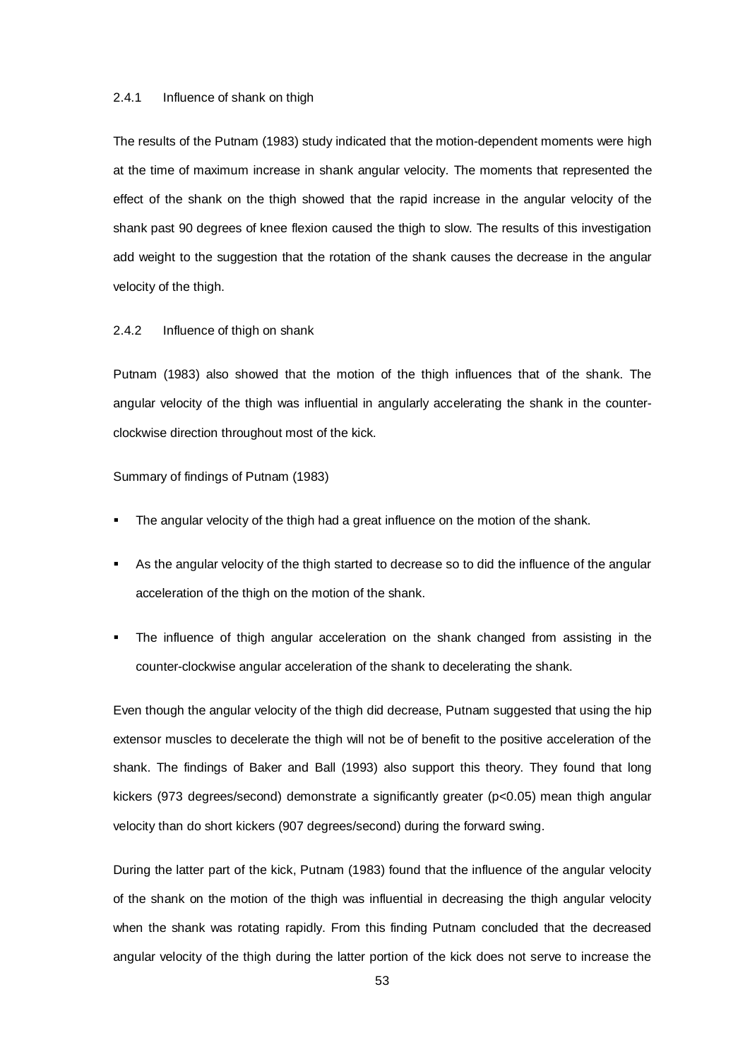### 2.4.1 Influence of shank on thigh

The results of the Putnam (1983) study indicated that the motion-dependent moments were high at the time of maximum increase in shank angular velocity. The moments that represented the effect of the shank on the thigh showed that the rapid increase in the angular velocity of the shank past 90 degrees of knee flexion caused the thigh to slow. The results of this investigation add weight to the suggestion that the rotation of the shank causes the decrease in the angular velocity of the thigh.

### 2.4.2 Influence of thigh on shank

Putnam (1983) also showed that the motion of the thigh influences that of the shank. The angular velocity of the thigh was influential in angularly accelerating the shank in the counter-clockwise direction throughout most of the kick.

Summary of findings of Putnam (1983)

- The angular velocity of the thigh had a great influence on the motion of the shank.
- As the angular velocity of the thigh started to decrease so to did the influence of the angular acceleration of the thigh on the motion of the shank.
- The influence of thigh angular acceleration on the shank changed from assisting in the counter-clockwise angular acceleration of the shank to decelerating the shank.

Even though the angular velocity of the thigh did decrease, Putnam suggested that using the hip extensor muscles to decelerate the thigh will not be of benefit to the positive acceleration of the shank. The findings of Baker and Ball (1993) also support this theory. They found that long kickers (973 degrees/second) demonstrate a significantly greater ($p<0.05$) mean thigh angular velocity than do short kickers (907 degrees/second) during the forward swing.

During the latter part of the kick, Putnam (1983) found that the influence of the angular velocity of the shank on the motion of the thigh was influential in decreasing the thigh angular velocity when the shank was rotating rapidly. From this finding Putnam concluded that the decreased angular velocity of the thigh during the latter portion of the kick does not serve to increase the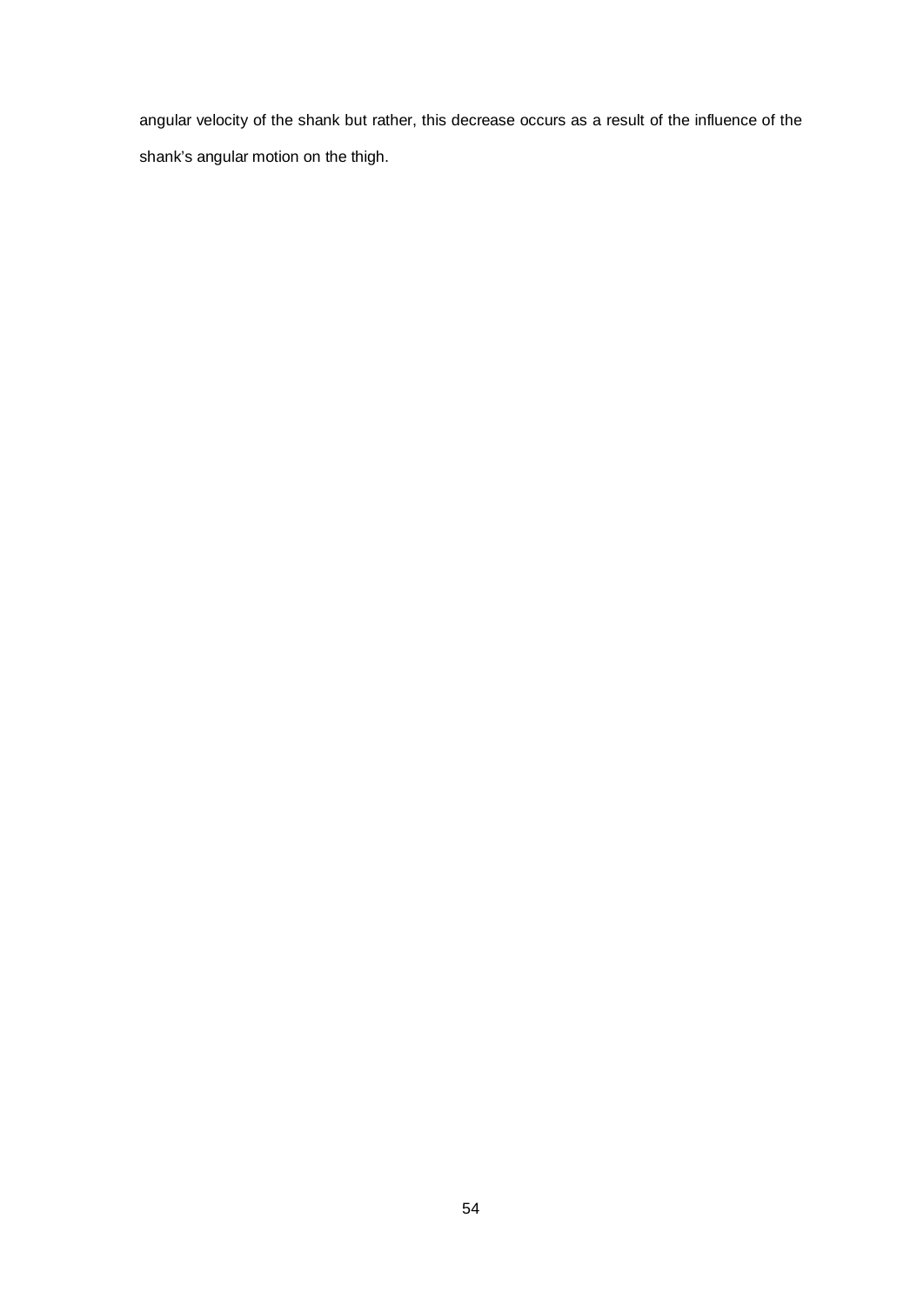angular velocity of the shank but rather, this decrease occurs as a result of the influence of the shank's angular motion on the thigh.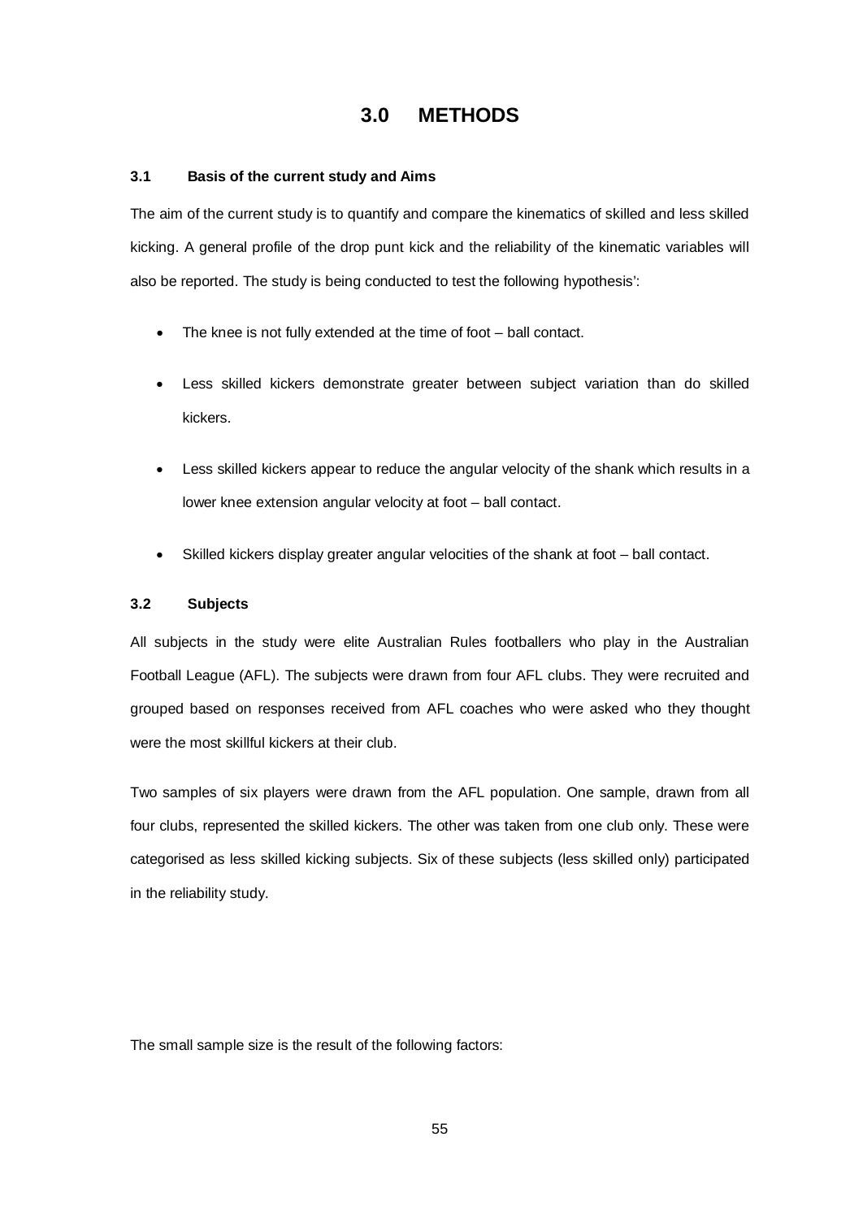# 3.0 METHODS

### 3.1 Basis of the current study and Aims

The aim of the current study is to quantify and compare the kinematics of skilled and less skilled kicking. A general profile of the drop punt kick and the reliability of the kinematic variables will also be reported. The study is being conducted to test the following hypothesis':

- The knee is not fully extended at the time of foot – ball contact.
- Less skilled kickers demonstrate greater between subject variation than do skilled kickers.
- Less skilled kickers appear to reduce the angular velocity of the shank which results in a lower knee extension angular velocity at foot – ball contact.
- Skilled kickers display greater angular velocities of the shank at foot – ball contact.

### 3.2 Subjects

All subjects in the study were elite Australian Rules footballers who play in the Australian Football League (AFL). The subjects were drawn from four AFL clubs. They were recruited and grouped based on responses received from AFL coaches who were asked who they thought were the most skillful kickers at their club.

Two samples of six players were drawn from the AFL population. One sample, drawn from all four clubs, represented the skilled kickers. The other was taken from one club only. These were categorised as less skilled kicking subjects. Six of these subjects (less skilled only) participated in the reliability study.

The small sample size is the result of the following factors: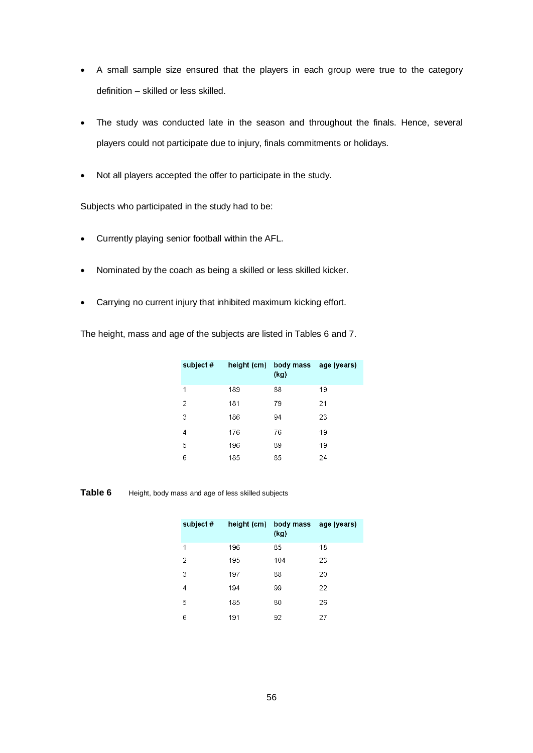- A small sample size ensured that the players in each group were true to the category definition – skilled or less skilled.

- The study was conducted late in the season and throughout the finals. Hence, several players could not participate due to injury, finals commitments or holidays.

- Not all players accepted the offer to participate in the study.

Subjects who participated in the study had to be:

- Currently playing senior football within the AFL.

- Nominated by the coach as being a skilled or less skilled kicker.

- Carrying no current injury that inhibited maximum kicking effort.

The height, mass and age of the subjects are listed in Tables 6 and 7.

| subject # | height (cm) | body mass (kg) | age (years) |
|---|---|---|---|
| 1 | 189 | 88 | 19 |
| 2 | 181 | 79 | 21 |
| 3 | 186 | 94 | 23 |
| 4 | 176 | 76 | 19 |
| 5 | 196 | 89 | 19 |
| 6 | 185 | 85 | 24 |

**Table 6** Height, body mass and age of less skilled subjects

| subject # | height (cm) | body mass (kg) | age (years) |
|---|---|---|---|
| 1 | 196 | 85 | 18 |
| 2 | 195 | 104 | 23 |
| 3 | 197 | 88 | 20 |
| 4 | 194 | 99 | 22 |
| 5 | 185 | 80 | 26 |
| 6 | 191 | 92 | 27 |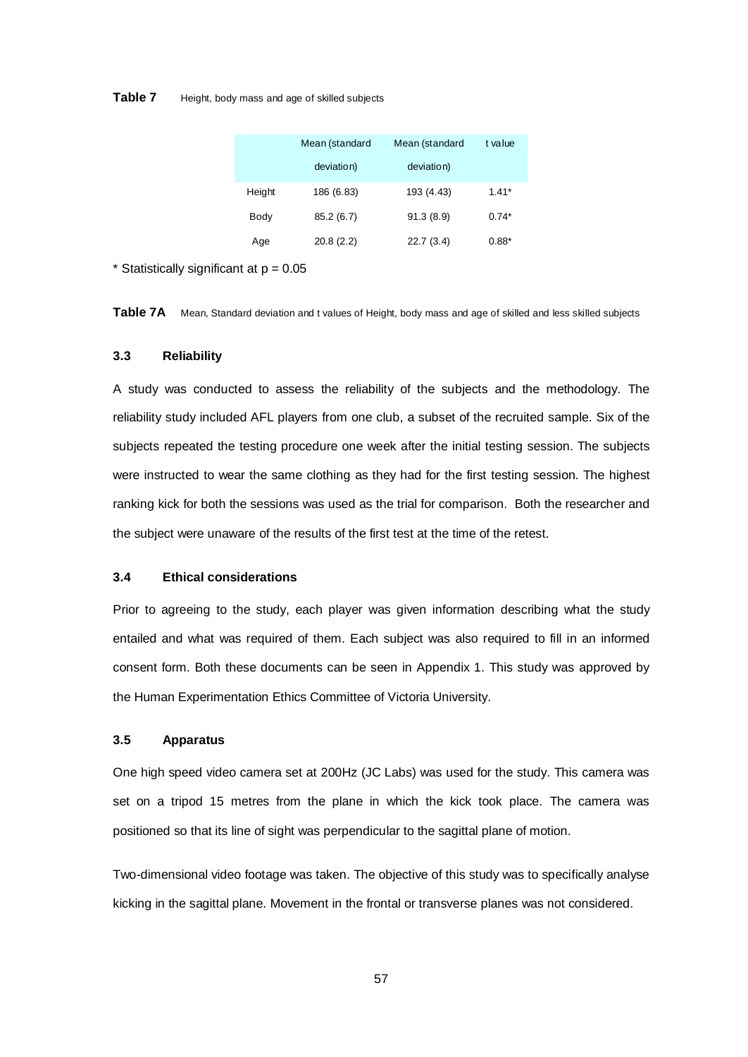**Table 7** Height, body mass and age of skilled subjects

| | Mean (standard deviation) | Mean (standard deviation) | t value |
|---|---|---|---|
| Height | 186 (6.83) | 193 (4.43) | 1.41* |
| Body | 85.2 (6.7) | 91.3 (8.9) | 0.74* |
| Age | 20.8 (2.2) | 22.7 (3.4) | 0.88* |

* Statistically significant at p = 0.05

**Table 7A** Mean, Standard deviation and t values of Height, body mass and age of skilled and less skilled subjects

### 3.3 Reliability

A study was conducted to assess the reliability of the subjects and the methodology. The reliability study included AFL players from one club, a subset of the recruited sample. Six of the subjects repeated the testing procedure one week after the initial testing session. The subjects were instructed to wear the same clothing as they had for the first testing session. The highest ranking kick for both the sessions was used as the trial for comparison. Both the researcher and the subject were unaware of the results of the first test at the time of the retest.

### 3.4 Ethical considerations

Prior to agreeing to the study, each player was given information describing what the study entailed and what was required of them. Each subject was also required to fill in an informed consent form. Both these documents can be seen in Appendix 1. This study was approved by the Human Experimentation Ethics Committee of Victoria University.

### 3.5 Apparatus

One high speed video camera set at 200Hz (JC Labs) was used for the study. This camera was set on a tripod 15 metres from the plane in which the kick took place. The camera was positioned so that its line of sight was perpendicular to the sagittal plane of motion.

Two-dimensional video footage was taken. The objective of this study was to specifically analyse kicking in the sagittal plane. Movement in the frontal or transverse planes was not considered.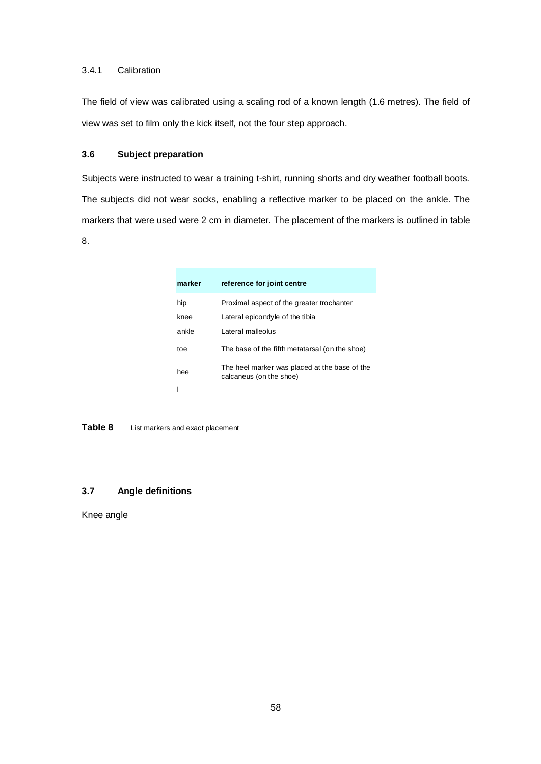#### 3.4.1 Calibration

The field of view was calibrated using a scaling rod of a known length (1.6 metres). The field of view was set to film only the kick itself, not the four step approach.

### 3.6 Subject preparation

Subjects were instructed to wear a training t-shirt, running shorts and dry weather football boots. The subjects did not wear socks, enabling a reflective marker to be placed on the ankle. The markers that were used were 2 cm in diameter. The placement of the markers is outlined in table 8.

| marker | reference for joint centre |
|---|---|
| hip | Proximal aspect of the greater trochanter |
| knee | Lateral epicondyle of the tibia |
| ankle | Lateral malleolus |
| toe | The base of the fifth metatarsal (on the shoe) |
| hee<br>l | The heel marker was placed at the base of the calcaneus (on the shoe) |

**Table 8** List markers and exact placement

### 3.7 Angle definitions

Knee angle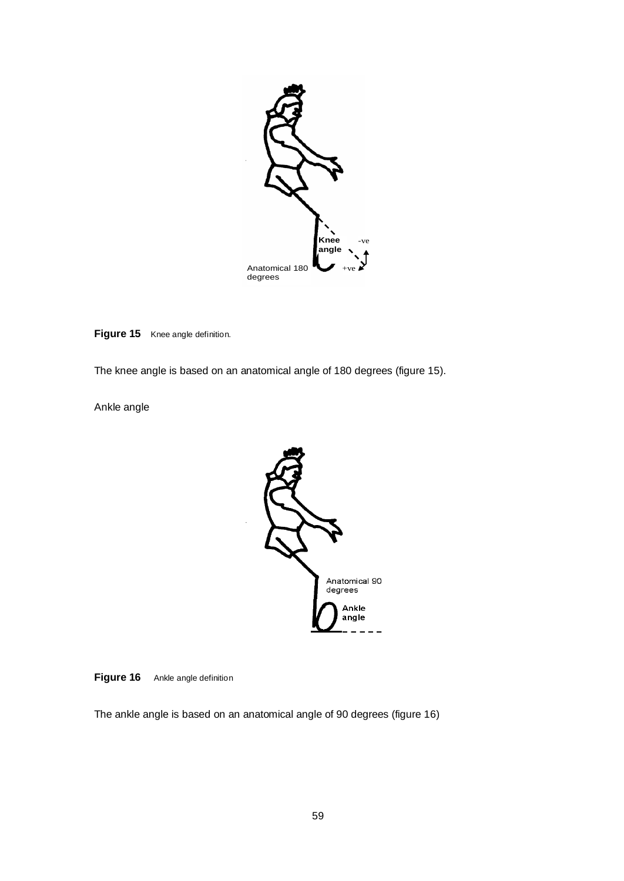**Figure 15** Knee angle definition.

The knee angle is based on an anatomical angle of 180 degrees (figure 15).

Ankle angle

**Figure 16** Ankle angle definition

The ankle angle is based on an anatomical angle of 90 degrees (figure 16)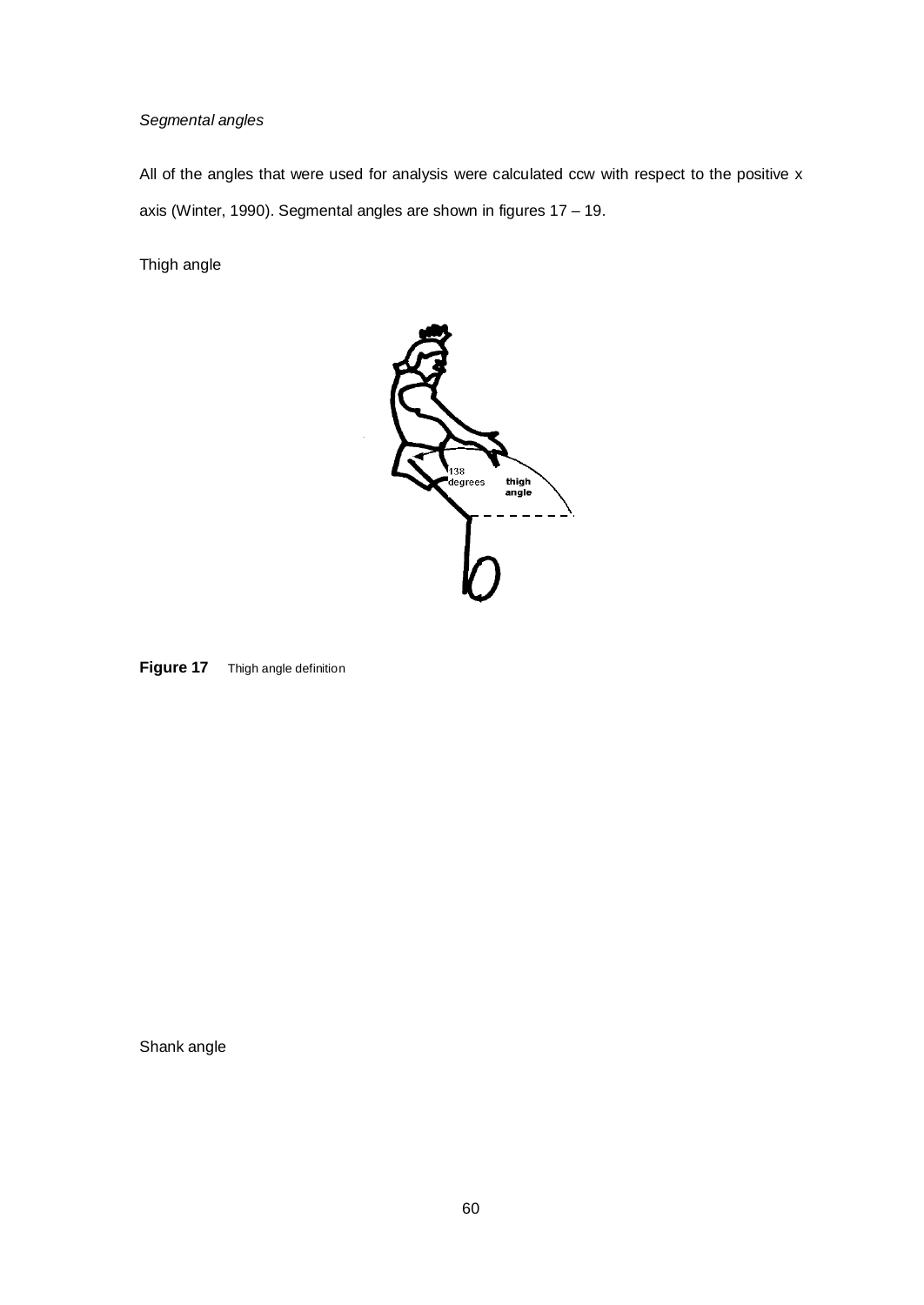*Segmental angles*

All of the angles that were used for analysis were calculated ccw with respect to the positive x axis (Winter, 1990). Segmental angles are shown in figures 17 – 19.

Thigh angle

**Figure 17** Thigh angle definition

Shank angle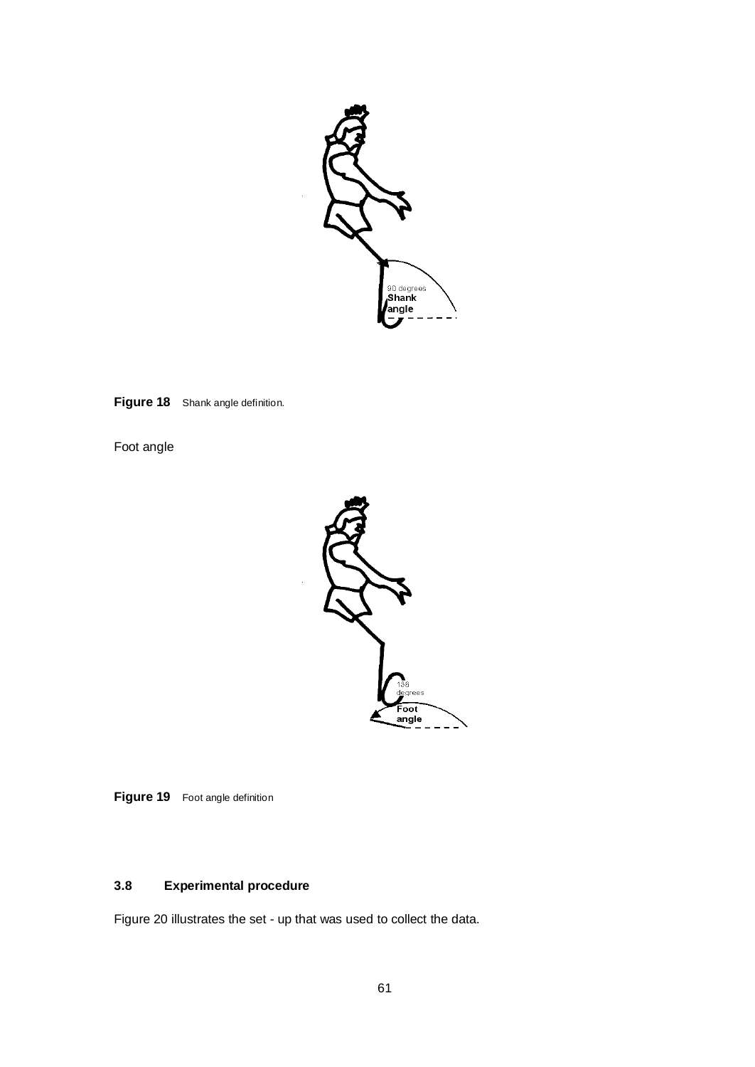**Figure 18** Shank angle definition.

Foot angle

**Figure 19** Foot angle definition

### 3.8 Experimental procedure

Figure 20 illustrates the set - up that was used to collect the data.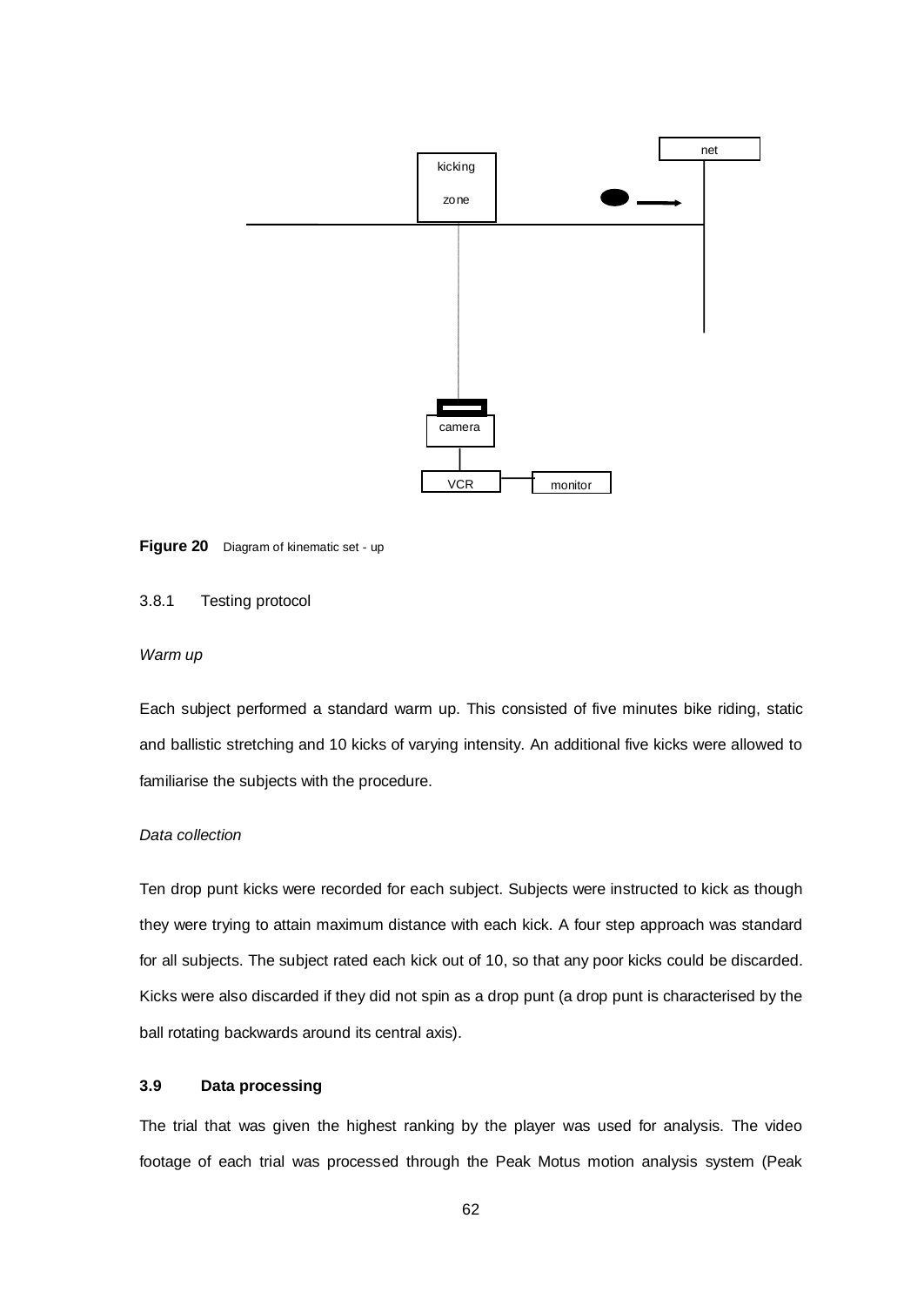**Figure 20** Diagram of kinematic set - up

3.8.1 Testing protocol

*Warm up*

Each subject performed a standard warm up. This consisted of five minutes bike riding, static and ballistic stretching and 10 kicks of varying intensity. An additional five kicks were allowed to familiarise the subjects with the procedure.

*Data collection*

Ten drop punt kicks were recorded for each subject. Subjects were instructed to kick as though they were trying to attain maximum distance with each kick. A four step approach was standard for all subjects. The subject rated each kick out of 10, so that any poor kicks could be discarded. Kicks were also discarded if they did not spin as a drop punt (a drop punt is characterised by the ball rotating backwards around its central axis).

### 3.9 Data processing

The trial that was given the highest ranking by the player was used for analysis. The video footage of each trial was processed through the Peak Motus motion analysis system (Peak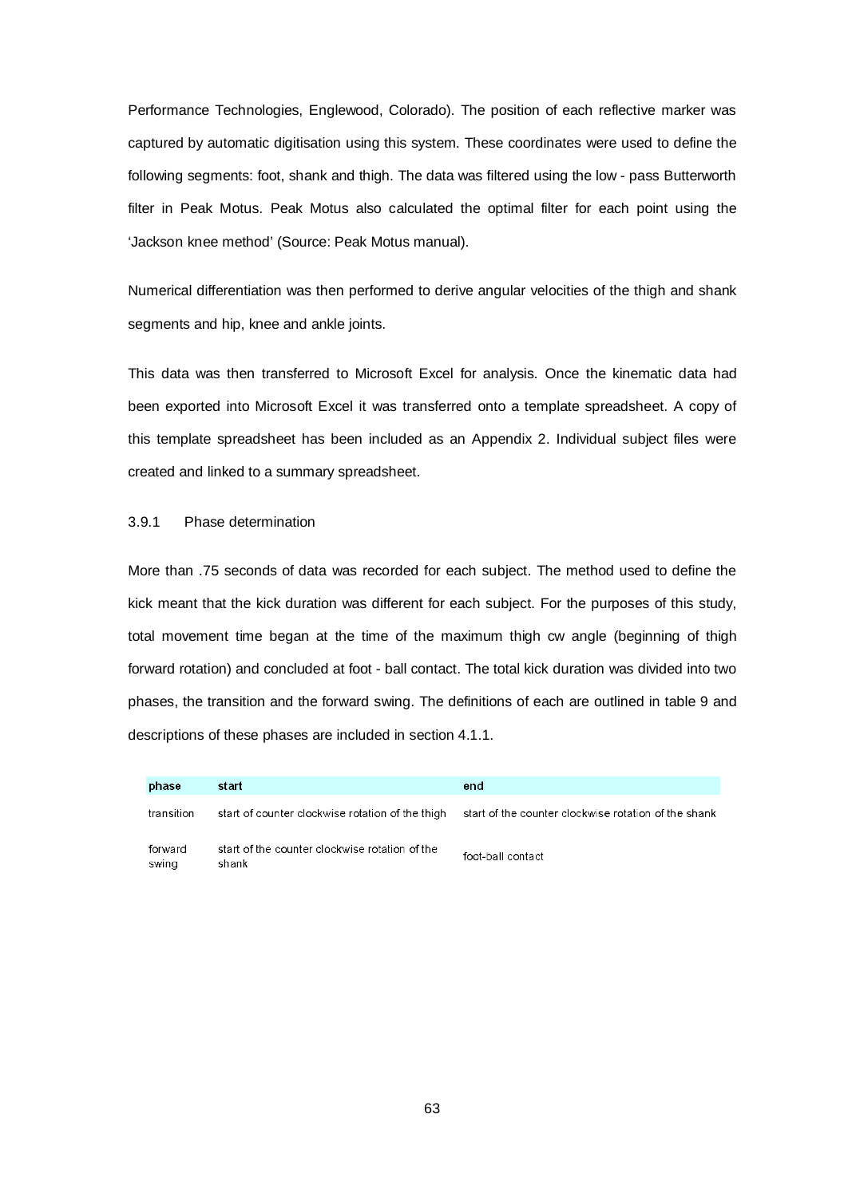Performance Technologies, Englewood, Colorado). The position of each reflective marker was captured by automatic digitisation using this system. These coordinates were used to define the following segments: foot, shank and thigh. The data was filtered using the low - pass Butterworth filter in Peak Motus. Peak Motus also calculated the optimal filter for each point using the 'Jackson knee method' (Source: Peak Motus manual).

Numerical differentiation was then performed to derive angular velocities of the thigh and shank segments and hip, knee and ankle joints.

This data was then transferred to Microsoft Excel for analysis. Once the kinematic data had been exported into Microsoft Excel it was transferred onto a template spreadsheet. A copy of this template spreadsheet has been included as an Appendix 2. Individual subject files were created and linked to a summary spreadsheet.

### 3.9.1 Phase determination

More than .75 seconds of data was recorded for each subject. The method used to define the kick meant that the kick duration was different for each subject. For the purposes of this study, total movement time began at the time of the maximum thigh cw angle (beginning of thigh forward rotation) and concluded at foot - ball contact. The total kick duration was divided into two phases, the transition and the forward swing. The definitions of each are outlined in table 9 and descriptions of these phases are included in section 4.1.1.

| phase | start | end |
|---|---|---|
| transition | start of counter clockwise rotation of the thigh | start of the counter clockwise rotation of the shank |
| forward swing | start of the counter clockwise rotation of the shank | foot-ball contact |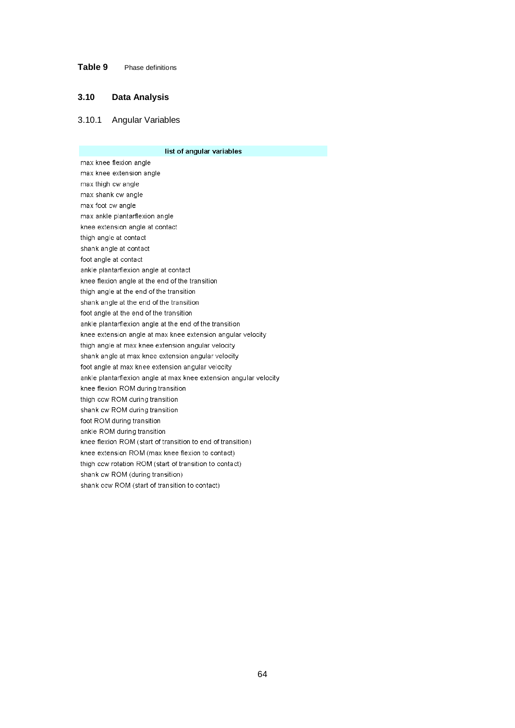**Table 9** Phase definitions

### 3.10 Data Analysis

#### 3.10.1 Angular Variables

| list of angular variables |
|---|
| max knee flexion angle |
| max knee extension angle |
| max thigh cw angle |
| max shank cw angle |
| max foot cw angle |
| max ankle plantarflexion angle |
| knee extension angle at contact |
| thigh angle at contact |
| shank angle at contact |
| foot angle at contact |
| ankle plantarflexion angle at contact |
| knee flexion angle at the end of the transition |
| thigh angle at the end of the transition |
| shank angle at the end of the transition |
| foot angle at the end of the transition |
| ankle plantarflexion angle at the end of the transition |
| knee extension angle at max knee extension angular velocity |
| thigh angle at max knee extension angular velocity |
| shank angle at max knee extension angular velocity |
| foot angle at max knee extension angular velocity |
| ankle plantarflexion angle at max knee extension angular velocity |
| knee flexion ROM during transition |
| thigh ccw ROM during transition |
| shank cw ROM during transition |
| foot ROM during transition |
| ankle ROM during transition |
| knee flexion ROM (start of transition to end of transition) |
| knee extension ROM (max knee flexion to contact) |
| thigh ccw rotation ROM (start of transition to contact) |
| shank cw ROM (during transition) |
| shank ccw ROM (start of transition to contact) |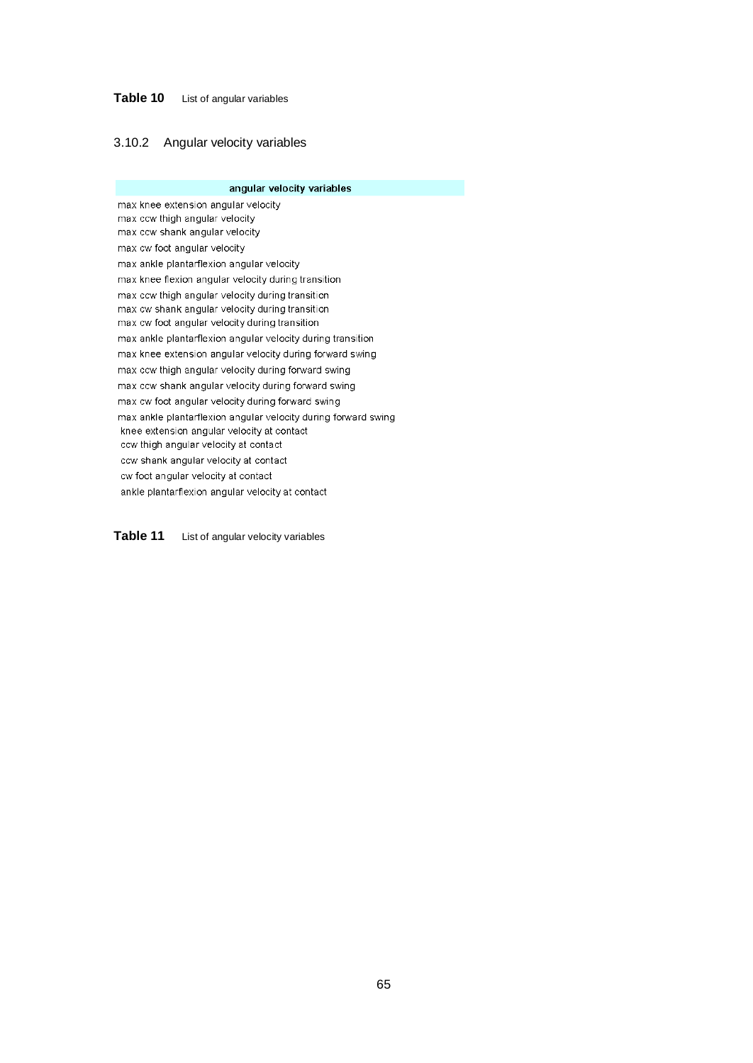**Table 10** List of angular variables

### 3.10.2 Angular velocity variables

| angular velocity variables |
|---|
| max knee extension angular velocity |
| max ccw thigh angular velocity |
| max ccw shank angular velocity |
| max cw foot angular velocity |
| max ankle plantarflexion angular velocity |
| max knee flexion angular velocity during transition |
| max ccw thigh angular velocity during transition |
| max cw shank angular velocity during transition |
| max cw foot angular velocity during transition |
| max ankle plantarflexion angular velocity during transition |
| max knee extension angular velocity during forward swing |
| max ccw thigh angular velocity during forward swing |
| max ccw shank angular velocity during forward swing |
| max cw foot angular velocity during forward swing |
| max ankle plantarflexion angular velocity during forward swing |
| knee extension angular velocity at contact |
| ccw thigh angular velocity at contact |
| ccw shank angular velocity at contact |
| cw foot angular velocity at contact |
| ankle plantarflexion angular velocity at contact |

**Table 11** List of angular velocity variables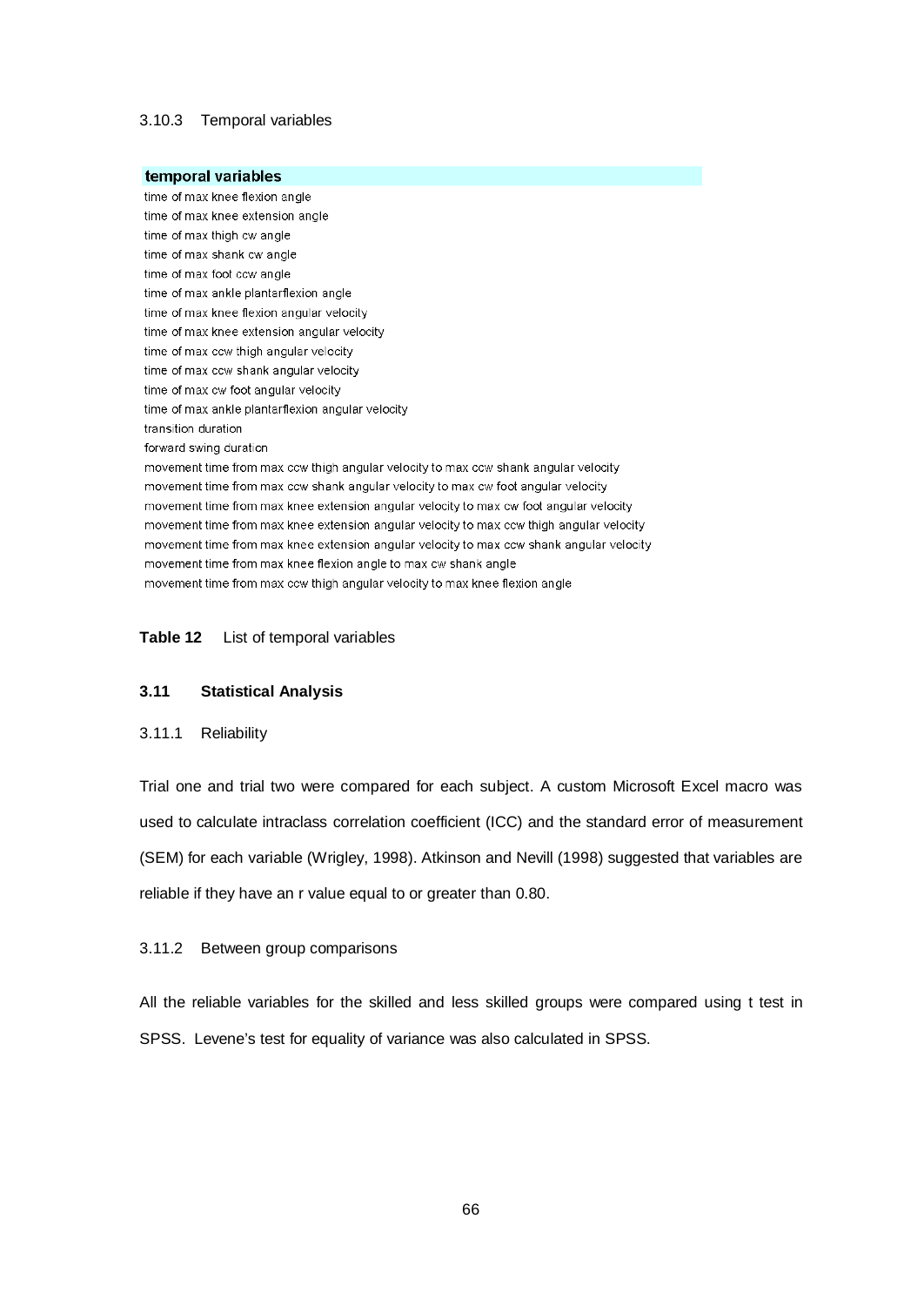### 3.10.3 Temporal variables

| temporal variables |
| --- |
| time of max knee flexion angle |
| time of max knee extension angle |
| time of max thigh cw angle |
| time of max shank cw angle |
| time of max foot ccw angle |
| time of max ankle plantarflexion angle |
| time of max knee flexion angular velocity |
| time of max knee extension angular velocity |
| time of max ccw thigh angular velocity |
| time of max ccw shank angular velocity |
| time of max cw foot angular velocity |
| time of max ankle plantarflexion angular velocity |
| transition duration |
| forward swing duration |
| movement time from max ccw thigh angular velocity to max ccw shank angular velocity |
| movement time from max ccw shank angular velocity to max cw foot angular velocity |
| movement time from max knee extension angular velocity to max cw foot angular velocity |
| movement time from max knee extension angular velocity to max ccw thigh angular velocity |
| movement time from max knee extension angular velocity to max ccw shank angular velocity |
| movement time from max knee flexion angle to max cw shank angle |
| movement time from max ccw thigh angular velocity to max knee flexion angle |

**Table 12** List of temporal variables

## 3.11 Statistical Analysis

### 3.11.1 Reliability

Trial one and trial two were compared for each subject. A custom Microsoft Excel macro was used to calculate intraclass correlation coefficient (ICC) and the standard error of measurement (SEM) for each variable (Wrigley, 1998). Atkinson and Nevill (1998) suggested that variables are reliable if they have an r value equal to or greater than 0.80.

### 3.11.2 Between group comparisons

All the reliable variables for the skilled and less skilled groups were compared using t test in SPSS. Levene's test for equality of variance was also calculated in SPSS.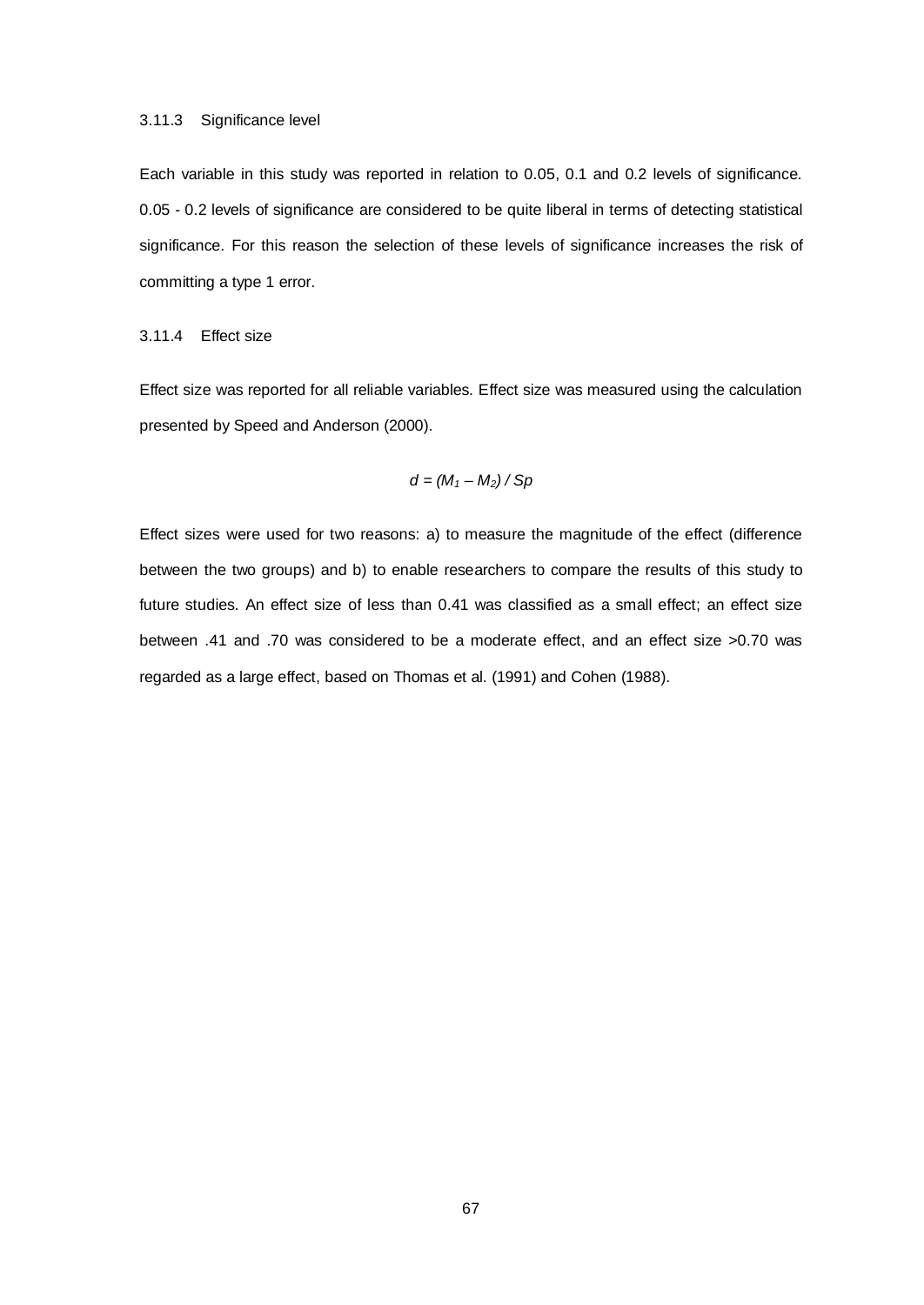### 3.11.3 Significance level

Each variable in this study was reported in relation to 0.05, 0.1 and 0.2 levels of significance. 0.05 - 0.2 levels of significance are considered to be quite liberal in terms of detecting statistical significance. For this reason the selection of these levels of significance increases the risk of committing a type 1 error.

### 3.11.4 Effect size

Effect size was reported for all reliable variables. Effect size was measured using the calculation presented by Speed and Anderson (2000).

$$d = (M_1 – M_2) / Sp$$

Effect sizes were used for two reasons: a) to measure the magnitude of the effect (difference between the two groups) and b) to enable researchers to compare the results of this study to future studies. An effect size of less than 0.41 was classified as a small effect; an effect size between .41 and .70 was considered to be a moderate effect, and an effect size >0.70 was regarded as a large effect, based on Thomas et al. (1991) and Cohen (1988).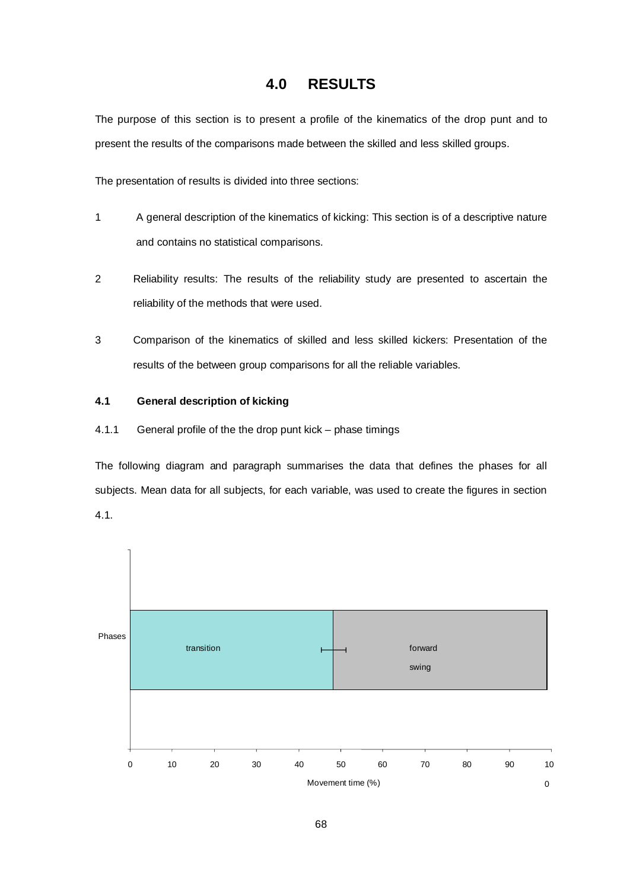# 4.0 RESULTS

The purpose of this section is to present a profile of the kinematics of the drop punt and to present the results of the comparisons made between the skilled and less skilled groups.

The presentation of results is divided into three sections:

1. A general description of the kinematics of kicking: This section is of a descriptive nature and contains no statistical comparisons.

2. Reliability results: The results of the reliability study are presented to ascertain the reliability of the methods that were used.

3. Comparison of the kinematics of skilled and less skilled kickers: Presentation of the results of the between group comparisons for all the reliable variables.

## 4.1 General description of kicking

4.1.1 General profile of the the drop punt kick – phase timings

The following diagram and paragraph summarises the data that defines the phases for all subjects. Mean data for all subjects, for each variable, was used to create the figures in section 4.1.

Phases

transition

forward swing

0 10 20 30 40 50 60 70 80 90 100

Movement time (%)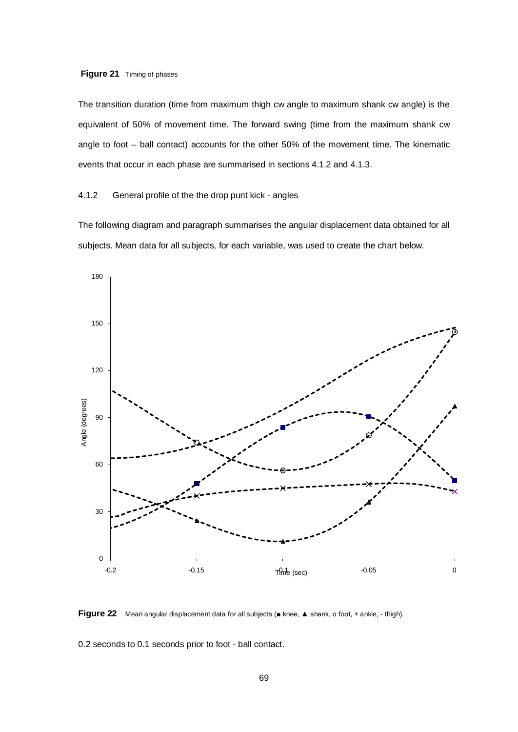**Figure 21** Timing of phases

The transition duration (time from maximum thigh cw angle to maximum shank cw angle) is the equivalent of 50% of movement time. The forward swing (time from the maximum shank cw angle to foot – ball contact) accounts for the other 50% of the movement time. The kinematic events that occur in each phase are summarised in sections 4.1.2 and 4.1.3.

### 4.1.2 General profile of the the drop punt kick - angles

The following diagram and paragraph summarises the angular displacement data obtained for all subjects. Mean data for all subjects, for each variable, was used to create the chart below.

**Figure 22** Mean angular displacement data for all subjects (■ knee, ▲ shank, o foot, + ankle, - thigh).

0.2 seconds to 0.1 seconds prior to foot - ball contact.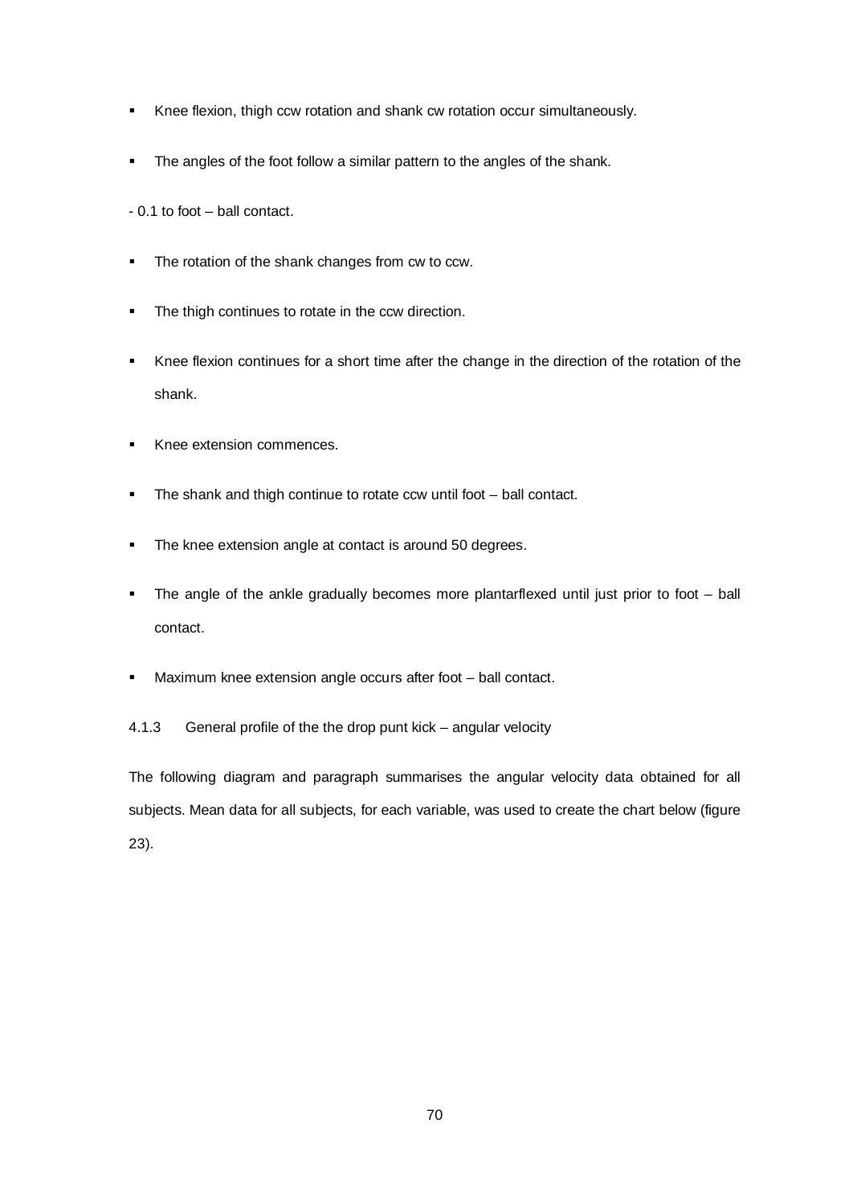- Knee flexion, thigh ccw rotation and shank cw rotation occur simultaneously.
- The angles of the foot follow a similar pattern to the angles of the shank.

- 0.1 to foot – ball contact.

- The rotation of the shank changes from cw to ccw.
- The thigh continues to rotate in the ccw direction.
- Knee flexion continues for a short time after the change in the direction of the rotation of the shank.
- Knee extension commences.
- The shank and thigh continue to rotate ccw until foot – ball contact.
- The knee extension angle at contact is around 50 degrees.
- The angle of the ankle gradually becomes more plantarflexed until just prior to foot – ball contact.
- Maximum knee extension angle occurs after foot – ball contact.

### 4.1.3 General profile of the the drop punt kick – angular velocity

The following diagram and paragraph summarises the angular velocity data obtained for all subjects. Mean data for all subjects, for each variable, was used to create the chart below (figure 23).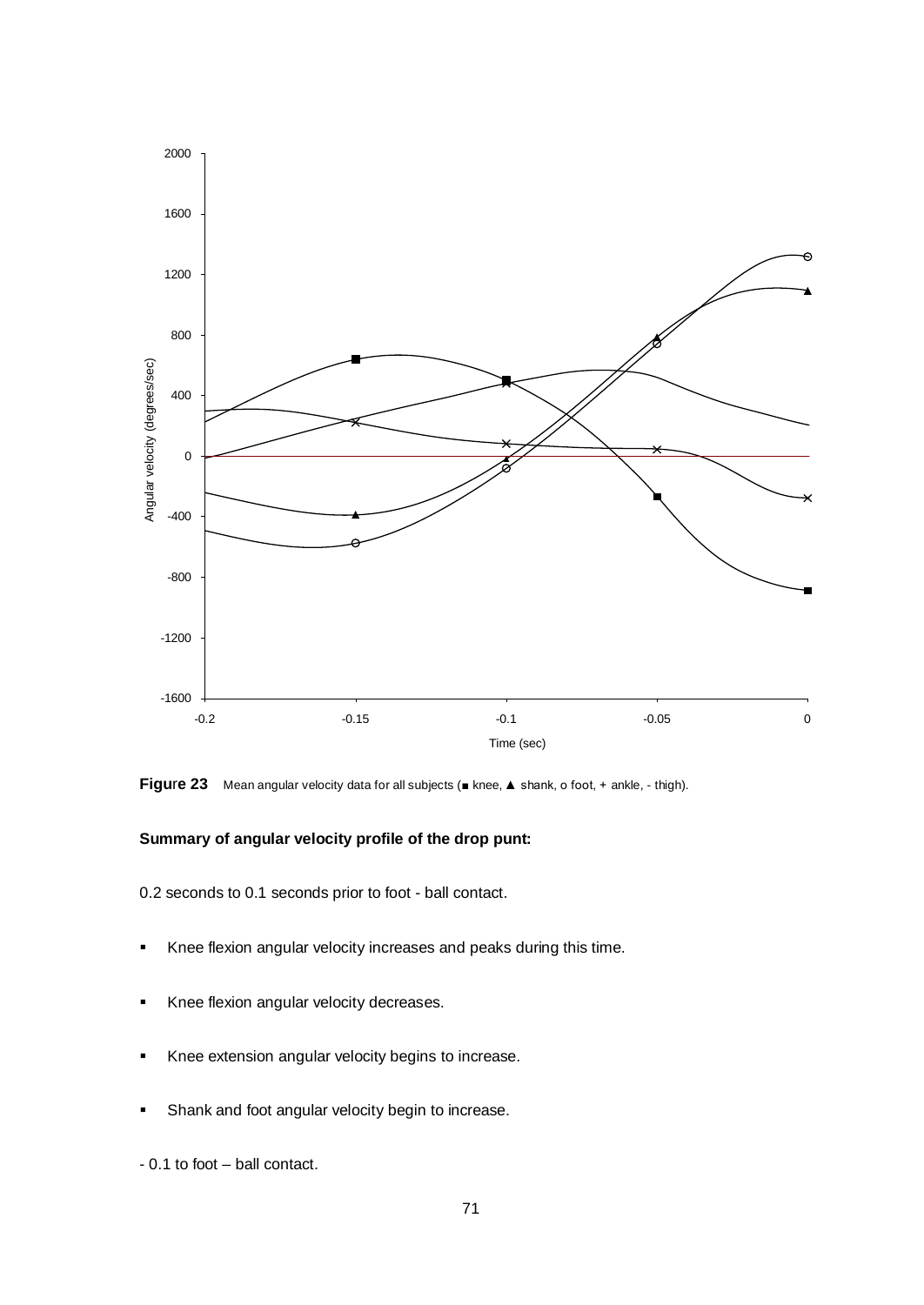**Figure 23** Mean angular velocity data for all subjects (■ knee, ▲ shank, o foot, + ankle, - thigh).

**Summary of angular velocity profile of the drop punt:**

0.2 seconds to 0.1 seconds prior to foot - ball contact.

- Knee flexion angular velocity increases and peaks during this time.
- Knee flexion angular velocity decreases.
- Knee extension angular velocity begins to increase.
- Shank and foot angular velocity begin to increase.

- 0.1 to foot – ball contact.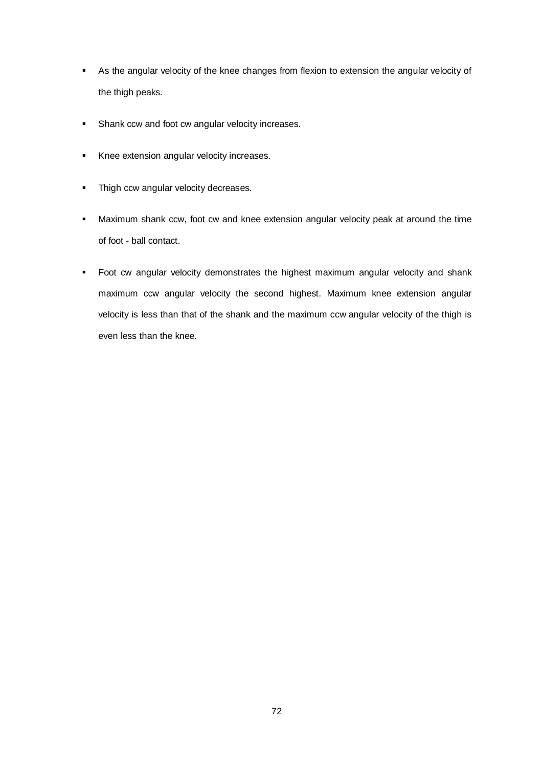- As the angular velocity of the knee changes from flexion to extension the angular velocity of the thigh peaks.
- Shank ccw and foot cw angular velocity increases.
- Knee extension angular velocity increases.
- Thigh ccw angular velocity decreases.
- Maximum shank ccw, foot cw and knee extension angular velocity peak at around the time of foot - ball contact.
- Foot cw angular velocity demonstrates the highest maximum angular velocity and shank maximum ccw angular velocity the second highest. Maximum knee extension angular velocity is less than that of the shank and the maximum ccw angular velocity of the thigh is even less than the knee.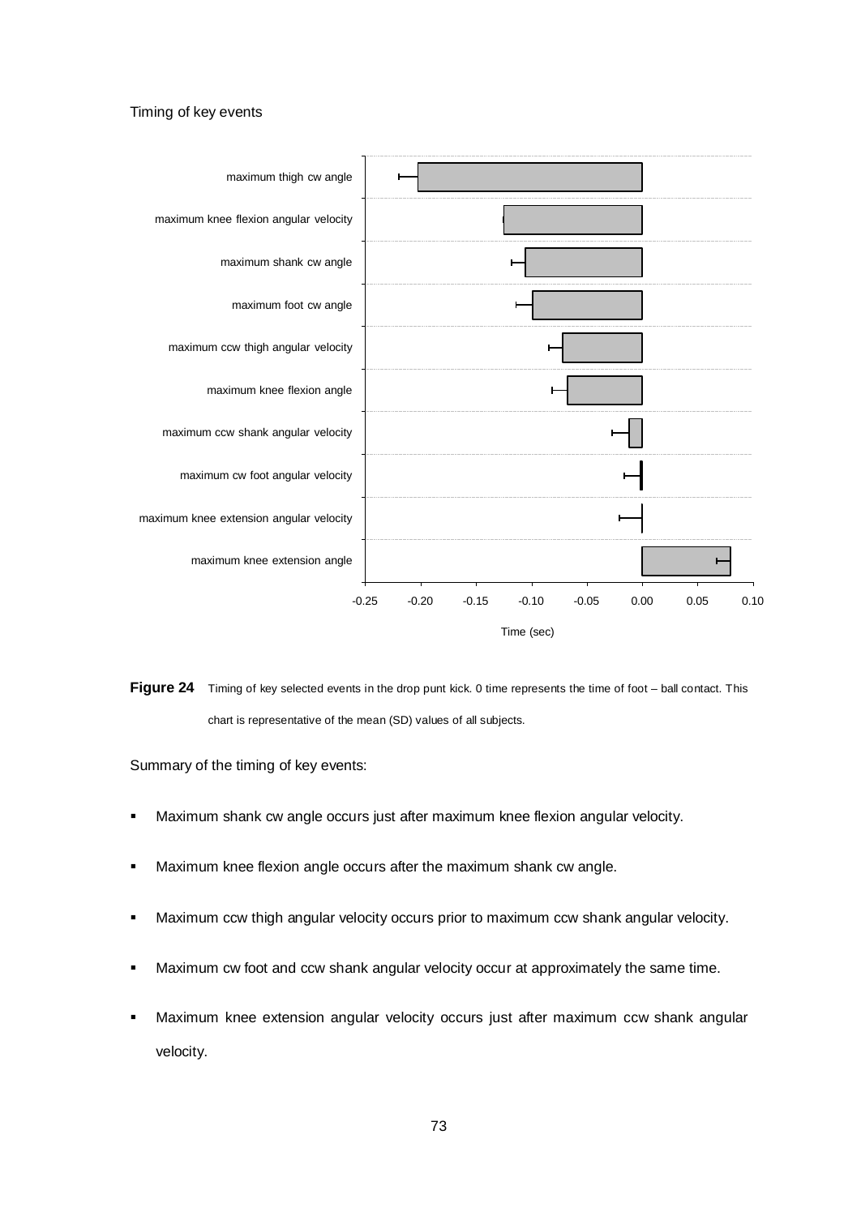Timing of key events

**Figure 24** Timing of key selected events in the drop punt kick. 0 time represents the time of foot – ball contact. This chart is representative of the mean (SD) values of all subjects.

Summary of the timing of key events:

- Maximum shank cw angle occurs just after maximum knee flexion angular velocity.
- Maximum knee flexion angle occurs after the maximum shank cw angle.
- Maximum ccw thigh angular velocity occurs prior to maximum ccw shank angular velocity.
- Maximum cw foot and ccw shank angular velocity occur at approximately the same time.
- Maximum knee extension angular velocity occurs just after maximum ccw shank angular velocity.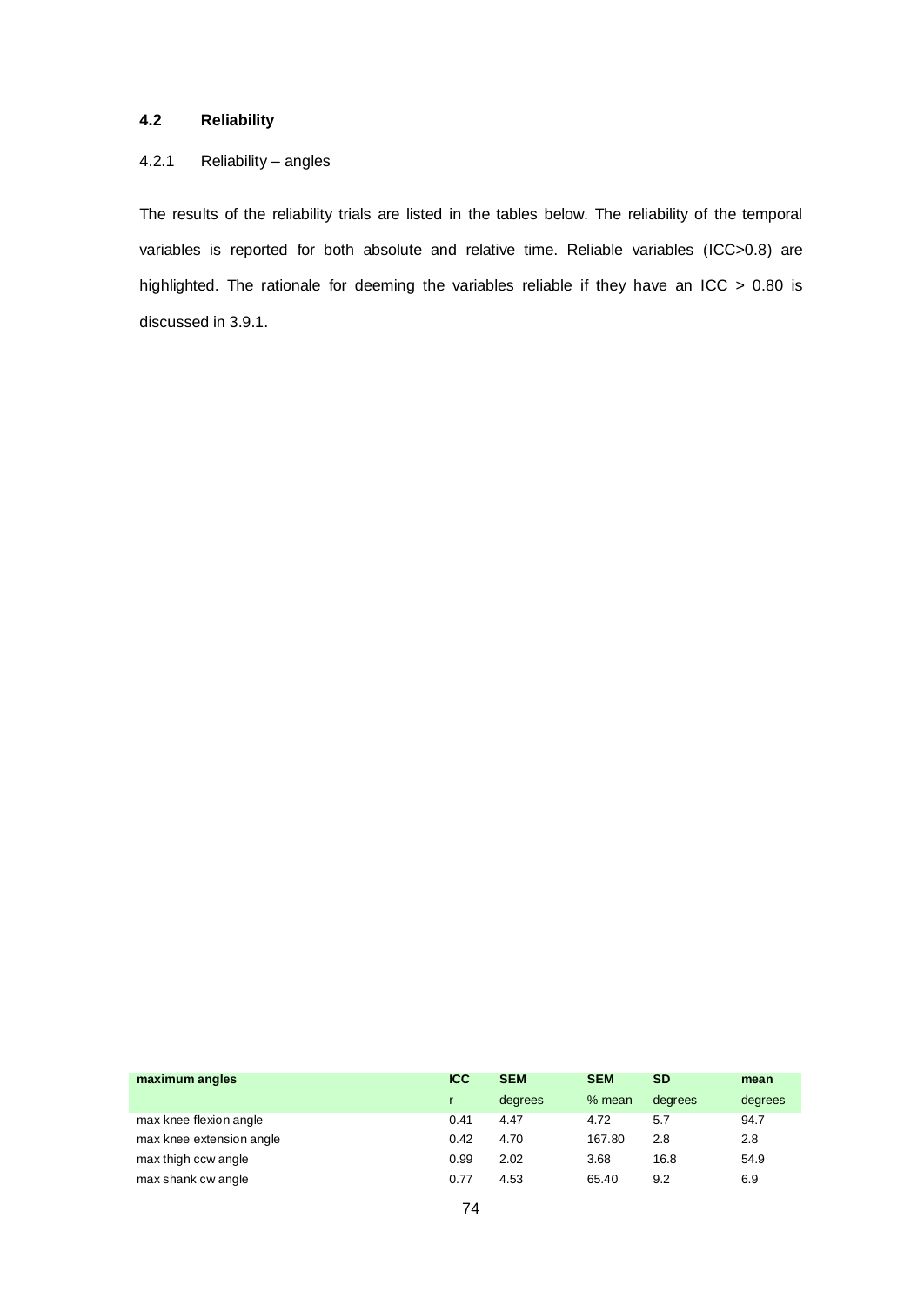## 4.2 Reliability

### 4.2.1 Reliability – angles

The results of the reliability trials are listed in the tables below. The reliability of the temporal variables is reported for both absolute and relative time. Reliable variables (ICC>0.8) are highlighted. The rationale for deeming the variables reliable if they have an ICC > 0.80 is discussed in 3.9.1.

| **maximum angles** | **ICC** | **SEM** | **SEM** | **SD** | **mean** |
|---|---|---|---|---|---|
| | r | degrees | % mean | degrees | degrees |
| max knee flexion angle | 0.41 | 4.47 | 4.72 | 5.7 | 94.7 |
| max knee extension angle | 0.42 | 4.70 | 167.80 | 2.8 | 2.8 |
| max thigh ccw angle | 0.99 | 2.02 | 3.68 | 16.8 | 54.9 |
| max shank cw angle | 0.77 | 4.53 | 65.40 | 9.2 | 6.9 |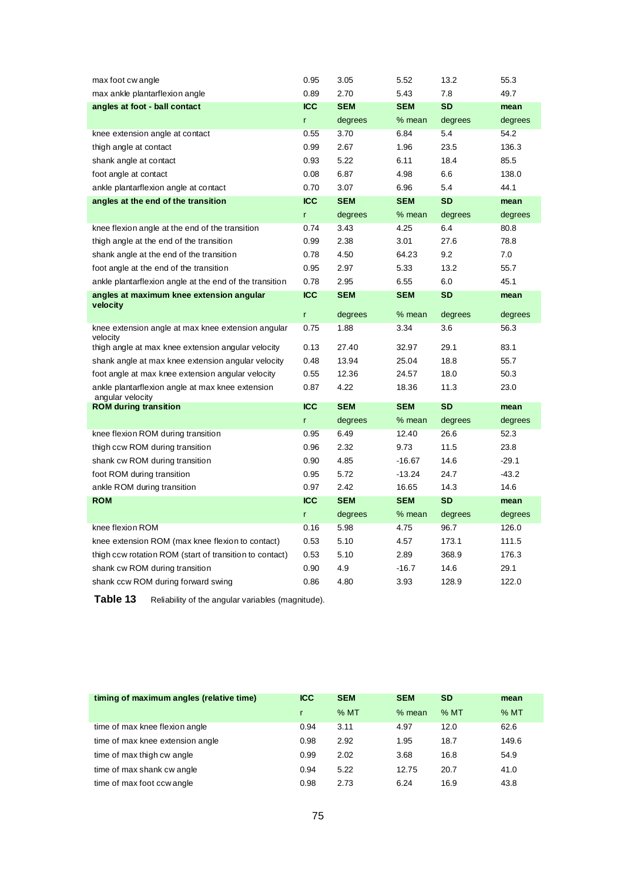| | | | | | |
|---|---|---|---|---|---|
| max foot cw angle | 0.95 | 3.05 | 5.52 | 13.2 | 55.3 |
| max ankle plantarflexion angle | 0.89 | 2.70 | 5.43 | 7.8 | 49.7 |
| **angles at foot - ball contact** | **ICC** | **SEM** | **SEM** | **SD** | **mean** |
| | r | degrees | % mean | degrees | degrees |
| knee extension angle at contact | 0.55 | 3.70 | 6.84 | 5.4 | 54.2 |
| thigh angle at contact | 0.99 | 2.67 | 1.96 | 23.5 | 136.3 |
| shank angle at contact | 0.93 | 5.22 | 6.11 | 18.4 | 85.5 |
| foot angle at contact | 0.08 | 6.87 | 4.98 | 6.6 | 138.0 |
| ankle plantarflexion angle at contact | 0.70 | 3.07 | 6.96 | 5.4 | 44.1 |
| **angles at the end of the transition** | **ICC** | **SEM** | **SEM** | **SD** | **mean** |
| | r | degrees | % mean | degrees | degrees |
| knee flexion angle at the end of the transition | 0.74 | 3.43 | 4.25 | 6.4 | 80.8 |
| thigh angle at the end of the transition | 0.99 | 2.38 | 3.01 | 27.6 | 78.8 |
| shank angle at the end of the transition | 0.78 | 4.50 | 64.23 | 9.2 | 7.0 |
| foot angle at the end of the transition | 0.95 | 2.97 | 5.33 | 13.2 | 55.7 |
| ankle plantarflexion angle at the end of the transition | 0.78 | 2.95 | 6.55 | 6.0 | 45.1 |
| **angles at maximum knee extension angular velocity** | **ICC** | **SEM** | **SEM** | **SD** | **mean** |
| | r | degrees | % mean | degrees | degrees |
| knee extension angle at max knee extension angular velocity | 0.75 | 1.88 | 3.34 | 3.6 | 56.3 |
| thigh angle at max knee extension angular velocity | 0.13 | 27.40 | 32.97 | 29.1 | 83.1 |
| shank angle at max knee extension angular velocity | 0.48 | 13.94 | 25.04 | 18.8 | 55.7 |
| foot angle at max knee extension angular velocity | 0.55 | 12.36 | 24.57 | 18.0 | 50.3 |
| ankle plantarflexion angle at max knee extension angular velocity | 0.87 | 4.22 | 18.36 | 11.3 | 23.0 |
| **ROM during transition** | **ICC** | **SEM** | **SEM** | **SD** | **mean** |
| | r | degrees | % mean | degrees | degrees |
| knee flexion ROM during transition | 0.95 | 6.49 | 12.40 | 26.6 | 52.3 |
| thigh ccw ROM during transition | 0.96 | 2.32 | 9.73 | 11.5 | 23.8 |
| shank cw ROM during transition | 0.90 | 4.85 | -16.67 | 14.6 | -29.1 |
| foot ROM during transition | 0.95 | 5.72 | -13.24 | 24.7 | -43.2 |
| ankle ROM during transition | 0.97 | 2.42 | 16.65 | 14.3 | 14.6 |
| **ROM** | **ICC** | **SEM** | **SEM** | **SD** | **mean** |
| | r | degrees | % mean | degrees | degrees |
| knee flexion ROM | 0.16 | 5.98 | 4.75 | 96.7 | 126.0 |
| knee extension ROM (max knee flexion to contact) | 0.53 | 5.10 | 4.57 | 173.1 | 111.5 |
| thigh ccw rotation ROM (start of transition to contact) | 0.53 | 5.10 | 2.89 | 368.9 | 176.3 |
| shank cw ROM during transition | 0.90 | 4.9 | -16.7 | 14.6 | 29.1 |
| shank ccw ROM during forward swing | 0.86 | 4.80 | 3.93 | 128.9 | 122.0 |

**Table 13** Reliability of the angular variables (magnitude).

| **timing of maximum angles (relative time)** | **ICC** | **SEM** | **SEM** | **SD** | **mean** |
|---|---|---|---|---|---|
| | r | % MT | % mean | % MT | % MT |
| time of max knee flexion angle | 0.94 | 3.11 | 4.97 | 12.0 | 62.6 |
| time of max knee extension angle | 0.98 | 2.92 | 1.95 | 18.7 | 149.6 |
| time of max thigh cw angle | 0.99 | 2.02 | 3.68 | 16.8 | 54.9 |
| time of max shank cw angle | 0.94 | 5.22 | 12.75 | 20.7 | 41.0 |
| time of max foot ccw angle | 0.98 | 2.73 | 6.24 | 16.9 | 43.8 |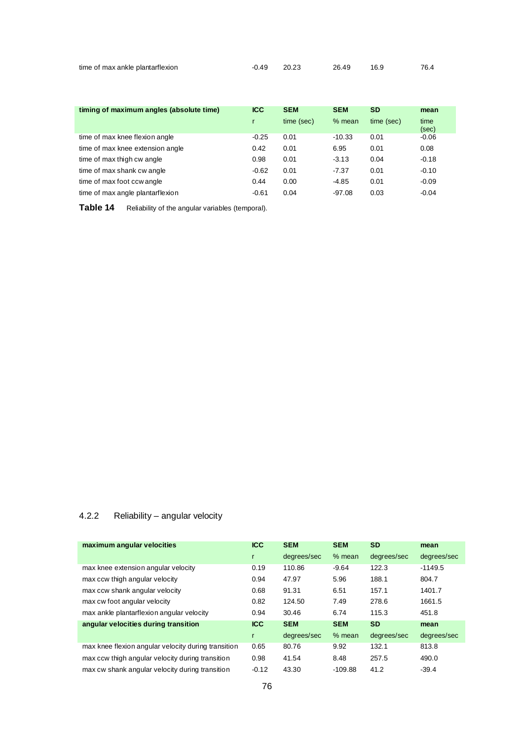| | | | | |
|---|---|---|---|---|
| time of max ankle plantarflexion | -0.49 | 20.23 | 26.49 | 16.9 | 76.4 |

| **timing of maximum angles (absolute time)** | **ICC** | **SEM** | **SEM** | **SD** | **mean** |
|---|---|---|---|---|---|
| | r | time (sec) | % mean | time (sec) | time (sec) |
| time of max knee flexion angle | -0.25 | 0.01 | -10.33 | 0.01 | -0.06 |
| time of max knee extension angle | 0.42 | 0.01 | 6.95 | 0.01 | 0.08 |
| time of max thigh cw angle | 0.98 | 0.01 | -3.13 | 0.04 | -0.18 |
| time of max shank cw angle | -0.62 | 0.01 | -7.37 | 0.01 | -0.10 |
| time of max foot ccw angle | 0.44 | 0.00 | -4.85 | 0.01 | -0.09 |
| time of max angle plantarflexion | -0.61 | 0.04 | -97.08 | 0.03 | -0.04 |

**Table 14** Reliability of the angular variables (temporal).

### 4.2.2 Reliability – angular velocity

| **maximum angular velocities** | **ICC** | **SEM** | **SEM** | **SD** | **mean** |
|---|---|---|---|---|---|
| | r | degrees/sec | % mean | degrees/sec | degrees/sec |
| max knee extension angular velocity | 0.19 | 110.86 | -9.64 | 122.3 | -1149.5 |
| max ccw thigh angular velocity | 0.94 | 47.97 | 5.96 | 188.1 | 804.7 |
| max ccw shank angular velocity | 0.68 | 91.31 | 6.51 | 157.1 | 1401.7 |
| max cw foot angular velocity | 0.82 | 124.50 | 7.49 | 278.6 | 1661.5 |
| max ankle plantarflexion angular velocity | 0.94 | 30.46 | 6.74 | 115.3 | 451.8 |
| **angular velocities during transition** | **ICC** | **SEM** | **SEM** | **SD** | **mean** |
| | r | degrees/sec | % mean | degrees/sec | degrees/sec |
| max knee flexion angular velocity during transition | 0.65 | 80.76 | 9.92 | 132.1 | 813.8 |
| max ccw thigh angular velocity during transition | 0.98 | 41.54 | 8.48 | 257.5 | 490.0 |
| max cw shank angular velocity during transition | -0.12 | 43.30 | -109.88 | 41.2 | -39.4 |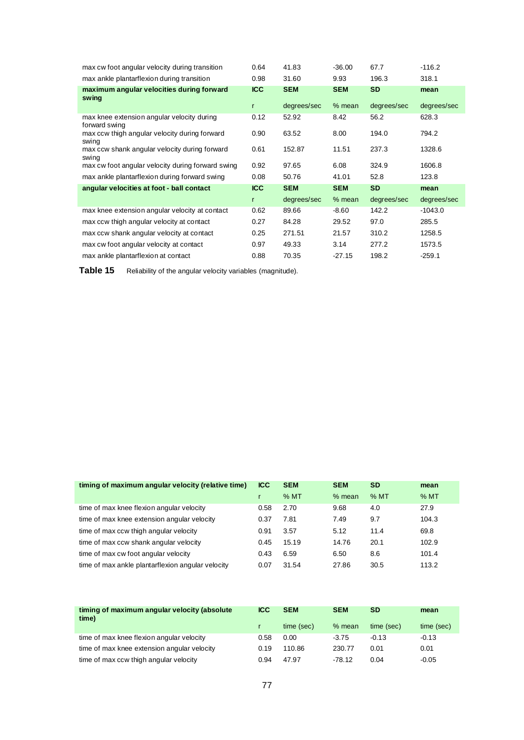| max cw foot angular velocity during transition | 0.64 | 41.83 | -36.00 | 67.7 | -116.2 |
|---|---|---|---|---|---|
| max ankle plantarflexion during transition | 0.98 | 31.60 | 9.93 | 196.3 | 318.1 |
| **maximum angular velocities during forward swing** | **ICC** | **SEM** | **SEM** | **SD** | **mean** |
| | r | degrees/sec | % mean | degrees/sec | degrees/sec |
| max knee extension angular velocity during forward swing | 0.12 | 52.92 | 8.42 | 56.2 | 628.3 |
| max ccw thigh angular velocity during forward swing | 0.90 | 63.52 | 8.00 | 194.0 | 794.2 |
| max ccw shank angular velocity during forward swing | 0.61 | 152.87 | 11.51 | 237.3 | 1328.6 |
| max cw foot angular velocity during forward swing | 0.92 | 97.65 | 6.08 | 324.9 | 1606.8 |
| max ankle plantarflexion during forward swing | 0.08 | 50.76 | 41.01 | 52.8 | 123.8 |
| **angular velocities at foot - ball contact** | **ICC** | **SEM** | **SEM** | **SD** | **mean** |
| | r | degrees/sec | % mean | degrees/sec | degrees/sec |
| max knee extension angular velocity at contact | 0.62 | 89.66 | -8.60 | 142.2 | -1043.0 |
| max ccw thigh angular velocity at contact | 0.27 | 84.28 | 29.52 | 97.0 | 285.5 |
| max ccw shank angular velocity at contact | 0.25 | 271.51 | 21.57 | 310.2 | 1258.5 |
| max cw foot angular velocity at contact | 0.97 | 49.33 | 3.14 | 277.2 | 1573.5 |
| max ankle plantarflexion at contact | 0.88 | 70.35 | -27.15 | 198.2 | -259.1 |

**Table 15** Reliability of the angular velocity variables (magnitude).

| **timing of maximum angular velocity (relative time)** | **ICC** | **SEM** | **SEM** | **SD** | **mean** |
|---|---|---|---|---|---|
| | r | % MT | % mean | % MT | % MT |
| time of max knee flexion angular velocity | 0.58 | 2.70 | 9.68 | 4.0 | 27.9 |
| time of max knee extension angular velocity | 0.37 | 7.81 | 7.49 | 9.7 | 104.3 |
| time of max ccw thigh angular velocity | 0.91 | 3.57 | 5.12 | 11.4 | 69.8 |
| time of max ccw shank angular velocity | 0.45 | 15.19 | 14.76 | 20.1 | 102.9 |
| time of max cw foot angular velocity | 0.43 | 6.59 | 6.50 | 8.6 | 101.4 |
| time of max ankle plantarflexion angular velocity | 0.07 | 31.54 | 27.86 | 30.5 | 113.2 |

| **timing of maximum angular velocity (absolute time)** | **ICC** | **SEM** | **SEM** | **SD** | **mean** |
|---|---|---|---|---|---|
| | r | time (sec) | % mean | time (sec) | time (sec) |
| time of max knee flexion angular velocity | 0.58 | 0.00 | -3.75 | -0.13 | -0.13 |
| time of max knee extension angular velocity | 0.19 | 110.86 | 230.77 | 0.01 | 0.01 |
| time of max ccw thigh angular velocity | 0.94 | 47.97 | -78.12 | 0.04 | -0.05 |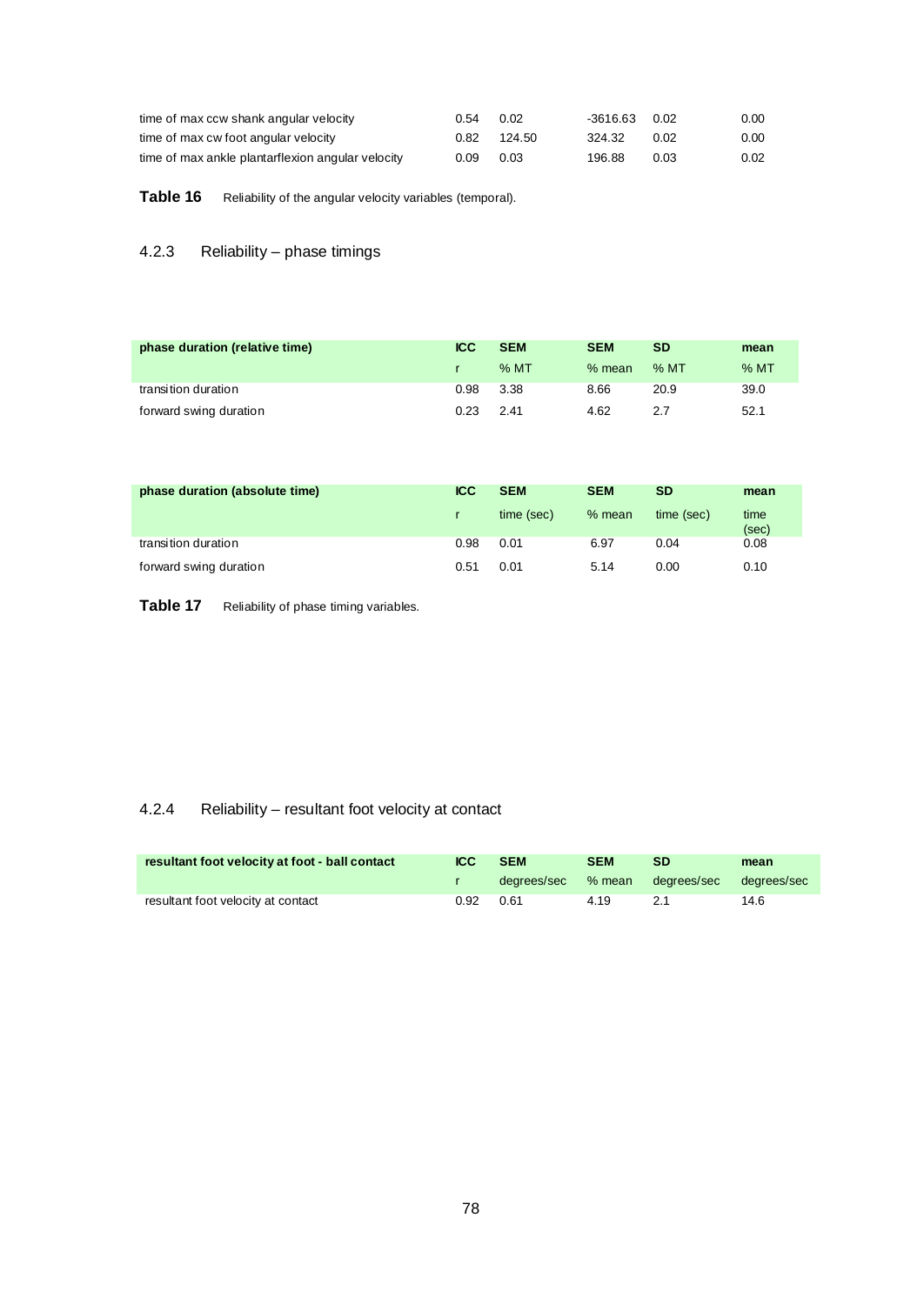| | | | | | |
|---|---|---|---|---|---|
| time of max ccw shank angular velocity | 0.54 | 0.02 | -3616.63 | 0.02 | 0.00 |
| time of max cw foot angular velocity | 0.82 | 124.50 | 324.32 | 0.02 | 0.00 |
| time of max ankle plantarflexion angular velocity | 0.09 | 0.03 | 196.88 | 0.03 | 0.02 |

**Table 16** Reliability of the angular velocity variables (temporal).

### 4.2.3 Reliability – phase timings

| phase duration (relative time) | ICC | SEM | SEM | SD | mean |
|---|---|---|---|---|---|
| | r | % MT | % mean | % MT | % MT |
| transition duration | 0.98 | 3.38 | 8.66 | 20.9 | 39.0 |
| forward swing duration | 0.23 | 2.41 | 4.62 | 2.7 | 52.1 |

| phase duration (absolute time) | ICC | SEM | SEM | SD | mean |
|---|---|---|---|---|---|
| | r | time (sec) | % mean | time (sec) | time (sec) |
| transition duration | 0.98 | 0.01 | 6.97 | 0.04 | 0.08 |
| forward swing duration | 0.51 | 0.01 | 5.14 | 0.00 | 0.10 |

**Table 17** Reliability of phase timing variables.

### 4.2.4 Reliability – resultant foot velocity at contact

| resultant foot velocity at foot - ball contact | ICC | SEM | SEM | SD | mean |
|---|---|---|---|---|---|
| | r | degrees/sec | % mean | degrees/sec | degrees/sec |
| resultant foot velocity at contact | 0.92 | 0.61 | 4.19 | 2.1 | 14.6 |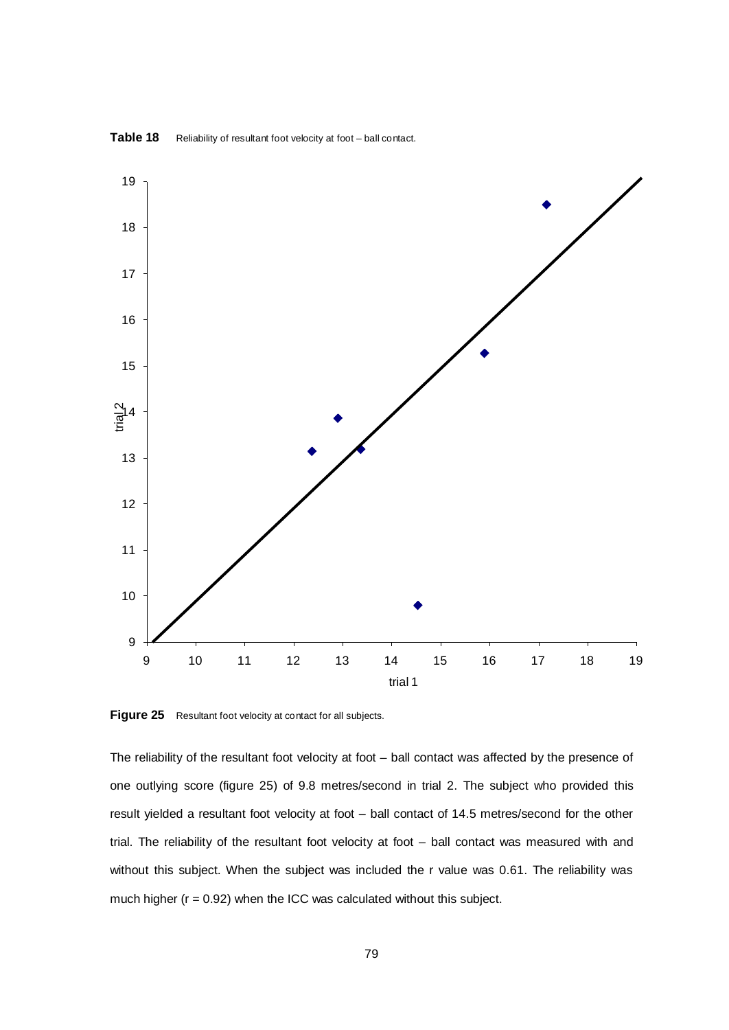**Table 18** Reliability of resultant foot velocity at foot – ball contact.

**Figure 25** Resultant foot velocity at contact for all subjects.

The reliability of the resultant foot velocity at foot – ball contact was affected by the presence of one outlying score (figure 25) of 9.8 metres/second in trial 2. The subject who provided this result yielded a resultant foot velocity at foot – ball contact of 14.5 metres/second for the other trial. The reliability of the resultant foot velocity at foot – ball contact was measured with and without this subject. When the subject was included the r value was 0.61. The reliability was much higher (r = 0.92) when the ICC was calculated without this subject.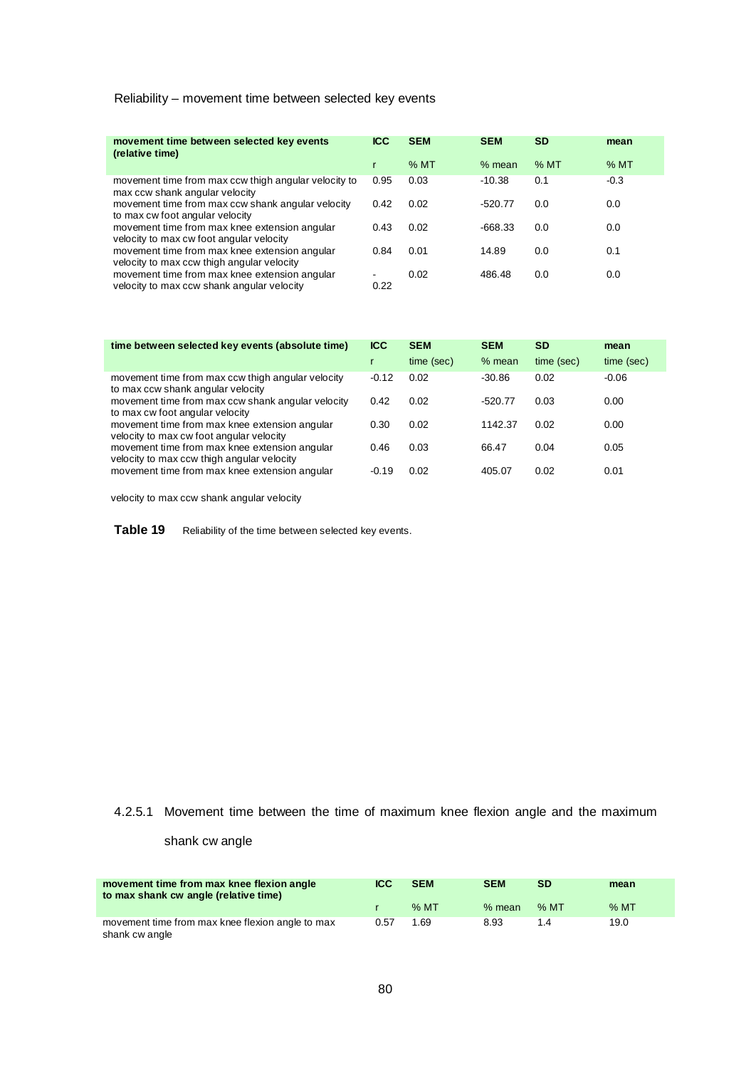Reliability – movement time between selected key events

| movement time between selected key events (relative time) | ICC | SEM | SEM | SD | mean |
|---|---|---|---|---|---|
| | r | % MT | % mean | % MT | % MT |
| movement time from max ccw thigh angular velocity to max ccw shank angular velocity | 0.95 | 0.03 | -10.38 | 0.1 | -0.3 |
| movement time from max ccw shank angular velocity to max cw foot angular velocity | 0.42 | 0.02 | -520.77 | 0.0 | 0.0 |
| movement time from max knee extension angular velocity to max cw foot angular velocity | 0.43 | 0.02 | -668.33 | 0.0 | 0.0 |
| movement time from max knee extension angular velocity to max ccw thigh angular velocity | 0.84 | 0.01 | 14.89 | 0.0 | 0.1 |
| movement time from max knee extension angular velocity to max ccw shank angular velocity | -0.22 | 0.02 | 486.48 | 0.0 | 0.0 |

| time between selected key events (absolute time) | ICC | SEM | SEM | SD | mean |
|---|---|---|---|---|---|
| | r | time (sec) | % mean | time (sec) | time (sec) |
| movement time from max ccw thigh angular velocity to max ccw shank angular velocity | -0.12 | 0.02 | -30.86 | 0.02 | -0.06 |
| movement time from max ccw shank angular velocity to max cw foot angular velocity | 0.42 | 0.02 | -520.77 | 0.03 | 0.00 |
| movement time from max knee extension angular velocity to max cw foot angular velocity | 0.30 | 0.02 | 1142.37 | 0.02 | 0.00 |
| movement time from max knee extension angular velocity to max ccw thigh angular velocity | 0.46 | 0.03 | 66.47 | 0.04 | 0.05 |
| movement time from max knee extension angular velocity to max ccw shank angular velocity | -0.19 | 0.02 | 405.07 | 0.02 | 0.01 |

**Table 19** Reliability of the time between selected key events.

#### 4.2.5.1 Movement time between the time of maximum knee flexion angle and the maximum shank cw angle

| movement time from max knee flexion angle to max shank cw angle (relative time) | ICC | SEM | SEM | SD | mean |
|---|---|---|---|---|---|
| | r | % MT | % mean | % MT | % MT |
| movement time from max knee flexion angle to max shank cw angle | 0.57 | 1.69 | 8.93 | 1.4 | 19.0 |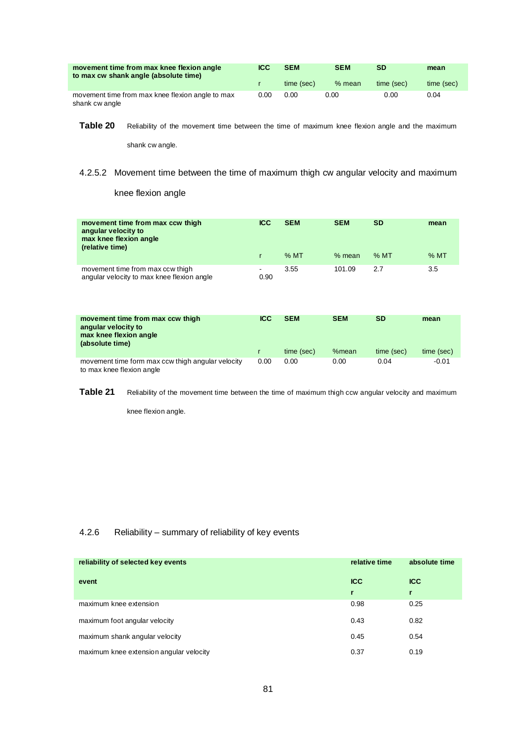| movement time from max knee flexion angle to max cw shank angle (absolute time) | ICC | SEM | SEM | SD | mean |
|---|---|---|---|---|---|
| | r | time (sec) | % mean | time (sec) | time (sec) |
| movement time from max knee flexion angle to max shank cw angle | 0.00 | 0.00 | 0.00 | 0.00 | 0.04 |

**Table 20** Reliability of the movement time between the time of maximum knee flexion angle and the maximum shank cw angle.

#### 4.2.5.2 Movement time between the time of maximum thigh cw angular velocity and maximum knee flexion angle

| movement time from max ccw thigh angular velocity to max knee flexion angle (relative time) | ICC | SEM | SEM | SD | mean |
|---|---|---|---|---|---|
| | r | % MT | % mean | % MT | % MT |
| movement time from max ccw thigh angular velocity to max knee flexion angle | -0.90 | 3.55 | 101.09 | 2.7 | 3.5 |

| movement time from max ccw thigh angular velocity to max knee flexion angle (absolute time) | ICC | SEM | SEM | SD | mean |
|---|---|---|---|---|---|
| | r | time (sec) | %mean | time (sec) | time (sec) |
| movement time form max ccw thigh angular velocity to max knee flexion angle | 0.00 | 0.00 | 0.00 | 0.04 | -0.01 |

**Table 21** Reliability of the movement time between the time of maximum thigh ccw angular velocity and maximum knee flexion angle.

### 4.2.6 Reliability – summary of reliability of key events

| reliability of selected key events | relative time | absolute time |
|---|---|---|
| event | ICC r | ICC r |
| maximum knee extension | 0.98 | 0.25 |
| maximum foot angular velocity | 0.43 | 0.82 |
| maximum shank angular velocity | 0.45 | 0.54 |
| maximum knee extension angular velocity | 0.37 | 0.19 |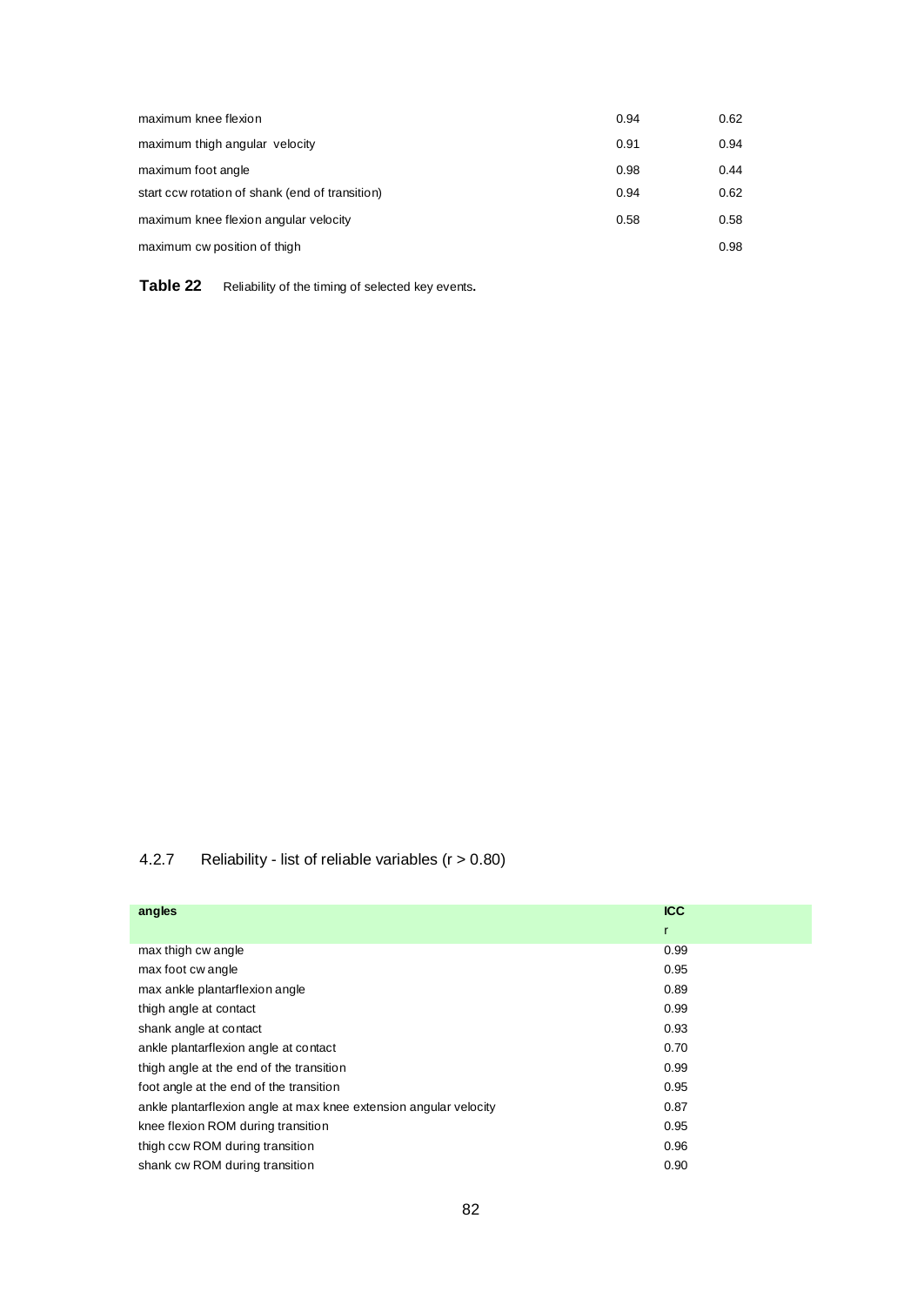| | | |
|---|---|---|
| maximum knee flexion | 0.94 | 0.62 |
| maximum thigh angular velocity | 0.91 | 0.94 |
| maximum foot angle | 0.98 | 0.44 |
| start ccw rotation of shank (end of transition) | 0.94 | 0.62 |
| maximum knee flexion angular velocity | 0.58 | 0.58 |
| maximum cw position of thigh | | 0.98 |

**Table 22** Reliability of the timing of selected key events**.**

### 4.2.7 Reliability - list of reliable variables (r > 0.80)

| **angles** | **ICC** |
|---|---|
| | r |
| max thigh cw angle | 0.99 |
| max foot cw angle | 0.95 |
| max ankle plantarflexion angle | 0.89 |
| thigh angle at contact | 0.99 |
| shank angle at contact | 0.93 |
| ankle plantarflexion angle at contact | 0.70 |
| thigh angle at the end of the transition | 0.99 |
| foot angle at the end of the transition | 0.95 |
| ankle plantarflexion angle at max knee extension angular velocity | 0.87 |
| knee flexion ROM during transition | 0.95 |
| thigh ccw ROM during transition | 0.96 |
| shank cw ROM during transition | 0.90 |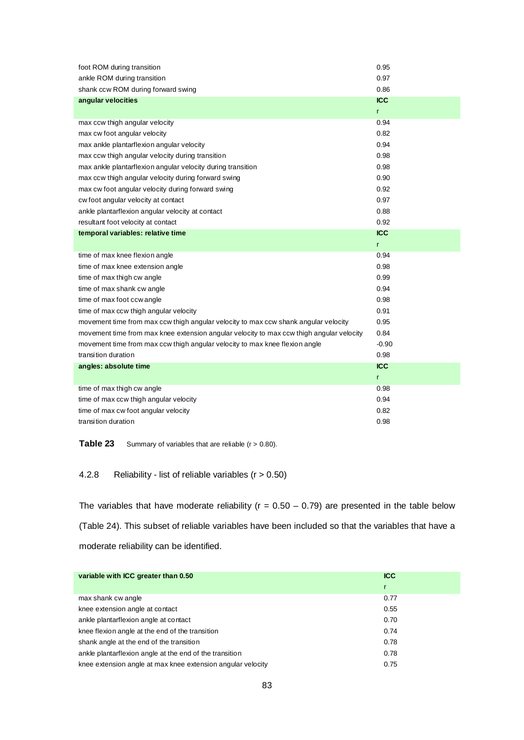| | |
|---|---|
| foot ROM during transition | 0.95 |
| ankle ROM during transition | 0.97 |
| shank ccw ROM during forward swing | 0.86 |
| **angular velocities** | **ICC** |
| | r |
| max ccw thigh angular velocity | 0.94 |
| max cw foot angular velocity | 0.82 |
| max ankle plantarflexion angular velocity | 0.94 |
| max ccw thigh angular velocity during transition | 0.98 |
| max ankle plantarflexion angular velocity during transition | 0.98 |
| max ccw thigh angular velocity during forward swing | 0.90 |
| max cw foot angular velocity during forward swing | 0.92 |
| cw foot angular velocity at contact | 0.97 |
| ankle plantarflexion angular velocity at contact | 0.88 |
| resultant foot velocity at contact | 0.92 |
| **temporal variables: relative time** | **ICC** |
| | r |
| time of max knee flexion angle | 0.94 |
| time of max knee extension angle | 0.98 |
| time of max thigh cw angle | 0.99 |
| time of max shank cw angle | 0.94 |
| time of max foot ccw angle | 0.98 |
| time of max ccw thigh angular velocity | 0.91 |
| movement time from max ccw thigh angular velocity to max ccw shank angular velocity | 0.95 |
| movement time from max knee extension angular velocity to max ccw thigh angular velocity | 0.84 |
| movement time from max ccw thigh angular velocity to max knee flexion angle | -0.90 |
| transition duration | 0.98 |
| **angles: absolute time** | **ICC** |
| | r |
| time of max thigh cw angle | 0.98 |
| time of max ccw thigh angular velocity | 0.94 |
| time of max cw foot angular velocity | 0.82 |
| transition duration | 0.98 |

**Table 23** Summary of variables that are reliable (r > 0.80).

### 4.2.8 Reliability - list of reliable variables (r > 0.50)

The variables that have moderate reliability (r = 0.50 – 0.79) are presented in the table below (Table 24). This subset of reliable variables have been included so that the variables that have a moderate reliability can be identified.

| **variable with ICC greater than 0.50** | **ICC** |
|---|---|
| | r |
| max shank cw angle | 0.77 |
| knee extension angle at contact | 0.55 |
| ankle plantarflexion angle at contact | 0.70 |
| knee flexion angle at the end of the transition | 0.74 |
| shank angle at the end of the transition | 0.78 |
| ankle plantarflexion angle at the end of the transition | 0.78 |
| knee extension angle at max knee extension angular velocity | 0.75 |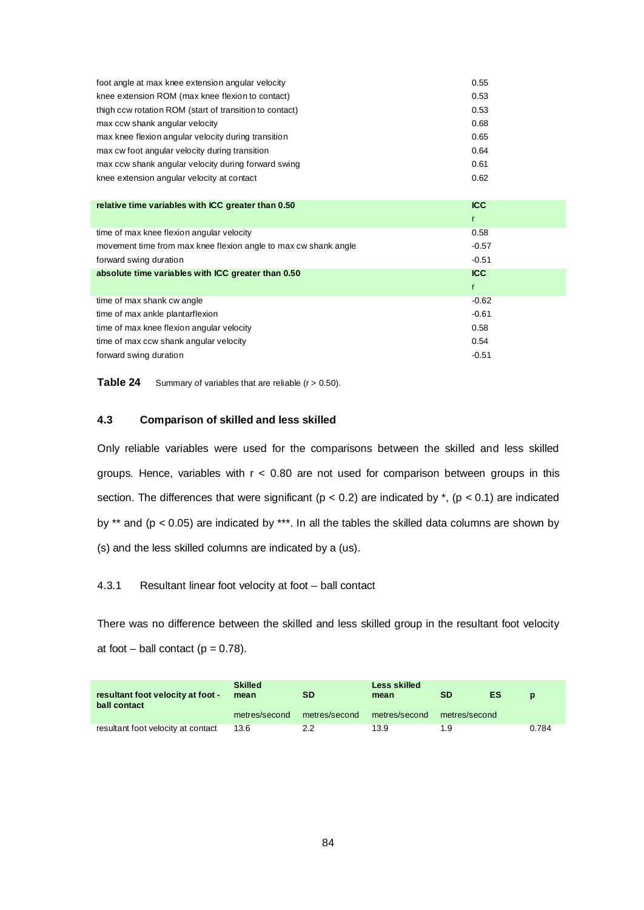| | |
|---|---|
| foot angle at max knee extension angular velocity | 0.55 |
| knee extension ROM (max knee flexion to contact) | 0.53 |
| thigh ccw rotation ROM (start of transition to contact) | 0.53 |
| max ccw shank angular velocity | 0.68 |
| max knee flexion angular velocity during transition | 0.65 |
| max cw foot angular velocity during transition | 0.64 |
| max ccw shank angular velocity during forward swing | 0.61 |
| knee extension angular velocity at contact | 0.62 |
| **relative time variables with ICC greater than 0.50** | **ICC** r |
| time of max knee flexion angular velocity | 0.58 |
| movement time from max knee flexion angle to max cw shank angle | -0.57 |
| forward swing duration | -0.51 |
| **absolute time variables with ICC greater than 0.50** | **ICC** r |
| time of max shank cw angle | -0.62 |
| time of max ankle plantarflexion | -0.61 |
| time of max knee flexion angular velocity | 0.58 |
| time of max ccw shank angular velocity | 0.54 |
| forward swing duration | -0.51 |

**Table 24** Summary of variables that are reliable ($r > 0.50$).

### 4.3 Comparison of skilled and less skilled

Only reliable variables were used for the comparisons between the skilled and less skilled groups. Hence, variables with $r < 0.80$ are not used for comparison between groups in this section. The differences that were significant ($p < 0.2$) are indicated by *, ($p < 0.1$) are indicated by ** and ($p < 0.05$) are indicated by ***. In all the tables the skilled data columns are shown by (s) and the less skilled columns are indicated by a (us).

#### 4.3.1 Resultant linear foot velocity at foot – ball contact

There was no difference between the skilled and less skilled group in the resultant foot velocity at foot – ball contact ($p = 0.78$).

| **resultant foot velocity at foot - ball contact** | **Skilled mean** | **SD** | **Less skilled mean** | **SD** | **ES** | **p** |
|---|---|---|---|---|---|---|
| | metres/second | metres/second | metres/second | metres/second | | |
| resultant foot velocity at contact | 13.6 | 2.2 | 13.9 | 1.9 | | 0.784 |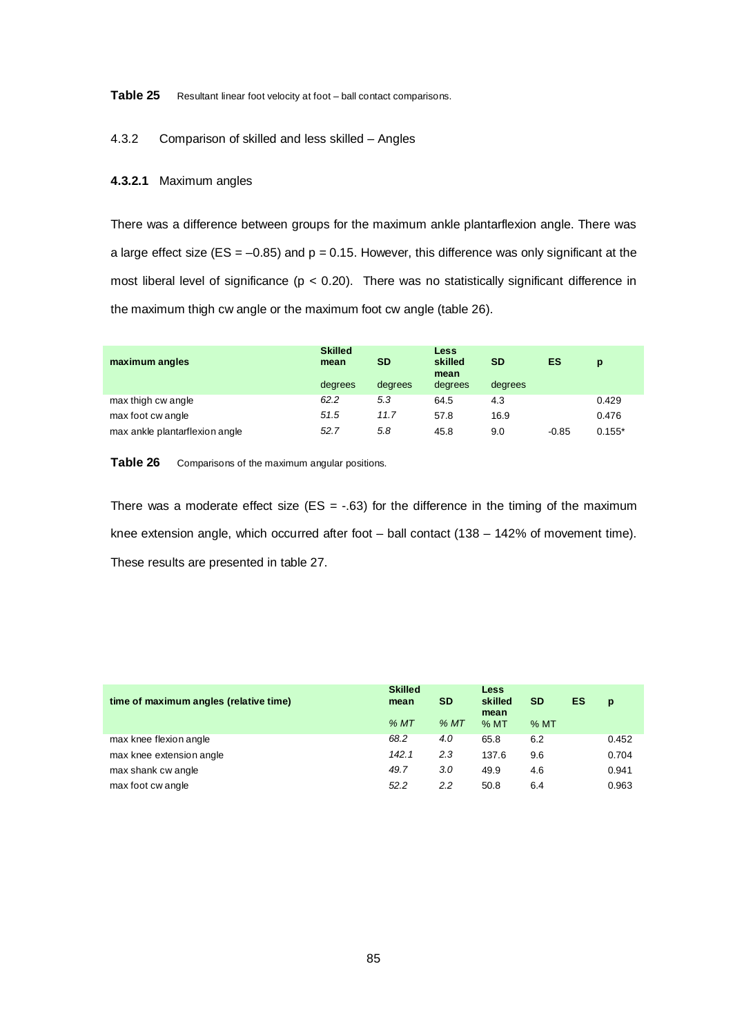**Table 25** Resultant linear foot velocity at foot – ball contact comparisons.

### 4.3.2 Comparison of skilled and less skilled – Angles

#### 4.3.2.1 Maximum angles

There was a difference between groups for the maximum ankle plantarflexion angle. There was a large effect size (ES = –0.85) and p = 0.15. However, this difference was only significant at the most liberal level of significance ($p < 0.20$). There was no statistically significant difference in the maximum thigh cw angle or the maximum foot cw angle (table 26).

| maximum angles | Skilled mean | SD | Less skilled mean | SD | ES | p |
|---|---|---|---|---|---|---|
| | degrees | degrees | degrees | degrees | | |
| max thigh cw angle | *62.2* | *5.3* | 64.5 | 4.3 | | 0.429 |
| max foot cw angle | *51.5* | *11.7* | 57.8 | 16.9 | | 0.476 |
| max ankle plantarflexion angle | *52.7* | *5.8* | 45.8 | 9.0 | -0.85 | 0.155* |

**Table 26** Comparisons of the maximum angular positions.

There was a moderate effect size (ES = -.63) for the difference in the timing of the maximum knee extension angle, which occurred after foot – ball contact (138 – 142% of movement time). These results are presented in table 27.

| time of maximum angles (relative time) | Skilled mean | SD | Less skilled mean | SD | ES | p |
|---|---|---|---|---|---|---|
| | *% MT* | *% MT* | % MT | % MT | | |
| max knee flexion angle | *68.2* | *4.0* | 65.8 | 6.2 | | 0.452 |
| max knee extension angle | *142.1* | *2.3* | 137.6 | 9.6 | | 0.704 |
| max shank cw angle | *49.7* | *3.0* | 49.9 | 4.6 | | 0.941 |
| max foot cw angle | *52.2* | *2.2* | 50.8 | 6.4 | | 0.963 |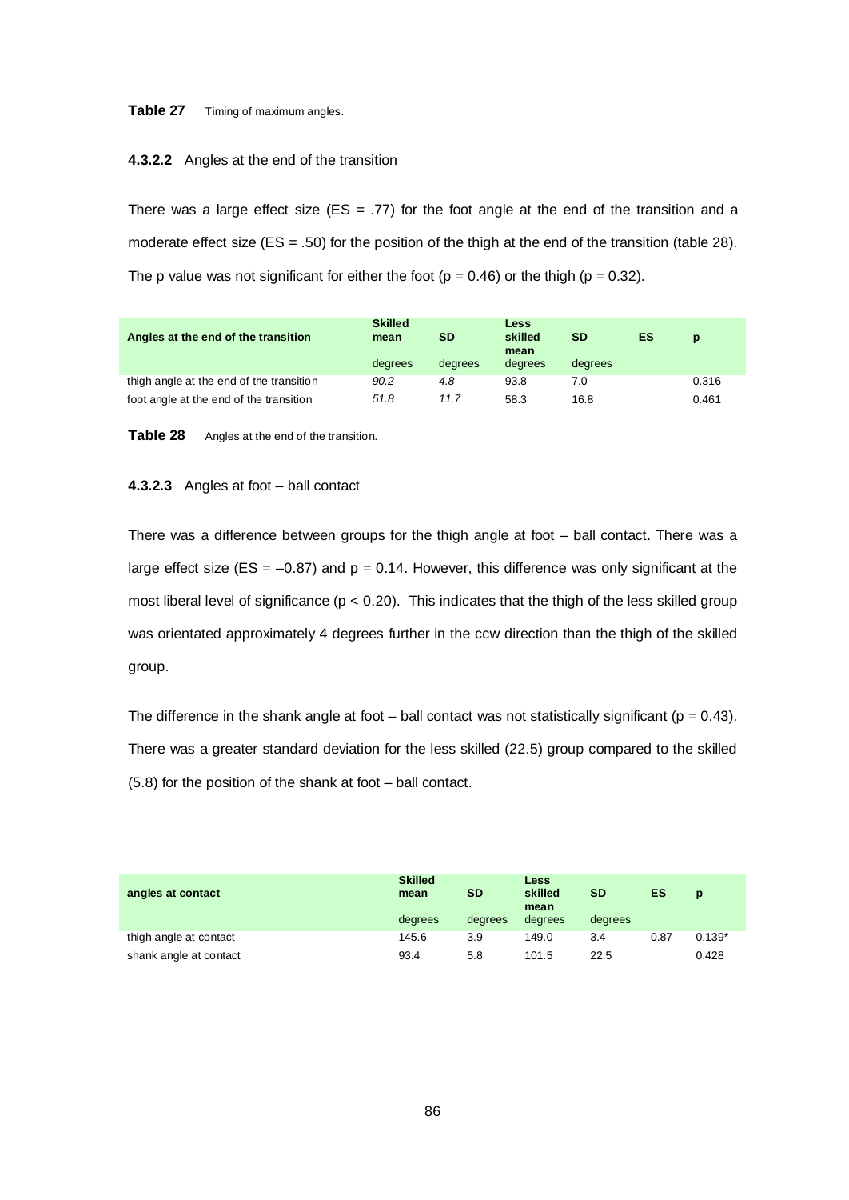**Table 27** Timing of maximum angles.

#### 4.3.2.2 Angles at the end of the transition

There was a large effect size (ES = .77) for the foot angle at the end of the transition and a moderate effect size (ES = .50) for the position of the thigh at the end of the transition (table 28). The p value was not significant for either the foot (p = 0.46) or the thigh (p = 0.32).

| Angles at the end of the transition | Skilled mean<br>degrees | SD<br>degrees | Less skilled mean<br>degrees | SD<br>degrees | ES | p |
|---|---|---|---|---|---|---|
| thigh angle at the end of the transition | *90.2* | *4.8* | 93.8 | 7.0 | | 0.316 |
| foot angle at the end of the transition | *51.8* | *11.7* | 58.3 | 16.8 | | 0.461 |

**Table 28** Angles at the end of the transition.

#### 4.3.2.3 Angles at foot – ball contact

There was a difference between groups for the thigh angle at foot – ball contact. There was a large effect size (ES = –0.87) and p = 0.14. However, this difference was only significant at the most liberal level of significance (p < 0.20). This indicates that the thigh of the less skilled group was orientated approximately 4 degrees further in the ccw direction than the thigh of the skilled group.

The difference in the shank angle at foot – ball contact was not statistically significant (p = 0.43). There was a greater standard deviation for the less skilled (22.5) group compared to the skilled (5.8) for the position of the shank at foot – ball contact.

| angles at contact | Skilled mean<br>degrees | SD<br>degrees | Less skilled mean<br>degrees | SD<br>degrees | ES | p |
|---|---|---|---|---|---|---|
| thigh angle at contact | 145.6 | 3.9 | 149.0 | 3.4 | 0.87 | 0.139* |
| shank angle at contact | 93.4 | 5.8 | 101.5 | 22.5 | | 0.428 |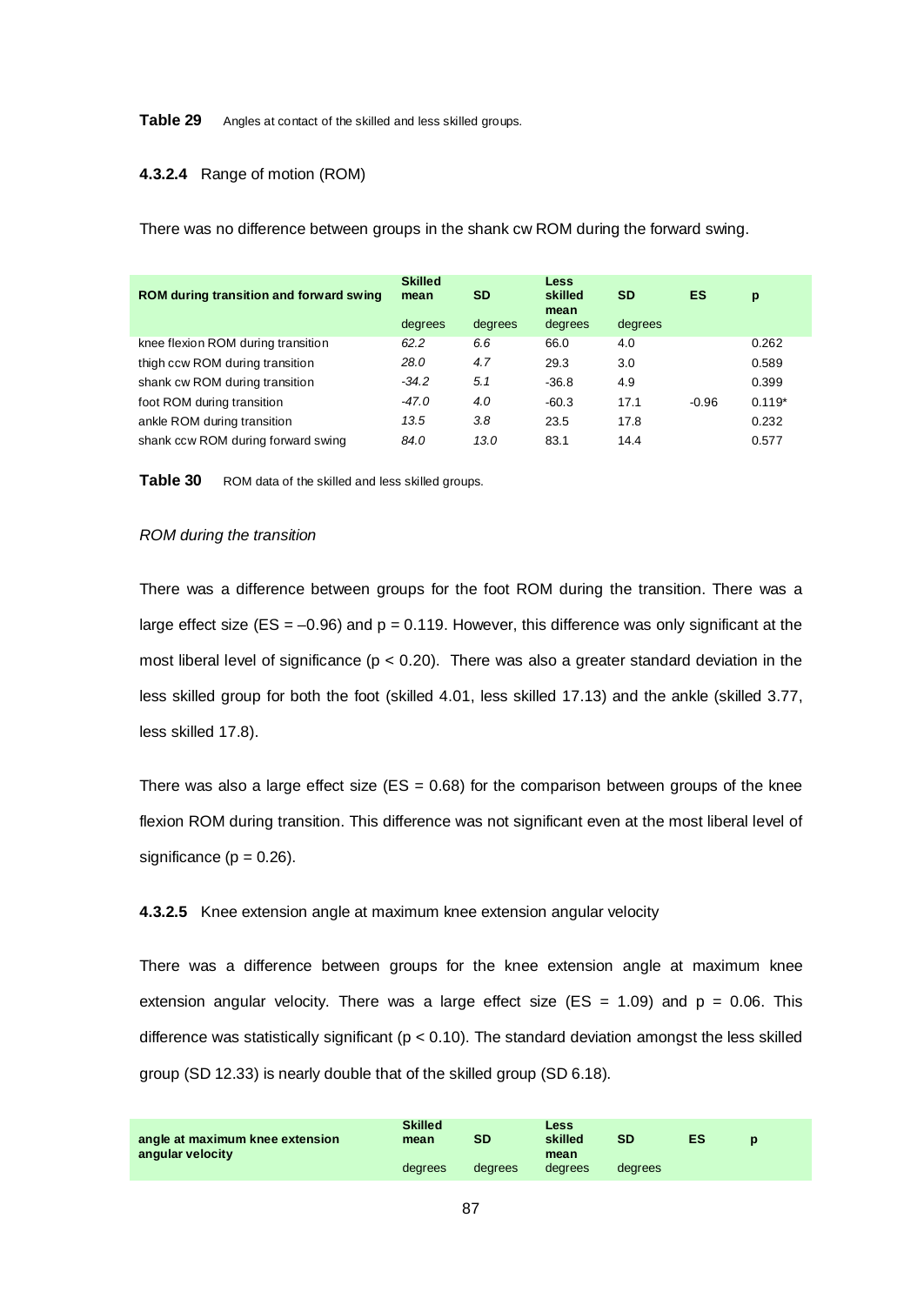**Table 29** Angles at contact of the skilled and less skilled groups.

#### 4.3.2.4 Range of motion (ROM)

There was no difference between groups in the shank cw ROM during the forward swing.

| ROM during transition and forward swing | Skilled mean | SD | Less skilled mean | SD | ES | p |
|---|---|---|---|---|---|---|
| | degrees | degrees | degrees | degrees | | |
| knee flexion ROM during transition | *62.2* | *6.6* | 66.0 | 4.0 | | 0.262 |
| thigh ccw ROM during transition | *28.0* | *4.7* | 29.3 | 3.0 | | 0.589 |
| shank cw ROM during transition | *-34.2* | *5.1* | -36.8 | 4.9 | | 0.399 |
| foot ROM during transition | *-47.0* | *4.0* | -60.3 | 17.1 | -0.96 | 0.119* |
| ankle ROM during transition | *13.5* | *3.8* | 23.5 | 17.8 | | 0.232 |
| shank ccw ROM during forward swing | *84.0* | *13.0* | 83.1 | 14.4 | | 0.577 |

**Table 30** ROM data of the skilled and less skilled groups.

*ROM during the transition*

There was a difference between groups for the foot ROM during the transition. There was a large effect size (ES = –0.96) and p = 0.119. However, this difference was only significant at the most liberal level of significance ($p < 0.20$). There was also a greater standard deviation in the less skilled group for both the foot (skilled 4.01, less skilled 17.13) and the ankle (skilled 3.77, less skilled 17.8).

There was also a large effect size (ES = 0.68) for the comparison between groups of the knee flexion ROM during transition. This difference was not significant even at the most liberal level of significance (p = 0.26).

#### 4.3.2.5 Knee extension angle at maximum knee extension angular velocity

There was a difference between groups for the knee extension angle at maximum knee extension angular velocity. There was a large effect size (ES = 1.09) and p = 0.06. This difference was statistically significant ($p < 0.10$). The standard deviation amongst the less skilled group (SD 12.33) is nearly double that of the skilled group (SD 6.18).

| angle at maximum knee extension angular velocity | Skilled mean | SD | Less skilled mean | SD | ES | p |
|---|---|---|---|---|---|---|
| | degrees | degrees | degrees | degrees | | |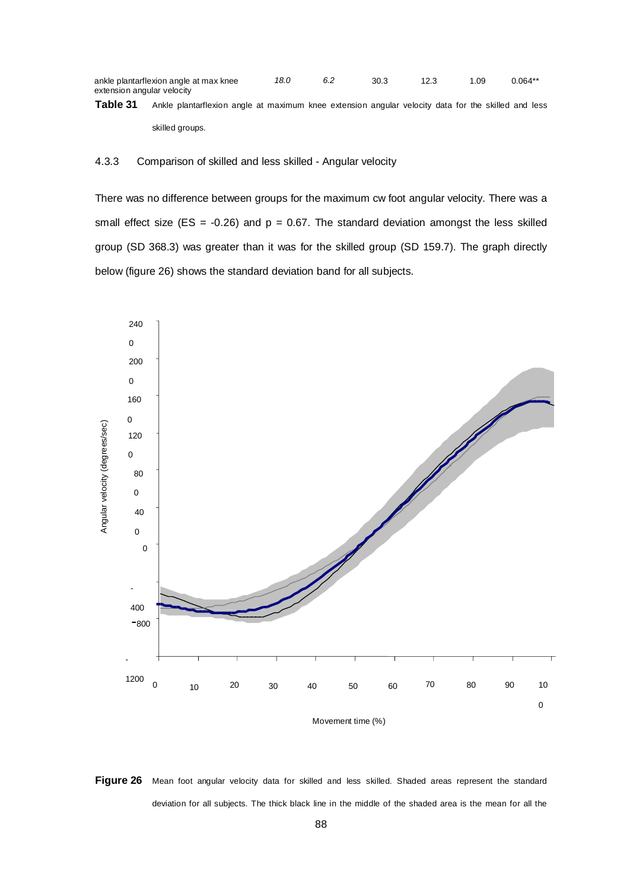| ankle plantarflexion angle at max knee extension angular velocity | *18.0* | *6.2* | 30.3 | 12.3 | 1.09 | 0.064** |
|---|---|---|---|---|---|---|

**Table 31** Ankle plantarflexion angle at maximum knee extension angular velocity data for the skilled and less skilled groups.

### 4.3.3 Comparison of skilled and less skilled - Angular velocity

There was no difference between groups for the maximum cw foot angular velocity. There was a small effect size (ES = -0.26) and p = 0.67. The standard deviation amongst the less skilled group (SD 368.3) was greater than it was for the skilled group (SD 159.7). The graph directly below (figure 26) shows the standard deviation band for all subjects.

**Figure 26** Mean foot angular velocity data for skilled and less skilled. Shaded areas represent the standard deviation for all subjects. The thick black line in the middle of the shaded area is the mean for all the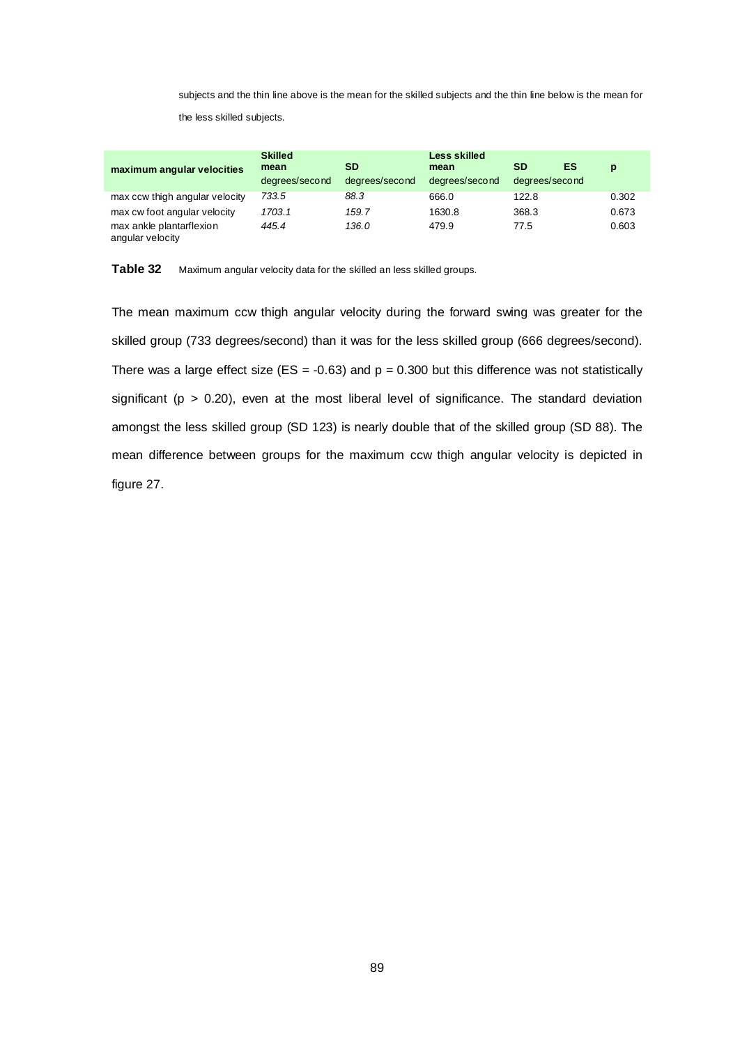subjects and the thin line above is the mean for the skilled subjects and the thin line below is the mean for the less skilled subjects.

| maximum angular velocities | Skilled mean degrees/second | SD degrees/second | Less skilled mean degrees/second | SD degrees/second | ES | p |
|---|---|---|---|---|---|---|
| max ccw thigh angular velocity | *733.5* | *88.3* | 666.0 | 122.8 | | 0.302 |
| max cw foot angular velocity | *1703.1* | *159.7* | 1630.8 | 368.3 | | 0.673 |
| max ankle plantarflexion angular velocity | *445.4* | *136.0* | 479.9 | 77.5 | | 0.603 |

**Table 32** Maximum angular velocity data for the skilled an less skilled groups.

The mean maximum ccw thigh angular velocity during the forward swing was greater for the skilled group (733 degrees/second) than it was for the less skilled group (666 degrees/second). There was a large effect size (ES = -0.63) and $p = 0.300$ but this difference was not statistically significant ($p > 0.20$), even at the most liberal level of significance. The standard deviation amongst the less skilled group (SD 123) is nearly double that of the skilled group (SD 88). The mean difference between groups for the maximum ccw thigh angular velocity is depicted in figure 27.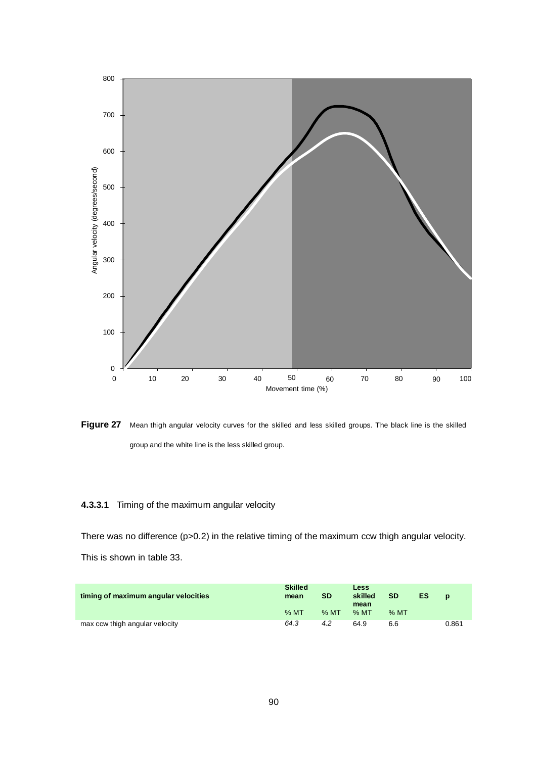**Figure 27** Mean thigh angular velocity curves for the skilled and less skilled groups. The black line is the skilled group and the white line is the less skilled group.

#### 4.3.3.1 Timing of the maximum angular velocity

There was no difference (p>0.2) in the relative timing of the maximum ccw thigh angular velocity. This is shown in table 33.

| timing of maximum angular velocities | Skilled mean | SD | Less skilled mean | SD | ES | p |
|---|---|---|---|---|---|---|
| | % MT | % MT | % MT | % MT | | |
| max ccw thigh angular velocity | *64.3* | *4.2* | 64.9 | 6.6 | | 0.861 |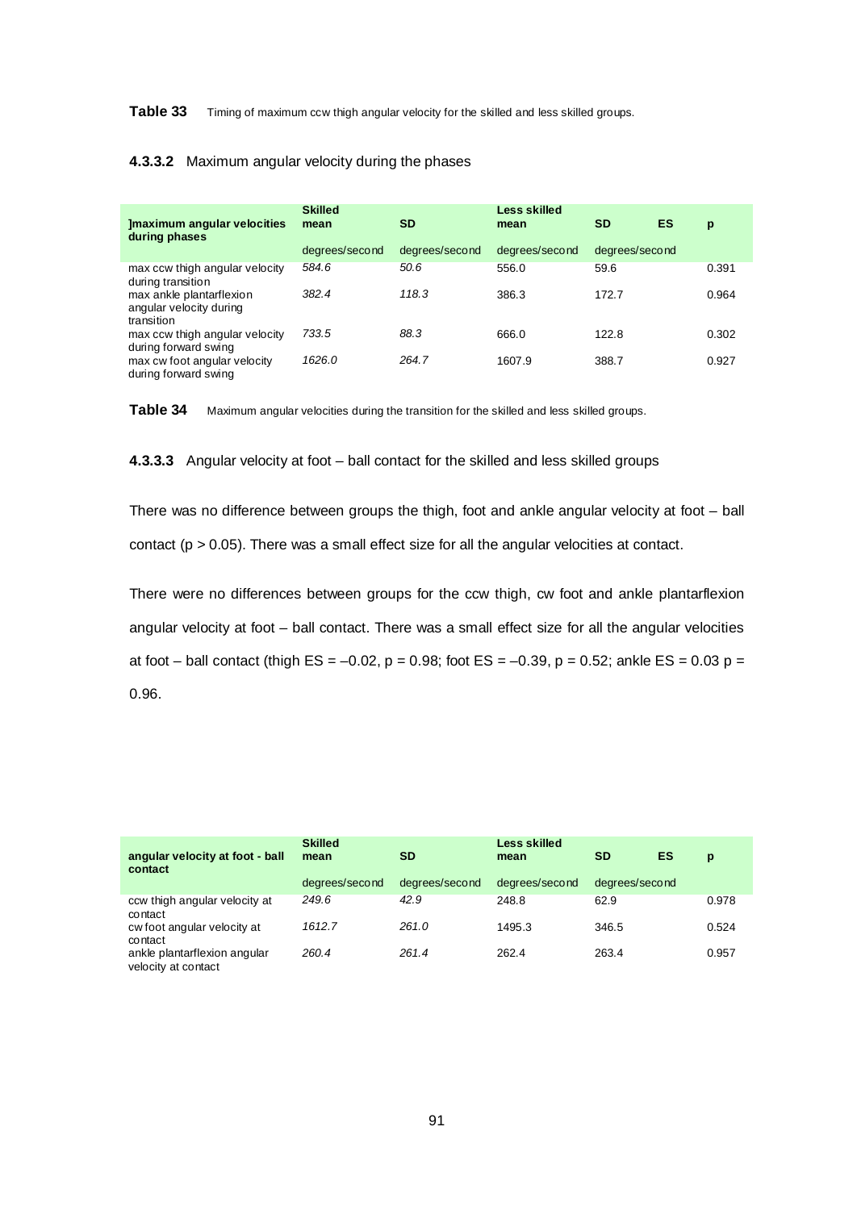**Table 33** Timing of maximum ccw thigh angular velocity for the skilled and less skilled groups.

#### 4.3.3.2 Maximum angular velocity during the phases

| ]maximum angular velocities during phases | Skilled mean | SD | Less skilled mean | SD | ES | p |
|---|---|---|---|---|---|---|
| | degrees/second | degrees/second | degrees/second | degrees/second | | |
| max ccw thigh angular velocity during transition | *584.6* | *50.6* | 556.0 | 59.6 | | 0.391 |
| max ankle plantarflexion angular velocity during transition | *382.4* | *118.3* | 386.3 | 172.7 | | 0.964 |
| max ccw thigh angular velocity during forward swing | *733.5* | *88.3* | 666.0 | 122.8 | | 0.302 |
| max cw foot angular velocity during forward swing | *1626.0* | *264.7* | 1607.9 | 388.7 | | 0.927 |

**Table 34** Maximum angular velocities during the transition for the skilled and less skilled groups.

#### 4.3.3.3 Angular velocity at foot – ball contact for the skilled and less skilled groups

There was no difference between groups the thigh, foot and ankle angular velocity at foot – ball contact ($p > 0.05$). There was a small effect size for all the angular velocities at contact.

There were no differences between groups for the ccw thigh, cw foot and ankle plantarflexion angular velocity at foot – ball contact. There was a small effect size for all the angular velocities at foot – ball contact (thigh ES = –0.02, p = 0.98; foot ES = –0.39, p = 0.52; ankle ES = 0.03 p = 0.96.

| angular velocity at foot - ball contact | Skilled mean | SD | Less skilled mean | SD | ES | p |
|---|---|---|---|---|---|---|
| | degrees/second | degrees/second | degrees/second | degrees/second | | |
| ccw thigh angular velocity at contact | *249.6* | *42.9* | 248.8 | 62.9 | | 0.978 |
| cw foot angular velocity at contact | *1612.7* | *261.0* | 1495.3 | 346.5 | | 0.524 |
| ankle plantarflexion angular velocity at contact | *260.4* | *261.4* | 262.4 | 263.4 | | 0.957 |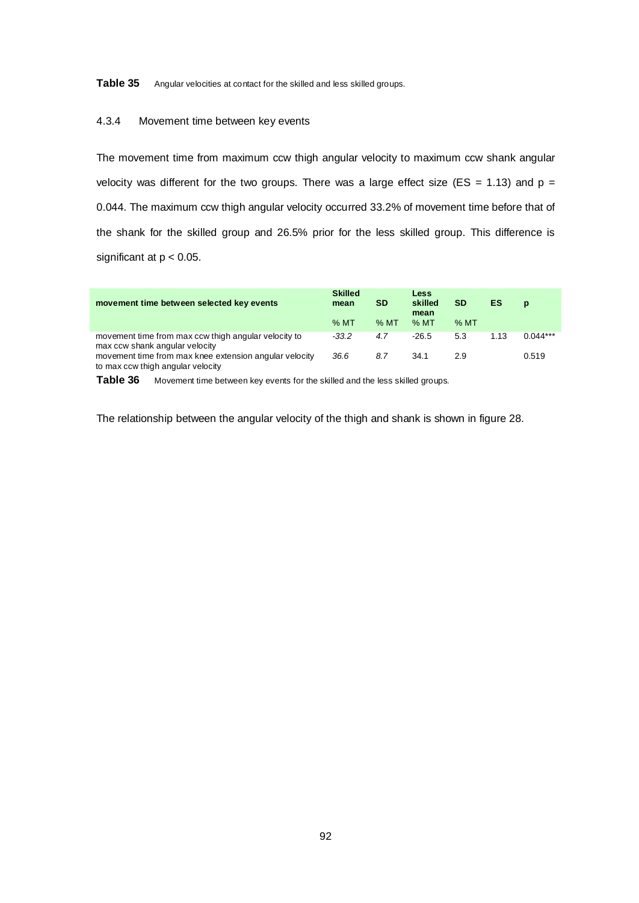**Table 35** Angular velocities at contact for the skilled and less skilled groups.

### 4.3.4 Movement time between key events

The movement time from maximum ccw thigh angular velocity to maximum ccw shank angular velocity was different for the two groups. There was a large effect size (ES = 1.13) and p = 0.044. The maximum ccw thigh angular velocity occurred 33.2% of movement time before that of the shank for the skilled group and 26.5% prior for the less skilled group. This difference is significant at $p < 0.05$.

| movement time between selected key events | Skilled mean | SD | Less skilled mean | SD | ES | p |
|---|---|---|---|---|---|---|
| | % MT | % MT | % MT | % MT | | |
| movement time from max ccw thigh angular velocity to max ccw shank angular velocity | *-33.2* | *4.7* | -26.5 | 5.3 | 1.13 | 0.044*** |
| movement time from max knee extension angular velocity to max ccw thigh angular velocity | *36.6* | *8.7* | 34.1 | 2.9 | | 0.519 |

**Table 36** Movement time between key events for the skilled and the less skilled groups.

The relationship between the angular velocity of the thigh and shank is shown in figure 28.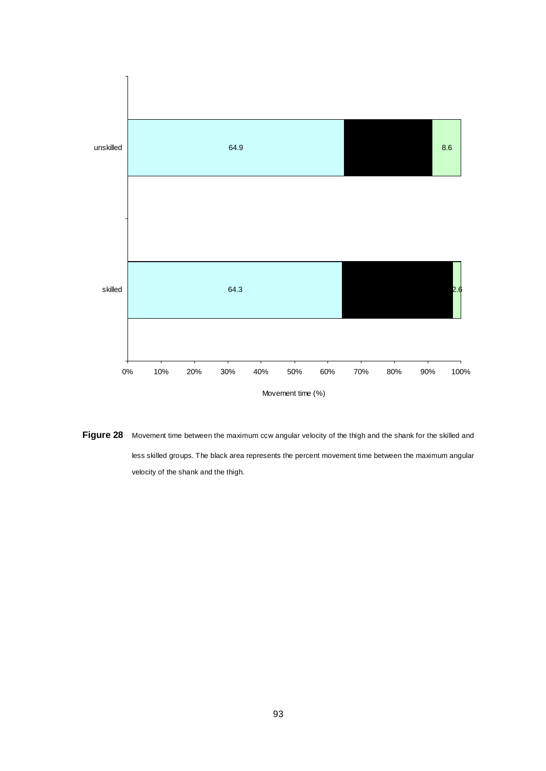**Figure 28** Movement time between the maximum ccw angular velocity of the thigh and the shank for the skilled and less skilled groups. The black area represents the percent movement time between the maximum angular velocity of the shank and the thigh.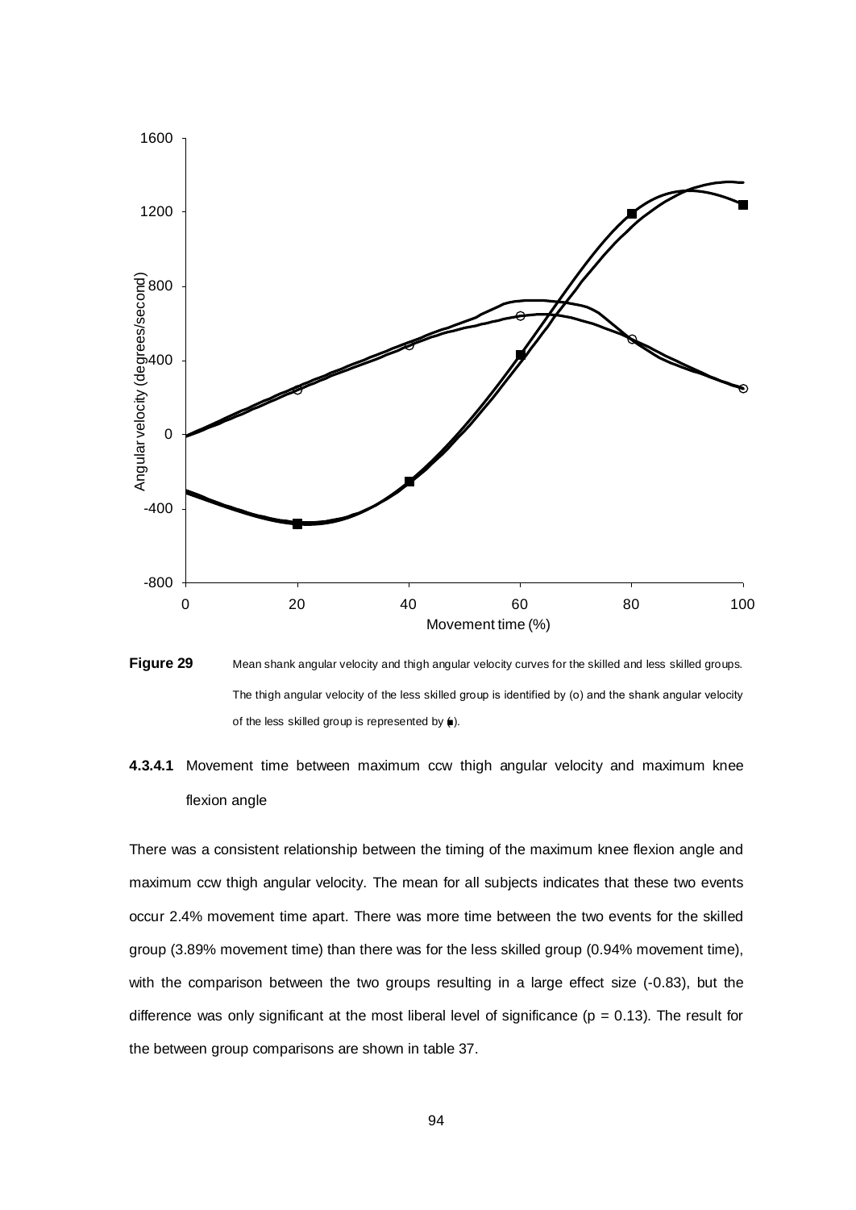**Figure 29** Mean shank angular velocity and thigh angular velocity curves for the skilled and less skilled groups. The thigh angular velocity of the less skilled group is identified by (o) and the shank angular velocity of the less skilled group is represented by (■).

#### 4.3.4.1 Movement time between maximum ccw thigh angular velocity and maximum knee flexion angle

There was a consistent relationship between the timing of the maximum knee flexion angle and maximum ccw thigh angular velocity. The mean for all subjects indicates that these two events occur 2.4% movement time apart. There was more time between the two events for the skilled group (3.89% movement time) than there was for the less skilled group (0.94% movement time), with the comparison between the two groups resulting in a large effect size (-0.83), but the difference was only significant at the most liberal level of significance ($p = 0.13$). The result for the between group comparisons are shown in table 37.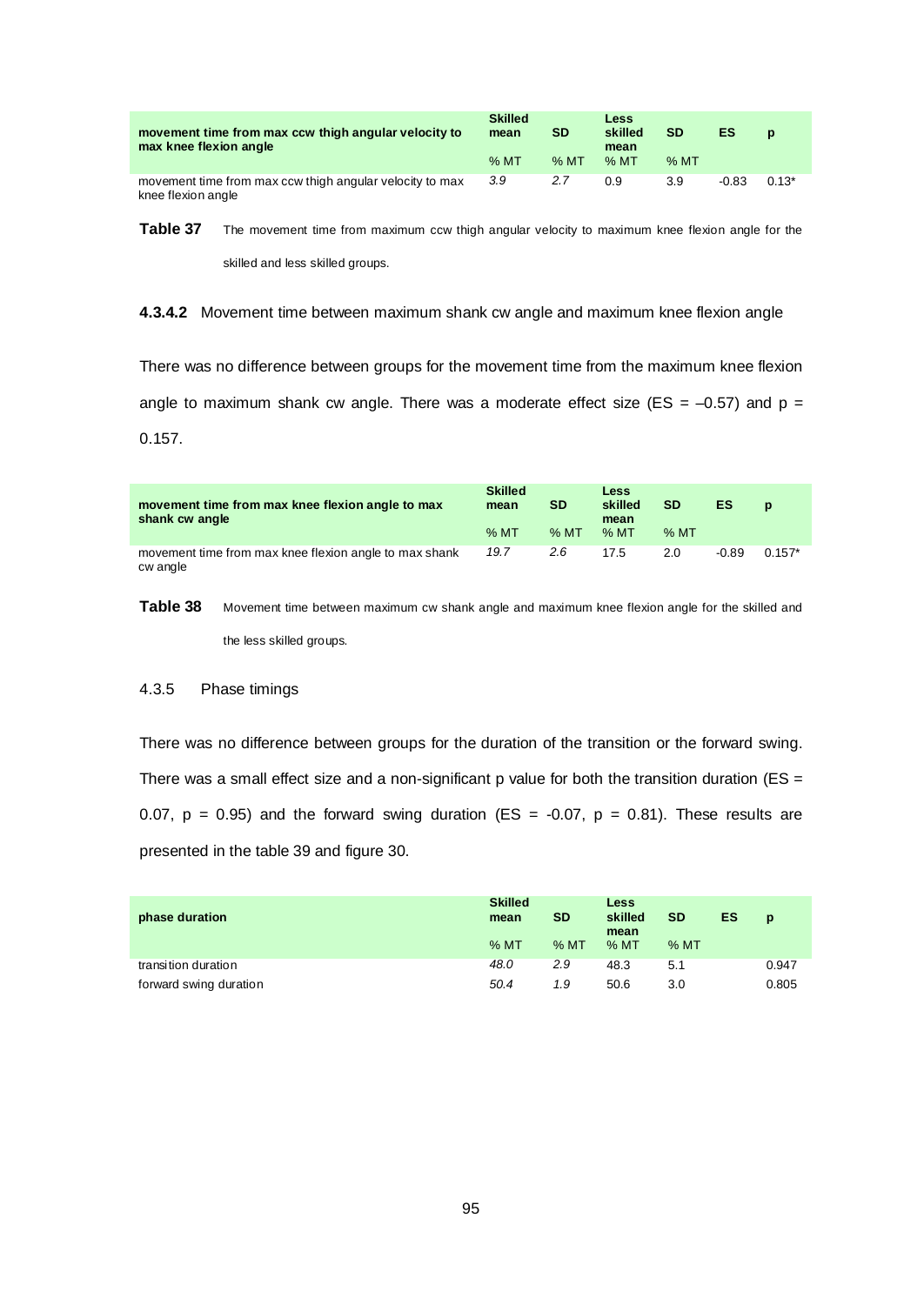| movement time from max ccw thigh angular velocity to max knee flexion angle | Skilled mean | SD | Less skilled mean | SD | ES | p |
|---|---|---|---|---|---|---|
| | % MT | % MT | % MT | % MT | | |
| movement time from max ccw thigh angular velocity to max knee flexion angle | *3.9* | *2.7* | 0.9 | 3.9 | -0.83 | 0.13* |

**Table 37** The movement time from maximum ccw thigh angular velocity to maximum knee flexion angle for the skilled and less skilled groups.

#### 4.3.4.2 Movement time between maximum shank cw angle and maximum knee flexion angle

There was no difference between groups for the movement time from the maximum knee flexion angle to maximum shank cw angle. There was a moderate effect size (ES = –0.57) and p = 0.157.

| movement time from max knee flexion angle to max shank cw angle | Skilled mean | SD | Less skilled mean | SD | ES | p |
|---|---|---|---|---|---|---|
| | % MT | % MT | % MT | % MT | | |
| movement time from max knee flexion angle to max shank cw angle | *19.7* | *2.6* | 17.5 | 2.0 | -0.89 | 0.157* |

**Table 38** Movement time between maximum cw shank angle and maximum knee flexion angle for the skilled and the less skilled groups.

### 4.3.5 Phase timings

There was no difference between groups for the duration of the transition or the forward swing. There was a small effect size and a non-significant p value for both the transition duration (ES = 0.07, p = 0.95) and the forward swing duration (ES = -0.07, p = 0.81). These results are presented in the table 39 and figure 30.

| phase duration | Skilled mean | SD | Less skilled mean | SD | ES | p |
|---|---|---|---|---|---|---|
| | % MT | % MT | % MT | % MT | | |
| transition duration | *48.0* | *2.9* | 48.3 | 5.1 | | 0.947 |
| forward swing duration | *50.4* | *1.9* | 50.6 | 3.0 | | 0.805 |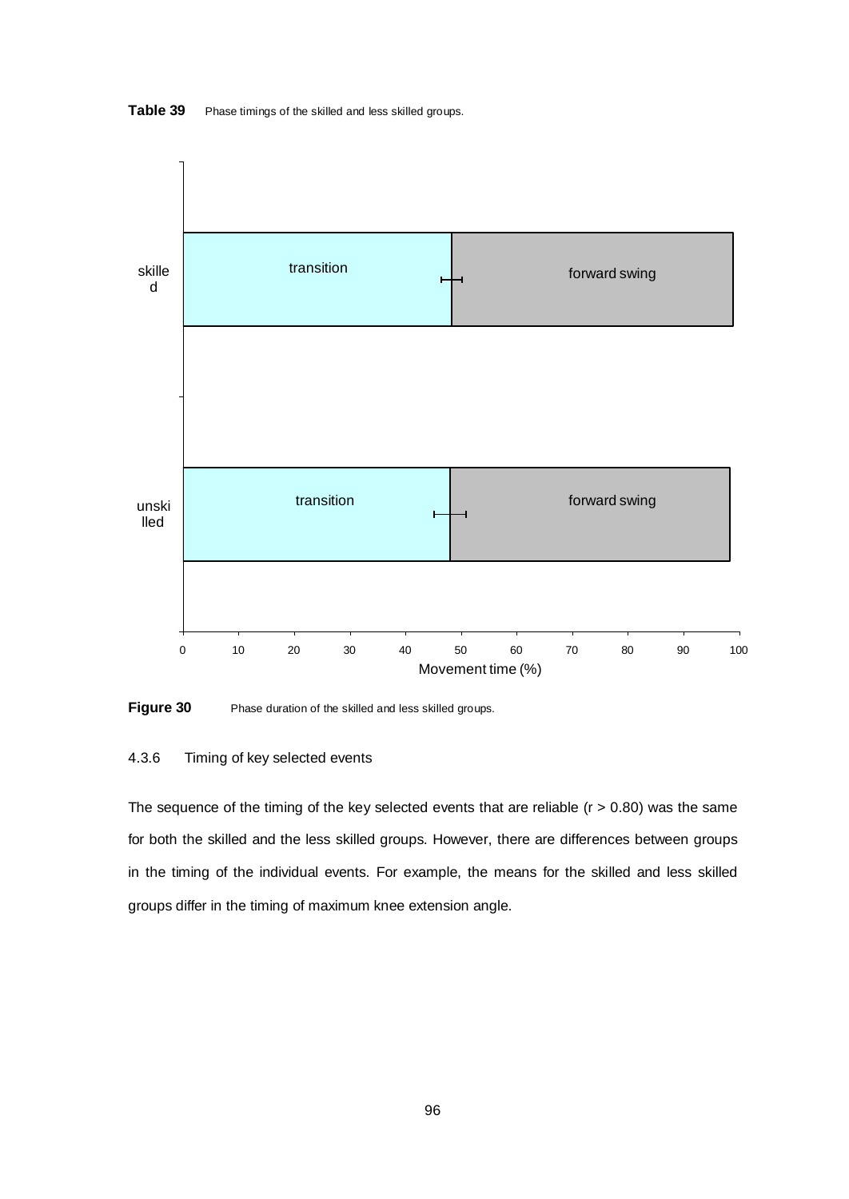**Table 39** Phase timings of the skilled and less skilled groups.

**Figure 30** Phase duration of the skilled and less skilled groups.

4.3.6 Timing of key selected events

The sequence of the timing of the key selected events that are reliable ($r > 0.80$) was the same for both the skilled and the less skilled groups. However, there are differences between groups in the timing of the individual events. For example, the means for the skilled and less skilled groups differ in the timing of maximum knee extension angle.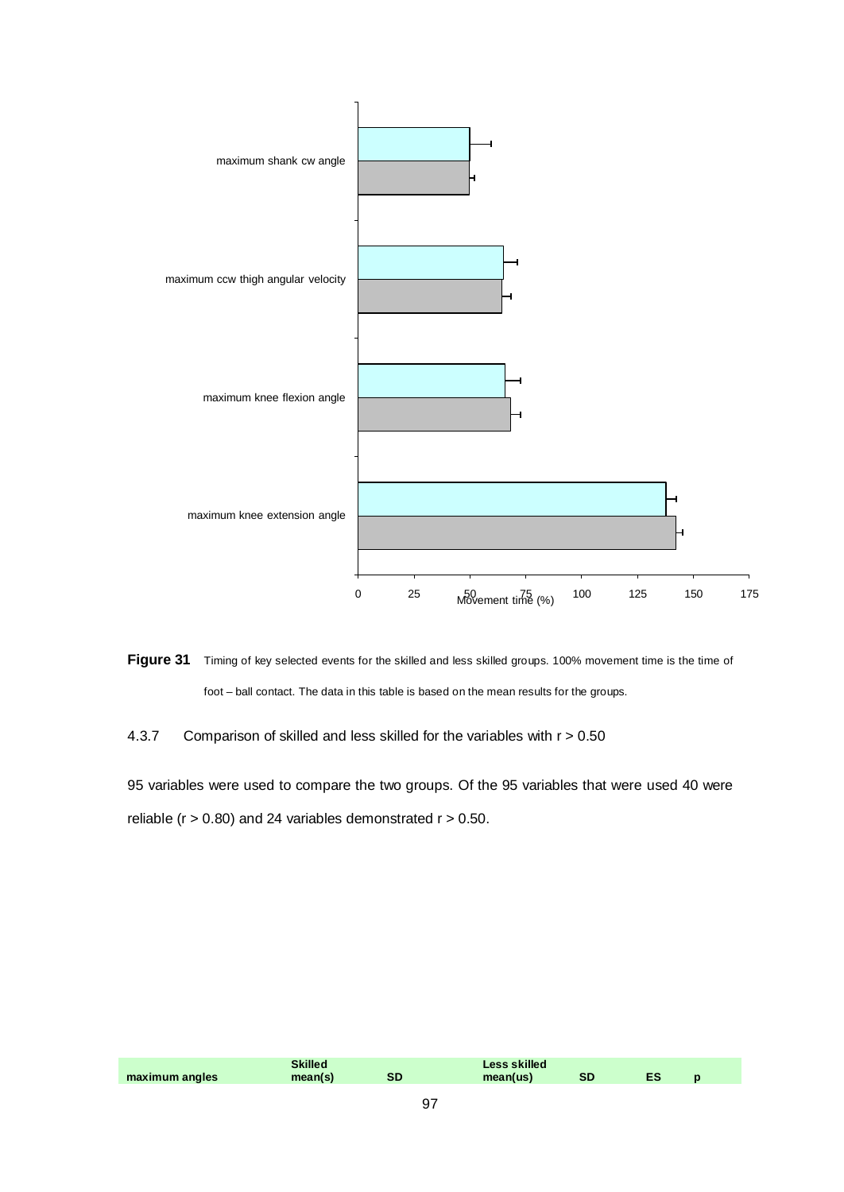Figure 31 Timing of key selected events for the skilled and less skilled groups. 100% movement time is the time of foot – ball contact. The data in this table is based on the mean results for the groups.

4.3.7 Comparison of skilled and less skilled for the variables with r > 0.50

95 variables were used to compare the two groups. Of the 95 variables that were used 40 were reliable (r > 0.80) and 24 variables demonstrated r > 0.50.

| maximum angles | Skilled mean(s) | SD | Less skilled mean(us) | SD | ES | p |
|---|---|---|---|---|---|---|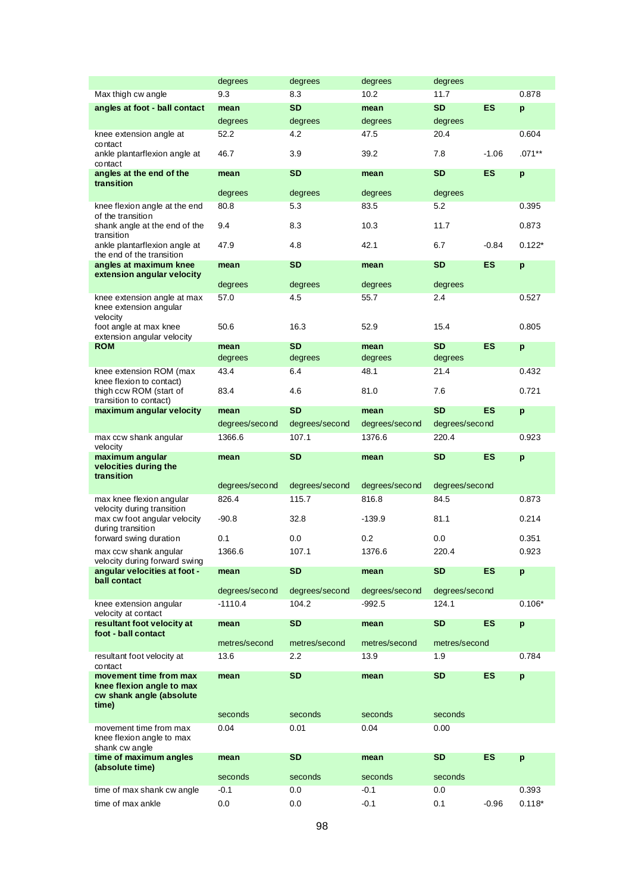| | degrees | degrees | degrees | degrees | | |
|---|---|---|---|---|---|---|
| Max thigh cw angle | 9.3 | 8.3 | 10.2 | 11.7 | | 0.878 |
| **angles at foot - ball contact** | **mean** | **SD** | **mean** | **SD** | **ES** | **p** |
| | degrees | degrees | degrees | degrees | | |
| knee extension angle at contact | 52.2 | 4.2 | 47.5 | 20.4 | | 0.604 |
| ankle plantarflexion angle at contact | 46.7 | 3.9 | 39.2 | 7.8 | -1.06 | .071** |
| **angles at the end of the transition** | **mean** | **SD** | **mean** | **SD** | **ES** | **p** |
| | degrees | degrees | degrees | degrees | | |
| knee flexion angle at the end of the transition | 80.8 | 5.3 | 83.5 | 5.2 | | 0.395 |
| shank angle at the end of the transition | 9.4 | 8.3 | 10.3 | 11.7 | | 0.873 |
| ankle plantarflexion angle at the end of the transition | 47.9 | 4.8 | 42.1 | 6.7 | -0.84 | 0.122* |
| **angles at maximum knee extension angular velocity** | **mean** | **SD** | **mean** | **SD** | **ES** | **p** |
| | degrees | degrees | degrees | degrees | | |
| knee extension angle at max knee extension angular velocity | 57.0 | 4.5 | 55.7 | 2.4 | | 0.527 |
| foot angle at max knee extension angular velocity | 50.6 | 16.3 | 52.9 | 15.4 | | 0.805 |
| **ROM** | **mean** | **SD** | **mean** | **SD** | **ES** | **p** |
| | degrees | degrees | degrees | degrees | | |
| knee extension ROM (max knee flexion to contact) | 43.4 | 6.4 | 48.1 | 21.4 | | 0.432 |
| thigh ccw ROM (start of transition to contact) | 83.4 | 4.6 | 81.0 | 7.6 | | 0.721 |
| **maximum angular velocity** | **mean** | **SD** | **mean** | **SD** | **ES** | **p** |
| | degrees/second | degrees/second | degrees/second | degrees/second | | |
| max ccw shank angular velocity | 1366.6 | 107.1 | 1376.6 | 220.4 | | 0.923 |
| **maximum angular velocities during the transition** | **mean** | **SD** | **mean** | **SD** | **ES** | **p** |
| | degrees/second | degrees/second | degrees/second | degrees/second | | |
| max knee flexion angular velocity during transition | 826.4 | 115.7 | 816.8 | 84.5 | | 0.873 |
| max cw foot angular velocity during transition | -90.8 | 32.8 | -139.9 | 81.1 | | 0.214 |
| forward swing duration | 0.1 | 0.0 | 0.2 | 0.0 | | 0.351 |
| max ccw shank angular velocity during forward swing | 1366.6 | 107.1 | 1376.6 | 220.4 | | 0.923 |
| **angular velocities at foot - ball contact** | **mean** | **SD** | **mean** | **SD** | **ES** | **p** |
| | degrees/second | degrees/second | degrees/second | degrees/second | | |
| knee extension angular velocity at contact | -1110.4 | 104.2 | -992.5 | 124.1 | | 0.106* |
| **resultant foot velocity at foot - ball contact** | **mean** | **SD** | **mean** | **SD** | **ES** | **p** |
| | metres/second | metres/second | metres/second | metres/second | | |
| resultant foot velocity at contact | 13.6 | 2.2 | 13.9 | 1.9 | | 0.784 |
| **movement time from max knee flexion angle to max cw shank angle (absolute time)** | **mean** | **SD** | **mean** | **SD** | **ES** | **p** |
| | seconds | seconds | seconds | seconds | | |
| movement time from max knee flexion angle to max shank cw angle | 0.04 | 0.01 | 0.04 | 0.00 | | |
| **time of maximum angles (absolute time)** | **mean** | **SD** | **mean** | **SD** | **ES** | **p** |
| | seconds | seconds | seconds | seconds | | |
| time of max shank cw angle | -0.1 | 0.0 | -0.1 | 0.0 | | 0.393 |
| time of max ankle | 0.0 | 0.0 | -0.1 | 0.1 | -0.96 | 0.118* |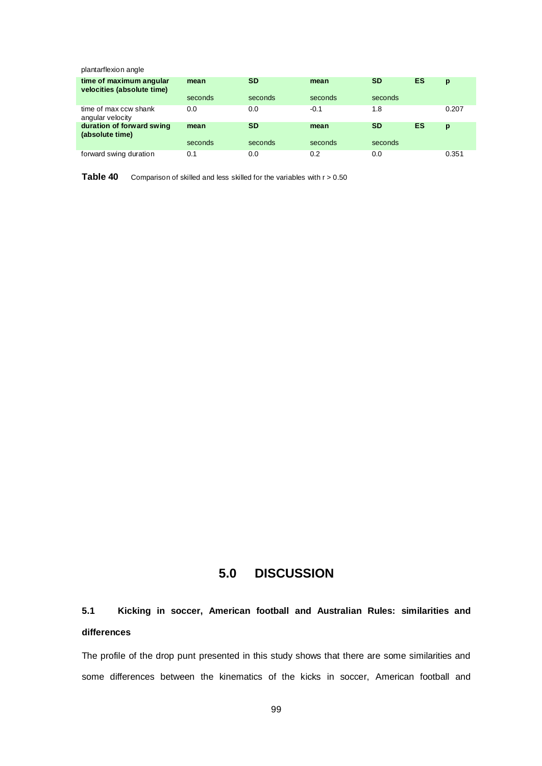| plantarflexion angle | | | | | | |
|---|---|---|---|---|---|---|
| **time of maximum angular velocities (absolute time)** | **mean** | **SD** | **mean** | **SD** | **ES** | **p** |
| | seconds | seconds | seconds | seconds | | |
| time of max ccw shank angular velocity | 0.0 | 0.0 | -0.1 | 1.8 | | 0.207 |
| **duration of forward swing (absolute time)** | **mean** | **SD** | **mean** | **SD** | **ES** | **p** |
| | seconds | seconds | seconds | seconds | | |
| forward swing duration | 0.1 | 0.0 | 0.2 | 0.0 | | 0.351 |

**Table 40** Comparison of skilled and less skilled for the variables with $r > 0.50$

# 5.0 DISCUSSION

## 5.1 Kicking in soccer, American football and Australian Rules: similarities and differences

The profile of the drop punt presented in this study shows that there are some similarities and some differences between the kinematics of the kicks in soccer, American football and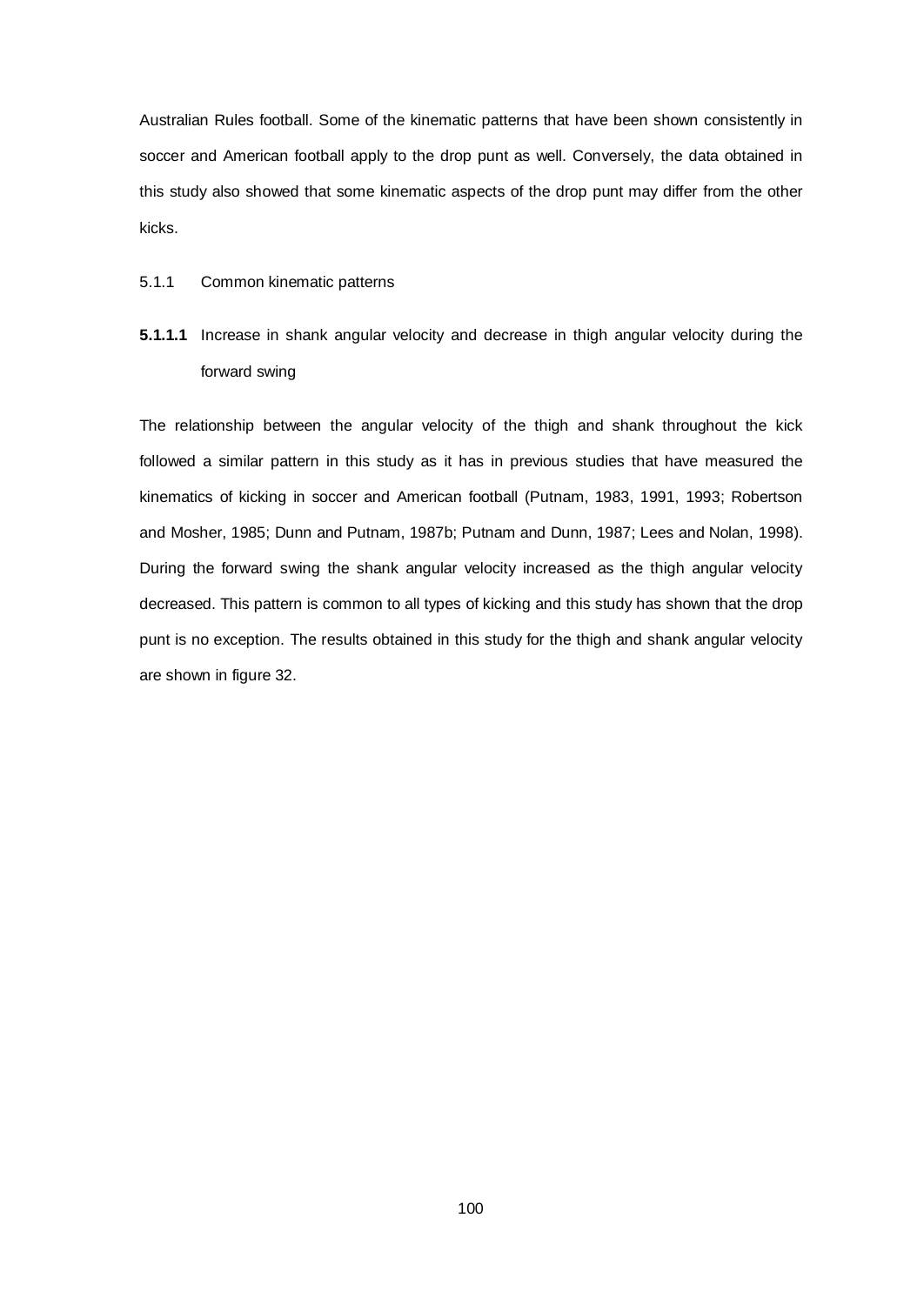Australian Rules football. Some of the kinematic patterns that have been shown consistently in soccer and American football apply to the drop punt as well. Conversely, the data obtained in this study also showed that some kinematic aspects of the drop punt may differ from the other kicks.

### 5.1.1 Common kinematic patterns

#### **5.1.1.1** Increase in shank angular velocity and decrease in thigh angular velocity during the forward swing

The relationship between the angular velocity of the thigh and shank throughout the kick followed a similar pattern in this study as it has in previous studies that have measured the kinematics of kicking in soccer and American football (Putnam, 1983, 1991, 1993; Robertson and Mosher, 1985; Dunn and Putnam, 1987b; Putnam and Dunn, 1987; Lees and Nolan, 1998). During the forward swing the shank angular velocity increased as the thigh angular velocity decreased. This pattern is common to all types of kicking and this study has shown that the drop punt is no exception. The results obtained in this study for the thigh and shank angular velocity are shown in figure 32.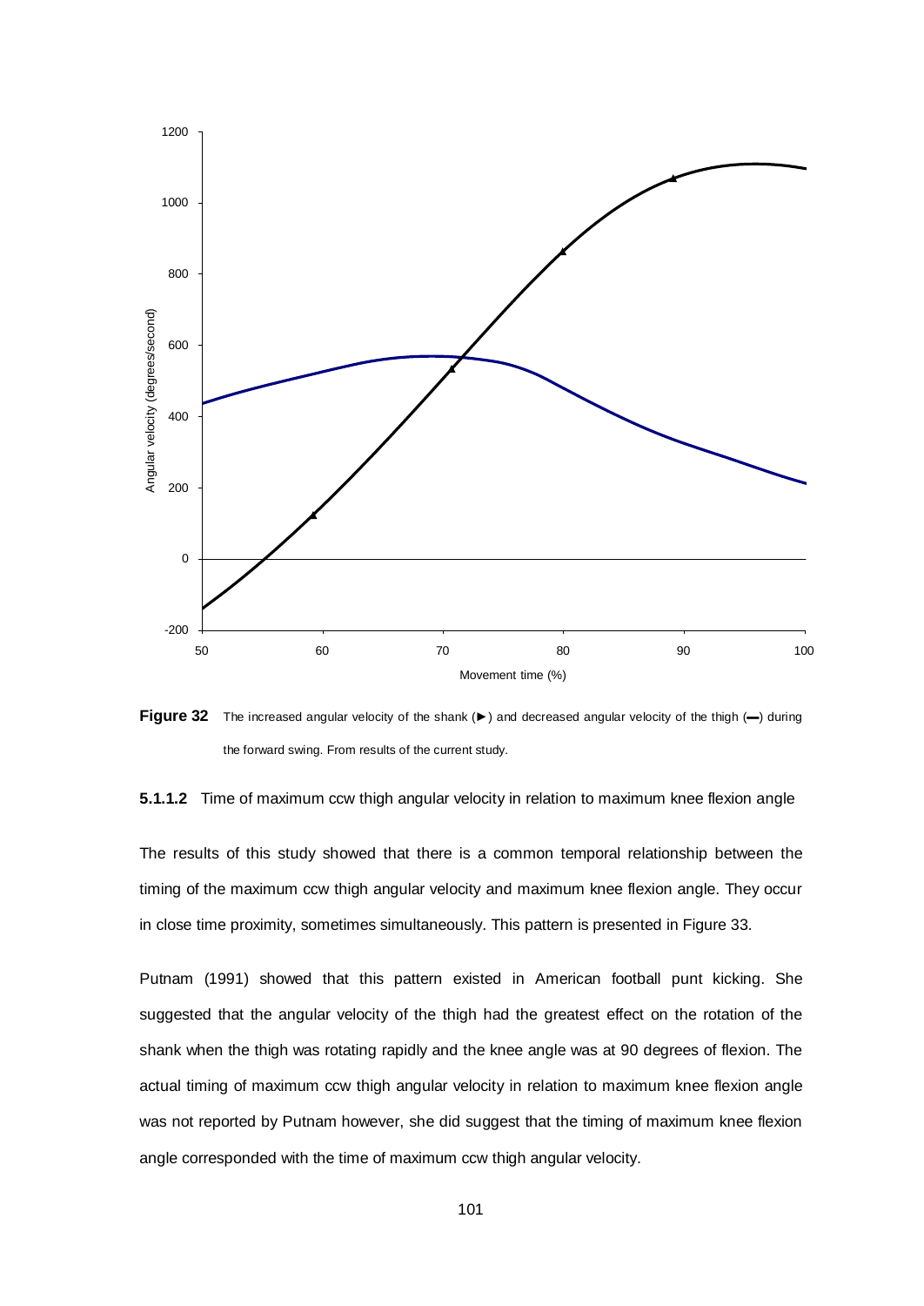**Figure 32** The increased angular velocity of the shank (►) and decreased angular velocity of the thigh (—) during the forward swing. From results of the current study.

**5.1.1.2** Time of maximum ccw thigh angular velocity in relation to maximum knee flexion angle

The results of this study showed that there is a common temporal relationship between the timing of the maximum ccw thigh angular velocity and maximum knee flexion angle. They occur in close time proximity, sometimes simultaneously. This pattern is presented in Figure 33.

Putnam (1991) showed that this pattern existed in American football punt kicking. She suggested that the angular velocity of the thigh had the greatest effect on the rotation of the shank when the thigh was rotating rapidly and the knee angle was at 90 degrees of flexion. The actual timing of maximum ccw thigh angular velocity in relation to maximum knee flexion angle was not reported by Putnam however, she did suggest that the timing of maximum knee flexion angle corresponded with the time of maximum ccw thigh angular velocity.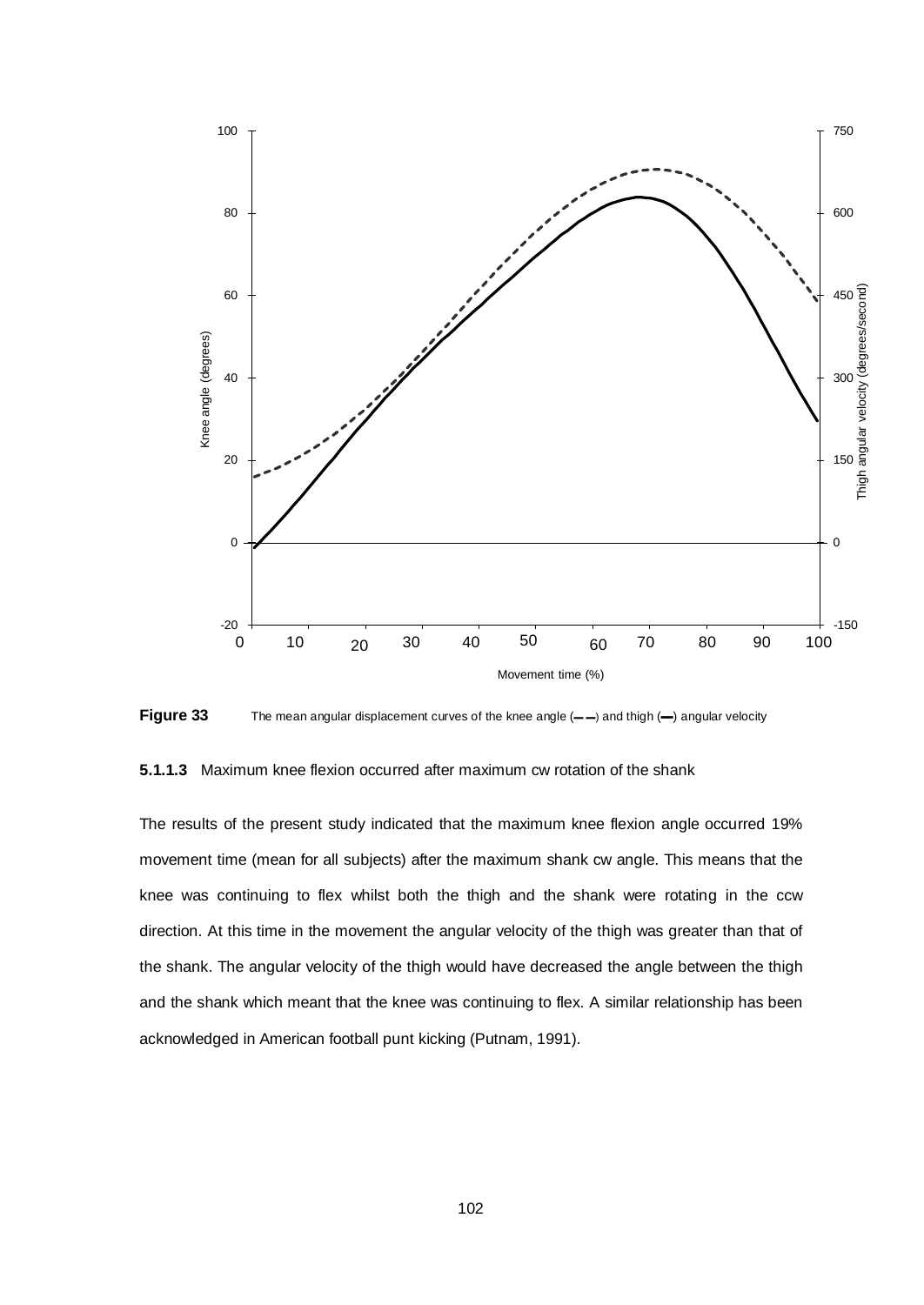**Figure 33** The mean angular displacement curves of the knee angle (– –) and thigh (—) angular velocity

**5.1.1.3** Maximum knee flexion occurred after maximum cw rotation of the shank

The results of the present study indicated that the maximum knee flexion angle occurred 19% movement time (mean for all subjects) after the maximum shank cw angle. This means that the knee was continuing to flex whilst both the thigh and the shank were rotating in the ccw direction. At this time in the movement the angular velocity of the thigh was greater than that of the shank. The angular velocity of the thigh would have decreased the angle between the thigh and the shank which meant that the knee was continuing to flex. A similar relationship has been acknowledged in American football punt kicking (Putnam, 1991).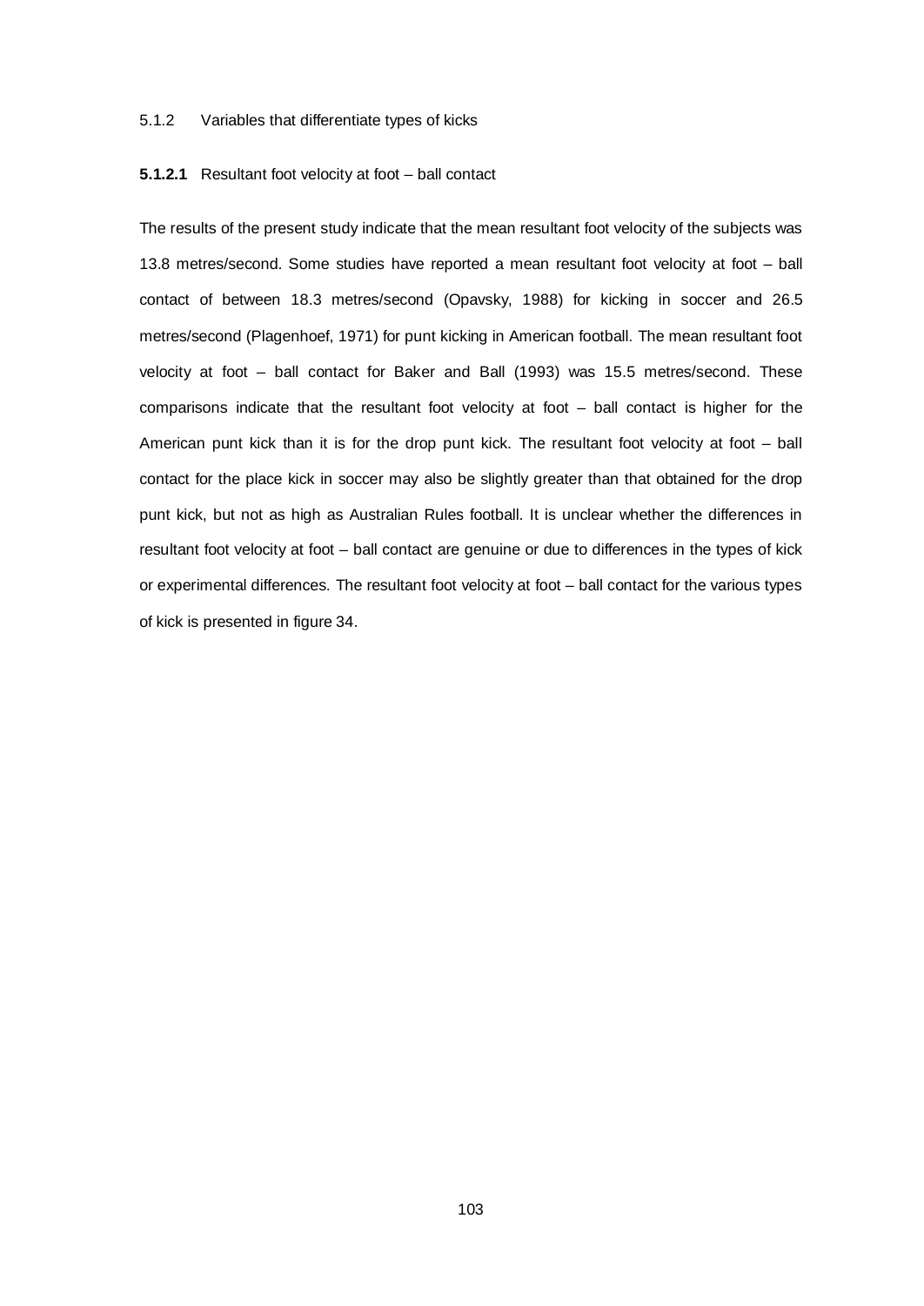### 5.1.2 Variables that differentiate types of kicks

#### **5.1.2.1** Resultant foot velocity at foot – ball contact

The results of the present study indicate that the mean resultant foot velocity of the subjects was 13.8 metres/second. Some studies have reported a mean resultant foot velocity at foot – ball contact of between 18.3 metres/second (Opavsky, 1988) for kicking in soccer and 26.5 metres/second (Plagenhoef, 1971) for punt kicking in American football. The mean resultant foot velocity at foot – ball contact for Baker and Ball (1993) was 15.5 metres/second. These comparisons indicate that the resultant foot velocity at foot – ball contact is higher for the American punt kick than it is for the drop punt kick. The resultant foot velocity at foot – ball contact for the place kick in soccer may also be slightly greater than that obtained for the drop punt kick, but not as high as Australian Rules football. It is unclear whether the differences in resultant foot velocity at foot – ball contact are genuine or due to differences in the types of kick or experimental differences. The resultant foot velocity at foot – ball contact for the various types of kick is presented in figure 34.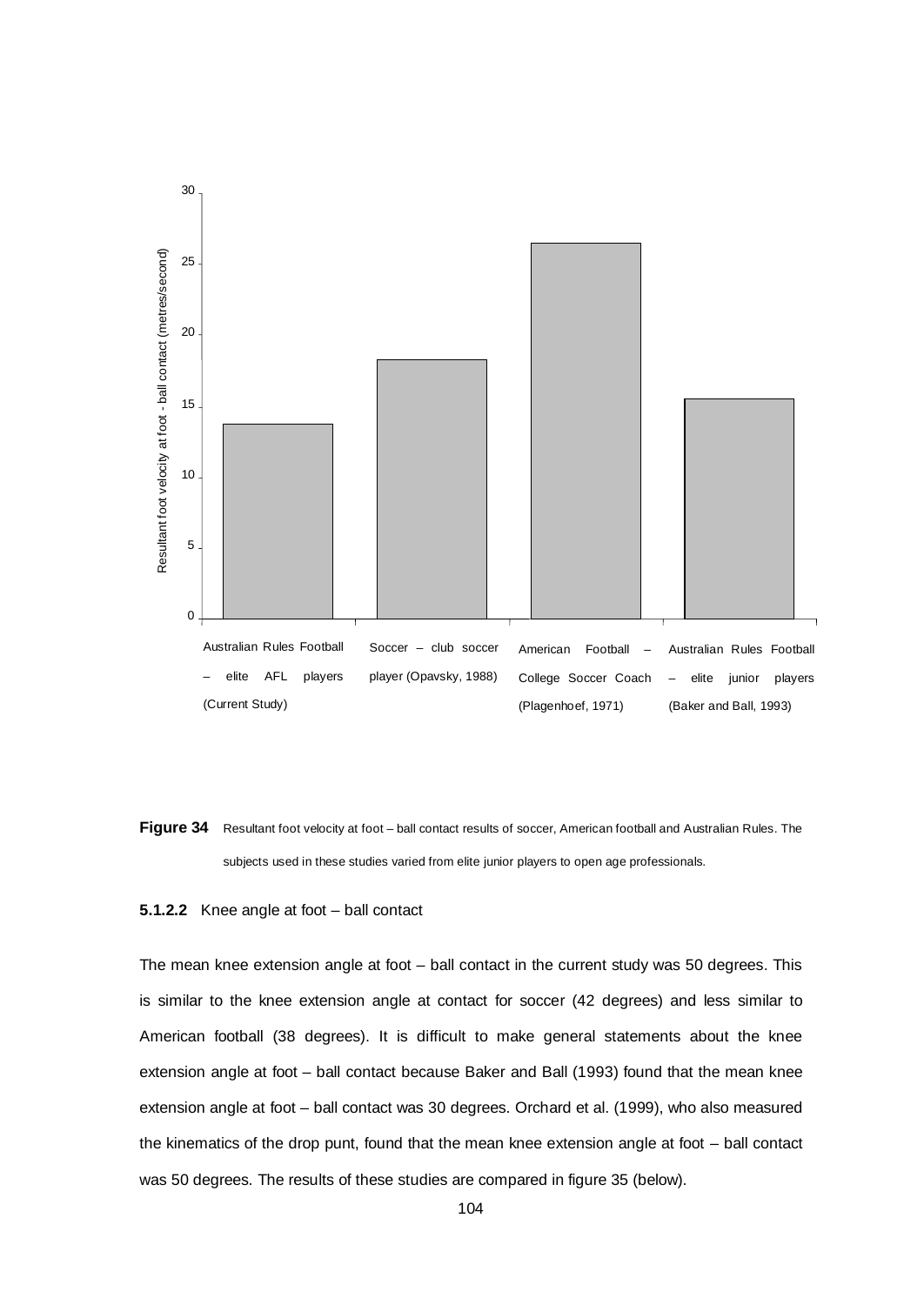**Figure 34** Resultant foot velocity at foot – ball contact results of soccer, American football and Australian Rules. The subjects used in these studies varied from elite junior players to open age professionals.

**5.1.2.2** Knee angle at foot – ball contact

The mean knee extension angle at foot – ball contact in the current study was 50 degrees. This is similar to the knee extension angle at contact for soccer (42 degrees) and less similar to American football (38 degrees). It is difficult to make general statements about the knee extension angle at foot – ball contact because Baker and Ball (1993) found that the mean knee extension angle at foot – ball contact was 30 degrees. Orchard et al. (1999), who also measured the kinematics of the drop punt, found that the mean knee extension angle at foot – ball contact was 50 degrees. The results of these studies are compared in figure 35 (below).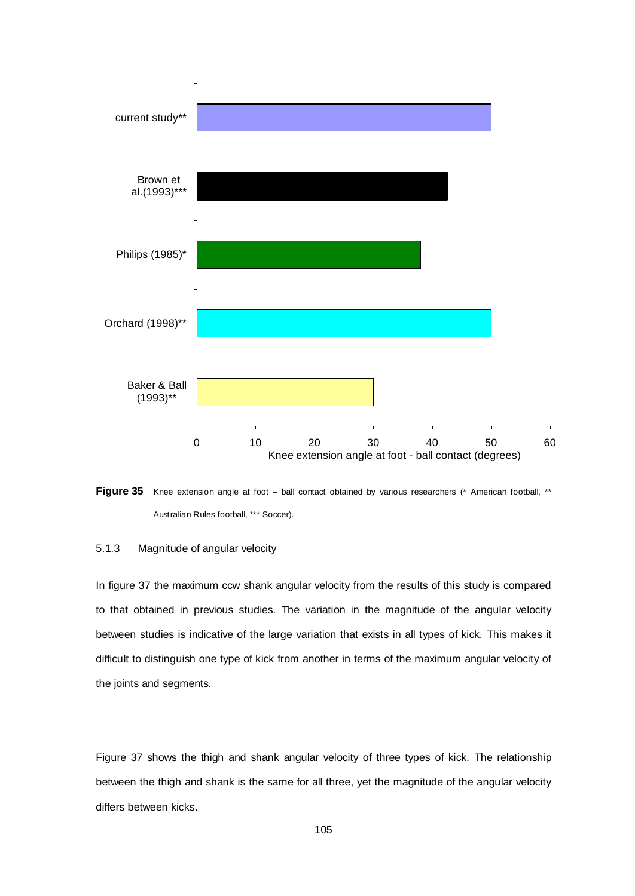**Figure 35** Knee extension angle at foot – ball contact obtained by various researchers (* American football, ** Australian Rules football, *** Soccer).

5.1.3 Magnitude of angular velocity

In figure 37 the maximum ccw shank angular velocity from the results of this study is compared to that obtained in previous studies. The variation in the magnitude of the angular velocity between studies is indicative of the large variation that exists in all types of kick. This makes it difficult to distinguish one type of kick from another in terms of the maximum angular velocity of the joints and segments.

Figure 37 shows the thigh and shank angular velocity of three types of kick. The relationship between the thigh and shank is the same for all three, yet the magnitude of the angular velocity differs between kicks.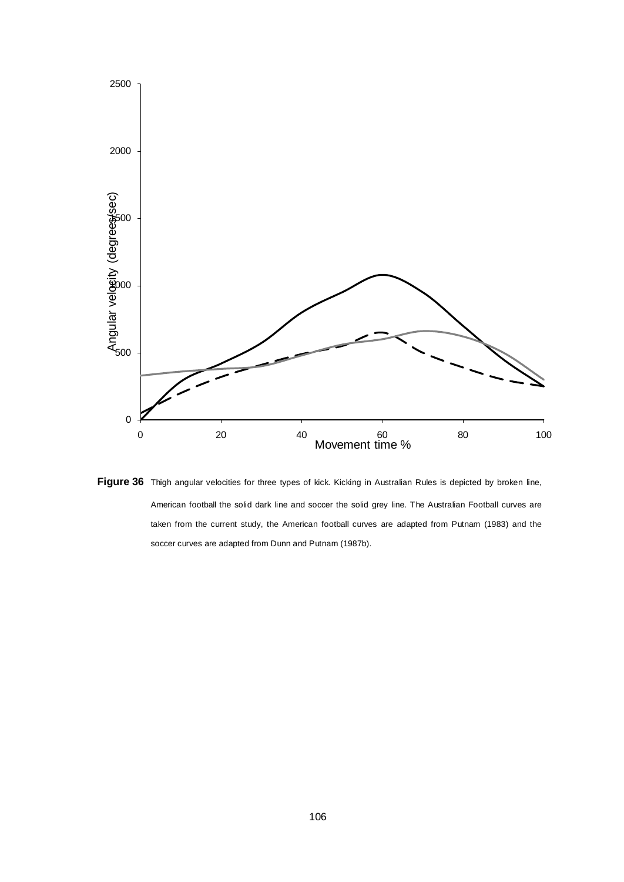**Figure 36** Thigh angular velocities for three types of kick. Kicking in Australian Rules is depicted by broken line, American football the solid dark line and soccer the solid grey line. The Australian Football curves are taken from the current study, the American football curves are adapted from Putnam (1983) and the soccer curves are adapted from Dunn and Putnam (1987b).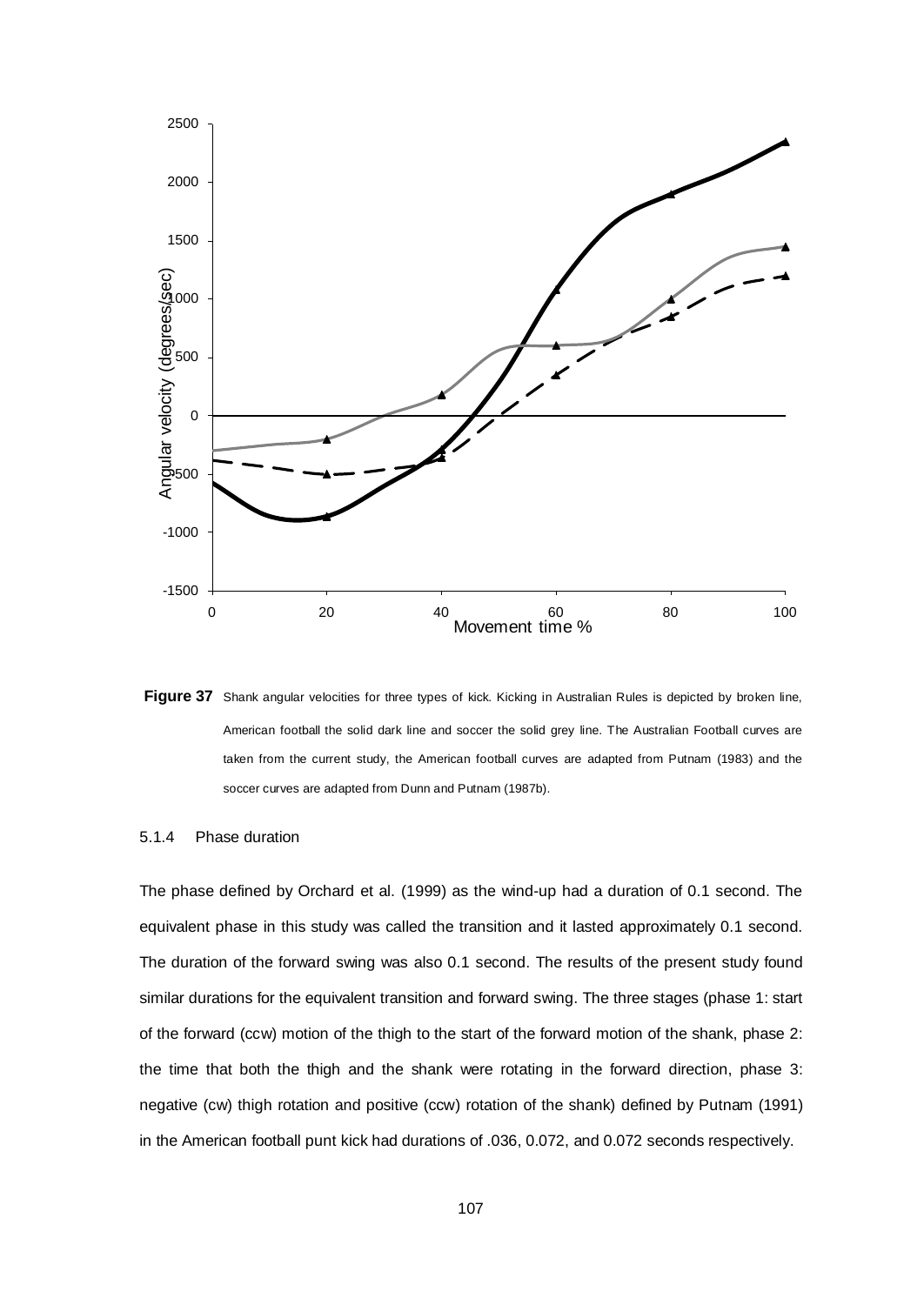**Figure 37** Shank angular velocities for three types of kick. Kicking in Australian Rules is depicted by broken line, American football the solid dark line and soccer the solid grey line. The Australian Football curves are taken from the current study, the American football curves are adapted from Putnam (1983) and the soccer curves are adapted from Dunn and Putnam (1987b).

### 5.1.4 Phase duration

The phase defined by Orchard et al. (1999) as the wind-up had a duration of 0.1 second. The equivalent phase in this study was called the transition and it lasted approximately 0.1 second. The duration of the forward swing was also 0.1 second. The results of the present study found similar durations for the equivalent transition and forward swing. The three stages (phase 1: start of the forward (ccw) motion of the thigh to the start of the forward motion of the shank, phase 2: the time that both the thigh and the shank were rotating in the forward direction, phase 3: negative (cw) thigh rotation and positive (ccw) rotation of the shank) defined by Putnam (1991) in the American football punt kick had durations of .036, 0.072, and 0.072 seconds respectively.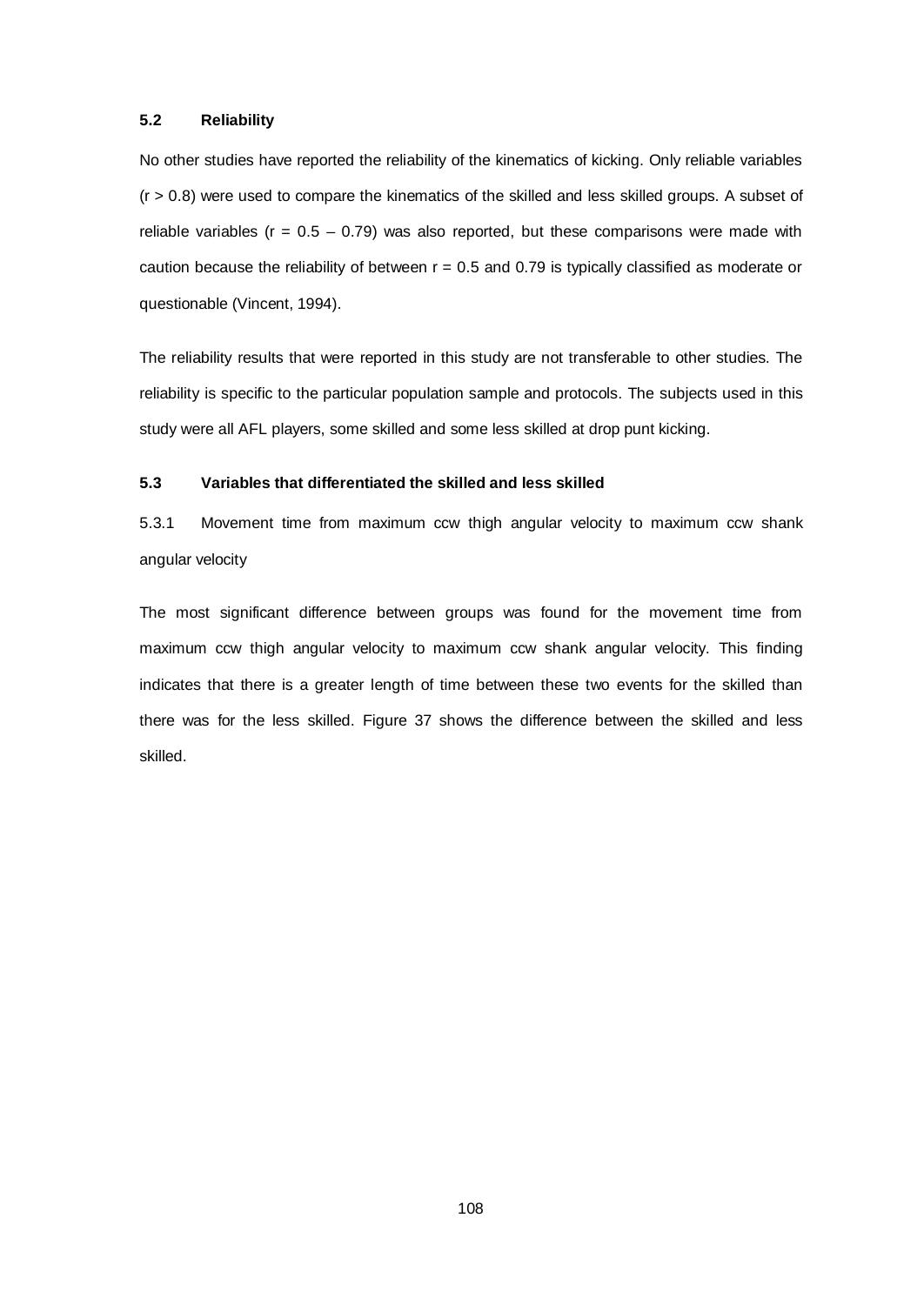## 5.2 Reliability

No other studies have reported the reliability of the kinematics of kicking. Only reliable variables ($r > 0.8$) were used to compare the kinematics of the skilled and less skilled groups. A subset of reliable variables ($r = 0.5 – 0.79$) was also reported, but these comparisons were made with caution because the reliability of between $r = 0.5$ and 0.79 is typically classified as moderate or questionable (Vincent, 1994).

The reliability results that were reported in this study are not transferable to other studies. The reliability is specific to the particular population sample and protocols. The subjects used in this study were all AFL players, some skilled and some less skilled at drop punt kicking.

## 5.3 Variables that differentiated the skilled and less skilled

### 5.3.1 Movement time from maximum ccw thigh angular velocity to maximum ccw shank angular velocity

The most significant difference between groups was found for the movement time from maximum ccw thigh angular velocity to maximum ccw shank angular velocity. This finding indicates that there is a greater length of time between these two events for the skilled than there was for the less skilled. Figure 37 shows the difference between the skilled and less skilled.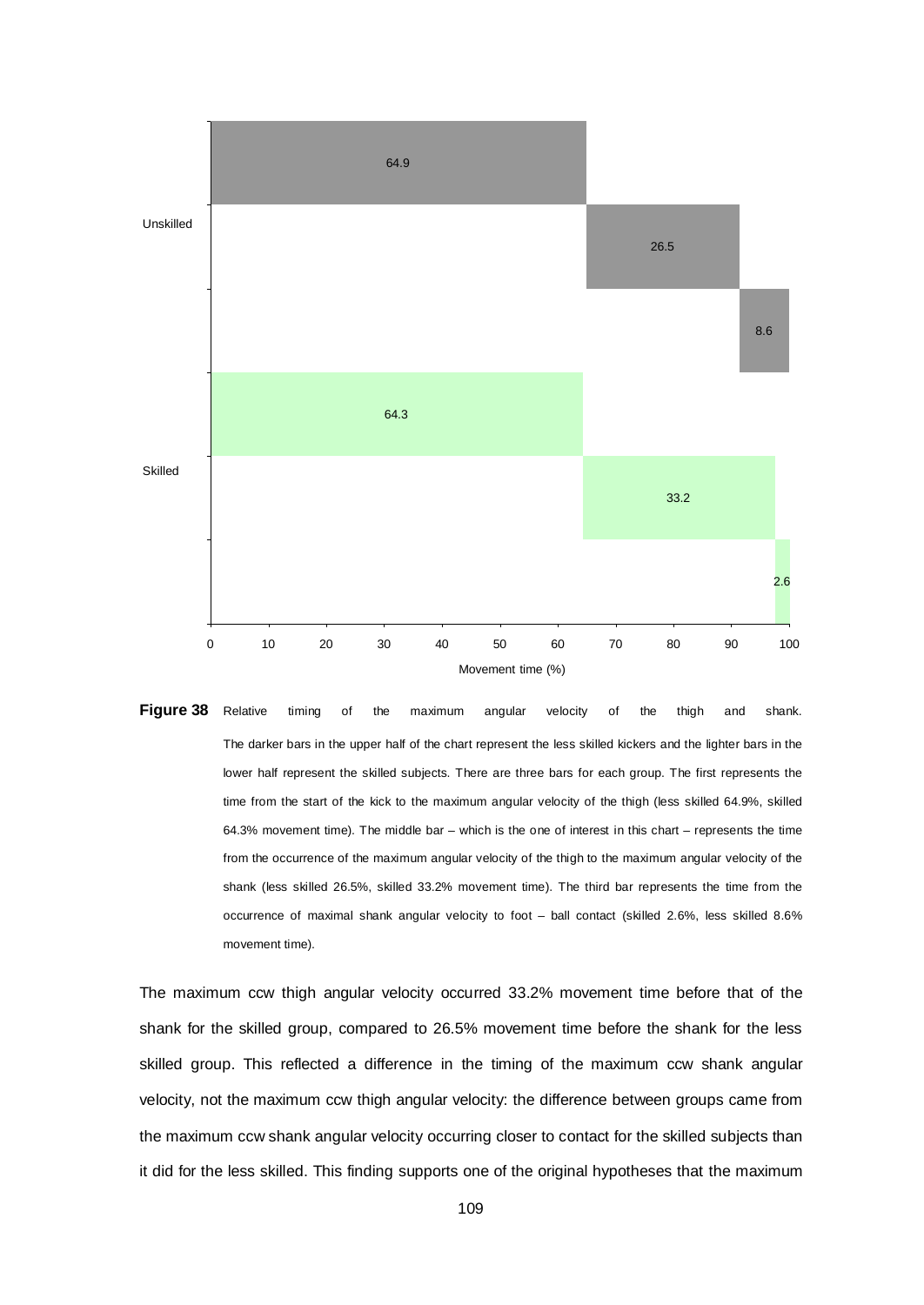**Figure 38** Relative timing of the maximum angular velocity of the thigh and shank. The darker bars in the upper half of the chart represent the less skilled kickers and the lighter bars in the lower half represent the skilled subjects. There are three bars for each group. The first represents the time from the start of the kick to the maximum angular velocity of the thigh (less skilled 64.9%, skilled 64.3% movement time). The middle bar – which is the one of interest in this chart – represents the time from the occurrence of the maximum angular velocity of the thigh to the maximum angular velocity of the shank (less skilled 26.5%, skilled 33.2% movement time). The third bar represents the time from the occurrence of maximal shank angular velocity to foot – ball contact (skilled 2.6%, less skilled 8.6% movement time).

The maximum ccw thigh angular velocity occurred 33.2% movement time before that of the shank for the skilled group, compared to 26.5% movement time before the shank for the less skilled group. This reflected a difference in the timing of the maximum ccw shank angular velocity, not the maximum ccw thigh angular velocity: the difference between groups came from the maximum ccw shank angular velocity occurring closer to contact for the skilled subjects than it did for the less skilled. This finding supports one of the original hypotheses that the maximum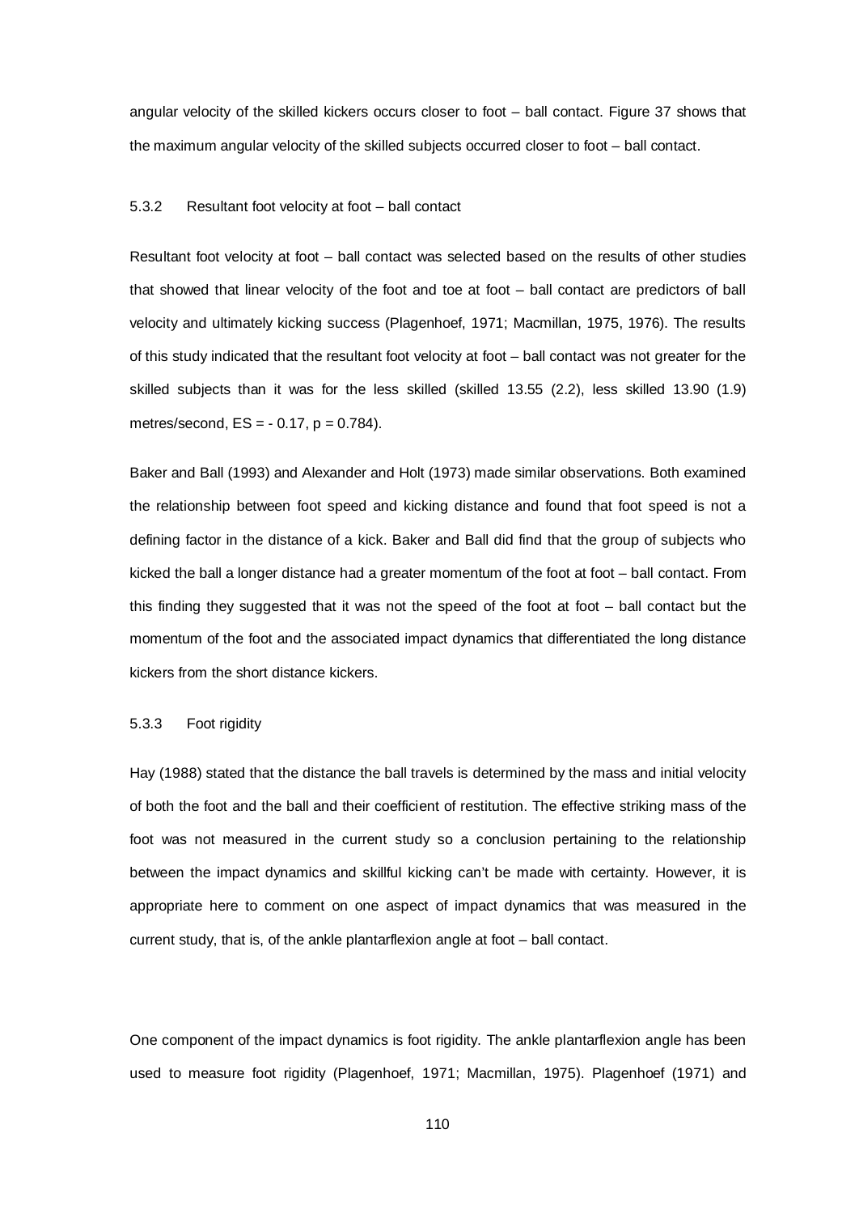angular velocity of the skilled kickers occurs closer to foot – ball contact. Figure 37 shows that the maximum angular velocity of the skilled subjects occurred closer to foot – ball contact.

### 5.3.2 Resultant foot velocity at foot – ball contact

Resultant foot velocity at foot – ball contact was selected based on the results of other studies that showed that linear velocity of the foot and toe at foot – ball contact are predictors of ball velocity and ultimately kicking success (Plagenhoef, 1971; Macmillan, 1975, 1976). The results of this study indicated that the resultant foot velocity at foot – ball contact was not greater for the skilled subjects than it was for the less skilled (skilled 13.55 (2.2), less skilled 13.90 (1.9) metres/second, ES = - 0.17, $p = 0.784$).

Baker and Ball (1993) and Alexander and Holt (1973) made similar observations. Both examined the relationship between foot speed and kicking distance and found that foot speed is not a defining factor in the distance of a kick. Baker and Ball did find that the group of subjects who kicked the ball a longer distance had a greater momentum of the foot at foot – ball contact. From this finding they suggested that it was not the speed of the foot at foot – ball contact but the momentum of the foot and the associated impact dynamics that differentiated the long distance kickers from the short distance kickers.

### 5.3.3 Foot rigidity

Hay (1988) stated that the distance the ball travels is determined by the mass and initial velocity of both the foot and the ball and their coefficient of restitution. The effective striking mass of the foot was not measured in the current study so a conclusion pertaining to the relationship between the impact dynamics and skillful kicking can't be made with certainty. However, it is appropriate here to comment on one aspect of impact dynamics that was measured in the current study, that is, of the ankle plantarflexion angle at foot – ball contact.

One component of the impact dynamics is foot rigidity. The ankle plantarflexion angle has been used to measure foot rigidity (Plagenhoef, 1971; Macmillan, 1975). Plagenhoef (1971) and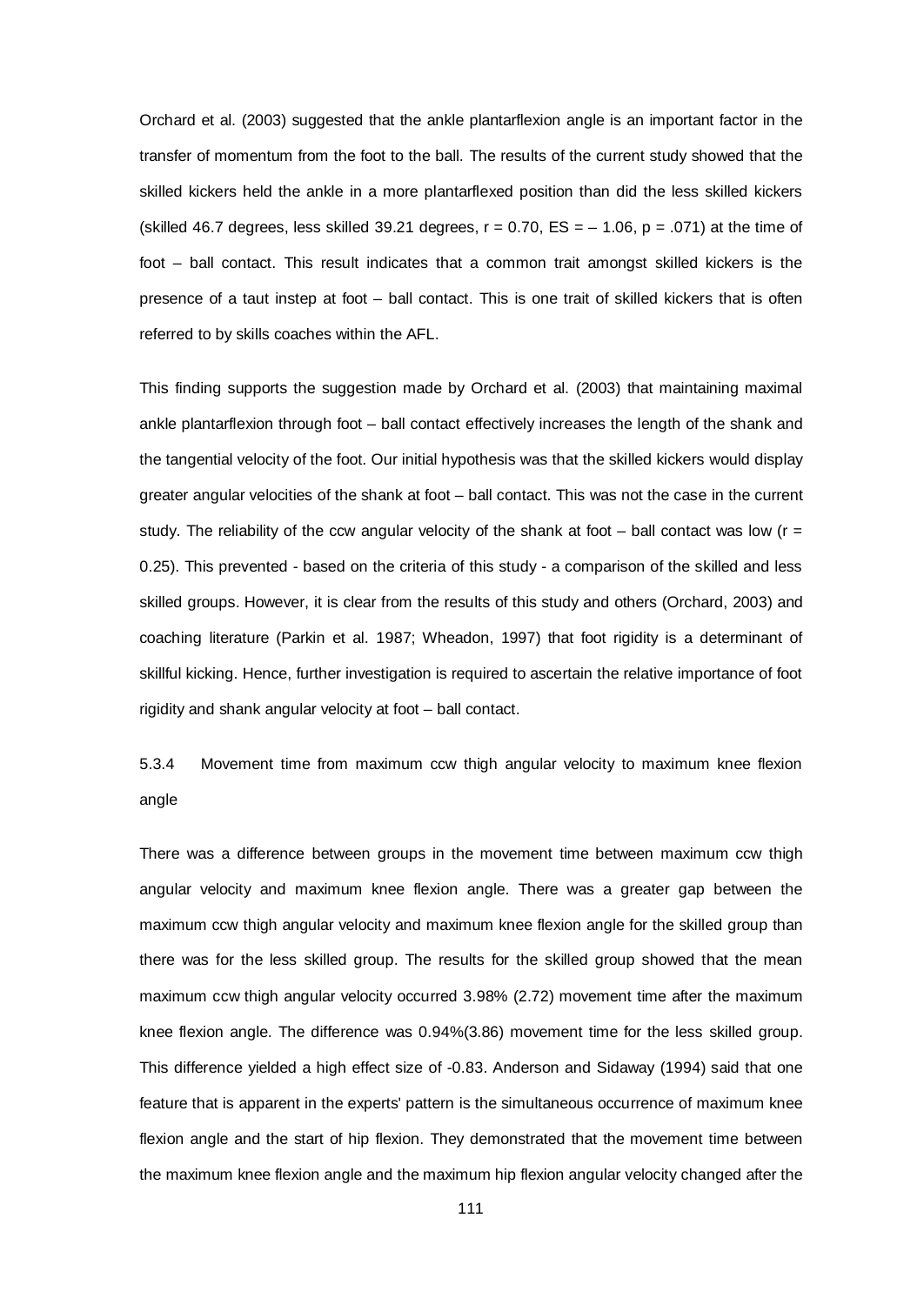Orchard et al. (2003) suggested that the ankle plantarflexion angle is an important factor in the transfer of momentum from the foot to the ball. The results of the current study showed that the skilled kickers held the ankle in a more plantarflexed position than did the less skilled kickers (skilled 46.7 degrees, less skilled 39.21 degrees, $r = 0.70$, $ES = -1.06$, $p = .071$) at the time of foot – ball contact. This result indicates that a common trait amongst skilled kickers is the presence of a taut instep at foot – ball contact. This is one trait of skilled kickers that is often referred to by skills coaches within the AFL.

This finding supports the suggestion made by Orchard et al. (2003) that maintaining maximal ankle plantarflexion through foot – ball contact effectively increases the length of the shank and the tangential velocity of the foot. Our initial hypothesis was that the skilled kickers would display greater angular velocities of the shank at foot – ball contact. This was not the case in the current study. The reliability of the ccw angular velocity of the shank at foot – ball contact was low ($r = 0.25$). This prevented - based on the criteria of this study - a comparison of the skilled and less skilled groups. However, it is clear from the results of this study and others (Orchard, 2003) and coaching literature (Parkin et al. 1987; Wheadon, 1997) that foot rigidity is a determinant of skillful kicking. Hence, further investigation is required to ascertain the relative importance of foot rigidity and shank angular velocity at foot – ball contact.

### 5.3.4 Movement time from maximum ccw thigh angular velocity to maximum knee flexion angle

There was a difference between groups in the movement time between maximum ccw thigh angular velocity and maximum knee flexion angle. There was a greater gap between the maximum ccw thigh angular velocity and maximum knee flexion angle for the skilled group than there was for the less skilled group. The results for the skilled group showed that the mean maximum ccw thigh angular velocity occurred 3.98% (2.72) movement time after the maximum knee flexion angle. The difference was 0.94%(3.86) movement time for the less skilled group. This difference yielded a high effect size of -0.83. Anderson and Sidaway (1994) said that one feature that is apparent in the experts' pattern is the simultaneous occurrence of maximum knee flexion angle and the start of hip flexion. They demonstrated that the movement time between the maximum knee flexion angle and the maximum hip flexion angular velocity changed after the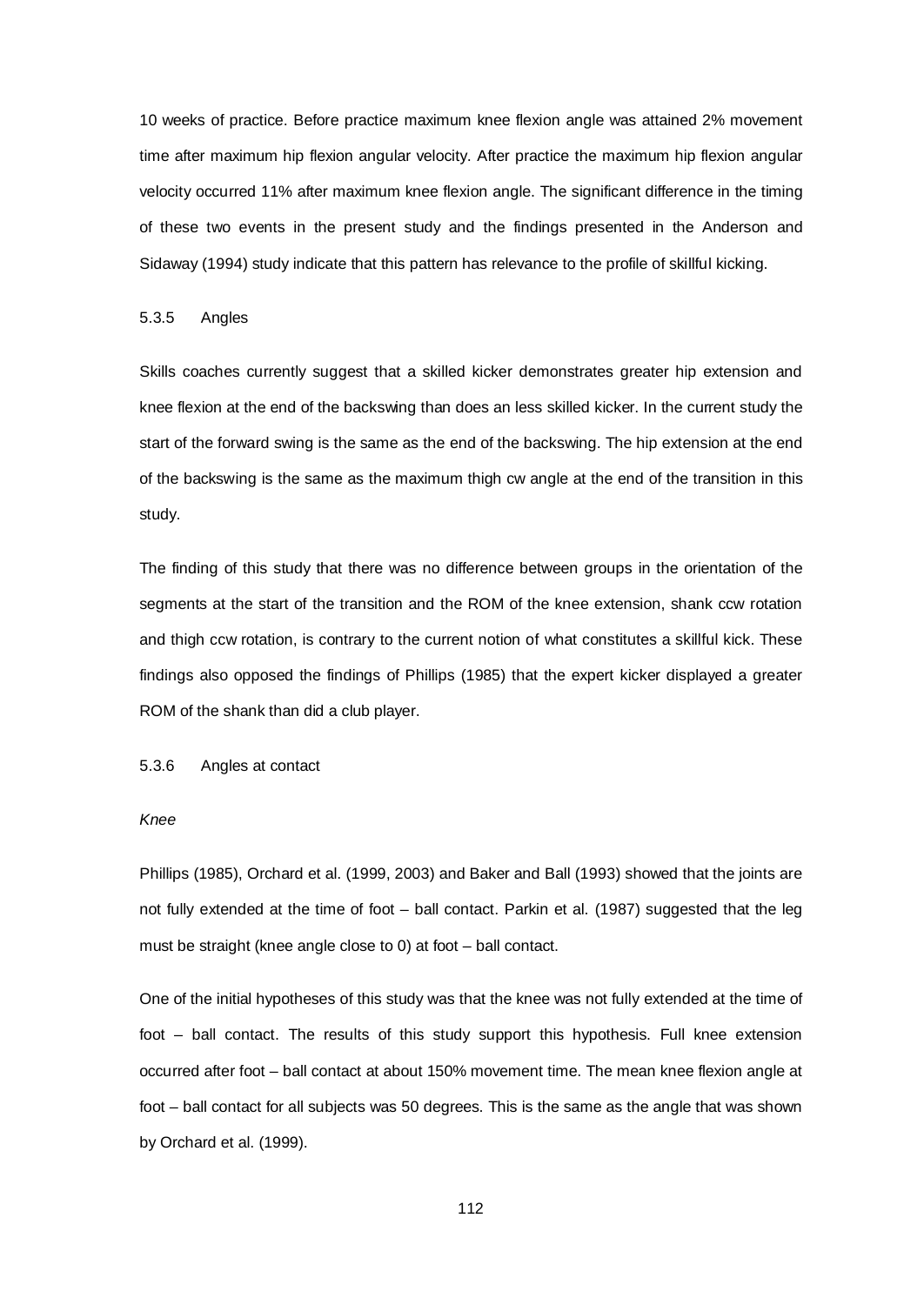10 weeks of practice. Before practice maximum knee flexion angle was attained 2% movement time after maximum hip flexion angular velocity. After practice the maximum hip flexion angular velocity occurred 11% after maximum knee flexion angle. The significant difference in the timing of these two events in the present study and the findings presented in the Anderson and Sidaway (1994) study indicate that this pattern has relevance to the profile of skillful kicking.

### 5.3.5 Angles

Skills coaches currently suggest that a skilled kicker demonstrates greater hip extension and knee flexion at the end of the backswing than does an less skilled kicker. In the current study the start of the forward swing is the same as the end of the backswing. The hip extension at the end of the backswing is the same as the maximum thigh cw angle at the end of the transition in this study.

The finding of this study that there was no difference between groups in the orientation of the segments at the start of the transition and the ROM of the knee extension, shank ccw rotation and thigh ccw rotation, is contrary to the current notion of what constitutes a skillful kick. These findings also opposed the findings of Phillips (1985) that the expert kicker displayed a greater ROM of the shank than did a club player.

### 5.3.6 Angles at contact

*Knee*

Phillips (1985), Orchard et al. (1999, 2003) and Baker and Ball (1993) showed that the joints are not fully extended at the time of foot – ball contact. Parkin et al. (1987) suggested that the leg must be straight (knee angle close to 0) at foot – ball contact.

One of the initial hypotheses of this study was that the knee was not fully extended at the time of foot – ball contact. The results of this study support this hypothesis. Full knee extension occurred after foot – ball contact at about 150% movement time. The mean knee flexion angle at foot – ball contact for all subjects was 50 degrees. This is the same as the angle that was shown by Orchard et al. (1999).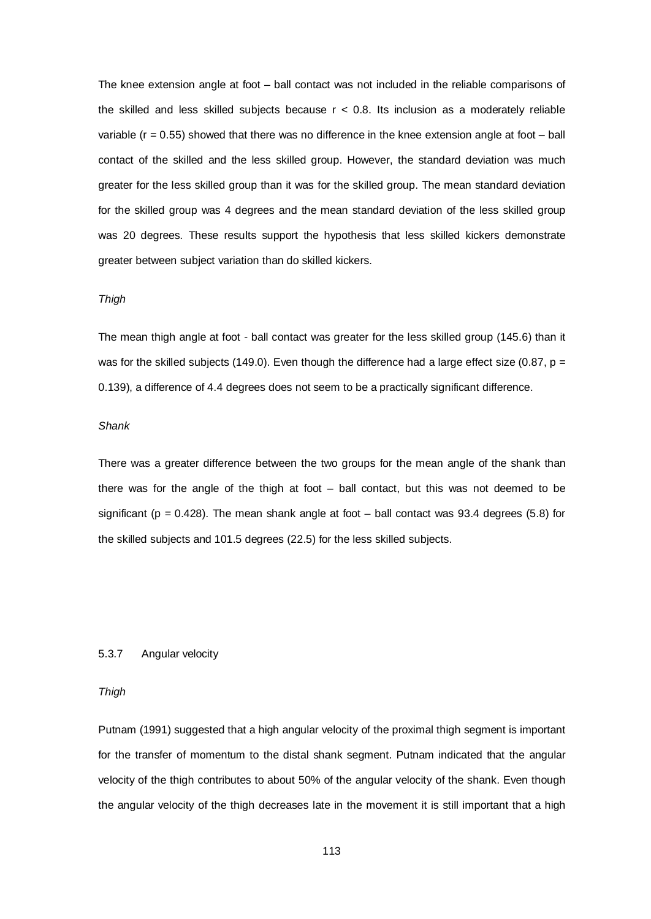The knee extension angle at foot – ball contact was not included in the reliable comparisons of the skilled and less skilled subjects because $r < 0.8$. Its inclusion as a moderately reliable variable ($r = 0.55$) showed that there was no difference in the knee extension angle at foot – ball contact of the skilled and the less skilled group. However, the standard deviation was much greater for the less skilled group than it was for the skilled group. The mean standard deviation for the skilled group was 4 degrees and the mean standard deviation of the less skilled group was 20 degrees. These results support the hypothesis that less skilled kickers demonstrate greater between subject variation than do skilled kickers.

*Thigh*

The mean thigh angle at foot - ball contact was greater for the less skilled group (145.6) than it was for the skilled subjects (149.0). Even though the difference had a large effect size (0.87, $p = 0.139$), a difference of 4.4 degrees does not seem to be a practically significant difference.

*Shank*

There was a greater difference between the two groups for the mean angle of the shank than there was for the angle of the thigh at foot – ball contact, but this was not deemed to be significant ($p = 0.428$). The mean shank angle at foot – ball contact was 93.4 degrees (5.8) for the skilled subjects and 101.5 degrees (22.5) for the less skilled subjects.

### 5.3.7 Angular velocity

*Thigh*

Putnam (1991) suggested that a high angular velocity of the proximal thigh segment is important for the transfer of momentum to the distal shank segment. Putnam indicated that the angular velocity of the thigh contributes to about 50% of the angular velocity of the shank. Even though the angular velocity of the thigh decreases late in the movement it is still important that a high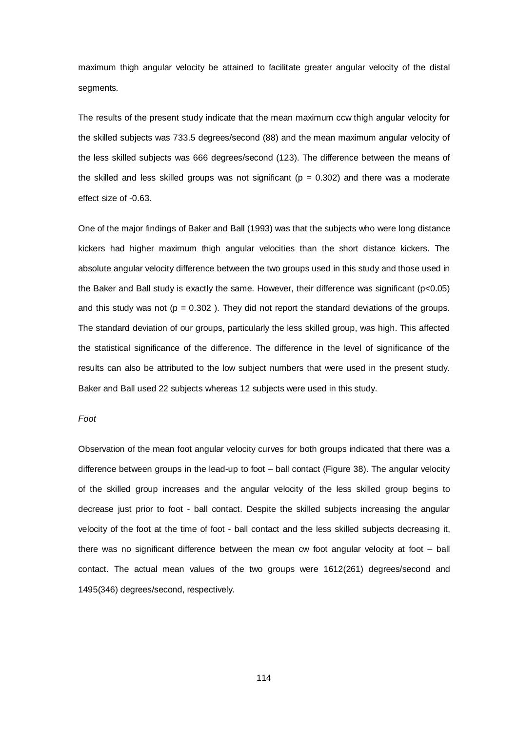maximum thigh angular velocity be attained to facilitate greater angular velocity of the distal segments.

The results of the present study indicate that the mean maximum ccw thigh angular velocity for the skilled subjects was 733.5 degrees/second (88) and the mean maximum angular velocity of the less skilled subjects was 666 degrees/second (123). The difference between the means of the skilled and less skilled groups was not significant ($p = 0.302$) and there was a moderate effect size of -0.63.

One of the major findings of Baker and Ball (1993) was that the subjects who were long distance kickers had higher maximum thigh angular velocities than the short distance kickers. The absolute angular velocity difference between the two groups used in this study and those used in the Baker and Ball study is exactly the same. However, their difference was significant ($p<0.05$) and this study was not ($p = 0.302$ ). They did not report the standard deviations of the groups. The standard deviation of our groups, particularly the less skilled group, was high. This affected the statistical significance of the difference. The difference in the level of significance of the results can also be attributed to the low subject numbers that were used in the present study. Baker and Ball used 22 subjects whereas 12 subjects were used in this study.

*Foot*

Observation of the mean foot angular velocity curves for both groups indicated that there was a difference between groups in the lead-up to foot – ball contact (Figure 38). The angular velocity of the skilled group increases and the angular velocity of the less skilled group begins to decrease just prior to foot - ball contact. Despite the skilled subjects increasing the angular velocity of the foot at the time of foot - ball contact and the less skilled subjects decreasing it, there was no significant difference between the mean cw foot angular velocity at foot – ball contact. The actual mean values of the two groups were 1612(261) degrees/second and 1495(346) degrees/second, respectively.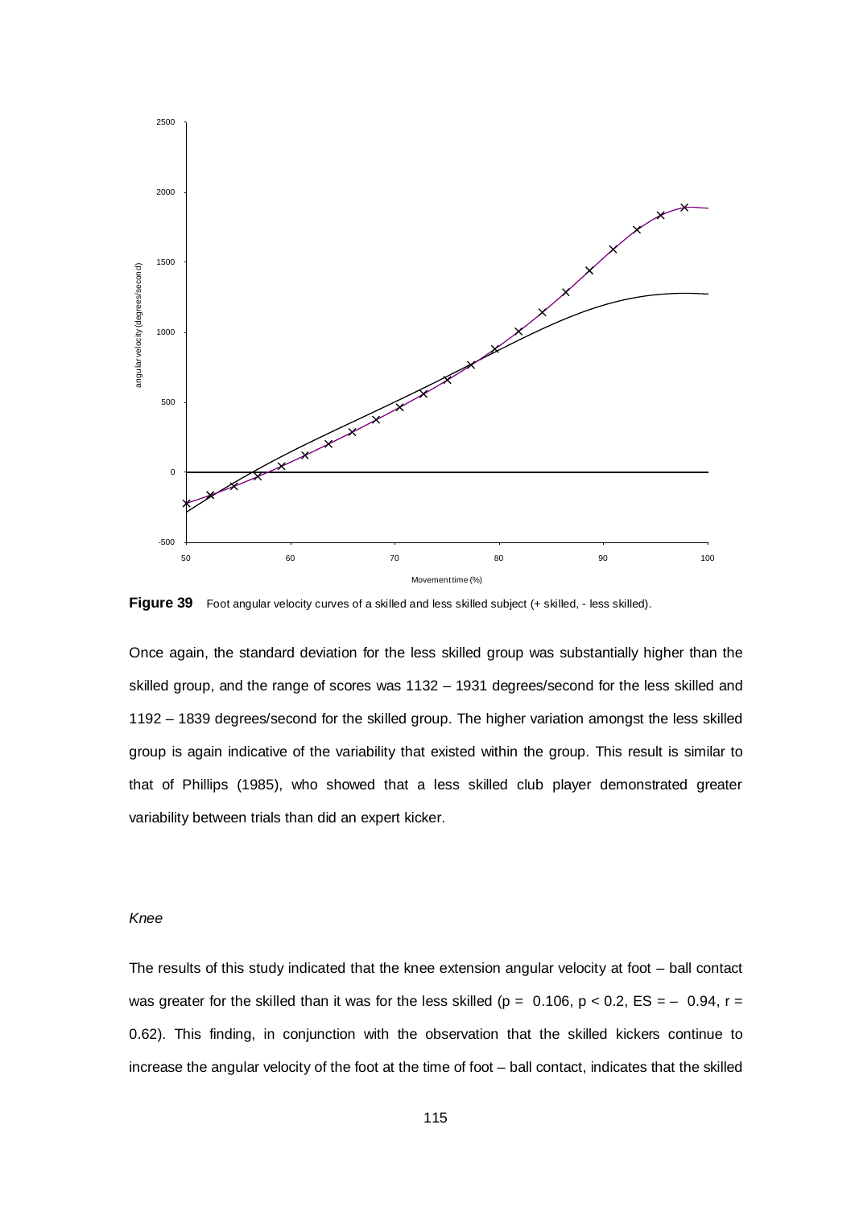**Figure 39** Foot angular velocity curves of a skilled and less skilled subject (+ skilled, - less skilled).

Once again, the standard deviation for the less skilled group was substantially higher than the skilled group, and the range of scores was 1132 – 1931 degrees/second for the less skilled and 1192 – 1839 degrees/second for the skilled group. The higher variation amongst the less skilled group is again indicative of the variability that existed within the group. This result is similar to that of Phillips (1985), who showed that a less skilled club player demonstrated greater variability between trials than did an expert kicker.

*Knee*

The results of this study indicated that the knee extension angular velocity at foot – ball contact was greater for the skilled than it was for the less skilled ($p = 0.106$, $p < 0.2$, ES = – 0.94, $r = 0.62$). This finding, in conjunction with the observation that the skilled kickers continue to increase the angular velocity of the foot at the time of foot – ball contact, indicates that the skilled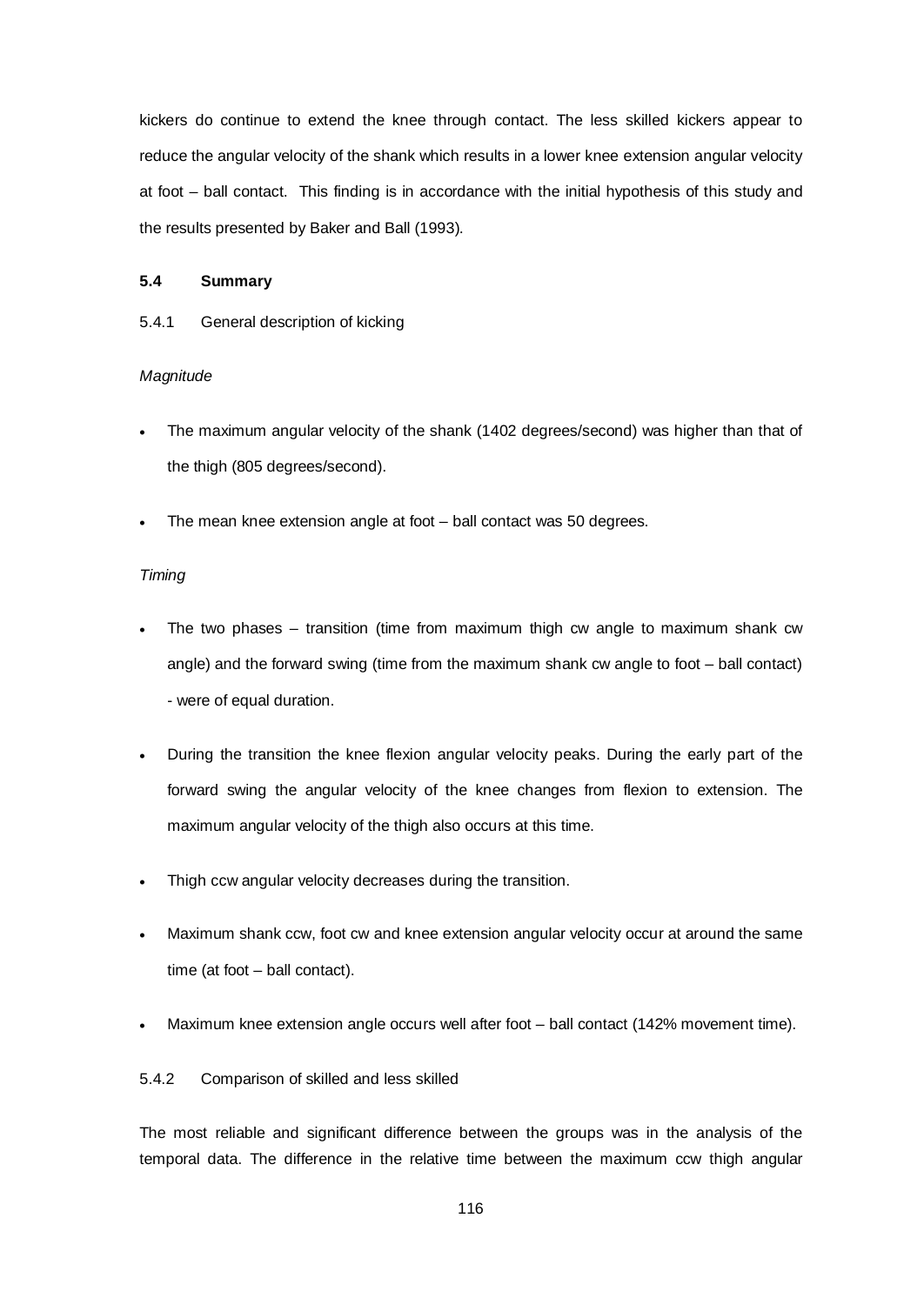kickers do continue to extend the knee through contact. The less skilled kickers appear to reduce the angular velocity of the shank which results in a lower knee extension angular velocity at foot – ball contact. This finding is in accordance with the initial hypothesis of this study and the results presented by Baker and Ball (1993).

## 5.4 Summary

### 5.4.1 General description of kicking

*Magnitude*

- The maximum angular velocity of the shank (1402 degrees/second) was higher than that of the thigh (805 degrees/second).
- The mean knee extension angle at foot – ball contact was 50 degrees.

*Timing*

- The two phases – transition (time from maximum thigh cw angle to maximum shank cw angle) and the forward swing (time from the maximum shank cw angle to foot – ball contact) - were of equal duration.
- During the transition the knee flexion angular velocity peaks. During the early part of the forward swing the angular velocity of the knee changes from flexion to extension. The maximum angular velocity of the thigh also occurs at this time.
- Thigh ccw angular velocity decreases during the transition.
- Maximum shank ccw, foot cw and knee extension angular velocity occur at around the same time (at foot – ball contact).
- Maximum knee extension angle occurs well after foot – ball contact (142% movement time).

### 5.4.2 Comparison of skilled and less skilled

The most reliable and significant difference between the groups was in the analysis of the temporal data. The difference in the relative time between the maximum ccw thigh angular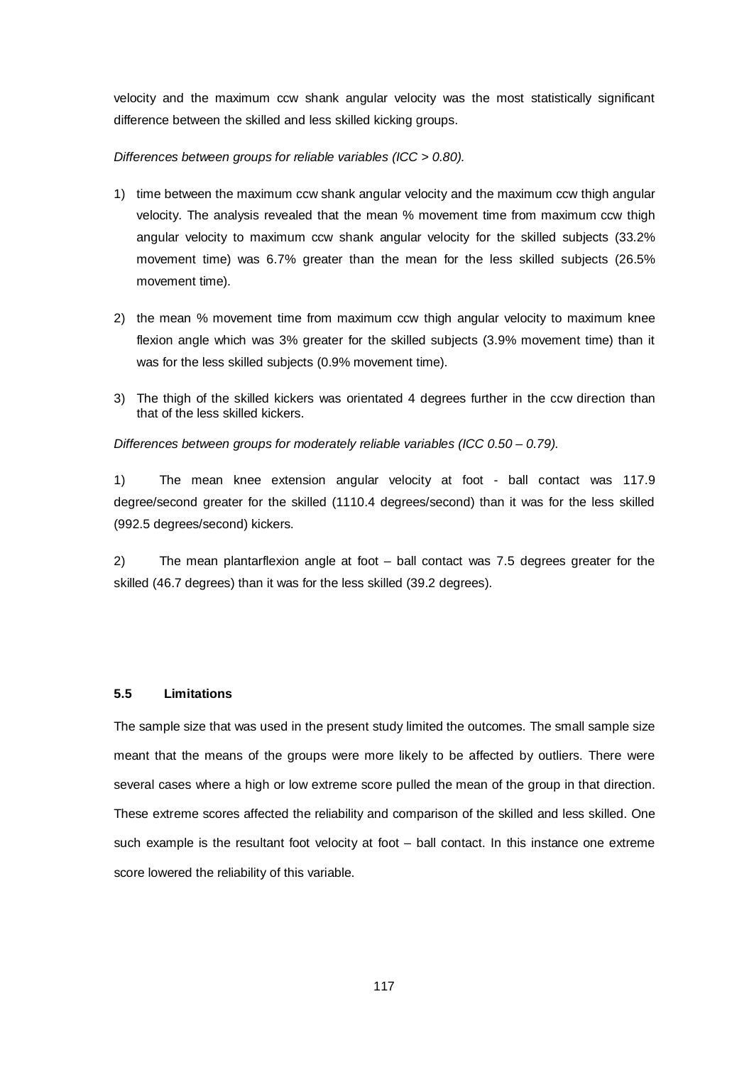velocity and the maximum ccw shank angular velocity was the most statistically significant difference between the skilled and less skilled kicking groups.

*Differences between groups for reliable variables (ICC > 0.80).*

1) time between the maximum ccw shank angular velocity and the maximum ccw thigh angular velocity. The analysis revealed that the mean % movement time from maximum ccw thigh angular velocity to maximum ccw shank angular velocity for the skilled subjects (33.2% movement time) was 6.7% greater than the mean for the less skilled subjects (26.5% movement time).

2) the mean % movement time from maximum ccw thigh angular velocity to maximum knee flexion angle which was 3% greater for the skilled subjects (3.9% movement time) than it was for the less skilled subjects (0.9% movement time).

3) The thigh of the skilled kickers was orientated 4 degrees further in the ccw direction than that of the less skilled kickers.

*Differences between groups for moderately reliable variables (ICC 0.50 – 0.79).*

1) The mean knee extension angular velocity at foot - ball contact was 117.9 degree/second greater for the skilled (1110.4 degrees/second) than it was for the less skilled (992.5 degrees/second) kickers.

2) The mean plantarflexion angle at foot – ball contact was 7.5 degrees greater for the skilled (46.7 degrees) than it was for the less skilled (39.2 degrees).

### 5.5 Limitations

The sample size that was used in the present study limited the outcomes. The small sample size meant that the means of the groups were more likely to be affected by outliers. There were several cases where a high or low extreme score pulled the mean of the group in that direction. These extreme scores affected the reliability and comparison of the skilled and less skilled. One such example is the resultant foot velocity at foot – ball contact. In this instance one extreme score lowered the reliability of this variable.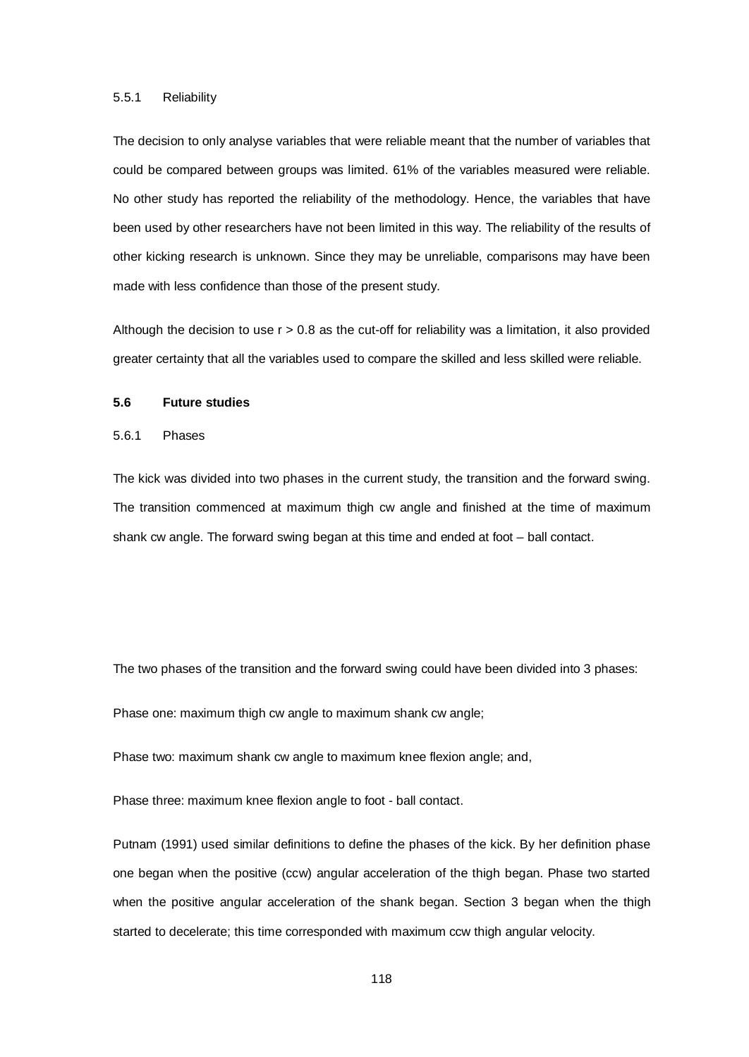#### 5.5.1 Reliability

The decision to only analyse variables that were reliable meant that the number of variables that could be compared between groups was limited. 61% of the variables measured were reliable. No other study has reported the reliability of the methodology. Hence, the variables that have been used by other researchers have not been limited in this way. The reliability of the results of other kicking research is unknown. Since they may be unreliable, comparisons may have been made with less confidence than those of the present study.

Although the decision to use $r > 0.8$ as the cut-off for reliability was a limitation, it also provided greater certainty that all the variables used to compare the skilled and less skilled were reliable.

### 5.6 Future studies

#### 5.6.1 Phases

The kick was divided into two phases in the current study, the transition and the forward swing. The transition commenced at maximum thigh cw angle and finished at the time of maximum shank cw angle. The forward swing began at this time and ended at foot – ball contact.

The two phases of the transition and the forward swing could have been divided into 3 phases:

Phase one: maximum thigh cw angle to maximum shank cw angle;

Phase two: maximum shank cw angle to maximum knee flexion angle; and,

Phase three: maximum knee flexion angle to foot - ball contact.

Putnam (1991) used similar definitions to define the phases of the kick. By her definition phase one began when the positive (ccw) angular acceleration of the thigh began. Phase two started when the positive angular acceleration of the shank began. Section 3 began when the thigh started to decelerate; this time corresponded with maximum ccw thigh angular velocity.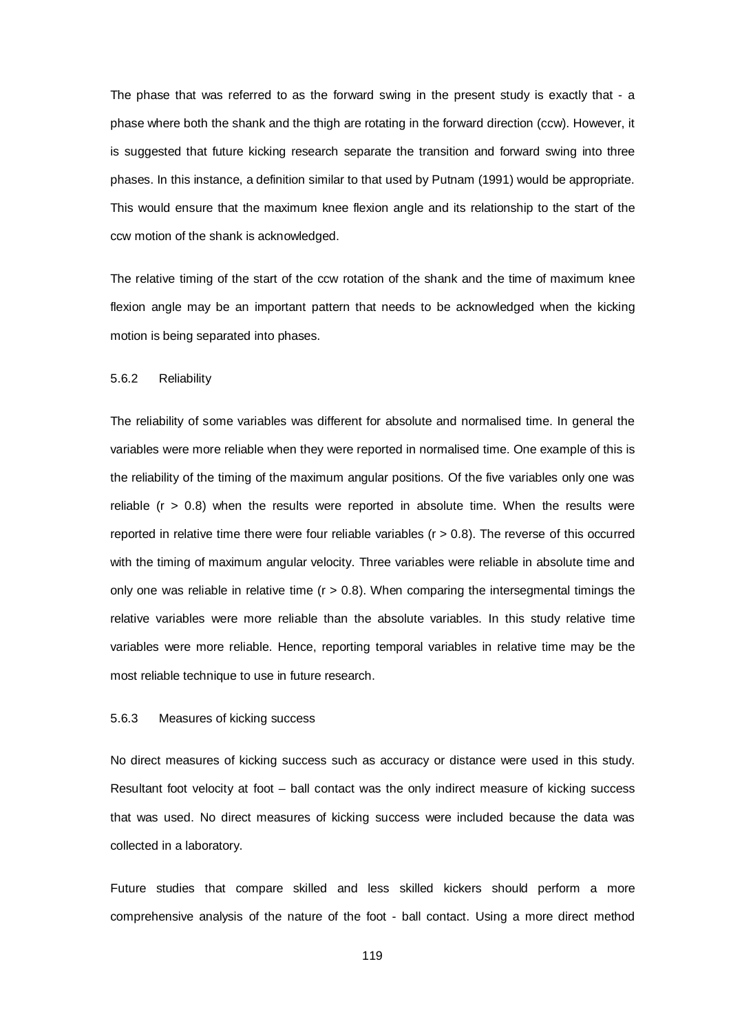The phase that was referred to as the forward swing in the present study is exactly that - a phase where both the shank and the thigh are rotating in the forward direction (ccw). However, it is suggested that future kicking research separate the transition and forward swing into three phases. In this instance, a definition similar to that used by Putnam (1991) would be appropriate. This would ensure that the maximum knee flexion angle and its relationship to the start of the ccw motion of the shank is acknowledged.

The relative timing of the start of the ccw rotation of the shank and the time of maximum knee flexion angle may be an important pattern that needs to be acknowledged when the kicking motion is being separated into phases.

### 5.6.2 Reliability

The reliability of some variables was different for absolute and normalised time. In general the variables were more reliable when they were reported in normalised time. One example of this is the reliability of the timing of the maximum angular positions. Of the five variables only one was reliable ($r > 0.8$) when the results were reported in absolute time. When the results were reported in relative time there were four reliable variables ($r > 0.8$). The reverse of this occurred with the timing of maximum angular velocity. Three variables were reliable in absolute time and only one was reliable in relative time ($r > 0.8$). When comparing the intersegmental timings the relative variables were more reliable than the absolute variables. In this study relative time variables were more reliable. Hence, reporting temporal variables in relative time may be the most reliable technique to use in future research.

### 5.6.3 Measures of kicking success

No direct measures of kicking success such as accuracy or distance were used in this study. Resultant foot velocity at foot – ball contact was the only indirect measure of kicking success that was used. No direct measures of kicking success were included because the data was collected in a laboratory.

Future studies that compare skilled and less skilled kickers should perform a more comprehensive analysis of the nature of the foot - ball contact. Using a more direct method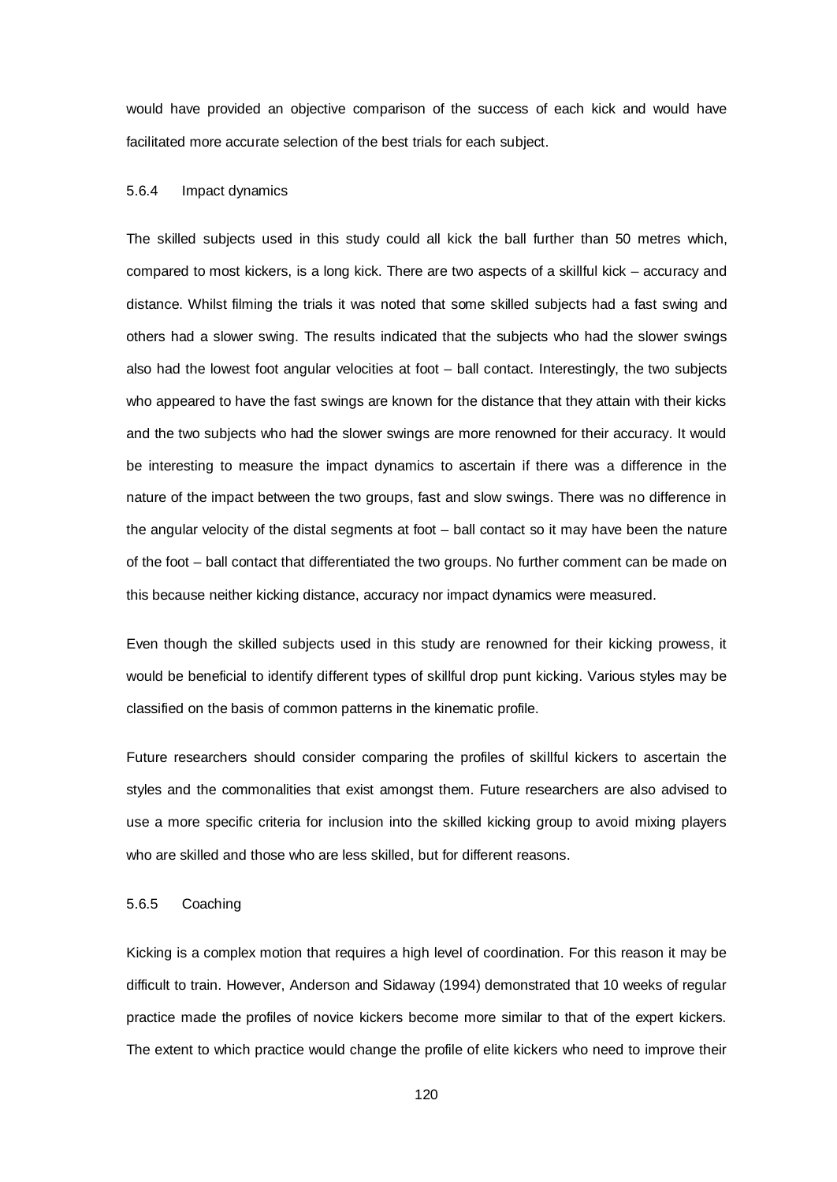would have provided an objective comparison of the success of each kick and would have facilitated more accurate selection of the best trials for each subject.

#### 5.6.4 Impact dynamics

The skilled subjects used in this study could all kick the ball further than 50 metres which, compared to most kickers, is a long kick. There are two aspects of a skillful kick – accuracy and distance. Whilst filming the trials it was noted that some skilled subjects had a fast swing and others had a slower swing. The results indicated that the subjects who had the slower swings also had the lowest foot angular velocities at foot – ball contact. Interestingly, the two subjects who appeared to have the fast swings are known for the distance that they attain with their kicks and the two subjects who had the slower swings are more renowned for their accuracy. It would be interesting to measure the impact dynamics to ascertain if there was a difference in the nature of the impact between the two groups, fast and slow swings. There was no difference in the angular velocity of the distal segments at foot – ball contact so it may have been the nature of the foot – ball contact that differentiated the two groups. No further comment can be made on this because neither kicking distance, accuracy nor impact dynamics were measured.

Even though the skilled subjects used in this study are renowned for their kicking prowess, it would be beneficial to identify different types of skillful drop punt kicking. Various styles may be classified on the basis of common patterns in the kinematic profile.

Future researchers should consider comparing the profiles of skillful kickers to ascertain the styles and the commonalities that exist amongst them. Future researchers are also advised to use a more specific criteria for inclusion into the skilled kicking group to avoid mixing players who are skilled and those who are less skilled, but for different reasons.

#### 5.6.5 Coaching

Kicking is a complex motion that requires a high level of coordination. For this reason it may be difficult to train. However, Anderson and Sidaway (1994) demonstrated that 10 weeks of regular practice made the profiles of novice kickers become more similar to that of the expert kickers. The extent to which practice would change the profile of elite kickers who need to improve their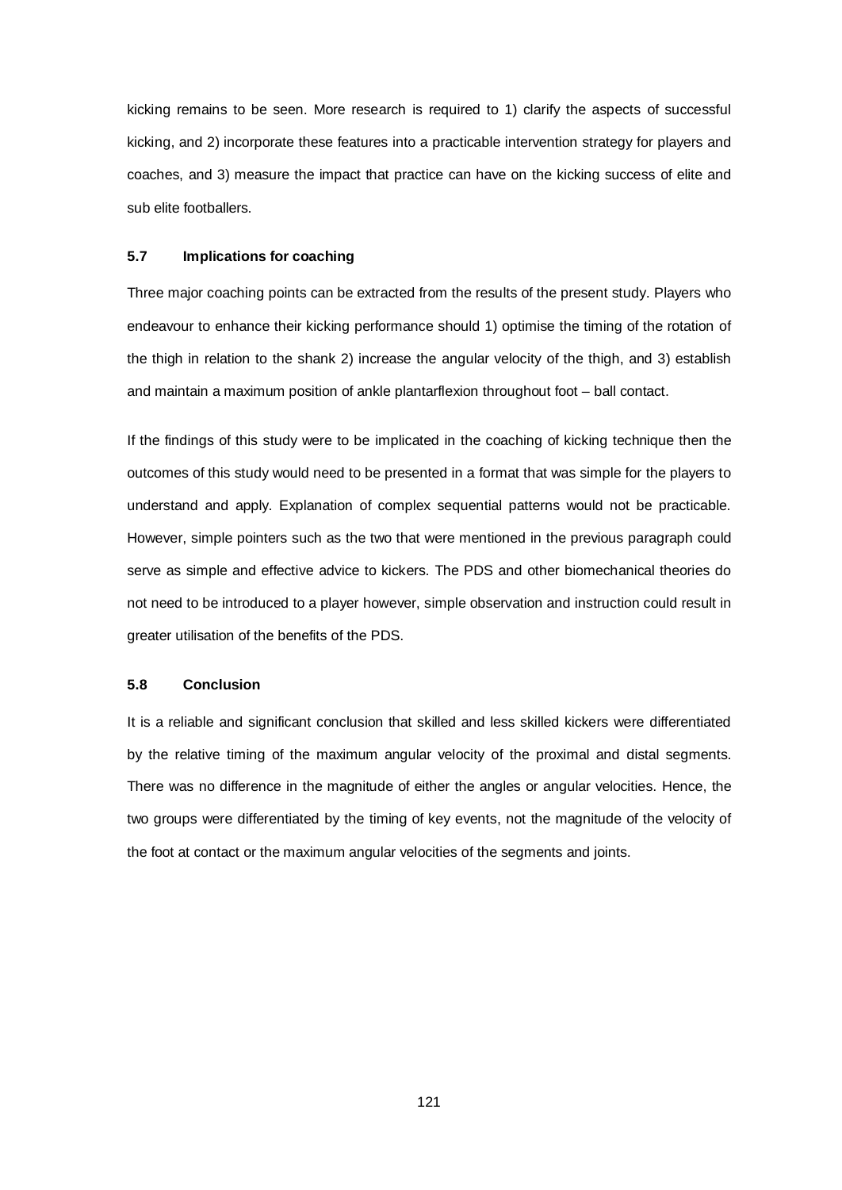kicking remains to be seen. More research is required to 1) clarify the aspects of successful kicking, and 2) incorporate these features into a practicable intervention strategy for players and coaches, and 3) measure the impact that practice can have on the kicking success of elite and sub elite footballers.

### 5.7 Implications for coaching

Three major coaching points can be extracted from the results of the present study. Players who endeavour to enhance their kicking performance should 1) optimise the timing of the rotation of the thigh in relation to the shank 2) increase the angular velocity of the thigh, and 3) establish and maintain a maximum position of ankle plantarflexion throughout foot – ball contact.

If the findings of this study were to be implicated in the coaching of kicking technique then the outcomes of this study would need to be presented in a format that was simple for the players to understand and apply. Explanation of complex sequential patterns would not be practicable. However, simple pointers such as the two that were mentioned in the previous paragraph could serve as simple and effective advice to kickers. The PDS and other biomechanical theories do not need to be introduced to a player however, simple observation and instruction could result in greater utilisation of the benefits of the PDS.

### 5.8 Conclusion

It is a reliable and significant conclusion that skilled and less skilled kickers were differentiated by the relative timing of the maximum angular velocity of the proximal and distal segments. There was no difference in the magnitude of either the angles or angular velocities. Hence, the two groups were differentiated by the timing of key events, not the magnitude of the velocity of the foot at contact or the maximum angular velocities of the segments and joints.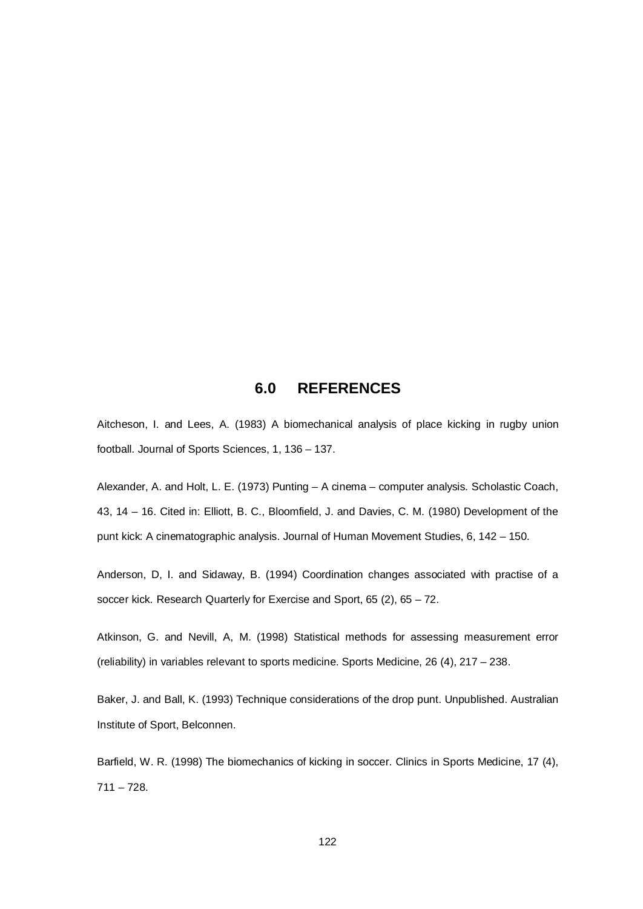# 6.0 REFERENCES

Aitcheson, I. and Lees, A. (1983) A biomechanical analysis of place kicking in rugby union football. Journal of Sports Sciences, 1, 136 – 137.

Alexander, A. and Holt, L. E. (1973) Punting – A cinema – computer analysis. Scholastic Coach, 43, 14 – 16. Cited in: Elliott, B. C., Bloomfield, J. and Davies, C. M. (1980) Development of the punt kick: A cinematographic analysis. Journal of Human Movement Studies, 6, 142 – 150.

Anderson, D, I. and Sidaway, B. (1994) Coordination changes associated with practise of a soccer kick. Research Quarterly for Exercise and Sport, 65 (2), 65 – 72.

Atkinson, G. and Nevill, A, M. (1998) Statistical methods for assessing measurement error (reliability) in variables relevant to sports medicine. Sports Medicine, 26 (4), 217 – 238.

Baker, J. and Ball, K. (1993) Technique considerations of the drop punt. Unpublished. Australian Institute of Sport, Belconnen.

Barfield, W. R. (1998) The biomechanics of kicking in soccer. Clinics in Sports Medicine, 17 (4), 711 – 728.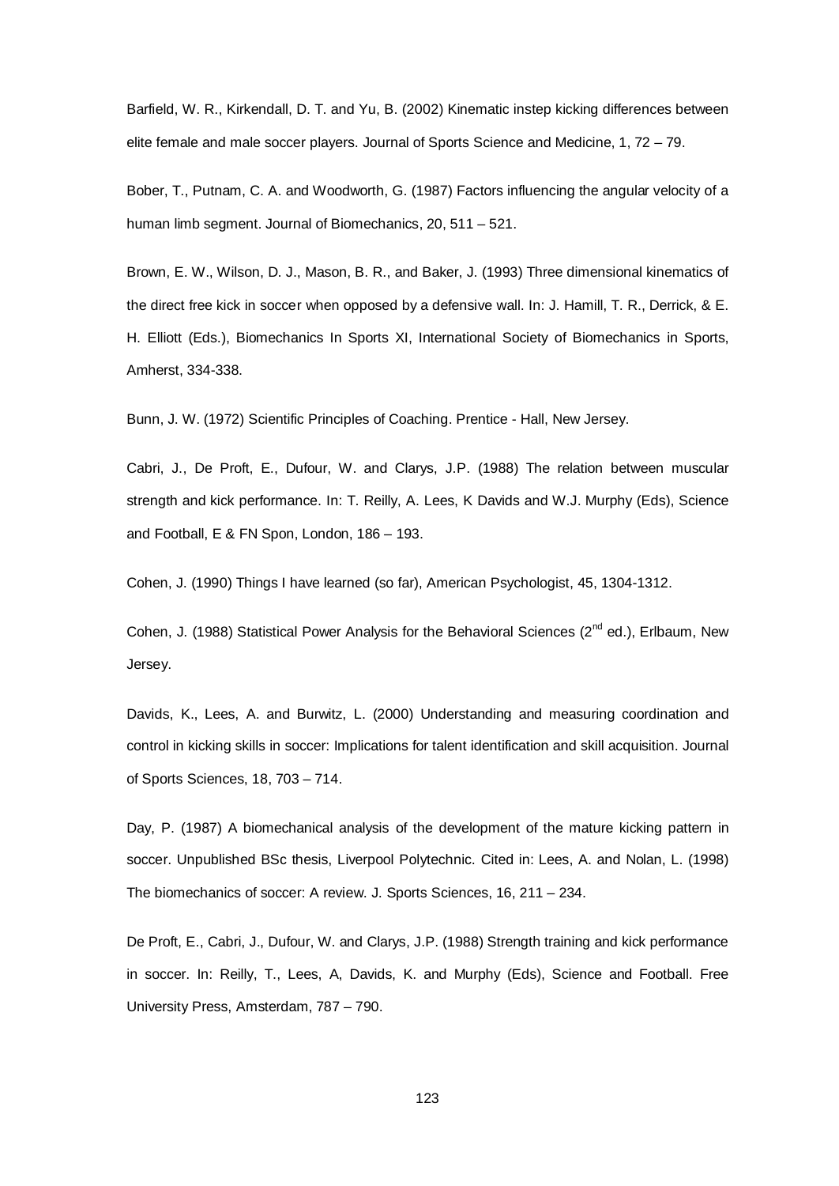Barfield, W. R., Kirkendall, D. T. and Yu, B. (2002) Kinematic instep kicking differences between elite female and male soccer players. Journal of Sports Science and Medicine, 1, 72 – 79.

Bober, T., Putnam, C. A. and Woodworth, G. (1987) Factors influencing the angular velocity of a human limb segment. Journal of Biomechanics, 20, 511 – 521.

Brown, E. W., Wilson, D. J., Mason, B. R., and Baker, J. (1993) Three dimensional kinematics of the direct free kick in soccer when opposed by a defensive wall. In: J. Hamill, T. R., Derrick, & E. H. Elliott (Eds.), Biomechanics In Sports XI, International Society of Biomechanics in Sports, Amherst, 334-338.

Bunn, J. W. (1972) Scientific Principles of Coaching. Prentice - Hall, New Jersey.

Cabri, J., De Proft, E., Dufour, W. and Clarys, J.P. (1988) The relation between muscular strength and kick performance. In: T. Reilly, A. Lees, K Davids and W.J. Murphy (Eds), Science and Football, E & FN Spon, London, 186 – 193.

Cohen, J. (1990) Things I have learned (so far), American Psychologist, 45, 1304-1312.

Cohen, J. (1988) Statistical Power Analysis for the Behavioral Sciences (2nd ed.), Erlbaum, New Jersey.

Davids, K., Lees, A. and Burwitz, L. (2000) Understanding and measuring coordination and control in kicking skills in soccer: Implications for talent identification and skill acquisition. Journal of Sports Sciences, 18, 703 – 714.

Day, P. (1987) A biomechanical analysis of the development of the mature kicking pattern in soccer. Unpublished BSc thesis, Liverpool Polytechnic. Cited in: Lees, A. and Nolan, L. (1998) The biomechanics of soccer: A review. J. Sports Sciences, 16, 211 – 234.

De Proft, E., Cabri, J., Dufour, W. and Clarys, J.P. (1988) Strength training and kick performance in soccer. In: Reilly, T., Lees, A, Davids, K. and Murphy (Eds), Science and Football. Free University Press, Amsterdam, 787 – 790.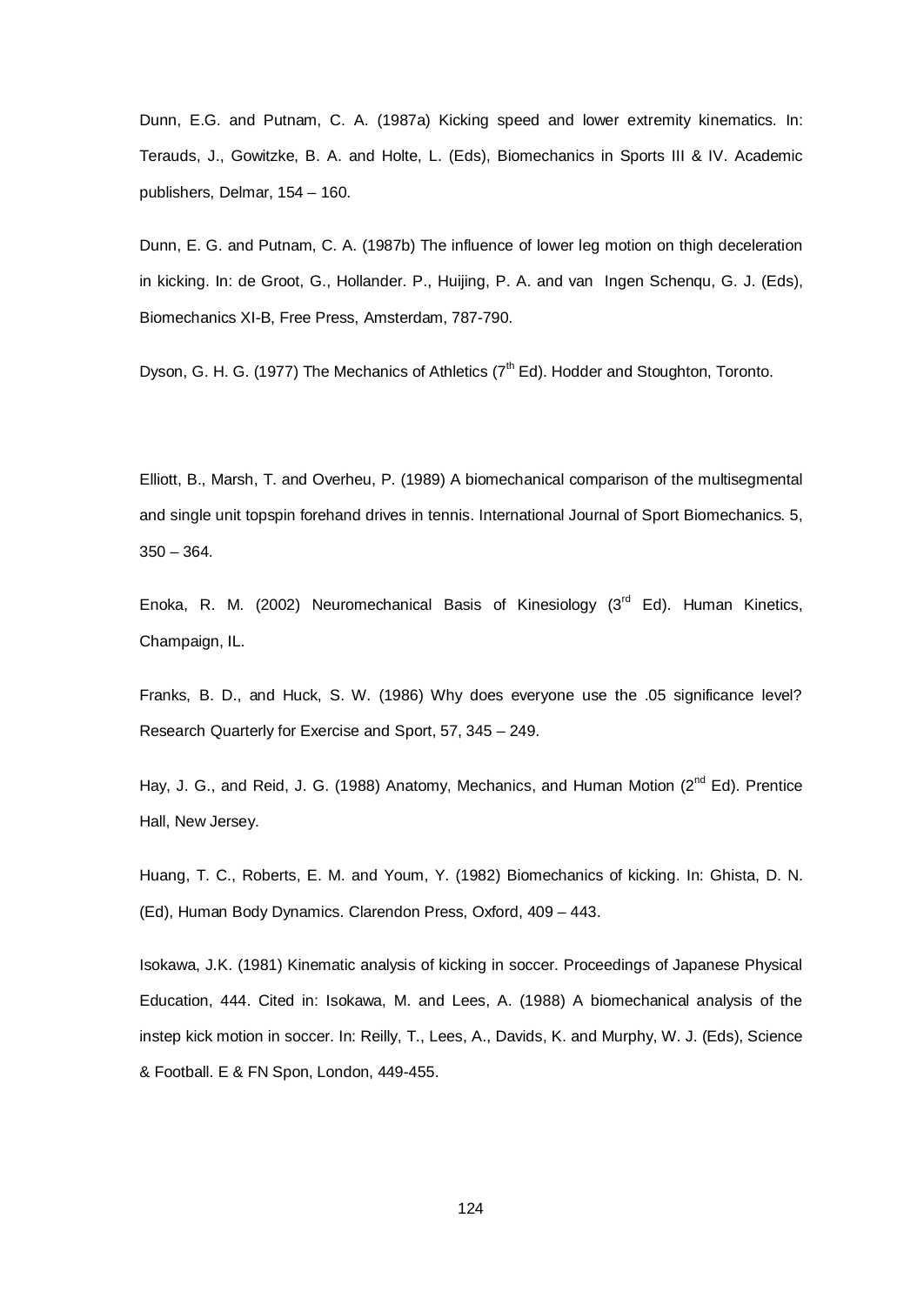Dunn, E.G. and Putnam, C. A. (1987a) Kicking speed and lower extremity kinematics. In: Terauds, J., Gowitzke, B. A. and Holte, L. (Eds), Biomechanics in Sports III & IV. Academic publishers, Delmar, 154 – 160.

Dunn, E. G. and Putnam, C. A. (1987b) The influence of lower leg motion on thigh deceleration in kicking. In: de Groot, G., Hollander. P., Huijing, P. A. and van Ingen Schenqu, G. J. (Eds), Biomechanics XI-B, Free Press, Amsterdam, 787-790.

Dyson, G. H. G. (1977) The Mechanics of Athletics (7th Ed). Hodder and Stoughton, Toronto.

Elliott, B., Marsh, T. and Overheu, P. (1989) A biomechanical comparison of the multisegmental and single unit topspin forehand drives in tennis. International Journal of Sport Biomechanics. 5, 350 – 364.

Enoka, R. M. (2002) Neuromechanical Basis of Kinesiology (3rd Ed). Human Kinetics, Champaign, IL.

Franks, B. D., and Huck, S. W. (1986) Why does everyone use the .05 significance level? Research Quarterly for Exercise and Sport, 57, 345 – 249.

Hay, J. G., and Reid, J. G. (1988) Anatomy, Mechanics, and Human Motion (2nd Ed). Prentice Hall, New Jersey.

Huang, T. C., Roberts, E. M. and Youm, Y. (1982) Biomechanics of kicking. In: Ghista, D. N. (Ed), Human Body Dynamics. Clarendon Press, Oxford, 409 – 443.

Isokawa, J.K. (1981) Kinematic analysis of kicking in soccer. Proceedings of Japanese Physical Education, 444. Cited in: Isokawa, M. and Lees, A. (1988) A biomechanical analysis of the instep kick motion in soccer. In: Reilly, T., Lees, A., Davids, K. and Murphy, W. J. (Eds), Science & Football. E & FN Spon, London, 449-455.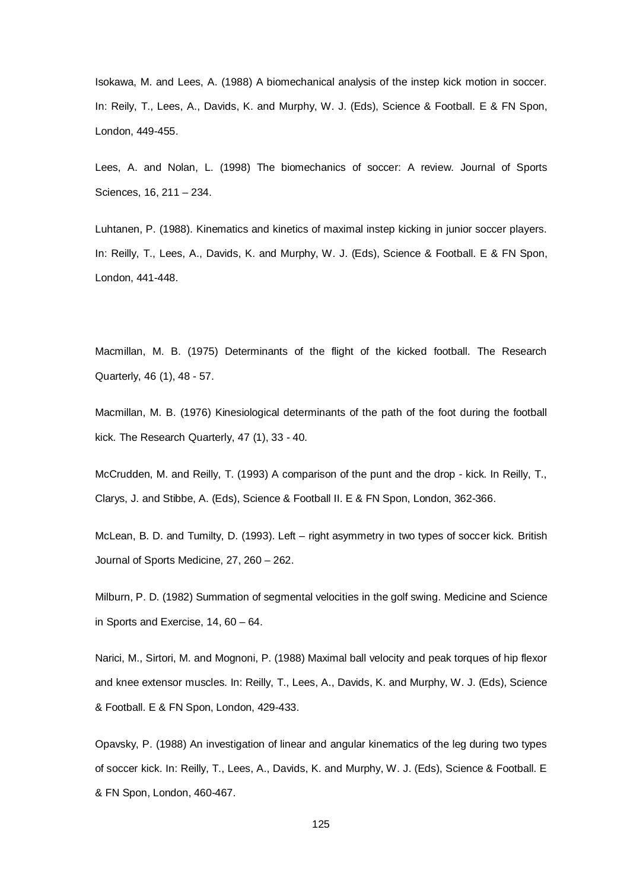Isokawa, M. and Lees, A. (1988) A biomechanical analysis of the instep kick motion in soccer. In: Reily, T., Lees, A., Davids, K. and Murphy, W. J. (Eds), Science & Football. E & FN Spon, London, 449-455.

Lees, A. and Nolan, L. (1998) The biomechanics of soccer: A review. Journal of Sports Sciences, 16, 211 – 234.

Luhtanen, P. (1988). Kinematics and kinetics of maximal instep kicking in junior soccer players. In: Reilly, T., Lees, A., Davids, K. and Murphy, W. J. (Eds), Science & Football. E & FN Spon, London, 441-448.

Macmillan, M. B. (1975) Determinants of the flight of the kicked football. The Research Quarterly, 46 (1), 48 - 57.

Macmillan, M. B. (1976) Kinesiological determinants of the path of the foot during the football kick. The Research Quarterly, 47 (1), 33 - 40.

McCrudden, M. and Reilly, T. (1993) A comparison of the punt and the drop - kick. In Reilly, T., Clarys, J. and Stibbe, A. (Eds), Science & Football II. E & FN Spon, London, 362-366.

McLean, B. D. and Tumilty, D. (1993). Left – right asymmetry in two types of soccer kick. British Journal of Sports Medicine, 27, 260 – 262.

Milburn, P. D. (1982) Summation of segmental velocities in the golf swing. Medicine and Science in Sports and Exercise, 14, 60 – 64.

Narici, M., Sirtori, M. and Mognoni, P. (1988) Maximal ball velocity and peak torques of hip flexor and knee extensor muscles. In: Reilly, T., Lees, A., Davids, K. and Murphy, W. J. (Eds), Science & Football. E & FN Spon, London, 429-433.

Opavsky, P. (1988) An investigation of linear and angular kinematics of the leg during two types of soccer kick. In: Reilly, T., Lees, A., Davids, K. and Murphy, W. J. (Eds), Science & Football. E & FN Spon, London, 460-467.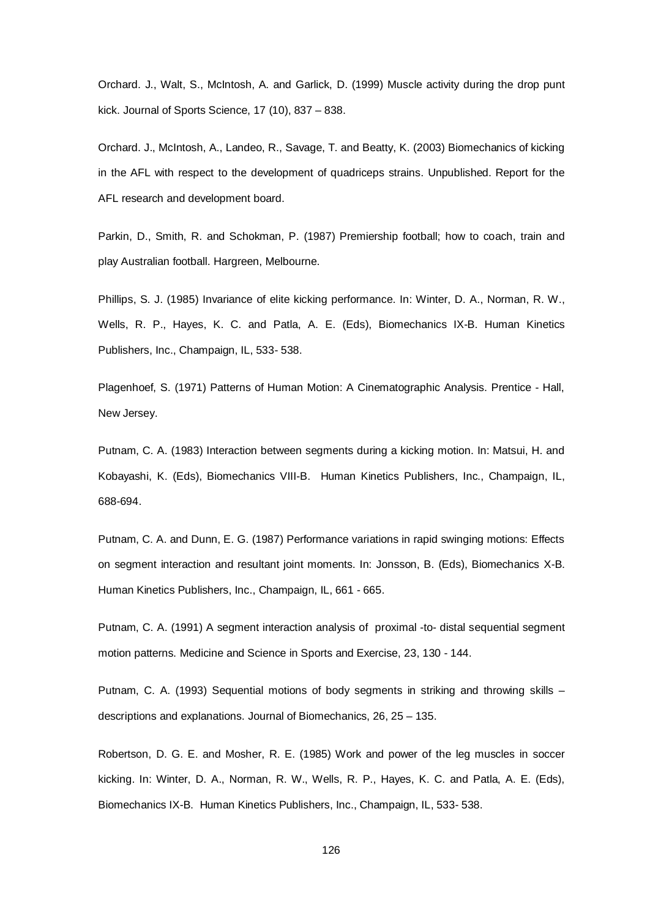Orchard. J., Walt, S., McIntosh, A. and Garlick, D. (1999) Muscle activity during the drop punt kick. Journal of Sports Science, 17 (10), 837 – 838.

Orchard. J., McIntosh, A., Landeo, R., Savage, T. and Beatty, K. (2003) Biomechanics of kicking in the AFL with respect to the development of quadriceps strains. Unpublished. Report for the AFL research and development board.

Parkin, D., Smith, R. and Schokman, P. (1987) Premiership football; how to coach, train and play Australian football. Hargreen, Melbourne.

Phillips, S. J. (1985) Invariance of elite kicking performance. In: Winter, D. A., Norman, R. W., Wells, R. P., Hayes, K. C. and Patla, A. E. (Eds), Biomechanics IX-B. Human Kinetics Publishers, Inc., Champaign, IL, 533- 538.

Plagenhoef, S. (1971) Patterns of Human Motion: A Cinematographic Analysis. Prentice - Hall, New Jersey.

Putnam, C. A. (1983) Interaction between segments during a kicking motion. In: Matsui, H. and Kobayashi, K. (Eds), Biomechanics VIII-B. Human Kinetics Publishers, Inc., Champaign, IL, 688-694.

Putnam, C. A. and Dunn, E. G. (1987) Performance variations in rapid swinging motions: Effects on segment interaction and resultant joint moments. In: Jonsson, B. (Eds), Biomechanics X-B. Human Kinetics Publishers, Inc., Champaign, IL, 661 - 665.

Putnam, C. A. (1991) A segment interaction analysis of proximal -to- distal sequential segment motion patterns. Medicine and Science in Sports and Exercise, 23, 130 - 144.

Putnam, C. A. (1993) Sequential motions of body segments in striking and throwing skills – descriptions and explanations. Journal of Biomechanics, 26, 25 – 135.

Robertson, D. G. E. and Mosher, R. E. (1985) Work and power of the leg muscles in soccer kicking. In: Winter, D. A., Norman, R. W., Wells, R. P., Hayes, K. C. and Patla, A. E. (Eds), Biomechanics IX-B. Human Kinetics Publishers, Inc., Champaign, IL, 533- 538.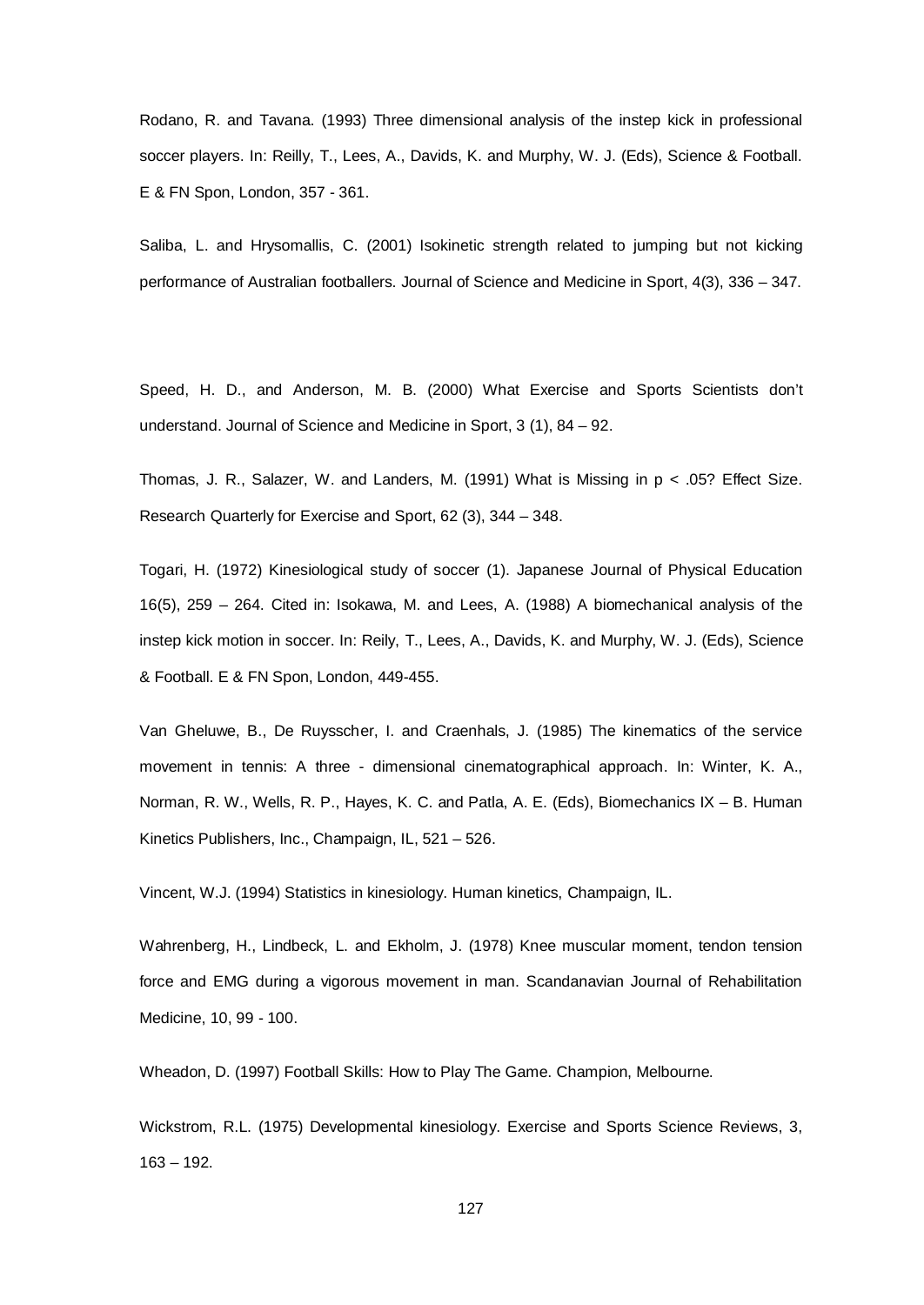Rodano, R. and Tavana. (1993) Three dimensional analysis of the instep kick in professional soccer players. In: Reilly, T., Lees, A., Davids, K. and Murphy, W. J. (Eds), Science & Football. E & FN Spon, London, 357 - 361.

Saliba, L. and Hrysomallis, C. (2001) Isokinetic strength related to jumping but not kicking performance of Australian footballers. Journal of Science and Medicine in Sport, 4(3), 336 – 347.

Speed, H. D., and Anderson, M. B. (2000) What Exercise and Sports Scientists don't understand. Journal of Science and Medicine in Sport, 3 (1), 84 – 92.

Thomas, J. R., Salazer, W. and Landers, M. (1991) What is Missing in p < .05? Effect Size. Research Quarterly for Exercise and Sport, 62 (3), 344 – 348.

Togari, H. (1972) Kinesiological study of soccer (1). Japanese Journal of Physical Education 16(5), 259 – 264. Cited in: Isokawa, M. and Lees, A. (1988) A biomechanical analysis of the instep kick motion in soccer. In: Reily, T., Lees, A., Davids, K. and Murphy, W. J. (Eds), Science & Football. E & FN Spon, London, 449-455.

Van Gheluwe, B., De Ruysscher, I. and Craenhals, J. (1985) The kinematics of the service movement in tennis: A three - dimensional cinematographical approach. In: Winter, K. A., Norman, R. W., Wells, R. P., Hayes, K. C. and Patla, A. E. (Eds), Biomechanics IX – B. Human Kinetics Publishers, Inc., Champaign, IL, 521 – 526.

Vincent, W.J. (1994) Statistics in kinesiology. Human kinetics, Champaign, IL.

Wahrenberg, H., Lindbeck, L. and Ekholm, J. (1978) Knee muscular moment, tendon tension force and EMG during a vigorous movement in man. Scandanavian Journal of Rehabilitation Medicine, 10, 99 - 100.

Wheadon, D. (1997) Football Skills: How to Play The Game. Champion, Melbourne.

Wickstrom, R.L. (1975) Developmental kinesiology. Exercise and Sports Science Reviews, 3, 163 – 192.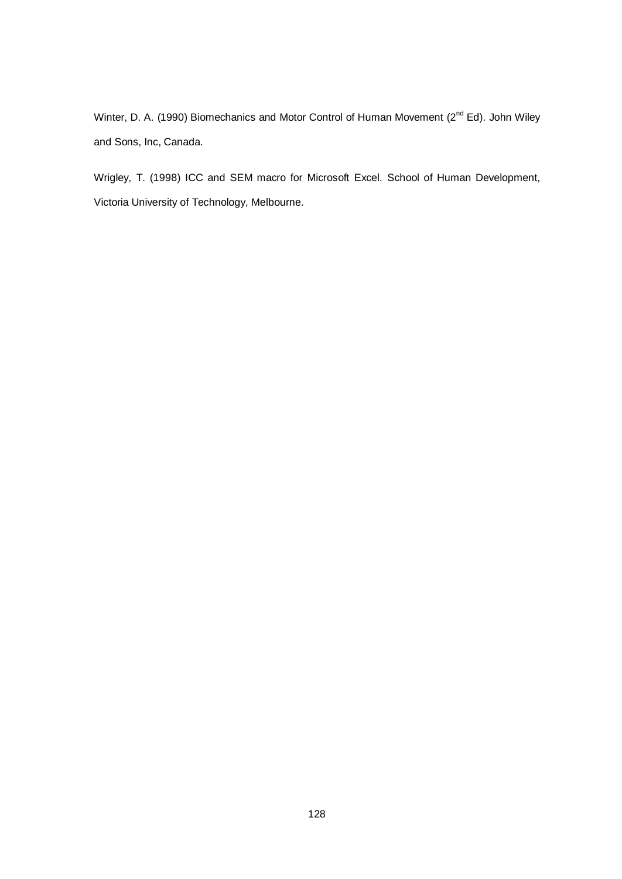Winter, D. A. (1990) Biomechanics and Motor Control of Human Movement (2nd Ed). John Wiley and Sons, Inc, Canada.

Wrigley, T. (1998) ICC and SEM macro for Microsoft Excel. School of Human Development, Victoria University of Technology, Melbourne.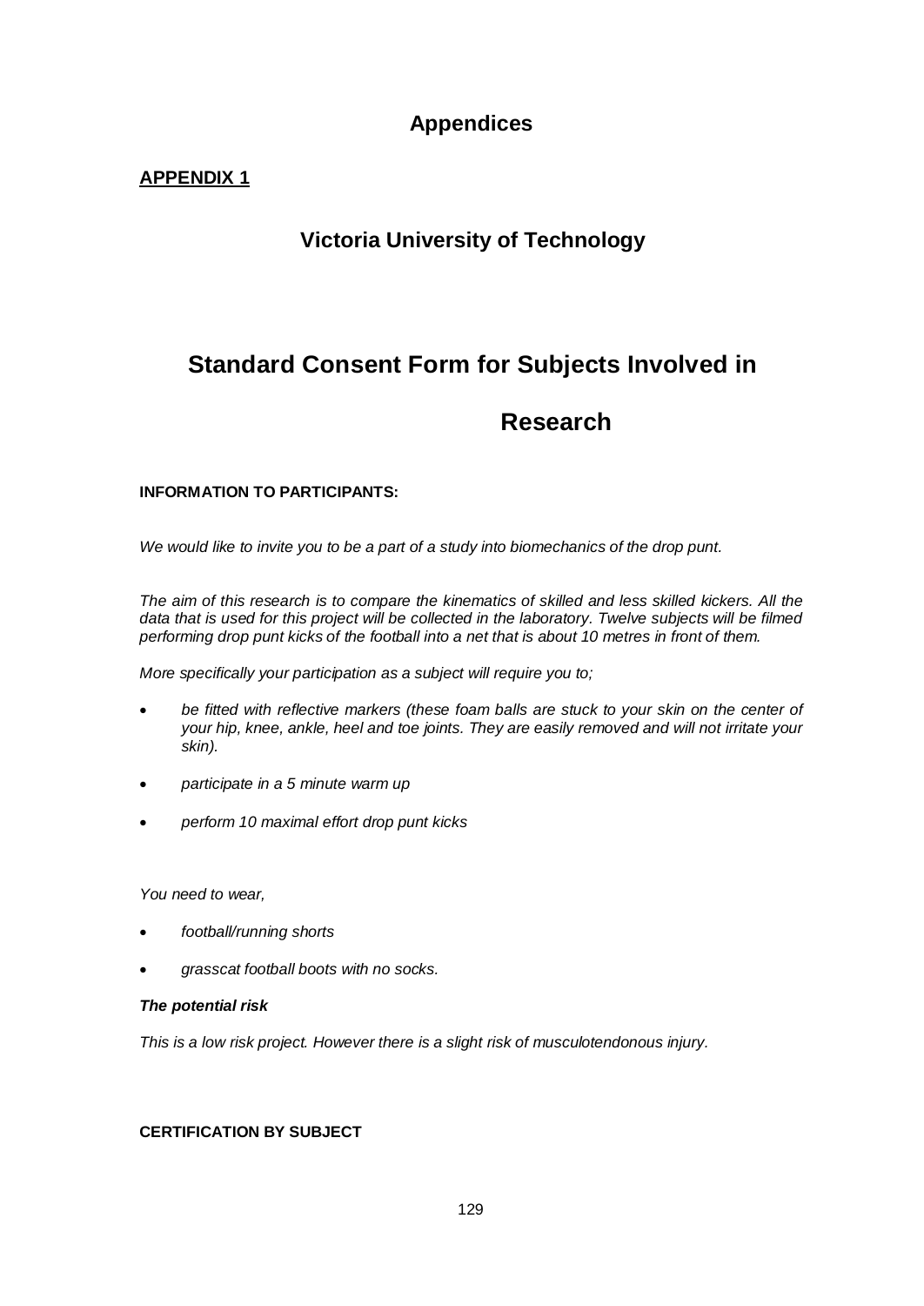# Appendices

## APPENDIX 1

## Victoria University of Technology

# Standard Consent Form for Subjects Involved in Research

**INFORMATION TO PARTICIPANTS:**

*We would like to invite you to be a part of a study into biomechanics of the drop punt.*

*The aim of this research is to compare the kinematics of skilled and less skilled kickers. All the data that is used for this project will be collected in the laboratory. Twelve subjects will be filmed performing drop punt kicks of the football into a net that is about 10 metres in front of them.*

*More specifically your participation as a subject will require you to;*

- *be fitted with reflective markers (these foam balls are stuck to your skin on the center of your hip, knee, ankle, heel and toe joints. They are easily removed and will not irritate your skin).*
- *participate in a 5 minute warm up*
- *perform 10 maximal effort drop punt kicks*

*You need to wear,*

- *football/running shorts*
- *grasscat football boots with no socks.*

***The potential risk***

*This is a low risk project. However there is a slight risk of musculotendonous injury.*

**CERTIFICATION BY SUBJECT**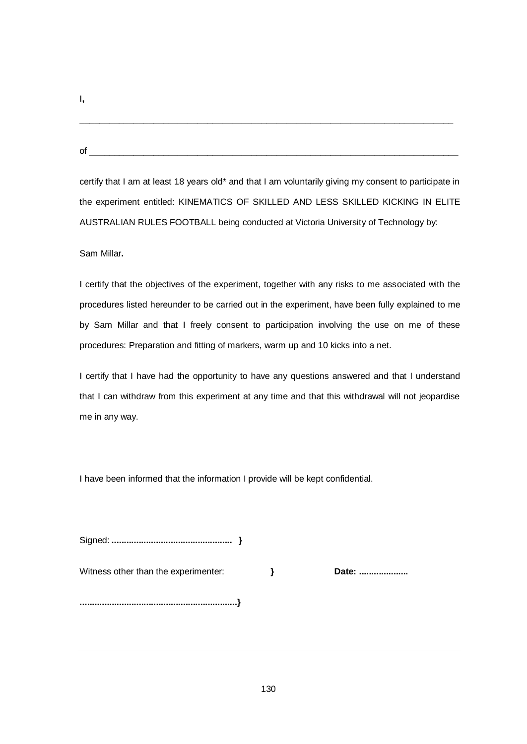I,

\_\_\_\_\_\_\_\_\_\_\_\_\_\_\_\_\_\_\_\_\_\_\_\_\_\_\_\_\_\_\_\_\_\_\_\_\_\_\_\_\_\_\_\_\_\_\_\_\_\_\_\_\_\_\_\_\_\_\_\_\_\_\_\_\_\_\_\_\_\_

of \_\_\_\_\_\_\_\_\_\_\_\_\_\_\_\_\_\_\_\_\_\_\_\_\_\_\_\_\_\_\_\_\_\_\_\_\_\_\_\_\_\_\_\_\_\_\_\_\_\_\_\_\_\_\_\_\_\_\_\_\_\_\_\_\_\_\_\_\_\_

certify that I am at least 18 years old* and that I am voluntarily giving my consent to participate in the experiment entitled: KINEMATICS OF SKILLED AND LESS SKILLED KICKING IN ELITE AUSTRALIAN RULES FOOTBALL being conducted at Victoria University of Technology by:

Sam Millar**.**

I certify that the objectives of the experiment, together with any risks to me associated with the procedures listed hereunder to be carried out in the experiment, have been fully explained to me by Sam Millar and that I freely consent to participation involving the use on me of these procedures: Preparation and fitting of markers, warm up and 10 kicks into a net.

I certify that I have had the opportunity to have any questions answered and that I understand that I can withdraw from this experiment at any time and that this withdrawal will not jeopardise me in any way.

I have been informed that the information I provide will be kept confidential.

Signed: **................................................. }**

Witness other than the experimenter: **}** **Date: ....................**

**...............................................................}**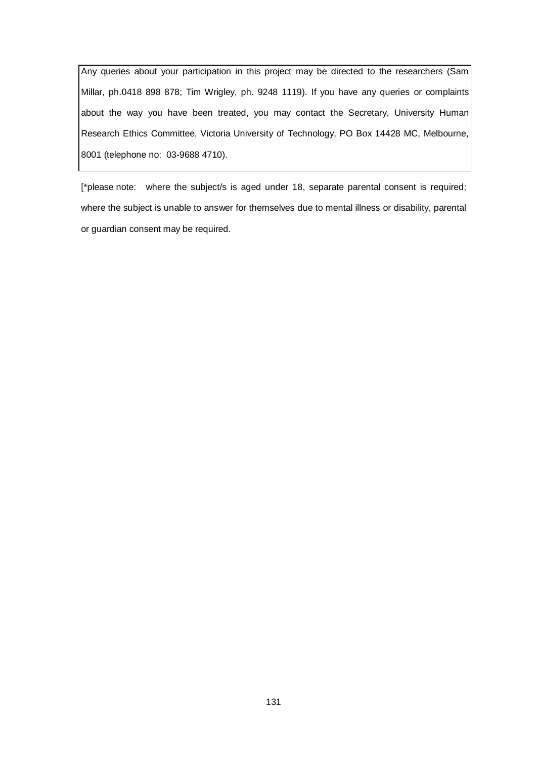Any queries about your participation in this project may be directed to the researchers (Sam Millar, ph.0418 898 878; Tim Wrigley, ph. 9248 1119). If you have any queries or complaints about the way you have been treated, you may contact the Secretary, University Human Research Ethics Committee, Victoria University of Technology, PO Box 14428 MC, Melbourne, 8001 (telephone no: 03-9688 4710).

[*please note: where the subject/s is aged under 18, separate parental consent is required; where the subject is unable to answer for themselves due to mental illness or disability, parental or guardian consent may be required.